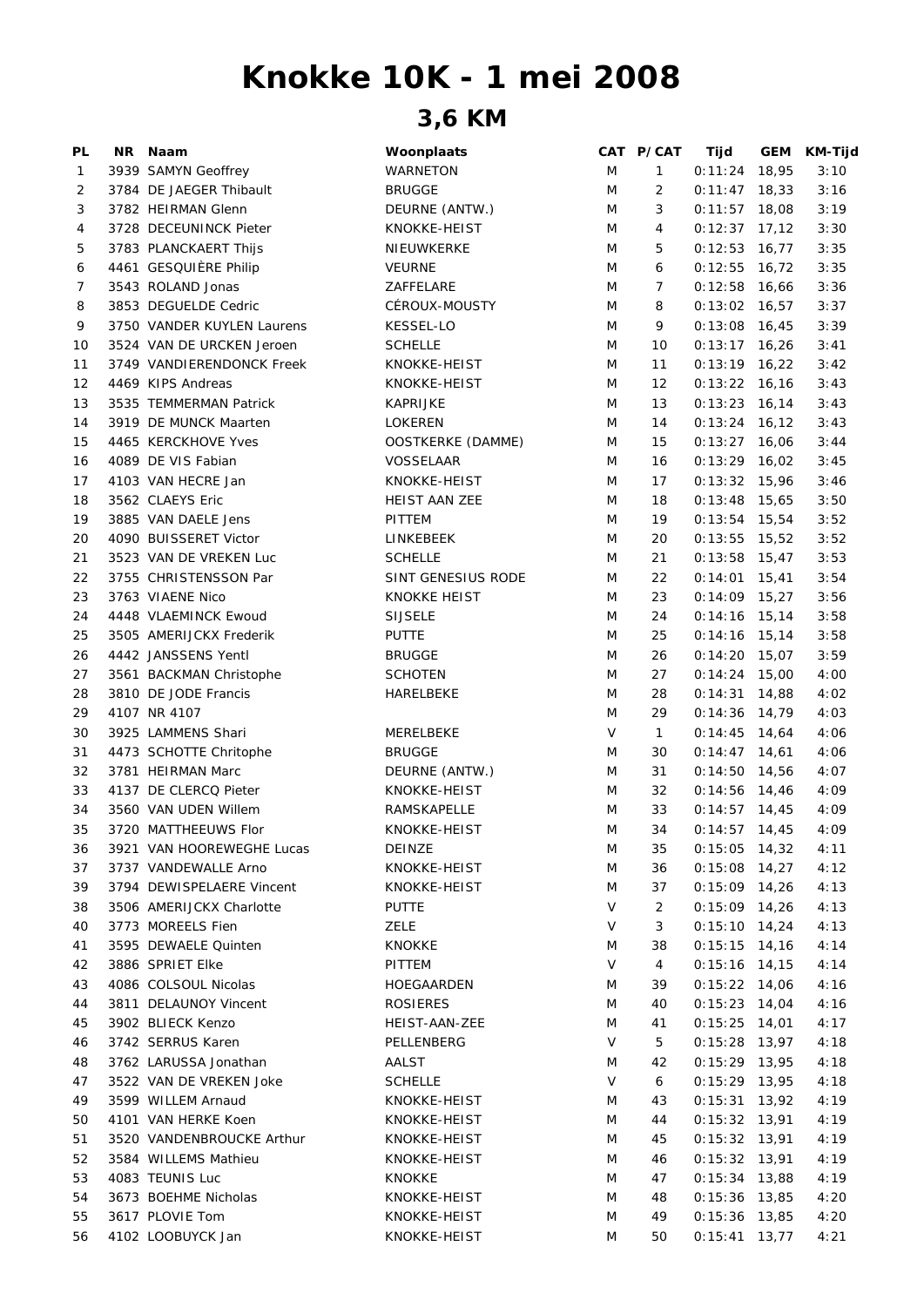# Knokke 10K - 1 mei 2008

## 3,6 KM

| PL | NR | Naam | Woonplaats | CAT | P/CAT | Tijd | GEM | KM-Tijd |
|---|---|---|---|---|---|---|---|---|
| 1 | 3939 | SAMYN Geoffrey | WARNETON | M | 1 | 0:11:24 | 18,95 | 3:10 |
| 2 | 3784 | DE JAEGER Thibault | BRUGGE | M | 2 | 0:11:47 | 18,33 | 3:16 |
| 3 | 3782 | HEIRMAN Glenn | DEURNE (ANTW.) | M | 3 | 0:11:57 | 18,08 | 3:19 |
| 4 | 3728 | DECEUNINCK Pieter | KNOKKE-HEIST | M | 4 | 0:12:37 | 17,12 | 3:30 |
| 5 | 3783 | PLANCKAERT Thijs | NIEUWKERKE | M | 5 | 0:12:53 | 16,77 | 3:35 |
| 6 | 4461 | GESQUIÈRE Philip | VEURNE | M | 6 | 0:12:55 | 16,72 | 3:35 |
| 7 | 3543 | ROLAND Jonas | ZAFFELARE | M | 7 | 0:12:58 | 16,66 | 3:36 |
| 8 | 3853 | DEGUELDE Cedric | CÉROUX-MOUSTY | M | 8 | 0:13:02 | 16,57 | 3:37 |
| 9 | 3750 | VANDER KUYLEN Laurens | KESSEL-LO | M | 9 | 0:13:08 | 16,45 | 3:39 |
| 10 | 3524 | VAN DE URCKEN Jeroen | SCHELLE | M | 10 | 0:13:17 | 16,26 | 3:41 |
| 11 | 3749 | VANDIERENDONCK Freek | KNOKKE-HEIST | M | 11 | 0:13:19 | 16,22 | 3:42 |
| 12 | 4469 | KIPS Andreas | KNOKKE-HEIST | M | 12 | 0:13:22 | 16,16 | 3:43 |
| 13 | 3535 | TEMMERMAN Patrick | KAPRIJKE | M | 13 | 0:13:23 | 16,14 | 3:43 |
| 14 | 3919 | DE MUNCK Maarten | LOKEREN | M | 14 | 0:13:24 | 16,12 | 3:43 |
| 15 | 4465 | KERCKHOVE Yves | OOSTKERKE (DAMME) | M | 15 | 0:13:27 | 16,06 | 3:44 |
| 16 | 4089 | DE VIS Fabian | VOSSELAAR | M | 16 | 0:13:29 | 16,02 | 3:45 |
| 17 | 4103 | VAN HECRE Jan | KNOKKE-HEIST | M | 17 | 0:13:32 | 15,96 | 3:46 |
| 18 | 3562 | CLAEYS Eric | HEIST AAN ZEE | M | 18 | 0:13:48 | 15,65 | 3:50 |
| 19 | 3885 | VAN DAELE Jens | PITTEM | M | 19 | 0:13:54 | 15,54 | 3:52 |
| 20 | 4090 | BUISSERET Victor | LINKEBEEK | M | 20 | 0:13:55 | 15,52 | 3:52 |
| 21 | 3523 | VAN DE VREKEN Luc | SCHELLE | M | 21 | 0:13:58 | 15,47 | 3:53 |
| 22 | 3755 | CHRISTENSSON Par | SINT GENESIUS RODE | M | 22 | 0:14:01 | 15,41 | 3:54 |
| 23 | 3763 | VIAENE Nico | KNOKKE HEIST | M | 23 | 0:14:09 | 15,27 | 3:56 |
| 24 | 4448 | VLAEMINCK Ewoud | SIJSELE | M | 24 | 0:14:16 | 15,14 | 3:58 |
| 25 | 3505 | AMERIJCKX Frederik | PUTTE | M | 25 | 0:14:16 | 15,14 | 3:58 |
| 26 | 4442 | JANSSENS Yentl | BRUGGE | M | 26 | 0:14:20 | 15,07 | 3:59 |
| 27 | 3561 | BACKMAN Christophe | SCHOTEN | M | 27 | 0:14:24 | 15,00 | 4:00 |
| 28 | 3810 | DE JODE Francis | HARELBEKE | M | 28 | 0:14:31 | 14,88 | 4:02 |
| 29 | 4107 | NR 4107 | | M | 29 | 0:14:36 | 14,79 | 4:03 |
| 30 | 3925 | LAMMENS Shari | MERELBEKE | V | 1 | 0:14:45 | 14,64 | 4:06 |
| 31 | 4473 | SCHOTTE Chritophe | BRUGGE | M | 30 | 0:14:47 | 14,61 | 4:06 |
| 32 | 3781 | HEIRMAN Marc | DEURNE (ANTW.) | M | 31 | 0:14:50 | 14,56 | 4:07 |
| 33 | 4137 | DE CLERCQ Pieter | KNOKKE-HEIST | M | 32 | 0:14:56 | 14,46 | 4:09 |
| 34 | 3560 | VAN UDEN Willem | RAMSKAPELLE | M | 33 | 0:14:57 | 14,45 | 4:09 |
| 35 | 3720 | MATTHEEUWS Flor | KNOKKE-HEIST | M | 34 | 0:14:57 | 14,45 | 4:09 |
| 36 | 3921 | VAN HOOREWEGHE Lucas | DEINZE | M | 35 | 0:15:05 | 14,32 | 4:11 |
| 37 | 3737 | VANDEWALLE Arno | KNOKKE-HEIST | M | 36 | 0:15:08 | 14,27 | 4:12 |
| 39 | 3794 | DEWISPELAERE Vincent | KNOKKE-HEIST | M | 37 | 0:15:09 | 14,26 | 4:13 |
| 38 | 3506 | AMERIJCKX Charlotte | PUTTE | V | 2 | 0:15:09 | 14,26 | 4:13 |
| 40 | 3773 | MOREELS Fien | ZELE | V | 3 | 0:15:10 | 14,24 | 4:13 |
| 41 | 3595 | DEWAELE Quinten | KNOKKE | M | 38 | 0:15:15 | 14,16 | 4:14 |
| 42 | 3886 | SPRIET Elke | PITTEM | V | 4 | 0:15:16 | 14,15 | 4:14 |
| 43 | 4086 | COLSOUL Nicolas | HOEGAARDEN | M | 39 | 0:15:22 | 14,06 | 4:16 |
| 44 | 3811 | DELAUNOY Vincent | ROSIERES | M | 40 | 0:15:23 | 14,04 | 4:16 |
| 45 | 3902 | BLIECK Kenzo | HEIST-AAN-ZEE | M | 41 | 0:15:25 | 14,01 | 4:17 |
| 46 | 3742 | SERRUS Karen | PELLENBERG | V | 5 | 0:15:28 | 13,97 | 4:18 |
| 48 | 3762 | LARUSSA Jonathan | AALST | M | 42 | 0:15:29 | 13,95 | 4:18 |
| 47 | 3522 | VAN DE VREKEN Joke | SCHELLE | V | 6 | 0:15:29 | 13,95 | 4:18 |
| 49 | 3599 | WILLEM Arnaud | KNOKKE-HEIST | M | 43 | 0:15:31 | 13,92 | 4:19 |
| 50 | 4101 | VAN HERKE Koen | KNOKKE-HEIST | M | 44 | 0:15:32 | 13,91 | 4:19 |
| 51 | 3520 | VANDENBROUCKE Arthur | KNOKKE-HEIST | M | 45 | 0:15:32 | 13,91 | 4:19 |
| 52 | 3584 | WILLEMS Mathieu | KNOKKE-HEIST | M | 46 | 0:15:32 | 13,91 | 4:19 |
| 53 | 4083 | TEUNIS Luc | KNOKKE | M | 47 | 0:15:34 | 13,88 | 4:19 |
| 54 | 3673 | BOEHME Nicholas | KNOKKE-HEIST | M | 48 | 0:15:36 | 13,85 | 4:20 |
| 55 | 3617 | PLOVIE Tom | KNOKKE-HEIST | M | 49 | 0:15:36 | 13,85 | 4:20 |
| 56 | 4102 | LOOBUYCK Jan | KNOKKE-HEIST | M | 50 | 0:15:41 | 13,77 | 4:21 |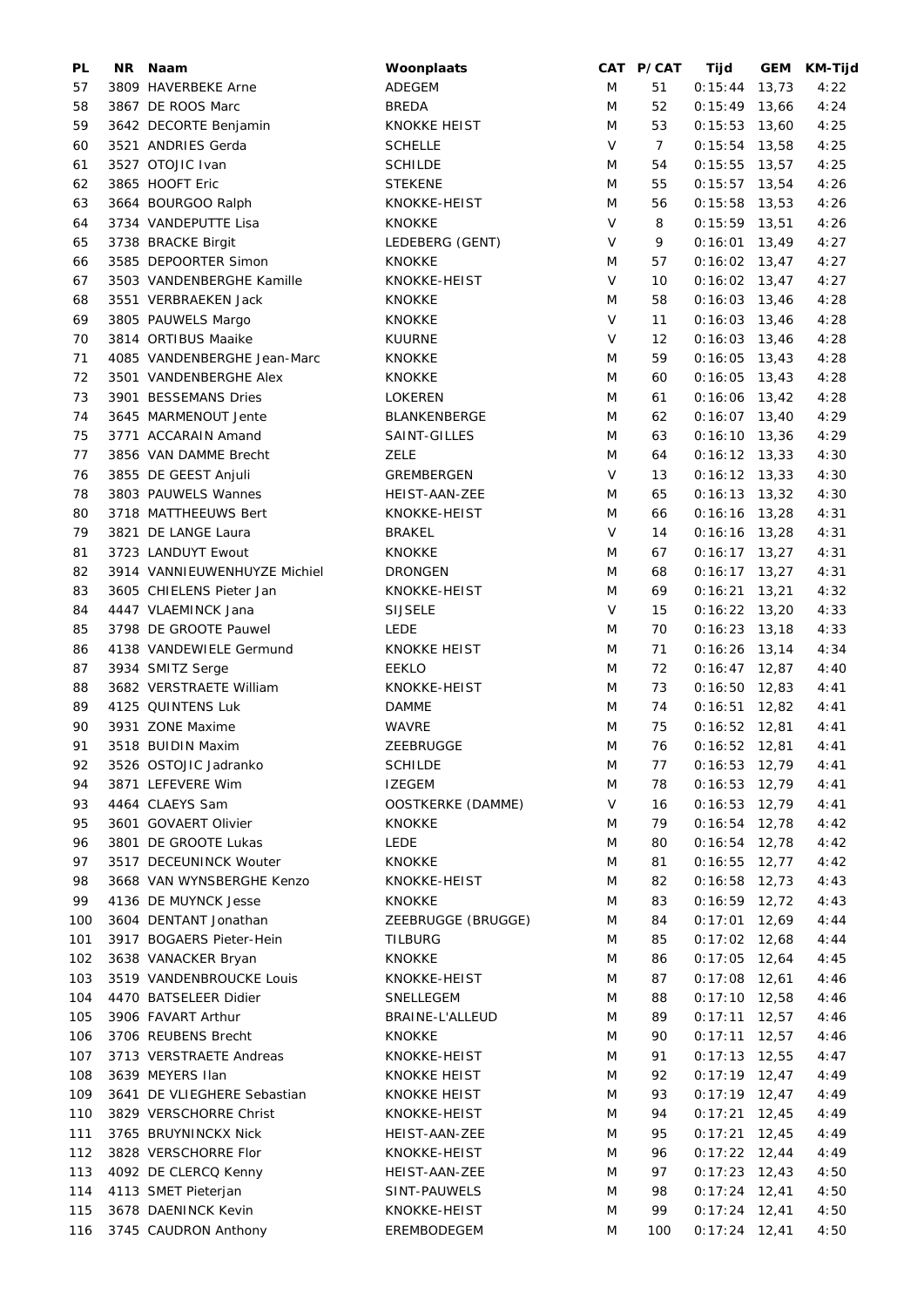| PL | NR | Naam | Woonplaats | CAT | P/CAT | Tijd | GEM | KM-Tijd |
|---|---|---|---|---|---|---|---|---|
| 57 | 3809 | HAVERBEKE Arne | ADEGEM | M | 51 | 0:15:44 | 13,73 | 4:22 |
| 58 | 3867 | DE ROOS Marc | BREDA | M | 52 | 0:15:49 | 13,66 | 4:24 |
| 59 | 3642 | DECORTE Benjamin | KNOKKE HEIST | M | 53 | 0:15:53 | 13,60 | 4:25 |
| 60 | 3521 | ANDRIES Gerda | SCHELLE | V | 7 | 0:15:54 | 13,58 | 4:25 |
| 61 | 3527 | OTOJIC Ivan | SCHILDE | M | 54 | 0:15:55 | 13,57 | 4:25 |
| 62 | 3865 | HOOFT Eric | STEKENE | M | 55 | 0:15:57 | 13,54 | 4:26 |
| 63 | 3664 | BOURGOO Ralph | KNOKKE-HEIST | M | 56 | 0:15:58 | 13,53 | 4:26 |
| 64 | 3734 | VANDEPUTTE Lisa | KNOKKE | V | 8 | 0:15:59 | 13,51 | 4:26 |
| 65 | 3738 | BRACKE Birgit | LEDEBERG (GENT) | V | 9 | 0:16:01 | 13,49 | 4:27 |
| 66 | 3585 | DEPOORTER Simon | KNOKKE | M | 57 | 0:16:02 | 13,47 | 4:27 |
| 67 | 3503 | VANDENBERGHE Kamille | KNOKKE-HEIST | V | 10 | 0:16:02 | 13,47 | 4:27 |
| 68 | 3551 | VERBRAEKEN Jack | KNOKKE | M | 58 | 0:16:03 | 13,46 | 4:28 |
| 69 | 3805 | PAUWELS Margo | KNOKKE | V | 11 | 0:16:03 | 13,46 | 4:28 |
| 70 | 3814 | ORTIBUS Maaike | KUURNE | V | 12 | 0:16:03 | 13,46 | 4:28 |
| 71 | 4085 | VANDENBERGHE Jean-Marc | KNOKKE | M | 59 | 0:16:05 | 13,43 | 4:28 |
| 72 | 3501 | VANDENBERGHE Alex | KNOKKE | M | 60 | 0:16:05 | 13,43 | 4:28 |
| 73 | 3901 | BESSEMANS Dries | LOKEREN | M | 61 | 0:16:06 | 13,42 | 4:28 |
| 74 | 3645 | MARMENOUT Jente | BLANKENBERGE | M | 62 | 0:16:07 | 13,40 | 4:29 |
| 75 | 3771 | ACCARAIN Amand | SAINT-GILLES | M | 63 | 0:16:10 | 13,36 | 4:29 |
| 77 | 3856 | VAN DAMME Brecht | ZELE | M | 64 | 0:16:12 | 13,33 | 4:30 |
| 76 | 3855 | DE GEEST Anjuli | GREMBERGEN | V | 13 | 0:16:12 | 13,33 | 4:30 |
| 78 | 3803 | PAUWELS Wannes | HEIST-AAN-ZEE | M | 65 | 0:16:13 | 13,32 | 4:30 |
| 80 | 3718 | MATTHEEUWS Bert | KNOKKE-HEIST | M | 66 | 0:16:16 | 13,28 | 4:31 |
| 79 | 3821 | DE LANGE Laura | BRAKEL | V | 14 | 0:16:16 | 13,28 | 4:31 |
| 81 | 3723 | LANDUYT Ewout | KNOKKE | M | 67 | 0:16:17 | 13,27 | 4:31 |
| 82 | 3914 | VANNIEUWENHUYZE Michiel | DRONGEN | M | 68 | 0:16:17 | 13,27 | 4:31 |
| 83 | 3605 | CHIELENS Pieter Jan | KNOKKE-HEIST | M | 69 | 0:16:21 | 13,21 | 4:32 |
| 84 | 4447 | VLAEMINCK Jana | SIJSELE | V | 15 | 0:16:22 | 13,20 | 4:33 |
| 85 | 3798 | DE GROOTE Pauwel | LEDE | M | 70 | 0:16:23 | 13,18 | 4:33 |
| 86 | 4138 | VANDEWIELE Germund | KNOKKE HEIST | M | 71 | 0:16:26 | 13,14 | 4:34 |
| 87 | 3934 | SMITZ Serge | EEKLO | M | 72 | 0:16:47 | 12,87 | 4:40 |
| 88 | 3682 | VERSTRAETE William | KNOKKE-HEIST | M | 73 | 0:16:50 | 12,83 | 4:41 |
| 89 | 4125 | QUINTENS Luk | DAMME | M | 74 | 0:16:51 | 12,82 | 4:41 |
| 90 | 3931 | ZONE Maxime | WAVRE | M | 75 | 0:16:52 | 12,81 | 4:41 |
| 91 | 3518 | BUIDIN Maxim | ZEEBRUGGE | M | 76 | 0:16:52 | 12,81 | 4:41 |
| 92 | 3526 | OSTOJIC Jadranko | SCHILDE | M | 77 | 0:16:53 | 12,79 | 4:41 |
| 94 | 3871 | LEFEVERE Wim | IZEGEM | M | 78 | 0:16:53 | 12,79 | 4:41 |
| 93 | 4464 | CLAEYS Sam | OOSTKERKE (DAMME) | V | 16 | 0:16:53 | 12,79 | 4:41 |
| 95 | 3601 | GOVAERT Olivier | KNOKKE | M | 79 | 0:16:54 | 12,78 | 4:42 |
| 96 | 3801 | DE GROOTE Lukas | LEDE | M | 80 | 0:16:54 | 12,78 | 4:42 |
| 97 | 3517 | DECEUNINCK Wouter | KNOKKE | M | 81 | 0:16:55 | 12,77 | 4:42 |
| 98 | 3668 | VAN WYNSBERGHE Kenzo | KNOKKE-HEIST | M | 82 | 0:16:58 | 12,73 | 4:43 |
| 99 | 4136 | DE MUYNCK Jesse | KNOKKE | M | 83 | 0:16:59 | 12,72 | 4:43 |
| 100 | 3604 | DENTANT Jonathan | ZEEBRUGGE (BRUGGE) | M | 84 | 0:17:01 | 12,69 | 4:44 |
| 101 | 3917 | BOGAERS Pieter-Hein | TILBURG | M | 85 | 0:17:02 | 12,68 | 4:44 |
| 102 | 3638 | VANACKER Bryan | KNOKKE | M | 86 | 0:17:05 | 12,64 | 4:45 |
| 103 | 3519 | VANDENBROUCKE Louis | KNOKKE-HEIST | M | 87 | 0:17:08 | 12,61 | 4:46 |
| 104 | 4470 | BATSELEER Didier | SNELLEGEM | M | 88 | 0:17:10 | 12,58 | 4:46 |
| 105 | 3906 | FAVART Arthur | BRAINE-L'ALLEUD | M | 89 | 0:17:11 | 12,57 | 4:46 |
| 106 | 3706 | REUBENS Brecht | KNOKKE | M | 90 | 0:17:11 | 12,57 | 4:46 |
| 107 | 3713 | VERSTRAETE Andreas | KNOKKE-HEIST | M | 91 | 0:17:13 | 12,55 | 4:47 |
| 108 | 3639 | MEYERS Ilan | KNOKKE HEIST | M | 92 | 0:17:19 | 12,47 | 4:49 |
| 109 | 3641 | DE VLIEGHERE Sebastian | KNOKKE HEIST | M | 93 | 0:17:19 | 12,47 | 4:49 |
| 110 | 3829 | VERSCHORRE Christ | KNOKKE-HEIST | M | 94 | 0:17:21 | 12,45 | 4:49 |
| 111 | 3765 | BRUYNINCKX Nick | HEIST-AAN-ZEE | M | 95 | 0:17:21 | 12,45 | 4:49 |
| 112 | 3828 | VERSCHORRE Flor | KNOKKE-HEIST | M | 96 | 0:17:22 | 12,44 | 4:49 |
| 113 | 4092 | DE CLERCQ Kenny | HEIST-AAN-ZEE | M | 97 | 0:17:23 | 12,43 | 4:50 |
| 114 | 4113 | SMET Pieterjan | SINT-PAUWELS | M | 98 | 0:17:24 | 12,41 | 4:50 |
| 115 | 3678 | DAENINCK Kevin | KNOKKE-HEIST | M | 99 | 0:17:24 | 12,41 | 4:50 |
| 116 | 3745 | CAUDRON Anthony | EREMBODEGEM | M | 100 | 0:17:24 | 12,41 | 4:50 |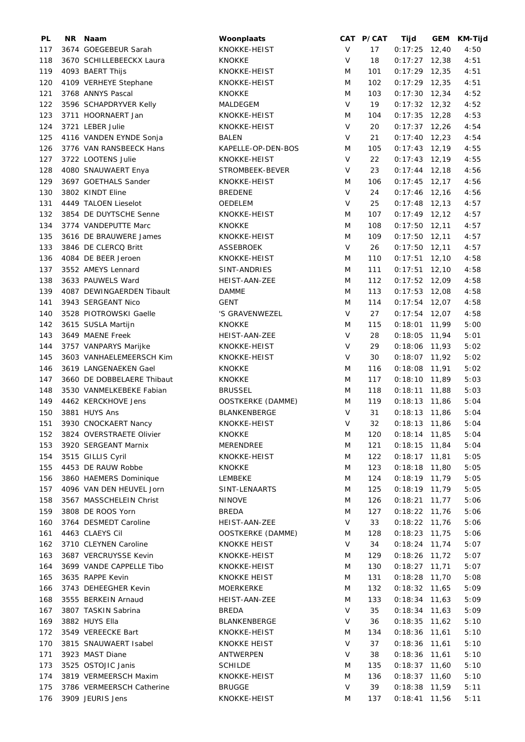| PL | NR | Naam | Woonplaats | CAT | P/CAT | Tijd | GEM | KM-Tijd |
|---|---|---|---|---|---|---|---|---|
| 117 | 3674 | GOEGEBEUR Sarah | KNOKKE-HEIST | V | 17 | 0:17:25 | 12,40 | 4:50 |
| 118 | 3670 | SCHILLEBEECKX Laura | KNOKKE | V | 18 | 0:17:27 | 12,38 | 4:51 |
| 119 | 4093 | BAERT Thijs | KNOKKE-HEIST | M | 101 | 0:17:29 | 12,35 | 4:51 |
| 120 | 4109 | VERHEYE Stephane | KNOKKE-HEIST | M | 102 | 0:17:29 | 12,35 | 4:51 |
| 121 | 3768 | ANNYS Pascal | KNOKKE | M | 103 | 0:17:30 | 12,34 | 4:52 |
| 122 | 3596 | SCHAPDRYVER Kelly | MALDEGEM | V | 19 | 0:17:32 | 12,32 | 4:52 |
| 123 | 3711 | HOORNAERT Jan | KNOKKE-HEIST | M | 104 | 0:17:35 | 12,28 | 4:53 |
| 124 | 3721 | LEBER Julie | KNOKKE-HEIST | V | 20 | 0:17:37 | 12,26 | 4:54 |
| 125 | 4116 | VANDEN EYNDE Sonja | BALEN | V | 21 | 0:17:40 | 12,23 | 4:54 |
| 126 | 3776 | VAN RANSBEECK Hans | KAPELLE-OP-DEN-BOS | M | 105 | 0:17:43 | 12,19 | 4:55 |
| 127 | 3722 | LOOTENS Julie | KNOKKE-HEIST | V | 22 | 0:17:43 | 12,19 | 4:55 |
| 128 | 4080 | SNAUWAERT Enya | STROMBEEK-BEVER | V | 23 | 0:17:44 | 12,18 | 4:56 |
| 129 | 3697 | GOETHALS Sander | KNOKKE-HEIST | M | 106 | 0:17:45 | 12,17 | 4:56 |
| 130 | 3802 | KINDT Eline | BREDENE | V | 24 | 0:17:46 | 12,16 | 4:56 |
| 131 | 4449 | TALOEN Lieselot | OEDELEM | V | 25 | 0:17:48 | 12,13 | 4:57 |
| 132 | 3854 | DE DUYTSCHE Senne | KNOKKE-HEIST | M | 107 | 0:17:49 | 12,12 | 4:57 |
| 134 | 3774 | VANDEPUTTE Marc | KNOKKE | M | 108 | 0:17:50 | 12,11 | 4:57 |
| 135 | 3616 | DE BRAUWERE James | KNOKKE-HEIST | M | 109 | 0:17:50 | 12,11 | 4:57 |
| 133 | 3846 | DE CLERCQ Britt | ASSEBROEK | V | 26 | 0:17:50 | 12,11 | 4:57 |
| 136 | 4084 | DE BEER Jeroen | KNOKKE-HEIST | M | 110 | 0:17:51 | 12,10 | 4:58 |
| 137 | 3552 | AMEYS Lennard | SINT-ANDRIES | M | 111 | 0:17:51 | 12,10 | 4:58 |
| 138 | 3633 | PAUWELS Ward | HEIST-AAN-ZEE | M | 112 | 0:17:52 | 12,09 | 4:58 |
| 139 | 4087 | DEWINGAERDEN Tibault | DAMME | M | 113 | 0:17:53 | 12,08 | 4:58 |
| 141 | 3943 | SERGEANT Nico | GENT | M | 114 | 0:17:54 | 12,07 | 4:58 |
| 140 | 3528 | PIOTROWSKI Gaelle | 'S GRAVENWEZEL | V | 27 | 0:17:54 | 12,07 | 4:58 |
| 142 | 3615 | SUSLA Martijn | KNOKKE | M | 115 | 0:18:01 | 11,99 | 5:00 |
| 143 | 3649 | MAENE Freek | HEIST-AAN-ZEE | V | 28 | 0:18:05 | 11,94 | 5:01 |
| 144 | 3757 | VANPARYS Marijke | KNOKKE-HEIST | V | 29 | 0:18:06 | 11,93 | 5:02 |
| 145 | 3603 | VANHAELEMEERSCH Kim | KNOKKE-HEIST | V | 30 | 0:18:07 | 11,92 | 5:02 |
| 146 | 3619 | LANGENAEKEN Gael | KNOKKE | M | 116 | 0:18:08 | 11,91 | 5:02 |
| 147 | 3660 | DE DOBBELAERE Thibaut | KNOKKE | M | 117 | 0:18:10 | 11,89 | 5:03 |
| 148 | 3530 | VANMELKEBEKE Fabian | BRUSSEL | M | 118 | 0:18:11 | 11,88 | 5:03 |
| 149 | 4462 | KERCKHOVE Jens | OOSTKERKE (DAMME) | M | 119 | 0:18:13 | 11,86 | 5:04 |
| 150 | 3881 | HUYS Ans | BLANKENBERGE | V | 31 | 0:18:13 | 11,86 | 5:04 |
| 151 | 3930 | CNOCKAERT Nancy | KNOKKE-HEIST | V | 32 | 0:18:13 | 11,86 | 5:04 |
| 152 | 3824 | OVERSTRAETE Olivier | KNOKKE | M | 120 | 0:18:14 | 11,85 | 5:04 |
| 153 | 3920 | SERGEANT Marnix | MERENDREE | M | 121 | 0:18:15 | 11,84 | 5:04 |
| 154 | 3515 | GILLIS Cyril | KNOKKE-HEIST | M | 122 | 0:18:17 | 11,81 | 5:05 |
| 155 | 4453 | DE RAUW Robbe | KNOKKE | M | 123 | 0:18:18 | 11,80 | 5:05 |
| 156 | 3860 | HAEMERS Dominique | LEMBEKE | M | 124 | 0:18:19 | 11,79 | 5:05 |
| 157 | 4096 | VAN DEN HEUVEL Jorn | SINT-LENAARTS | M | 125 | 0:18:19 | 11,79 | 5:05 |
| 158 | 3567 | MASSCHELEIN Christ | NINOVE | M | 126 | 0:18:21 | 11,77 | 5:06 |
| 159 | 3808 | DE ROOS Yorn | BREDA | M | 127 | 0:18:22 | 11,76 | 5:06 |
| 160 | 3764 | DESMEDT Caroline | HEIST-AAN-ZEE | V | 33 | 0:18:22 | 11,76 | 5:06 |
| 161 | 4463 | CLAEYS Cil | OOSTKERKE (DAMME) | M | 128 | 0:18:23 | 11,75 | 5:06 |
| 162 | 3710 | CLEYNEN Caroline | KNOKKE HEIST | V | 34 | 0:18:24 | 11,74 | 5:07 |
| 163 | 3687 | VERCRUYSSE Kevin | KNOKKE-HEIST | M | 129 | 0:18:26 | 11,72 | 5:07 |
| 164 | 3699 | VANDE CAPPELLE Tibo | KNOKKE-HEIST | M | 130 | 0:18:27 | 11,71 | 5:07 |
| 165 | 3635 | RAPPE Kevin | KNOKKE HEIST | M | 131 | 0:18:28 | 11,70 | 5:08 |
| 166 | 3743 | DEHEEGHER Kevin | MOERKERKE | M | 132 | 0:18:32 | 11,65 | 5:09 |
| 168 | 3555 | BERKEIN Arnaud | HEIST-AAN-ZEE | M | 133 | 0:18:34 | 11,63 | 5:09 |
| 167 | 3807 | TASKIN Sabrina | BREDA | V | 35 | 0:18:34 | 11,63 | 5:09 |
| 169 | 3882 | HUYS Ella | BLANKENBERGE | V | 36 | 0:18:35 | 11,62 | 5:10 |
| 172 | 3549 | VEREECKE Bart | KNOKKE-HEIST | M | 134 | 0:18:36 | 11,61 | 5:10 |
| 170 | 3815 | SNAUWAERT Isabel | KNOKKE HEIST | V | 37 | 0:18:36 | 11,61 | 5:10 |
| 171 | 3923 | MAST Diane | ANTWERPEN | V | 38 | 0:18:36 | 11,61 | 5:10 |
| 173 | 3525 | OSTOJIC Janis | SCHILDE | M | 135 | 0:18:37 | 11,60 | 5:10 |
| 174 | 3819 | VERMEERSCH Maxim | KNOKKE-HEIST | M | 136 | 0:18:37 | 11,60 | 5:10 |
| 175 | 3786 | VERMEERSCH Catherine | BRUGGE | V | 39 | 0:18:38 | 11,59 | 5:11 |
| 176 | 3909 | JEURIS Jens | KNOKKE-HEIST | M | 137 | 0:18:41 | 11,56 | 5:11 |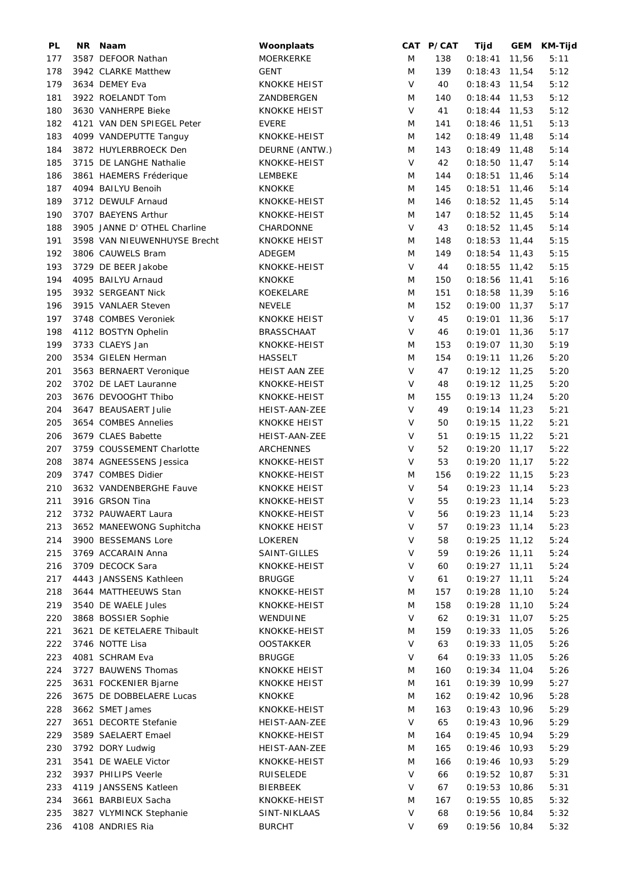| PL | NR | Naam | Woonplaats | CAT | P/CAT | Tijd | GEM | KM-Tijd |
|---|---|---|---|---|---|---|---|---|
| 177 | 3587 | DEFOOR Nathan | MOERKERKE | M | 138 | 0:18:41 | 11,56 | 5:11 |
| 178 | 3942 | CLARKE Matthew | GENT | M | 139 | 0:18:43 | 11,54 | 5:12 |
| 179 | 3634 | DEMEY Eva | KNOKKE HEIST | V | 40 | 0:18:43 | 11,54 | 5:12 |
| 181 | 3922 | ROELANDT Tom | ZANDBERGEN | M | 140 | 0:18:44 | 11,53 | 5:12 |
| 180 | 3630 | VANHERPE Bieke | KNOKKE HEIST | V | 41 | 0:18:44 | 11,53 | 5:12 |
| 182 | 4121 | VAN DEN SPIEGEL Peter | EVERE | M | 141 | 0:18:46 | 11,51 | 5:13 |
| 183 | 4099 | VANDEPUTTE Tanguy | KNOKKE-HEIST | M | 142 | 0:18:49 | 11,48 | 5:14 |
| 184 | 3872 | HUYLERBROECK Den | DEURNE (ANTW.) | M | 143 | 0:18:49 | 11,48 | 5:14 |
| 185 | 3715 | DE LANGHE Nathalie | KNOKKE-HEIST | V | 42 | 0:18:50 | 11,47 | 5:14 |
| 186 | 3861 | HAEMERS Fréderique | LEMBEKE | M | 144 | 0:18:51 | 11,46 | 5:14 |
| 187 | 4094 | BAILYU Benoih | KNOKKE | M | 145 | 0:18:51 | 11,46 | 5:14 |
| 189 | 3712 | DEWULF Arnaud | KNOKKE-HEIST | M | 146 | 0:18:52 | 11,45 | 5:14 |
| 190 | 3707 | BAEYENS Arthur | KNOKKE-HEIST | M | 147 | 0:18:52 | 11,45 | 5:14 |
| 188 | 3905 | JANNE D' OTHEL Charline | CHARDONNE | V | 43 | 0:18:52 | 11,45 | 5:14 |
| 191 | 3598 | VAN NIEUWENHUYSE Brecht | KNOKKE HEIST | M | 148 | 0:18:53 | 11,44 | 5:15 |
| 192 | 3806 | CAUWELS Bram | ADEGEM | M | 149 | 0:18:54 | 11,43 | 5:15 |
| 193 | 3729 | DE BEER Jakobe | KNOKKE-HEIST | V | 44 | 0:18:55 | 11,42 | 5:15 |
| 194 | 4095 | BAILYU Arnaud | KNOKKE | M | 150 | 0:18:56 | 11,41 | 5:16 |
| 195 | 3932 | SERGEANT Nick | KOEKELARE | M | 151 | 0:18:58 | 11,39 | 5:16 |
| 196 | 3915 | VANLAER Steven | NEVELE | M | 152 | 0:19:00 | 11,37 | 5:17 |
| 197 | 3748 | COMBES Veroniek | KNOKKE HEIST | V | 45 | 0:19:01 | 11,36 | 5:17 |
| 198 | 4112 | BOSTYN Ophelin | BRASSCHAAT | V | 46 | 0:19:01 | 11,36 | 5:17 |
| 199 | 3733 | CLAEYS Jan | KNOKKE-HEIST | M | 153 | 0:19:07 | 11,30 | 5:19 |
| 200 | 3534 | GIELEN Herman | HASSELT | M | 154 | 0:19:11 | 11,26 | 5:20 |
| 201 | 3563 | BERNAERT Veronique | HEIST AAN ZEE | V | 47 | 0:19:12 | 11,25 | 5:20 |
| 202 | 3702 | DE LAET Lauranne | KNOKKE-HEIST | V | 48 | 0:19:12 | 11,25 | 5:20 |
| 203 | 3676 | DEVOOGHT Thibo | KNOKKE-HEIST | M | 155 | 0:19:13 | 11,24 | 5:20 |
| 204 | 3647 | BEAUSAERT Julie | HEIST-AAN-ZEE | V | 49 | 0:19:14 | 11,23 | 5:21 |
| 205 | 3654 | COMBES Annelies | KNOKKE HEIST | V | 50 | 0:19:15 | 11,22 | 5:21 |
| 206 | 3679 | CLAES Babette | HEIST-AAN-ZEE | V | 51 | 0:19:15 | 11,22 | 5:21 |
| 207 | 3759 | COUSSEMENT Charlotte | ARCHENNES | V | 52 | 0:19:20 | 11,17 | 5:22 |
| 208 | 3874 | AGNEESSENS Jessica | KNOKKE-HEIST | V | 53 | 0:19:20 | 11,17 | 5:22 |
| 209 | 3747 | COMBES Didier | KNOKKE-HEIST | M | 156 | 0:19:22 | 11,15 | 5:23 |
| 210 | 3632 | VANDENBERGHE Fauve | KNOKKE HEIST | V | 54 | 0:19:23 | 11,14 | 5:23 |
| 211 | 3916 | GRSON Tina | KNOKKE-HEIST | V | 55 | 0:19:23 | 11,14 | 5:23 |
| 212 | 3732 | PAUWAERT Laura | KNOKKE-HEIST | V | 56 | 0:19:23 | 11,14 | 5:23 |
| 213 | 3652 | MANEEWONG Suphitcha | KNOKKE HEIST | V | 57 | 0:19:23 | 11,14 | 5:23 |
| 214 | 3900 | BESSEMANS Lore | LOKEREN | V | 58 | 0:19:25 | 11,12 | 5:24 |
| 215 | 3769 | ACCARAIN Anna | SAINT-GILLES | V | 59 | 0:19:26 | 11,11 | 5:24 |
| 216 | 3709 | DECOCK Sara | KNOKKE-HEIST | V | 60 | 0:19:27 | 11,11 | 5:24 |
| 217 | 4443 | JANSSENS Kathleen | BRUGGE | V | 61 | 0:19:27 | 11,11 | 5:24 |
| 218 | 3644 | MATTHEEUWS Stan | KNOKKE-HEIST | M | 157 | 0:19:28 | 11,10 | 5:24 |
| 219 | 3540 | DE WAELE Jules | KNOKKE-HEIST | M | 158 | 0:19:28 | 11,10 | 5:24 |
| 220 | 3868 | BOSSIER Sophie | WENDUINE | V | 62 | 0:19:31 | 11,07 | 5:25 |
| 221 | 3621 | DE KETELAERE Thibault | KNOKKE-HEIST | M | 159 | 0:19:33 | 11,05 | 5:26 |
| 222 | 3746 | NOTTE Lisa | OOSTAKKER | V | 63 | 0:19:33 | 11,05 | 5:26 |
| 223 | 4081 | SCHRAM Eva | BRUGGE | V | 64 | 0:19:33 | 11,05 | 5:26 |
| 224 | 3727 | BAUWENS Thomas | KNOKKE HEIST | M | 160 | 0:19:34 | 11,04 | 5:26 |
| 225 | 3631 | FOCKENIER Bjarne | KNOKKE HEIST | M | 161 | 0:19:39 | 10,99 | 5:27 |
| 226 | 3675 | DE DOBBELAERE Lucas | KNOKKE | M | 162 | 0:19:42 | 10,96 | 5:28 |
| 228 | 3662 | SMET James | KNOKKE-HEIST | M | 163 | 0:19:43 | 10,96 | 5:29 |
| 227 | 3651 | DECORTE Stefanie | HEIST-AAN-ZEE | V | 65 | 0:19:43 | 10,96 | 5:29 |
| 229 | 3589 | SAELAERT Emael | KNOKKE-HEIST | M | 164 | 0:19:45 | 10,94 | 5:29 |
| 230 | 3792 | DORY Ludwig | HEIST-AAN-ZEE | M | 165 | 0:19:46 | 10,93 | 5:29 |
| 231 | 3541 | DE WAELE Victor | KNOKKE-HEIST | M | 166 | 0:19:46 | 10,93 | 5:29 |
| 232 | 3937 | PHILIPS Veerle | RUISELEDE | V | 66 | 0:19:52 | 10,87 | 5:31 |
| 233 | 4119 | JANSSENS Katleen | BIERBEEK | V | 67 | 0:19:53 | 10,86 | 5:31 |
| 234 | 3661 | BARBIEUX Sacha | KNOKKE-HEIST | M | 167 | 0:19:55 | 10,85 | 5:32 |
| 235 | 3827 | VLYMINCK Stephanie | SINT-NIKLAAS | V | 68 | 0:19:56 | 10,84 | 5:32 |
| 236 | 4108 | ANDRIES Ria | BURCHT | V | 69 | 0:19:56 | 10,84 | 5:32 |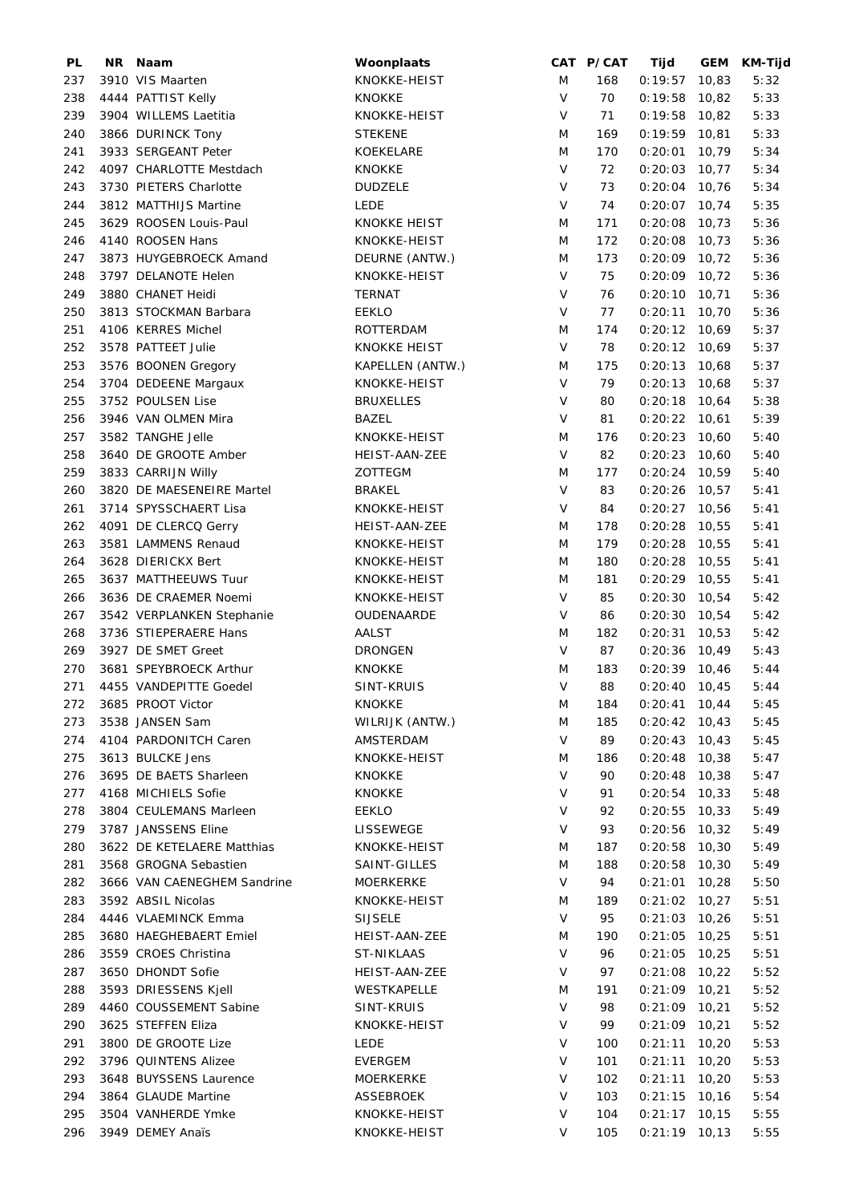| PL | NR | Naam | Woonplaats | CAT | P/CAT | Tijd | GEM | KM-Tijd |
|---|---|---|---|---|---|---|---|---|
| 237 | 3910 | VIS Maarten | KNOKKE-HEIST | M | 168 | 0:19:57 | 10,83 | 5:32 |
| 238 | 4444 | PATTIST Kelly | KNOKKE | V | 70 | 0:19:58 | 10,82 | 5:33 |
| 239 | 3904 | WILLEMS Laetitia | KNOKKE-HEIST | V | 71 | 0:19:58 | 10,82 | 5:33 |
| 240 | 3866 | DURINCK Tony | STEKENE | M | 169 | 0:19:59 | 10,81 | 5:33 |
| 241 | 3933 | SERGEANT Peter | KOEKELARE | M | 170 | 0:20:01 | 10,79 | 5:34 |
| 242 | 4097 | CHARLOTTE Mestdach | KNOKKE | V | 72 | 0:20:03 | 10,77 | 5:34 |
| 243 | 3730 | PIETERS Charlotte | DUDZELE | V | 73 | 0:20:04 | 10,76 | 5:34 |
| 244 | 3812 | MATTHIJS Martine | LEDE | V | 74 | 0:20:07 | 10,74 | 5:35 |
| 245 | 3629 | ROOSEN Louis-Paul | KNOKKE HEIST | M | 171 | 0:20:08 | 10,73 | 5:36 |
| 246 | 4140 | ROOSEN Hans | KNOKKE-HEIST | M | 172 | 0:20:08 | 10,73 | 5:36 |
| 247 | 3873 | HUYGEBROECK Amand | DEURNE (ANTW.) | M | 173 | 0:20:09 | 10,72 | 5:36 |
| 248 | 3797 | DELANOTE Helen | KNOKKE-HEIST | V | 75 | 0:20:09 | 10,72 | 5:36 |
| 249 | 3880 | CHANET Heidi | TERNAT | V | 76 | 0:20:10 | 10,71 | 5:36 |
| 250 | 3813 | STOCKMAN Barbara | EEKLO | V | 77 | 0:20:11 | 10,70 | 5:36 |
| 251 | 4106 | KERRES Michel | ROTTERDAM | M | 174 | 0:20:12 | 10,69 | 5:37 |
| 252 | 3578 | PATTEET Julie | KNOKKE HEIST | V | 78 | 0:20:12 | 10,69 | 5:37 |
| 253 | 3576 | BOONEN Gregory | KAPELLEN (ANTW.) | M | 175 | 0:20:13 | 10,68 | 5:37 |
| 254 | 3704 | DEDEENE Margaux | KNOKKE-HEIST | V | 79 | 0:20:13 | 10,68 | 5:37 |
| 255 | 3752 | POULSEN Lise | BRUXELLES | V | 80 | 0:20:18 | 10,64 | 5:38 |
| 256 | 3946 | VAN OLMEN Mira | BAZEL | V | 81 | 0:20:22 | 10,61 | 5:39 |
| 257 | 3582 | TANGHE Jelle | KNOKKE-HEIST | M | 176 | 0:20:23 | 10,60 | 5:40 |
| 258 | 3640 | DE GROOTE Amber | HEIST-AAN-ZEE | V | 82 | 0:20:23 | 10,60 | 5:40 |
| 259 | 3833 | CARRIJN Willy | ZOTTEGM | M | 177 | 0:20:24 | 10,59 | 5:40 |
| 260 | 3820 | DE MAESENEIRE Martel | BRAKEL | V | 83 | 0:20:26 | 10,57 | 5:41 |
| 261 | 3714 | SPYSSCHAERT Lisa | KNOKKE-HEIST | V | 84 | 0:20:27 | 10,56 | 5:41 |
| 262 | 4091 | DE CLERCQ Gerry | HEIST-AAN-ZEE | M | 178 | 0:20:28 | 10,55 | 5:41 |
| 263 | 3581 | LAMMENS Renaud | KNOKKE-HEIST | M | 179 | 0:20:28 | 10,55 | 5:41 |
| 264 | 3628 | DIERICKX Bert | KNOKKE-HEIST | M | 180 | 0:20:28 | 10,55 | 5:41 |
| 265 | 3637 | MATTHEEUWS Tuur | KNOKKE-HEIST | M | 181 | 0:20:29 | 10,55 | 5:41 |
| 266 | 3636 | DE CRAEMER Noemi | KNOKKE-HEIST | V | 85 | 0:20:30 | 10,54 | 5:42 |
| 267 | 3542 | VERPLANKEN Stephanie | OUDENAARDE | V | 86 | 0:20:30 | 10,54 | 5:42 |
| 268 | 3736 | STIEPERAERE Hans | AALST | M | 182 | 0:20:31 | 10,53 | 5:42 |
| 269 | 3927 | DE SMET Greet | DRONGEN | V | 87 | 0:20:36 | 10,49 | 5:43 |
| 270 | 3681 | SPEYBROECK Arthur | KNOKKE | M | 183 | 0:20:39 | 10,46 | 5:44 |
| 271 | 4455 | VANDEPITTE Goedel | SINT-KRUIS | V | 88 | 0:20:40 | 10,45 | 5:44 |
| 272 | 3685 | PROOT Victor | KNOKKE | M | 184 | 0:20:41 | 10,44 | 5:45 |
| 273 | 3538 | JANSEN Sam | WILRIJK (ANTW.) | M | 185 | 0:20:42 | 10,43 | 5:45 |
| 274 | 4104 | PARDONITCH Caren | AMSTERDAM | V | 89 | 0:20:43 | 10,43 | 5:45 |
| 275 | 3613 | BULCKE Jens | KNOKKE-HEIST | M | 186 | 0:20:48 | 10,38 | 5:47 |
| 276 | 3695 | DE BAETS Sharleen | KNOKKE | V | 90 | 0:20:48 | 10,38 | 5:47 |
| 277 | 4168 | MICHIELS Sofie | KNOKKE | V | 91 | 0:20:54 | 10,33 | 5:48 |
| 278 | 3804 | CEULEMANS Marleen | EEKLO | V | 92 | 0:20:55 | 10,33 | 5:49 |
| 279 | 3787 | JANSSENS Eline | LISSEWEGE | V | 93 | 0:20:56 | 10,32 | 5:49 |
| 280 | 3622 | DE KETELAERE Matthias | KNOKKE-HEIST | M | 187 | 0:20:58 | 10,30 | 5:49 |
| 281 | 3568 | GROGNA Sebastien | SAINT-GILLES | M | 188 | 0:20:58 | 10,30 | 5:49 |
| 282 | 3666 | VAN CAENEGHEM Sandrine | MOERKERKE | V | 94 | 0:21:01 | 10,28 | 5:50 |
| 283 | 3592 | ABSIL Nicolas | KNOKKE-HEIST | M | 189 | 0:21:02 | 10,27 | 5:51 |
| 284 | 4446 | VLAEMINCK Emma | SIJSELE | V | 95 | 0:21:03 | 10,26 | 5:51 |
| 285 | 3680 | HAEGHEBAERT Emiel | HEIST-AAN-ZEE | M | 190 | 0:21:05 | 10,25 | 5:51 |
| 286 | 3559 | CROES Christina | ST-NIKLAAS | V | 96 | 0:21:05 | 10,25 | 5:51 |
| 287 | 3650 | DHONDT Sofie | HEIST-AAN-ZEE | V | 97 | 0:21:08 | 10,22 | 5:52 |
| 288 | 3593 | DRIESSENS Kjell | WESTKAPELLE | M | 191 | 0:21:09 | 10,21 | 5:52 |
| 289 | 4460 | COUSSEMENT Sabine | SINT-KRUIS | V | 98 | 0:21:09 | 10,21 | 5:52 |
| 290 | 3625 | STEFFEN Eliza | KNOKKE-HEIST | V | 99 | 0:21:09 | 10,21 | 5:52 |
| 291 | 3800 | DE GROOTE Lize | LEDE | V | 100 | 0:21:11 | 10,20 | 5:53 |
| 292 | 3796 | QUINTENS Alizee | EVERGEM | V | 101 | 0:21:11 | 10,20 | 5:53 |
| 293 | 3648 | BUYSSENS Laurence | MOERKERKE | V | 102 | 0:21:11 | 10,20 | 5:53 |
| 294 | 3864 | GLAUDE Martine | ASSEBROEK | V | 103 | 0:21:15 | 10,16 | 5:54 |
| 295 | 3504 | VANHERDE Ymke | KNOKKE-HEIST | V | 104 | 0:21:17 | 10,15 | 5:55 |
| 296 | 3949 | DEMEY Anaïs | KNOKKE-HEIST | V | 105 | 0:21:19 | 10,13 | 5:55 |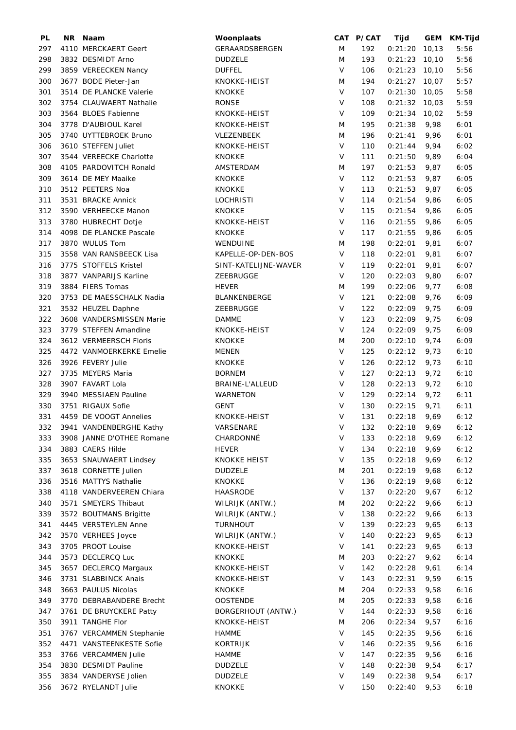| PL | NR | Naam | Woonplaats | CAT | P/CAT | Tijd | GEM | KM-Tijd |
|---|---|---|---|---|---|---|---|---|
| 297 | 4110 | MERCKAERT Geert | GERAARDSBERGEN | M | 192 | 0:21:20 | 10,13 | 5:56 |
| 298 | 3832 | DESMIDT Arno | DUDZELE | M | 193 | 0:21:23 | 10,10 | 5:56 |
| 299 | 3859 | VEREECKEN Nancy | DUFFEL | V | 106 | 0:21:23 | 10,10 | 5:56 |
| 300 | 3677 | BODE Pieter-Jan | KNOKKE-HEIST | M | 194 | 0:21:27 | 10,07 | 5:57 |
| 301 | 3514 | DE PLANCKE Valerie | KNOKKE | V | 107 | 0:21:30 | 10,05 | 5:58 |
| 302 | 3754 | CLAUWAERT Nathalie | RONSE | V | 108 | 0:21:32 | 10,03 | 5:59 |
| 303 | 3564 | BLOES Fabienne | KNOKKE-HEIST | V | 109 | 0:21:34 | 10,02 | 5:59 |
| 304 | 3778 | D'AUBIOUL Karel | KNOKKE-HEIST | M | 195 | 0:21:38 | 9,98 | 6:01 |
| 305 | 3740 | UYTTEBROEK Bruno | VLEZENBEEK | M | 196 | 0:21:41 | 9,96 | 6:01 |
| 306 | 3610 | STEFFEN Juliet | KNOKKE-HEIST | V | 110 | 0:21:44 | 9,94 | 6:02 |
| 307 | 3544 | VEREECKE Charlotte | KNOKKE | V | 111 | 0:21:50 | 9,89 | 6:04 |
| 308 | 4105 | PARDOVITCH Ronald | AMSTERDAM | M | 197 | 0:21:53 | 9,87 | 6:05 |
| 309 | 3614 | DE MEY Maaike | KNOKKE | V | 112 | 0:21:53 | 9,87 | 6:05 |
| 310 | 3512 | PEETERS Noa | KNOKKE | V | 113 | 0:21:53 | 9,87 | 6:05 |
| 311 | 3531 | BRACKE Annick | LOCHRISTI | V | 114 | 0:21:54 | 9,86 | 6:05 |
| 312 | 3590 | VERHEECKE Manon | KNOKKE | V | 115 | 0:21:54 | 9,86 | 6:05 |
| 313 | 3780 | HUBRECHT Dotje | KNOKKE-HEIST | V | 116 | 0:21:55 | 9,86 | 6:05 |
| 314 | 4098 | DE PLANCKE Pascale | KNOKKE | V | 117 | 0:21:55 | 9,86 | 6:05 |
| 317 | 3870 | WULUS Tom | WENDUINE | M | 198 | 0:22:01 | 9,81 | 6:07 |
| 315 | 3558 | VAN RANSBEECK Lisa | KAPELLE-OP-DEN-BOS | V | 118 | 0:22:01 | 9,81 | 6:07 |
| 316 | 3775 | STOFFELS Kristel | SINT-KATELIJNE-WAVER | V | 119 | 0:22:01 | 9,81 | 6:07 |
| 318 | 3877 | VANPARIJS Karline | ZEEBRUGGE | V | 120 | 0:22:03 | 9,80 | 6:07 |
| 319 | 3884 | FIERS Tomas | HEVER | M | 199 | 0:22:06 | 9,77 | 6:08 |
| 320 | 3753 | DE MAESSCHALK Nadia | BLANKENBERGE | V | 121 | 0:22:08 | 9,76 | 6:09 |
| 321 | 3532 | HEUZEL Daphne | ZEEBRUGGE | V | 122 | 0:22:09 | 9,75 | 6:09 |
| 322 | 3608 | VANDERSMISSEN Marie | DAMME | V | 123 | 0:22:09 | 9,75 | 6:09 |
| 323 | 3779 | STEFFEN Amandine | KNOKKE-HEIST | V | 124 | 0:22:09 | 9,75 | 6:09 |
| 324 | 3612 | VERMEERSCH Floris | KNOKKE | M | 200 | 0:22:10 | 9,74 | 6:09 |
| 325 | 4472 | VANMOERKERKE Emelie | MENEN | V | 125 | 0:22:12 | 9,73 | 6:10 |
| 326 | 3926 | FEVERY Julie | KNOKKE | V | 126 | 0:22:12 | 9,73 | 6:10 |
| 327 | 3735 | MEYERS Maria | BORNEM | V | 127 | 0:22:13 | 9,72 | 6:10 |
| 328 | 3907 | FAVART Lola | BRAINE-L'ALLEUD | V | 128 | 0:22:13 | 9,72 | 6:10 |
| 329 | 3940 | MESSIAEN Pauline | WARNETON | V | 129 | 0:22:14 | 9,72 | 6:11 |
| 330 | 3751 | RIGAUX Sofie | GENT | V | 130 | 0:22:15 | 9,71 | 6:11 |
| 331 | 4459 | DE VOOGT Annelies | KNOKKE-HEIST | V | 131 | 0:22:18 | 9,69 | 6:12 |
| 332 | 3941 | VANDENBERGHE Kathy | VARSENARE | V | 132 | 0:22:18 | 9,69 | 6:12 |
| 333 | 3908 | JANNE D'OTHEE Romane | CHARDONNÉ | V | 133 | 0:22:18 | 9,69 | 6:12 |
| 334 | 3883 | CAERS Hilde | HEVER | V | 134 | 0:22:18 | 9,69 | 6:12 |
| 335 | 3653 | SNAUWAERT Lindsey | KNOKKE HEIST | V | 135 | 0:22:18 | 9,69 | 6:12 |
| 337 | 3618 | CORNETTE Julien | DUDZELE | M | 201 | 0:22:19 | 9,68 | 6:12 |
| 336 | 3516 | MATTYS Nathalie | KNOKKE | V | 136 | 0:22:19 | 9,68 | 6:12 |
| 338 | 4118 | VANDERVEEREN Chiara | HAASRODE | V | 137 | 0:22:20 | 9,67 | 6:12 |
| 340 | 3571 | SMEYERS Thibaut | WILRIJK (ANTW.) | M | 202 | 0:22:22 | 9,66 | 6:13 |
| 339 | 3572 | BOUTMANS Brigitte | WILRIJK (ANTW.) | V | 138 | 0:22:22 | 9,66 | 6:13 |
| 341 | 4445 | VERSTEYLEN Anne | TURNHOUT | V | 139 | 0:22:23 | 9,65 | 6:13 |
| 342 | 3570 | VERHEES Joyce | WILRIJK (ANTW.) | V | 140 | 0:22:23 | 9,65 | 6:13 |
| 343 | 3705 | PROOT Louise | KNOKKE-HEIST | V | 141 | 0:22:23 | 9,65 | 6:13 |
| 344 | 3573 | DECLERCQ Luc | KNOKKE | M | 203 | 0:22:27 | 9,62 | 6:14 |
| 345 | 3657 | DECLERCQ Margaux | KNOKKE-HEIST | V | 142 | 0:22:28 | 9,61 | 6:14 |
| 346 | 3731 | SLABBINCK Anais | KNOKKE-HEIST | V | 143 | 0:22:31 | 9,59 | 6:15 |
| 348 | 3663 | PAULUS Nicolas | KNOKKE | M | 204 | 0:22:33 | 9,58 | 6:16 |
| 349 | 3770 | DEBRABANDERE Brecht | OOSTENDE | M | 205 | 0:22:33 | 9,58 | 6:16 |
| 347 | 3761 | DE BRUYCKERE Patty | BORGERHOUT (ANTW.) | V | 144 | 0:22:33 | 9,58 | 6:16 |
| 350 | 3911 | TANGHE Flor | KNOKKE-HEIST | M | 206 | 0:22:34 | 9,57 | 6:16 |
| 351 | 3767 | VERCAMMEN Stephanie | HAMME | V | 145 | 0:22:35 | 9,56 | 6:16 |
| 352 | 4471 | VANSTEENKESTE Sofie | KORTRIJK | V | 146 | 0:22:35 | 9,56 | 6:16 |
| 353 | 3766 | VERCAMMEN Julie | HAMME | V | 147 | 0:22:35 | 9,56 | 6:16 |
| 354 | 3830 | DESMIDT Pauline | DUDZELE | V | 148 | 0:22:38 | 9,54 | 6:17 |
| 355 | 3834 | VANDERYSE Jolien | DUDZELE | V | 149 | 0:22:38 | 9,54 | 6:17 |
| 356 | 3672 | RYELANDT Julie | KNOKKE | V | 150 | 0:22:40 | 9,53 | 6:18 |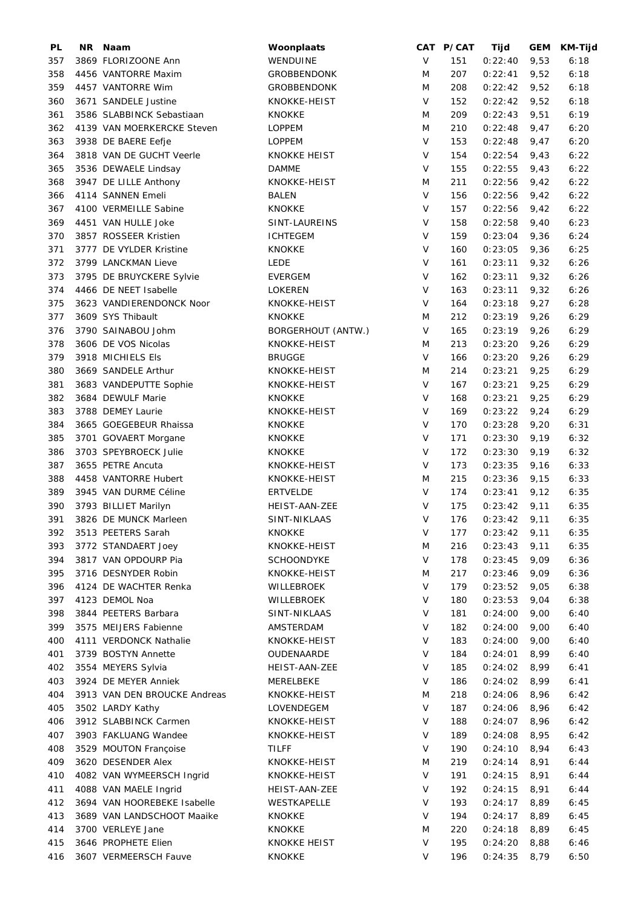| PL | NR | Naam | Woonplaats | CAT | P/CAT | Tijd | GEM | KM-Tijd |
|---|---|---|---|---|---|---|---|---|
| 357 | 3869 | FLORIZOONE Ann | WENDUINE | V | 151 | 0:22:40 | 9,53 | 6:18 |
| 358 | 4456 | VANTORRE Maxim | GROBBENDONK | M | 207 | 0:22:41 | 9,52 | 6:18 |
| 359 | 4457 | VANTORRE Wim | GROBBENDONK | M | 208 | 0:22:42 | 9,52 | 6:18 |
| 360 | 3671 | SANDELE Justine | KNOKKE-HEIST | V | 152 | 0:22:42 | 9,52 | 6:18 |
| 361 | 3586 | SLABBINCK Sebastiaan | KNOKKE | M | 209 | 0:22:43 | 9,51 | 6:19 |
| 362 | 4139 | VAN MOERKERCKE Steven | LOPPEM | M | 210 | 0:22:48 | 9,47 | 6:20 |
| 363 | 3938 | DE BAERE Eefje | LOPPEM | V | 153 | 0:22:48 | 9,47 | 6:20 |
| 364 | 3818 | VAN DE GUCHT Veerle | KNOKKE HEIST | V | 154 | 0:22:54 | 9,43 | 6:22 |
| 365 | 3536 | DEWAELE Lindsay | DAMME | V | 155 | 0:22:55 | 9,43 | 6:22 |
| 368 | 3947 | DE LILLE Anthony | KNOKKE-HEIST | M | 211 | 0:22:56 | 9,42 | 6:22 |
| 366 | 4114 | SANNEN Emeli | BALEN | V | 156 | 0:22:56 | 9,42 | 6:22 |
| 367 | 4100 | VERMEILLE Sabine | KNOKKE | V | 157 | 0:22:56 | 9,42 | 6:22 |
| 369 | 4451 | VAN HULLE Joke | SINT-LAUREINS | V | 158 | 0:22:58 | 9,40 | 6:23 |
| 370 | 3857 | ROSSEER Kristien | ICHTEGEM | V | 159 | 0:23:04 | 9,36 | 6:24 |
| 371 | 3777 | DE VYLDER Kristine | KNOKKE | V | 160 | 0:23:05 | 9,36 | 6:25 |
| 372 | 3799 | LANCKMAN Lieve | LEDE | V | 161 | 0:23:11 | 9,32 | 6:26 |
| 373 | 3795 | DE BRUYCKERE Sylvie | EVERGEM | V | 162 | 0:23:11 | 9,32 | 6:26 |
| 374 | 4466 | DE NEET Isabelle | LOKEREN | V | 163 | 0:23:11 | 9,32 | 6:26 |
| 375 | 3623 | VANDIERENDONCK Noor | KNOKKE-HEIST | V | 164 | 0:23:18 | 9,27 | 6:28 |
| 377 | 3609 | SYS Thibault | KNOKKE | M | 212 | 0:23:19 | 9,26 | 6:29 |
| 376 | 3790 | SAINABOU Johm | BORGERHOUT (ANTW.) | V | 165 | 0:23:19 | 9,26 | 6:29 |
| 378 | 3606 | DE VOS Nicolas | KNOKKE-HEIST | M | 213 | 0:23:20 | 9,26 | 6:29 |
| 379 | 3918 | MICHIELS Els | BRUGGE | V | 166 | 0:23:20 | 9,26 | 6:29 |
| 380 | 3669 | SANDELE Arthur | KNOKKE-HEIST | M | 214 | 0:23:21 | 9,25 | 6:29 |
| 381 | 3683 | VANDEPUTTE Sophie | KNOKKE-HEIST | V | 167 | 0:23:21 | 9,25 | 6:29 |
| 382 | 3684 | DEWULF Marie | KNOKKE | V | 168 | 0:23:21 | 9,25 | 6:29 |
| 383 | 3788 | DEMEY Laurie | KNOKKE-HEIST | V | 169 | 0:23:22 | 9,24 | 6:29 |
| 384 | 3665 | GOEGEBEUR Rhaissa | KNOKKE | V | 170 | 0:23:28 | 9,20 | 6:31 |
| 385 | 3701 | GOVAERT Morgane | KNOKKE | V | 171 | 0:23:30 | 9,19 | 6:32 |
| 386 | 3703 | SPEYBROECK Julie | KNOKKE | V | 172 | 0:23:30 | 9,19 | 6:32 |
| 387 | 3655 | PETRE Ancuta | KNOKKE-HEIST | V | 173 | 0:23:35 | 9,16 | 6:33 |
| 388 | 4458 | VANTORRE Hubert | KNOKKE-HEIST | M | 215 | 0:23:36 | 9,15 | 6:33 |
| 389 | 3945 | VAN DURME Céline | ERTVELDE | V | 174 | 0:23:41 | 9,12 | 6:35 |
| 390 | 3793 | BILLIET Marilyn | HEIST-AAN-ZEE | V | 175 | 0:23:42 | 9,11 | 6:35 |
| 391 | 3826 | DE MUNCK Marleen | SINT-NIKLAAS | V | 176 | 0:23:42 | 9,11 | 6:35 |
| 392 | 3513 | PEETERS Sarah | KNOKKE | V | 177 | 0:23:42 | 9,11 | 6:35 |
| 393 | 3772 | STANDAERT Joey | KNOKKE-HEIST | M | 216 | 0:23:43 | 9,11 | 6:35 |
| 394 | 3817 | VAN OPDOURP Pia | SCHOONDYKE | V | 178 | 0:23:45 | 9,09 | 6:36 |
| 395 | 3716 | DESNYDER Robin | KNOKKE-HEIST | M | 217 | 0:23:46 | 9,09 | 6:36 |
| 396 | 4124 | DE WACHTER Renka | WILLEBROEK | V | 179 | 0:23:52 | 9,05 | 6:38 |
| 397 | 4123 | DEMOL Noa | WILLEBROEK | V | 180 | 0:23:53 | 9,04 | 6:38 |
| 398 | 3844 | PEETERS Barbara | SINT-NIKLAAS | V | 181 | 0:24:00 | 9,00 | 6:40 |
| 399 | 3575 | MEIJERS Fabienne | AMSTERDAM | V | 182 | 0:24:00 | 9,00 | 6:40 |
| 400 | 4111 | VERDONCK Nathalie | KNOKKE-HEIST | V | 183 | 0:24:00 | 9,00 | 6:40 |
| 401 | 3739 | BOSTYN Annette | OUDENAARDE | V | 184 | 0:24:01 | 8,99 | 6:40 |
| 402 | 3554 | MEYERS Sylvia | HEIST-AAN-ZEE | V | 185 | 0:24:02 | 8,99 | 6:41 |
| 403 | 3924 | DE MEYER Anniek | MERELBEKE | V | 186 | 0:24:02 | 8,99 | 6:41 |
| 404 | 3913 | VAN DEN BROUCKE Andreas | KNOKKE-HEIST | M | 218 | 0:24:06 | 8,96 | 6:42 |
| 405 | 3502 | LARDY Kathy | LOVENDEGEM | V | 187 | 0:24:06 | 8,96 | 6:42 |
| 406 | 3912 | SLABBINCK Carmen | KNOKKE-HEIST | V | 188 | 0:24:07 | 8,96 | 6:42 |
| 407 | 3903 | FAKLUANG Wandee | KNOKKE-HEIST | V | 189 | 0:24:08 | 8,95 | 6:42 |
| 408 | 3529 | MOUTON Françoise | TILFF | V | 190 | 0:24:10 | 8,94 | 6:43 |
| 409 | 3620 | DESENDER Alex | KNOKKE-HEIST | M | 219 | 0:24:14 | 8,91 | 6:44 |
| 410 | 4082 | VAN WYMEERSCH Ingrid | KNOKKE-HEIST | V | 191 | 0:24:15 | 8,91 | 6:44 |
| 411 | 4088 | VAN MAELE Ingrid | HEIST-AAN-ZEE | V | 192 | 0:24:15 | 8,91 | 6:44 |
| 412 | 3694 | VAN HOOREBEKE Isabelle | WESTKAPELLE | V | 193 | 0:24:17 | 8,89 | 6:45 |
| 413 | 3689 | VAN LANDSCHOOT Maaike | KNOKKE | V | 194 | 0:24:17 | 8,89 | 6:45 |
| 414 | 3700 | VERLEYE Jane | KNOKKE | M | 220 | 0:24:18 | 8,89 | 6:45 |
| 415 | 3646 | PROPHETE Elien | KNOKKE HEIST | V | 195 | 0:24:20 | 8,88 | 6:46 |
| 416 | 3607 | VERMEERSCH Fauve | KNOKKE | V | 196 | 0:24:35 | 8,79 | 6:50 |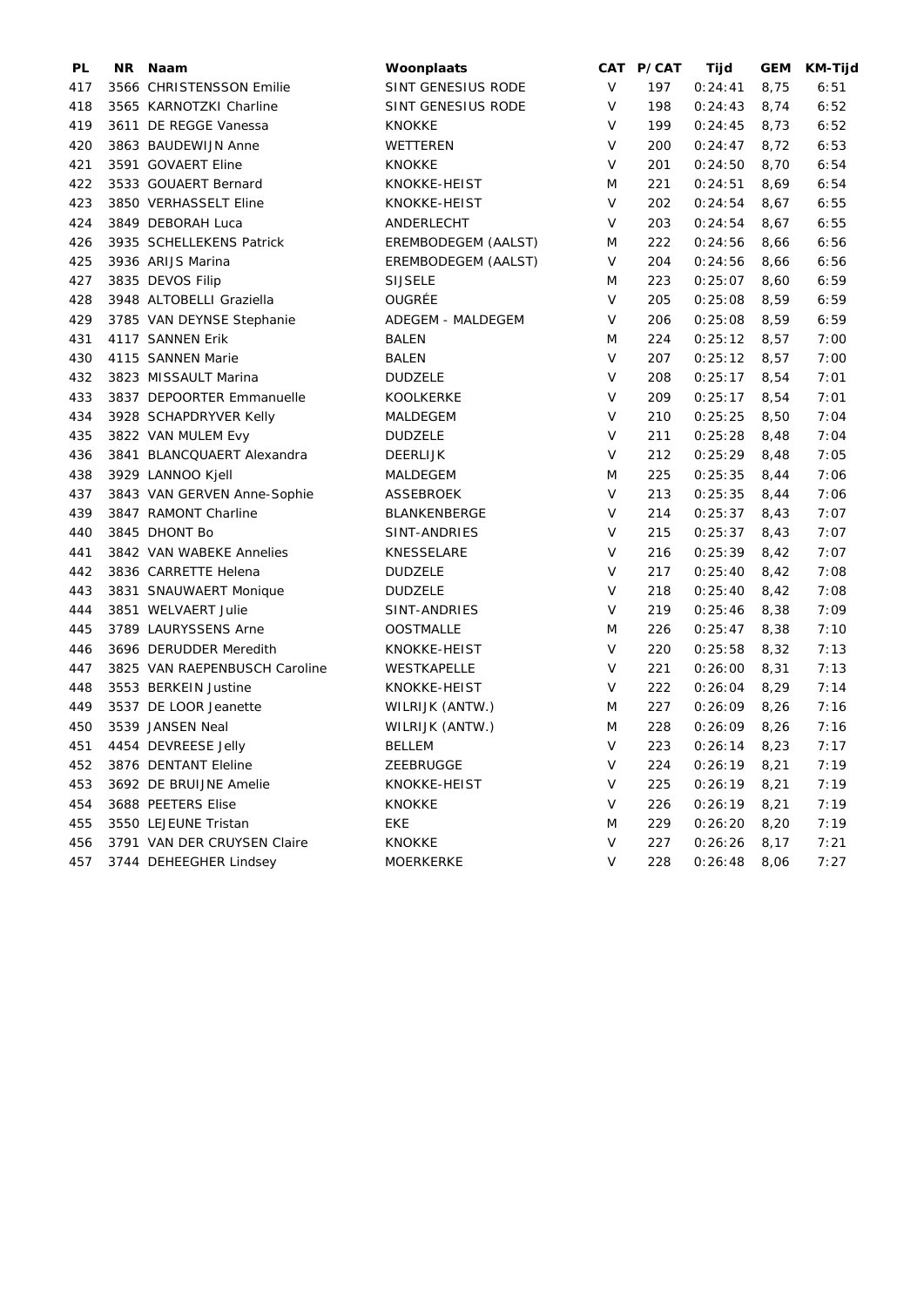| PL | NR | Naam | Woonplaats | CAT | P/CAT | Tijd | GEM | KM-Tijd |
|---|---|---|---|---|---|---|---|---|
| 417 | 3566 | CHRISTENSSON Emilie | SINT GENESIUS RODE | V | 197 | 0:24:41 | 8,75 | 6:51 |
| 418 | 3565 | KARNOTZKI Charline | SINT GENESIUS RODE | V | 198 | 0:24:43 | 8,74 | 6:52 |
| 419 | 3611 | DE REGGE Vanessa | KNOKKE | V | 199 | 0:24:45 | 8,73 | 6:52 |
| 420 | 3863 | BAUDEWIJN Anne | WETTEREN | V | 200 | 0:24:47 | 8,72 | 6:53 |
| 421 | 3591 | GOVAERT Eline | KNOKKE | V | 201 | 0:24:50 | 8,70 | 6:54 |
| 422 | 3533 | GOUAERT Bernard | KNOKKE-HEIST | M | 221 | 0:24:51 | 8,69 | 6:54 |
| 423 | 3850 | VERHASSELT Eline | KNOKKE-HEIST | V | 202 | 0:24:54 | 8,67 | 6:55 |
| 424 | 3849 | DEBORAH Luca | ANDERLECHT | V | 203 | 0:24:54 | 8,67 | 6:55 |
| 426 | 3935 | SCHELLEKENS Patrick | EREMBODEGEM (AALST) | M | 222 | 0:24:56 | 8,66 | 6:56 |
| 425 | 3936 | ARIJS Marina | EREMBODEGEM (AALST) | V | 204 | 0:24:56 | 8,66 | 6:56 |
| 427 | 3835 | DEVOS Filip | SIJSELE | M | 223 | 0:25:07 | 8,60 | 6:59 |
| 428 | 3948 | ALTOBELLI Graziella | OUGRÉE | V | 205 | 0:25:08 | 8,59 | 6:59 |
| 429 | 3785 | VAN DEYNSE Stephanie | ADEGEM - MALDEGEM | V | 206 | 0:25:08 | 8,59 | 6:59 |
| 431 | 4117 | SANNEN Erik | BALEN | M | 224 | 0:25:12 | 8,57 | 7:00 |
| 430 | 4115 | SANNEN Marie | BALEN | V | 207 | 0:25:12 | 8,57 | 7:00 |
| 432 | 3823 | MISSAULT Marina | DUDZELE | V | 208 | 0:25:17 | 8,54 | 7:01 |
| 433 | 3837 | DEPOORTER Emmanuelle | KOOLKERKE | V | 209 | 0:25:17 | 8,54 | 7:01 |
| 434 | 3928 | SCHAPDRYVER Kelly | MALDEGEM | V | 210 | 0:25:25 | 8,50 | 7:04 |
| 435 | 3822 | VAN MULEM Evy | DUDZELE | V | 211 | 0:25:28 | 8,48 | 7:04 |
| 436 | 3841 | BLANCQUAERT Alexandra | DEERLIJK | V | 212 | 0:25:29 | 8,48 | 7:05 |
| 438 | 3929 | LANNOO Kjell | MALDEGEM | M | 225 | 0:25:35 | 8,44 | 7:06 |
| 437 | 3843 | VAN GERVEN Anne-Sophie | ASSEBROEK | V | 213 | 0:25:35 | 8,44 | 7:06 |
| 439 | 3847 | RAMONT Charline | BLANKENBERGE | V | 214 | 0:25:37 | 8,43 | 7:07 |
| 440 | 3845 | DHONT Bo | SINT-ANDRIES | V | 215 | 0:25:37 | 8,43 | 7:07 |
| 441 | 3842 | VAN WABEKE Annelies | KNESSELARE | V | 216 | 0:25:39 | 8,42 | 7:07 |
| 442 | 3836 | CARRETTE Helena | DUDZELE | V | 217 | 0:25:40 | 8,42 | 7:08 |
| 443 | 3831 | SNAUWAERT Monique | DUDZELE | V | 218 | 0:25:40 | 8,42 | 7:08 |
| 444 | 3851 | WELVAERT Julie | SINT-ANDRIES | V | 219 | 0:25:46 | 8,38 | 7:09 |
| 445 | 3789 | LAURYSSENS Arne | OOSTMALLE | M | 226 | 0:25:47 | 8,38 | 7:10 |
| 446 | 3696 | DERUDDER Meredith | KNOKKE-HEIST | V | 220 | 0:25:58 | 8,32 | 7:13 |
| 447 | 3825 | VAN RAEPENBUSCH Caroline | WESTKAPELLE | V | 221 | 0:26:00 | 8,31 | 7:13 |
| 448 | 3553 | BERKEIN Justine | KNOKKE-HEIST | V | 222 | 0:26:04 | 8,29 | 7:14 |
| 449 | 3537 | DE LOOR Jeanette | WILRIJK (ANTW.) | M | 227 | 0:26:09 | 8,26 | 7:16 |
| 450 | 3539 | JANSEN Neal | WILRIJK (ANTW.) | M | 228 | 0:26:09 | 8,26 | 7:16 |
| 451 | 4454 | DEVREESE Jelly | BELLEM | V | 223 | 0:26:14 | 8,23 | 7:17 |
| 452 | 3876 | DENTANT Eleline | ZEEBRUGGE | V | 224 | 0:26:19 | 8,21 | 7:19 |
| 453 | 3692 | DE BRUIJNE Amelie | KNOKKE-HEIST | V | 225 | 0:26:19 | 8,21 | 7:19 |
| 454 | 3688 | PEETERS Elise | KNOKKE | V | 226 | 0:26:19 | 8,21 | 7:19 |
| 455 | 3550 | LEJEUNE Tristan | EKE | M | 229 | 0:26:20 | 8,20 | 7:19 |
| 456 | 3791 | VAN DER CRUYSEN Claire | KNOKKE | V | 227 | 0:26:26 | 8,17 | 7:21 |
| 457 | 3744 | DEHEEGHER Lindsey | MOERKERKE | V | 228 | 0:26:48 | 8,06 | 7:27 |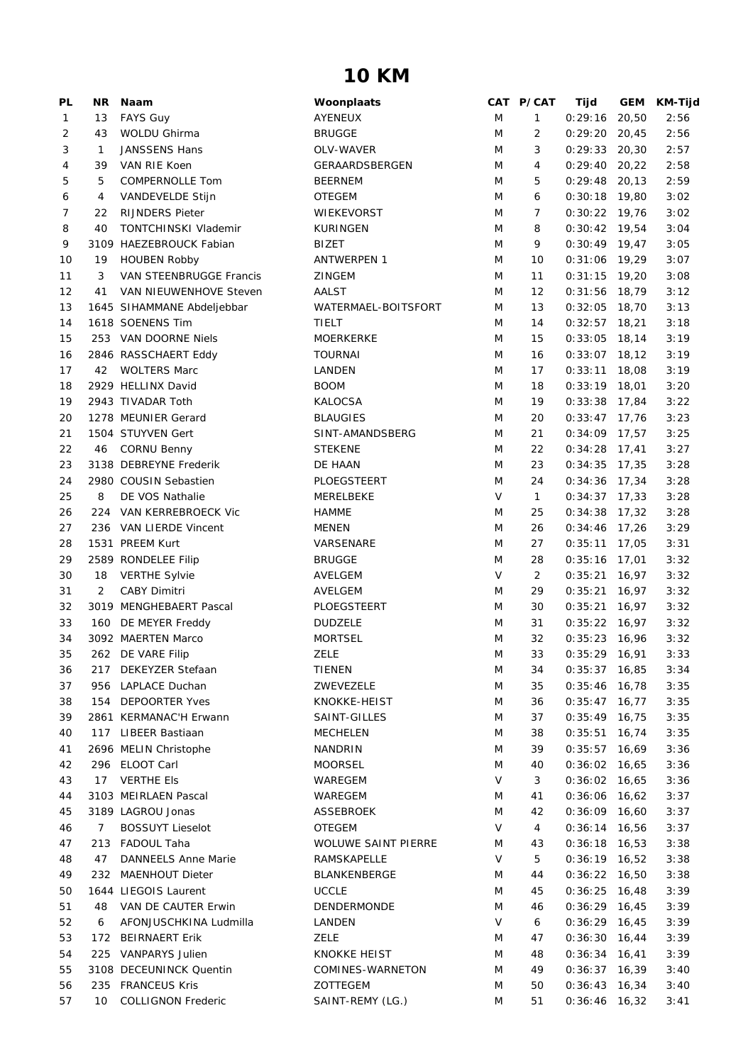# 10 KM

| PL | NR | Naam | Woonplaats | CAT | P/CAT | Tijd | GEM | KM-Tijd |
|---|---|---|---|---|---|---|---|---|
| 1 | 13 | FAYS Guy | AYENEUX | M | 1 | 0:29:16 | 20,50 | 2:56 |
| 2 | 43 | WOLDU Ghirma | BRUGGE | M | 2 | 0:29:20 | 20,45 | 2:56 |
| 3 | 1 | JANSSENS Hans | OLV-WAVER | M | 3 | 0:29:33 | 20,30 | 2:57 |
| 4 | 39 | VAN RIE Koen | GERAARDSBERGEN | M | 4 | 0:29:40 | 20,22 | 2:58 |
| 5 | 5 | COMPERNOLLE Tom | BEERNEM | M | 5 | 0:29:48 | 20,13 | 2:59 |
| 6 | 4 | VANDEVELDE Stijn | OTEGEM | M | 6 | 0:30:18 | 19,80 | 3:02 |
| 7 | 22 | RIJNDERS Pieter | WIEKEVORST | M | 7 | 0:30:22 | 19,76 | 3:02 |
| 8 | 40 | TONTCHINSKI Vlademir | KURINGEN | M | 8 | 0:30:42 | 19,54 | 3:04 |
| 9 | 3109 | HAEZEBROUCK Fabian | BIZET | M | 9 | 0:30:49 | 19,47 | 3:05 |
| 10 | 19 | HOUBEN Robby | ANTWERPEN 1 | M | 10 | 0:31:06 | 19,29 | 3:07 |
| 11 | 3 | VAN STEENBRUGGE Francis | ZINGEM | M | 11 | 0:31:15 | 19,20 | 3:08 |
| 12 | 41 | VAN NIEUWENHOVE Steven | AALST | M | 12 | 0:31:56 | 18,79 | 3:12 |
| 13 | 1645 | SIHAMMANE Abdeljebbar | WATERMAEL-BOITSFORT | M | 13 | 0:32:05 | 18,70 | 3:13 |
| 14 | 1618 | SOENENS Tim | TIELT | M | 14 | 0:32:57 | 18,21 | 3:18 |
| 15 | 253 | VAN DOORNE Niels | MOERKERKE | M | 15 | 0:33:05 | 18,14 | 3:19 |
| 16 | 2846 | RASSCHAERT Eddy | TOURNAI | M | 16 | 0:33:07 | 18,12 | 3:19 |
| 17 | 42 | WOLTERS Marc | LANDEN | M | 17 | 0:33:11 | 18,08 | 3:19 |
| 18 | 2929 | HELLINX David | BOOM | M | 18 | 0:33:19 | 18,01 | 3:20 |
| 19 | 2943 | TIVADAR Toth | KALOCSA | M | 19 | 0:33:38 | 17,84 | 3:22 |
| 20 | 1278 | MEUNIER Gerard | BLAUGIES | M | 20 | 0:33:47 | 17,76 | 3:23 |
| 21 | 1504 | STUYVEN Gert | SINT-AMANDSBERG | M | 21 | 0:34:09 | 17,57 | 3:25 |
| 22 | 46 | CORNU Benny | STEKENE | M | 22 | 0:34:28 | 17,41 | 3:27 |
| 23 | 3138 | DEBREYNE Frederik | DE HAAN | M | 23 | 0:34:35 | 17,35 | 3:28 |
| 24 | 2980 | COUSIN Sebastien | PLOEGSTEERT | M | 24 | 0:34:36 | 17,34 | 3:28 |
| 25 | 8 | DE VOS Nathalie | MERELBEKE | V | 1 | 0:34:37 | 17,33 | 3:28 |
| 26 | 224 | VAN KERREBROECK Vic | HAMME | M | 25 | 0:34:38 | 17,32 | 3:28 |
| 27 | 236 | VAN LIERDE Vincent | MENEN | M | 26 | 0:34:46 | 17,26 | 3:29 |
| 28 | 1531 | PREEM Kurt | VARSENARE | M | 27 | 0:35:11 | 17,05 | 3:31 |
| 29 | 2589 | RONDELEE Filip | BRUGGE | M | 28 | 0:35:16 | 17,01 | 3:32 |
| 30 | 18 | VERTHE Sylvie | AVELGEM | V | 2 | 0:35:21 | 16,97 | 3:32 |
| 31 | 2 | CABY Dimitri | AVELGEM | M | 29 | 0:35:21 | 16,97 | 3:32 |
| 32 | 3019 | MENGHEBAERT Pascal | PLOEGSTEERT | M | 30 | 0:35:21 | 16,97 | 3:32 |
| 33 | 160 | DE MEYER Freddy | DUDZELE | M | 31 | 0:35:22 | 16,97 | 3:32 |
| 34 | 3092 | MAERTEN Marco | MORTSEL | M | 32 | 0:35:23 | 16,96 | 3:32 |
| 35 | 262 | DE VARE Filip | ZELE | M | 33 | 0:35:29 | 16,91 | 3:33 |
| 36 | 217 | DEKEYZER Stefaan | TIENEN | M | 34 | 0:35:37 | 16,85 | 3:34 |
| 37 | 956 | LAPLACE Duchan | ZWEVEZELE | M | 35 | 0:35:46 | 16,78 | 3:35 |
| 38 | 154 | DEPOORTER Yves | KNOKKE-HEIST | M | 36 | 0:35:47 | 16,77 | 3:35 |
| 39 | 2861 | KERMANAC'H Erwann | SAINT-GILLES | M | 37 | 0:35:49 | 16,75 | 3:35 |
| 40 | 117 | LIBEER Bastiaan | MECHELEN | M | 38 | 0:35:51 | 16,74 | 3:35 |
| 41 | 2696 | MELIN Christophe | NANDRIN | M | 39 | 0:35:57 | 16,69 | 3:36 |
| 42 | 296 | ELOOT Carl | MOORSEL | M | 40 | 0:36:02 | 16,65 | 3:36 |
| 43 | 17 | VERTHE Els | WAREGEM | V | 3 | 0:36:02 | 16,65 | 3:36 |
| 44 | 3103 | MEIRLAEN Pascal | WAREGEM | M | 41 | 0:36:06 | 16,62 | 3:37 |
| 45 | 3189 | LAGROU Jonas | ASSEBROEK | M | 42 | 0:36:09 | 16,60 | 3:37 |
| 46 | 7 | BOSSUYT Lieselot | OTEGEM | V | 4 | 0:36:14 | 16,56 | 3:37 |
| 47 | 213 | FADOUL Taha | WOLUWE SAINT PIERRE | M | 43 | 0:36:18 | 16,53 | 3:38 |
| 48 | 47 | DANNEELS Anne Marie | RAMSKAPELLE | V | 5 | 0:36:19 | 16,52 | 3:38 |
| 49 | 232 | MAENHOUT Dieter | BLANKENBERGE | M | 44 | 0:36:22 | 16,50 | 3:38 |
| 50 | 1644 | LIEGOIS Laurent | UCCLE | M | 45 | 0:36:25 | 16,48 | 3:39 |
| 51 | 48 | VAN DE CAUTER Erwin | DENDERMONDE | M | 46 | 0:36:29 | 16,45 | 3:39 |
| 52 | 6 | AFONJUSCHKINA Ludmilla | LANDEN | V | 6 | 0:36:29 | 16,45 | 3:39 |
| 53 | 172 | BEIRNAERT Erik | ZELE | M | 47 | 0:36:30 | 16,44 | 3:39 |
| 54 | 225 | VANPARYS Julien | KNOKKE HEIST | M | 48 | 0:36:34 | 16,41 | 3:39 |
| 55 | 3108 | DECEUNINCK Quentin | COMINES-WARNETON | M | 49 | 0:36:37 | 16,39 | 3:40 |
| 56 | 235 | FRANCEUS Kris | ZOTTEGEM | M | 50 | 0:36:43 | 16,34 | 3:40 |
| 57 | 10 | COLLIGNON Frederic | SAINT-REMY (LG.) | M | 51 | 0:36:46 | 16,32 | 3:41 |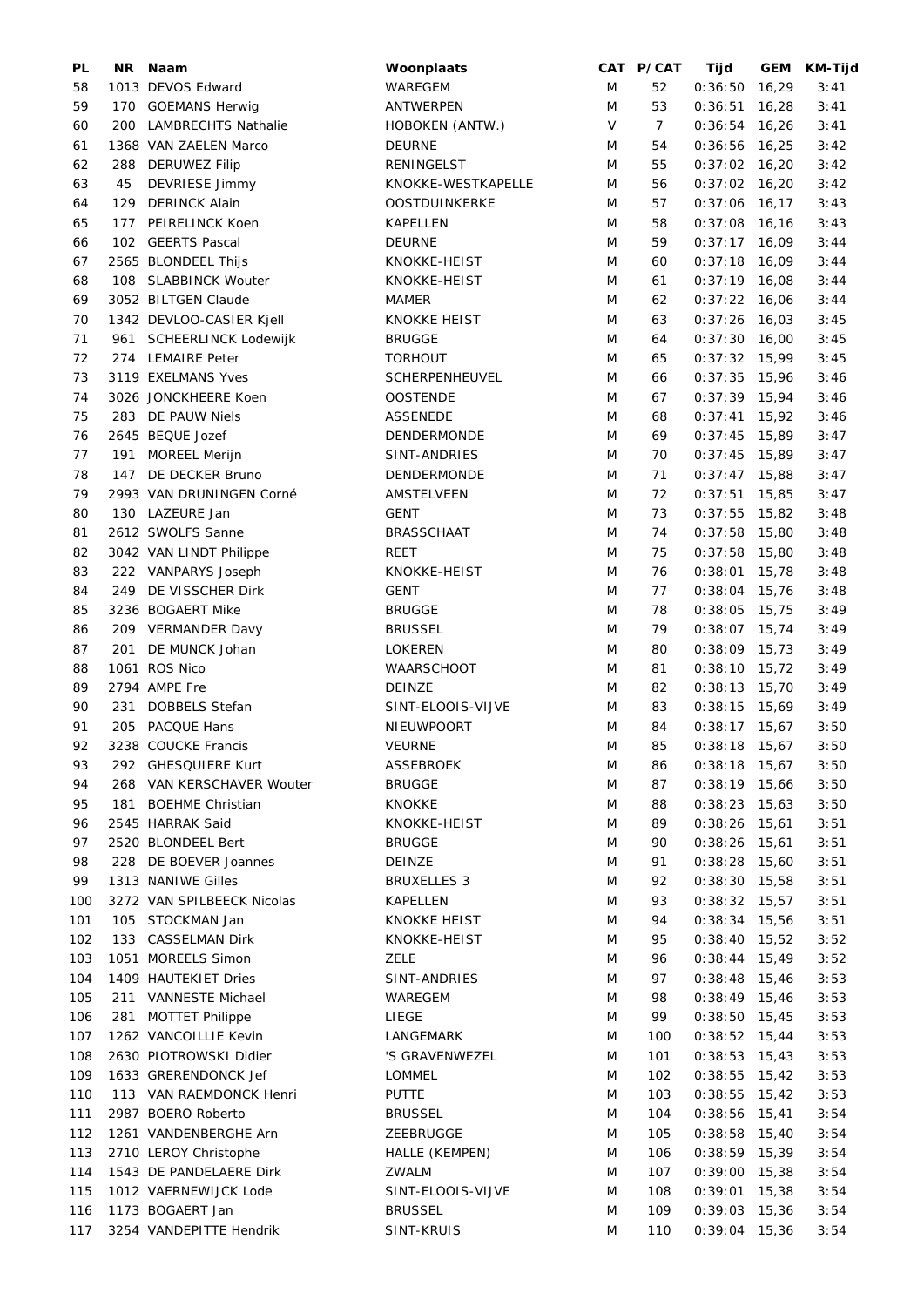| PL | NR | Naam | Woonplaats | CAT | P/CAT | Tijd | GEM | KM-Tijd |
|---|---|---|---|---|---|---|---|---|
| 58 | 1013 | DEVOS Edward | WAREGEM | M | 52 | 0:36:50 | 16,29 | 3:41 |
| 59 | 170 | GOEMANS Herwig | ANTWERPEN | M | 53 | 0:36:51 | 16,28 | 3:41 |
| 60 | 200 | LAMBRECHTS Nathalie | HOBOKEN (ANTW.) | V | 7 | 0:36:54 | 16,26 | 3:41 |
| 61 | 1368 | VAN ZAELEN Marco | DEURNE | M | 54 | 0:36:56 | 16,25 | 3:42 |
| 62 | 288 | DERUWEZ Filip | RENINGELST | M | 55 | 0:37:02 | 16,20 | 3:42 |
| 63 | 45 | DEVRIESE Jimmy | KNOKKE-WESTKAPELLE | M | 56 | 0:37:02 | 16,20 | 3:42 |
| 64 | 129 | DERINCK Alain | OOSTDUINKERKE | M | 57 | 0:37:06 | 16,17 | 3:43 |
| 65 | 177 | PEIRELINCK Koen | KAPELLEN | M | 58 | 0:37:08 | 16,16 | 3:43 |
| 66 | 102 | GEERTS Pascal | DEURNE | M | 59 | 0:37:17 | 16,09 | 3:44 |
| 67 | 2565 | BLONDEEL Thijs | KNOKKE-HEIST | M | 60 | 0:37:18 | 16,09 | 3:44 |
| 68 | 108 | SLABBINCK Wouter | KNOKKE-HEIST | M | 61 | 0:37:19 | 16,08 | 3:44 |
| 69 | 3052 | BILTGEN Claude | MAMER | M | 62 | 0:37:22 | 16,06 | 3:44 |
| 70 | 1342 | DEVLOO-CASIER Kjell | KNOKKE HEIST | M | 63 | 0:37:26 | 16,03 | 3:45 |
| 71 | 961 | SCHEERLINCK Lodewijk | BRUGGE | M | 64 | 0:37:30 | 16,00 | 3:45 |
| 72 | 274 | LEMAIRE Peter | TORHOUT | M | 65 | 0:37:32 | 15,99 | 3:45 |
| 73 | 3119 | EXELMANS Yves | SCHERPENHEUVEL | M | 66 | 0:37:35 | 15,96 | 3:46 |
| 74 | 3026 | JONCKHEERE Koen | OOSTENDE | M | 67 | 0:37:39 | 15,94 | 3:46 |
| 75 | 283 | DE PAUW Niels | ASSENEDE | M | 68 | 0:37:41 | 15,92 | 3:46 |
| 76 | 2645 | BEQUE Jozef | DENDERMONDE | M | 69 | 0:37:45 | 15,89 | 3:47 |
| 77 | 191 | MOREEL Merijn | SINT-ANDRIES | M | 70 | 0:37:45 | 15,89 | 3:47 |
| 78 | 147 | DE DECKER Bruno | DENDERMONDE | M | 71 | 0:37:47 | 15,88 | 3:47 |
| 79 | 2993 | VAN DRUNINGEN Corné | AMSTELVEEN | M | 72 | 0:37:51 | 15,85 | 3:47 |
| 80 | 130 | LAZEURE Jan | GENT | M | 73 | 0:37:55 | 15,82 | 3:48 |
| 81 | 2612 | SWOLFS Sanne | BRASSCHAAT | M | 74 | 0:37:58 | 15,80 | 3:48 |
| 82 | 3042 | VAN LINDT Philippe | REET | M | 75 | 0:37:58 | 15,80 | 3:48 |
| 83 | 222 | VANPARYS Joseph | KNOKKE-HEIST | M | 76 | 0:38:01 | 15,78 | 3:48 |
| 84 | 249 | DE VISSCHER Dirk | GENT | M | 77 | 0:38:04 | 15,76 | 3:48 |
| 85 | 3236 | BOGAERT Mike | BRUGGE | M | 78 | 0:38:05 | 15,75 | 3:49 |
| 86 | 209 | VERMANDER Davy | BRUSSEL | M | 79 | 0:38:07 | 15,74 | 3:49 |
| 87 | 201 | DE MUNCK Johan | LOKEREN | M | 80 | 0:38:09 | 15,73 | 3:49 |
| 88 | 1061 | ROS Nico | WAARSCHOOT | M | 81 | 0:38:10 | 15,72 | 3:49 |
| 89 | 2794 | AMPE Fre | DEINZE | M | 82 | 0:38:13 | 15,70 | 3:49 |
| 90 | 231 | DOBBELS Stefan | SINT-ELOOIS-VIJVE | M | 83 | 0:38:15 | 15,69 | 3:49 |
| 91 | 205 | PACQUE Hans | NIEUWPOORT | M | 84 | 0:38:17 | 15,67 | 3:50 |
| 92 | 3238 | COUCKE Francis | VEURNE | M | 85 | 0:38:18 | 15,67 | 3:50 |
| 93 | 292 | GHESQUIERE Kurt | ASSEBROEK | M | 86 | 0:38:18 | 15,67 | 3:50 |
| 94 | 268 | VAN KERSCHAVER Wouter | BRUGGE | M | 87 | 0:38:19 | 15,66 | 3:50 |
| 95 | 181 | BOEHME Christian | KNOKKE | M | 88 | 0:38:23 | 15,63 | 3:50 |
| 96 | 2545 | HARRAK Said | KNOKKE-HEIST | M | 89 | 0:38:26 | 15,61 | 3:51 |
| 97 | 2520 | BLONDEEL Bert | BRUGGE | M | 90 | 0:38:26 | 15,61 | 3:51 |
| 98 | 228 | DE BOEVER Joannes | DEINZE | M | 91 | 0:38:28 | 15,60 | 3:51 |
| 99 | 1313 | NANIWE Gilles | BRUXELLES 3 | M | 92 | 0:38:30 | 15,58 | 3:51 |
| 100 | 3272 | VAN SPILBEECK Nicolas | KAPELLEN | M | 93 | 0:38:32 | 15,57 | 3:51 |
| 101 | 105 | STOCKMAN Jan | KNOKKE HEIST | M | 94 | 0:38:34 | 15,56 | 3:51 |
| 102 | 133 | CASSELMAN Dirk | KNOKKE-HEIST | M | 95 | 0:38:40 | 15,52 | 3:52 |
| 103 | 1051 | MOREELS Simon | ZELE | M | 96 | 0:38:44 | 15,49 | 3:52 |
| 104 | 1409 | HAUTEKIET Dries | SINT-ANDRIES | M | 97 | 0:38:48 | 15,46 | 3:53 |
| 105 | 211 | VANNESTE Michael | WAREGEM | M | 98 | 0:38:49 | 15,46 | 3:53 |
| 106 | 281 | MOTTET Philippe | LIEGE | M | 99 | 0:38:50 | 15,45 | 3:53 |
| 107 | 1262 | VANCOILLIE Kevin | LANGEMARK | M | 100 | 0:38:52 | 15,44 | 3:53 |
| 108 | 2630 | PIOTROWSKI Didier | 'S GRAVENWEZEL | M | 101 | 0:38:53 | 15,43 | 3:53 |
| 109 | 1633 | GRERENDONCK Jef | LOMMEL | M | 102 | 0:38:55 | 15,42 | 3:53 |
| 110 | 113 | VAN RAEMDONCK Henri | PUTTE | M | 103 | 0:38:55 | 15,42 | 3:53 |
| 111 | 2987 | BOERO Roberto | BRUSSEL | M | 104 | 0:38:56 | 15,41 | 3:54 |
| 112 | 1261 | VANDENBERGHE Arn | ZEEBRUGGE | M | 105 | 0:38:58 | 15,40 | 3:54 |
| 113 | 2710 | LEROY Christophe | HALLE (KEMPEN) | M | 106 | 0:38:59 | 15,39 | 3:54 |
| 114 | 1543 | DE PANDELAERE Dirk | ZWALM | M | 107 | 0:39:00 | 15,38 | 3:54 |
| 115 | 1012 | VAERNEWIJCK Lode | SINT-ELOOIS-VIJVE | M | 108 | 0:39:01 | 15,38 | 3:54 |
| 116 | 1173 | BOGAERT Jan | BRUSSEL | M | 109 | 0:39:03 | 15,36 | 3:54 |
| 117 | 3254 | VANDEPITTE Hendrik | SINT-KRUIS | M | 110 | 0:39:04 | 15,36 | 3:54 |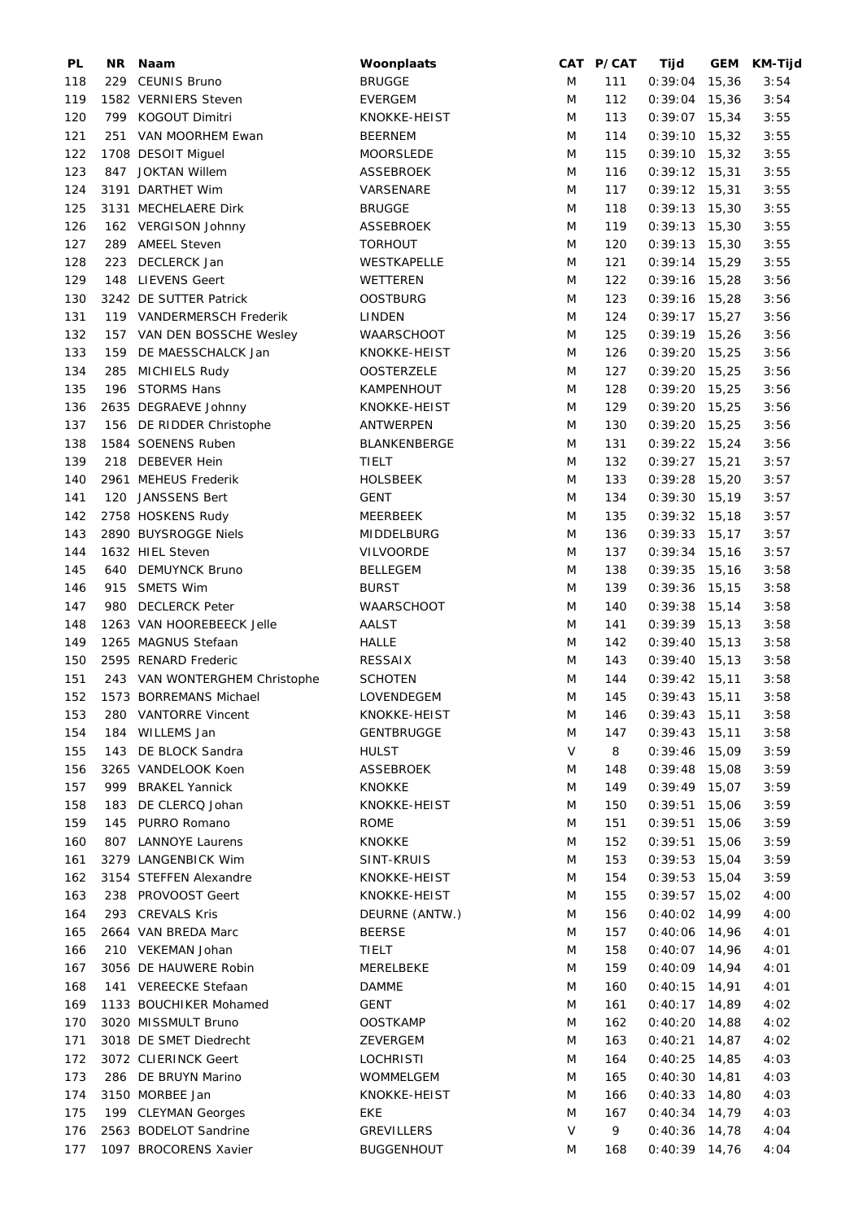| PL | NR | Naam | Woonplaats | CAT | P/CAT | Tijd | GEM | KM-Tijd |
|---|---|---|---|---|---|---|---|---|
| 118 | 229 | CEUNIS Bruno | BRUGGE | M | 111 | 0:39:04 | 15,36 | 3:54 |
| 119 | 1582 | VERNIERS Steven | EVERGEM | M | 112 | 0:39:04 | 15,36 | 3:54 |
| 120 | 799 | KOGOUT Dimitri | KNOKKE-HEIST | M | 113 | 0:39:07 | 15,34 | 3:55 |
| 121 | 251 | VAN MOORHEM Ewan | BEERNEM | M | 114 | 0:39:10 | 15,32 | 3:55 |
| 122 | 1708 | DESOIT Miguel | MOORSLEDE | M | 115 | 0:39:10 | 15,32 | 3:55 |
| 123 | 847 | JOKTAN Willem | ASSEBROEK | M | 116 | 0:39:12 | 15,31 | 3:55 |
| 124 | 3191 | DARTHET Wim | VARSENARE | M | 117 | 0:39:12 | 15,31 | 3:55 |
| 125 | 3131 | MECHELAERE Dirk | BRUGGE | M | 118 | 0:39:13 | 15,30 | 3:55 |
| 126 | 162 | VERGISON Johnny | ASSEBROEK | M | 119 | 0:39:13 | 15,30 | 3:55 |
| 127 | 289 | AMEEL Steven | TORHOUT | M | 120 | 0:39:13 | 15,30 | 3:55 |
| 128 | 223 | DECLERCK Jan | WESTKAPELLE | M | 121 | 0:39:14 | 15,29 | 3:55 |
| 129 | 148 | LIEVENS Geert | WETTEREN | M | 122 | 0:39:16 | 15,28 | 3:56 |
| 130 | 3242 | DE SUTTER Patrick | OOSTBURG | M | 123 | 0:39:16 | 15,28 | 3:56 |
| 131 | 119 | VANDERMERSCH Frederik | LINDEN | M | 124 | 0:39:17 | 15,27 | 3:56 |
| 132 | 157 | VAN DEN BOSSCHE Wesley | WAARSCHOOT | M | 125 | 0:39:19 | 15,26 | 3:56 |
| 133 | 159 | DE MAESSCHALCK Jan | KNOKKE-HEIST | M | 126 | 0:39:20 | 15,25 | 3:56 |
| 134 | 285 | MICHIELS Rudy | OOSTERZELE | M | 127 | 0:39:20 | 15,25 | 3:56 |
| 135 | 196 | STORMS Hans | KAMPENHOUT | M | 128 | 0:39:20 | 15,25 | 3:56 |
| 136 | 2635 | DEGRAEVE Johnny | KNOKKE-HEIST | M | 129 | 0:39:20 | 15,25 | 3:56 |
| 137 | 156 | DE RIDDER Christophe | ANTWERPEN | M | 130 | 0:39:20 | 15,25 | 3:56 |
| 138 | 1584 | SOENENS Ruben | BLANKENBERGE | M | 131 | 0:39:22 | 15,24 | 3:56 |
| 139 | 218 | DEBEVER Hein | TIELT | M | 132 | 0:39:27 | 15,21 | 3:57 |
| 140 | 2961 | MEHEUS Frederik | HOLSBEEK | M | 133 | 0:39:28 | 15,20 | 3:57 |
| 141 | 120 | JANSSENS Bert | GENT | M | 134 | 0:39:30 | 15,19 | 3:57 |
| 142 | 2758 | HOSKENS Rudy | MEERBEEK | M | 135 | 0:39:32 | 15,18 | 3:57 |
| 143 | 2890 | BUYSROGGE Niels | MIDDELBURG | M | 136 | 0:39:33 | 15,17 | 3:57 |
| 144 | 1632 | HIEL Steven | VILVOORDE | M | 137 | 0:39:34 | 15,16 | 3:57 |
| 145 | 640 | DEMUYNCK Bruno | BELLEGEM | M | 138 | 0:39:35 | 15,16 | 3:58 |
| 146 | 915 | SMETS Wim | BURST | M | 139 | 0:39:36 | 15,15 | 3:58 |
| 147 | 980 | DECLERCK Peter | WAARSCHOOT | M | 140 | 0:39:38 | 15,14 | 3:58 |
| 148 | 1263 | VAN HOOREBEECK Jelle | AALST | M | 141 | 0:39:39 | 15,13 | 3:58 |
| 149 | 1265 | MAGNUS Stefaan | HALLE | M | 142 | 0:39:40 | 15,13 | 3:58 |
| 150 | 2595 | RENARD Frederic | RESSAIX | M | 143 | 0:39:40 | 15,13 | 3:58 |
| 151 | 243 | VAN WONTERGHEM Christophe | SCHOTEN | M | 144 | 0:39:42 | 15,11 | 3:58 |
| 152 | 1573 | BORREMANS Michael | LOVENDEGEM | M | 145 | 0:39:43 | 15,11 | 3:58 |
| 153 | 280 | VANTORRE Vincent | KNOKKE-HEIST | M | 146 | 0:39:43 | 15,11 | 3:58 |
| 154 | 184 | WILLEMS Jan | GENTBRUGGE | M | 147 | 0:39:43 | 15,11 | 3:58 |
| 155 | 143 | DE BLOCK Sandra | HULST | V | 8 | 0:39:46 | 15,09 | 3:59 |
| 156 | 3265 | VANDELOOK Koen | ASSEBROEK | M | 148 | 0:39:48 | 15,08 | 3:59 |
| 157 | 999 | BRAKEL Yannick | KNOKKE | M | 149 | 0:39:49 | 15,07 | 3:59 |
| 158 | 183 | DE CLERCQ Johan | KNOKKE-HEIST | M | 150 | 0:39:51 | 15,06 | 3:59 |
| 159 | 145 | PURRO Romano | ROME | M | 151 | 0:39:51 | 15,06 | 3:59 |
| 160 | 807 | LANNOYE Laurens | KNOKKE | M | 152 | 0:39:51 | 15,06 | 3:59 |
| 161 | 3279 | LANGENBICK Wim | SINT-KRUIS | M | 153 | 0:39:53 | 15,04 | 3:59 |
| 162 | 3154 | STEFFEN Alexandre | KNOKKE-HEIST | M | 154 | 0:39:53 | 15,04 | 3:59 |
| 163 | 238 | PROVOOST Geert | KNOKKE-HEIST | M | 155 | 0:39:57 | 15,02 | 4:00 |
| 164 | 293 | CREVALS Kris | DEURNE (ANTW.) | M | 156 | 0:40:02 | 14,99 | 4:00 |
| 165 | 2664 | VAN BREDA Marc | BEERSE | M | 157 | 0:40:06 | 14,96 | 4:01 |
| 166 | 210 | VEKEMAN Johan | TIELT | M | 158 | 0:40:07 | 14,96 | 4:01 |
| 167 | 3056 | DE HAUWERE Robin | MERELBEKE | M | 159 | 0:40:09 | 14,94 | 4:01 |
| 168 | 141 | VEREECKE Stefaan | DAMME | M | 160 | 0:40:15 | 14,91 | 4:01 |
| 169 | 1133 | BOUCHIKER Mohamed | GENT | M | 161 | 0:40:17 | 14,89 | 4:02 |
| 170 | 3020 | MISSMULT Bruno | OOSTKAMP | M | 162 | 0:40:20 | 14,88 | 4:02 |
| 171 | 3018 | DE SMET Diedrecht | ZEVERGEM | M | 163 | 0:40:21 | 14,87 | 4:02 |
| 172 | 3072 | CLIERINCK Geert | LOCHRISTI | M | 164 | 0:40:25 | 14,85 | 4:03 |
| 173 | 286 | DE BRUYN Marino | WOMMELGEM | M | 165 | 0:40:30 | 14,81 | 4:03 |
| 174 | 3150 | MORBEE Jan | KNOKKE-HEIST | M | 166 | 0:40:33 | 14,80 | 4:03 |
| 175 | 199 | CLEYMAN Georges | EKE | M | 167 | 0:40:34 | 14,79 | 4:03 |
| 176 | 2563 | BODELOT Sandrine | GREVILLERS | V | 9 | 0:40:36 | 14,78 | 4:04 |
| 177 | 1097 | BROCORENS Xavier | BUGGENHOUT | M | 168 | 0:40:39 | 14,76 | 4:04 |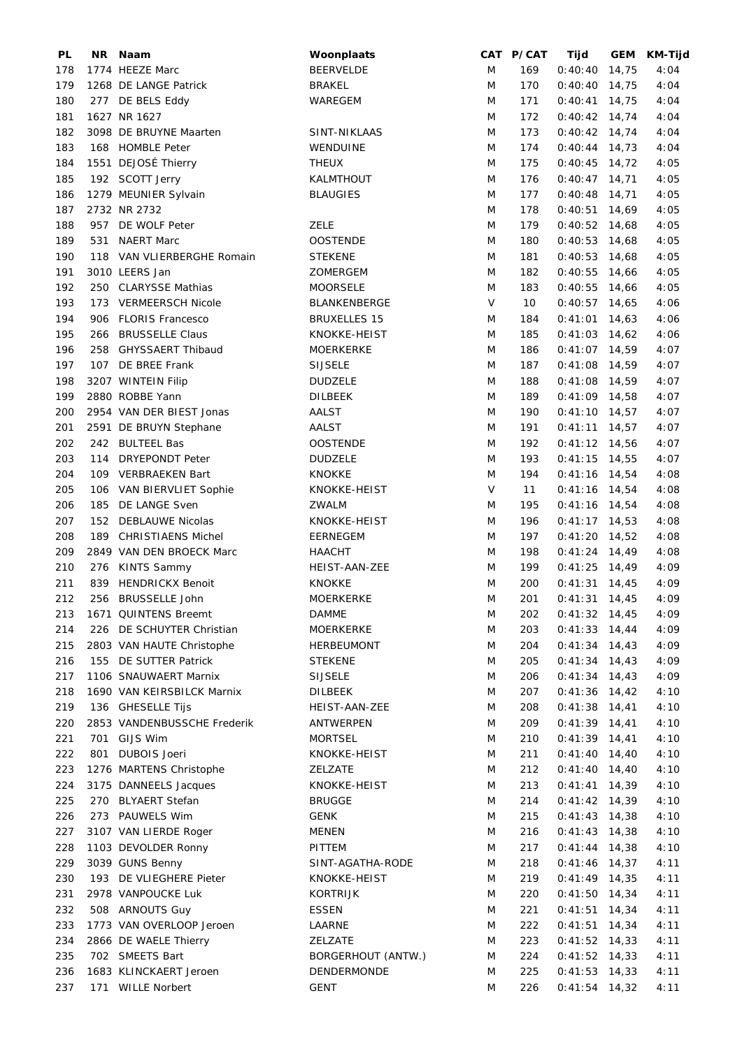| PL | NR | Naam | Woonplaats | CAT | P/CAT | Tijd | GEM | KM-Tijd |
|---|---|---|---|---|---|---|---|---|
| 178 | 1774 | HEEZE Marc | BEERVELDE | M | 169 | 0:40:40 | 14,75 | 4:04 |
| 179 | 1268 | DE LANGE Patrick | BRAKEL | M | 170 | 0:40:40 | 14,75 | 4:04 |
| 180 | 277 | DE BELS Eddy | WAREGEM | M | 171 | 0:40:41 | 14,75 | 4:04 |
| 181 | 1627 | NR 1627 | | M | 172 | 0:40:42 | 14,74 | 4:04 |
| 182 | 3098 | DE BRUYNE Maarten | SINT-NIKLAAS | M | 173 | 0:40:42 | 14,74 | 4:04 |
| 183 | 168 | HOMBLE Peter | WENDUINE | M | 174 | 0:40:44 | 14,73 | 4:04 |
| 184 | 1551 | DEJOSÉ Thierry | THEUX | M | 175 | 0:40:45 | 14,72 | 4:05 |
| 185 | 192 | SCOTT Jerry | KALMTHOUT | M | 176 | 0:40:47 | 14,71 | 4:05 |
| 186 | 1279 | MEUNIER Sylvain | BLAUGIES | M | 177 | 0:40:48 | 14,71 | 4:05 |
| 187 | 2732 | NR 2732 | | M | 178 | 0:40:51 | 14,69 | 4:05 |
| 188 | 957 | DE WOLF Peter | ZELE | M | 179 | 0:40:52 | 14,68 | 4:05 |
| 189 | 531 | NAERT Marc | OOSTENDE | M | 180 | 0:40:53 | 14,68 | 4:05 |
| 190 | 118 | VAN VLIERBERGHE Romain | STEKENE | M | 181 | 0:40:53 | 14,68 | 4:05 |
| 191 | 3010 | LEERS Jan | ZOMERGEM | M | 182 | 0:40:55 | 14,66 | 4:05 |
| 192 | 250 | CLARYSSE Mathias | MOORSELE | M | 183 | 0:40:55 | 14,66 | 4:05 |
| 193 | 173 | VERMEERSCH Nicole | BLANKENBERGE | V | 10 | 0:40:57 | 14,65 | 4:06 |
| 194 | 906 | FLORIS Francesco | BRUXELLES 15 | M | 184 | 0:41:01 | 14,63 | 4:06 |
| 195 | 266 | BRUSSELLE Claus | KNOKKE-HEIST | M | 185 | 0:41:03 | 14,62 | 4:06 |
| 196 | 258 | GHYSSAERT Thibaud | MOERKERKE | M | 186 | 0:41:07 | 14,59 | 4:07 |
| 197 | 107 | DE BREE Frank | SIJSELE | M | 187 | 0:41:08 | 14,59 | 4:07 |
| 198 | 3207 | WINTEIN Filip | DUDZELE | M | 188 | 0:41:08 | 14,59 | 4:07 |
| 199 | 2880 | ROBBE Yann | DILBEEK | M | 189 | 0:41:09 | 14,58 | 4:07 |
| 200 | 2954 | VAN DER BIEST Jonas | AALST | M | 190 | 0:41:10 | 14,57 | 4:07 |
| 201 | 2591 | DE BRUYN Stephane | AALST | M | 191 | 0:41:11 | 14,57 | 4:07 |
| 202 | 242 | BULTEEL Bas | OOSTENDE | M | 192 | 0:41:12 | 14,56 | 4:07 |
| 203 | 114 | DRYEPONDT Peter | DUDZELE | M | 193 | 0:41:15 | 14,55 | 4:07 |
| 204 | 109 | VERBRAEKEN Bart | KNOKKE | M | 194 | 0:41:16 | 14,54 | 4:08 |
| 205 | 106 | VAN BIERVLIET Sophie | KNOKKE-HEIST | V | 11 | 0:41:16 | 14,54 | 4:08 |
| 206 | 185 | DE LANGE Sven | ZWALM | M | 195 | 0:41:16 | 14,54 | 4:08 |
| 207 | 152 | DEBLAUWE Nicolas | KNOKKE-HEIST | M | 196 | 0:41:17 | 14,53 | 4:08 |
| 208 | 189 | CHRISTIAENS Michel | EERNEGEM | M | 197 | 0:41:20 | 14,52 | 4:08 |
| 209 | 2849 | VAN DEN BROECK Marc | HAACHT | M | 198 | 0:41:24 | 14,49 | 4:08 |
| 210 | 276 | KINTS Sammy | HEIST-AAN-ZEE | M | 199 | 0:41:25 | 14,49 | 4:09 |
| 211 | 839 | HENDRICKX Benoit | KNOKKE | M | 200 | 0:41:31 | 14,45 | 4:09 |
| 212 | 256 | BRUSSELLE John | MOERKERKE | M | 201 | 0:41:31 | 14,45 | 4:09 |
| 213 | 1671 | QUINTENS Breemt | DAMME | M | 202 | 0:41:32 | 14,45 | 4:09 |
| 214 | 226 | DE SCHUYTER Christian | MOERKERKE | M | 203 | 0:41:33 | 14,44 | 4:09 |
| 215 | 2803 | VAN HAUTE Christophe | HERBEUMONT | M | 204 | 0:41:34 | 14,43 | 4:09 |
| 216 | 155 | DE SUTTER Patrick | STEKENE | M | 205 | 0:41:34 | 14,43 | 4:09 |
| 217 | 1106 | SNAUWAERT Marnix | SIJSELE | M | 206 | 0:41:34 | 14,43 | 4:09 |
| 218 | 1690 | VAN KEIRSBILCK Marnix | DILBEEK | M | 207 | 0:41:36 | 14,42 | 4:10 |
| 219 | 136 | GHESELLE Tijs | HEIST-AAN-ZEE | M | 208 | 0:41:38 | 14,41 | 4:10 |
| 220 | 2853 | VANDENBUSSCHE Frederik | ANTWERPEN | M | 209 | 0:41:39 | 14,41 | 4:10 |
| 221 | 701 | GIJS Wim | MORTSEL | M | 210 | 0:41:39 | 14,41 | 4:10 |
| 222 | 801 | DUBOIS Joeri | KNOKKE-HEIST | M | 211 | 0:41:40 | 14,40 | 4:10 |
| 223 | 1276 | MARTENS Christophe | ZELZATE | M | 212 | 0:41:40 | 14,40 | 4:10 |
| 224 | 3175 | DANNEELS Jacques | KNOKKE-HEIST | M | 213 | 0:41:41 | 14,39 | 4:10 |
| 225 | 270 | BLYAERT Stefan | BRUGGE | M | 214 | 0:41:42 | 14,39 | 4:10 |
| 226 | 273 | PAUWELS Wim | GENK | M | 215 | 0:41:43 | 14,38 | 4:10 |
| 227 | 3107 | VAN LIERDE Roger | MENEN | M | 216 | 0:41:43 | 14,38 | 4:10 |
| 228 | 1103 | DEVOLDER Ronny | PITTEM | M | 217 | 0:41:44 | 14,38 | 4:10 |
| 229 | 3039 | GUNS Benny | SINT-AGATHA-RODE | M | 218 | 0:41:46 | 14,37 | 4:11 |
| 230 | 193 | DE VLIEGHERE Pieter | KNOKKE-HEIST | M | 219 | 0:41:49 | 14,35 | 4:11 |
| 231 | 2978 | VANPOUCKE Luk | KORTRIJK | M | 220 | 0:41:50 | 14,34 | 4:11 |
| 232 | 508 | ARNOUTS Guy | ESSEN | M | 221 | 0:41:51 | 14,34 | 4:11 |
| 233 | 1773 | VAN OVERLOOP Jeroen | LAARNE | M | 222 | 0:41:51 | 14,34 | 4:11 |
| 234 | 2866 | DE WAELE Thierry | ZELZATE | M | 223 | 0:41:52 | 14,33 | 4:11 |
| 235 | 702 | SMEETS Bart | BORGERHOUT (ANTW.) | M | 224 | 0:41:52 | 14,33 | 4:11 |
| 236 | 1683 | KLINCKAERT Jeroen | DENDERMONDE | M | 225 | 0:41:53 | 14,33 | 4:11 |
| 237 | 171 | WILLE Norbert | GENT | M | 226 | 0:41:54 | 14,32 | 4:11 |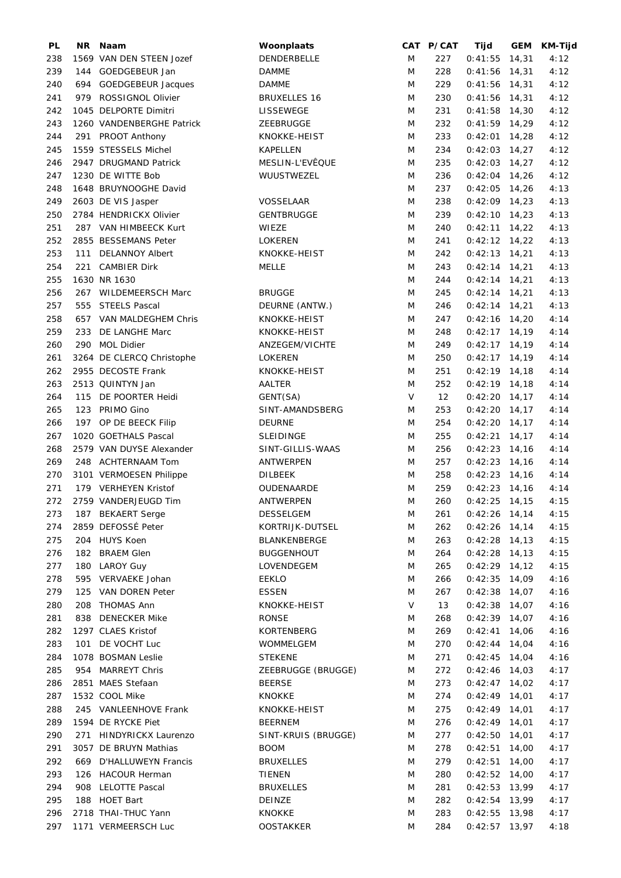| PL | NR | Naam | Woonplaats | CAT | P/CAT | Tijd | GEM | KM-Tijd |
|---|---|---|---|---|---|---|---|---|
| 238 | 1569 | VAN DEN STEEN Jozef | DENDERBELLE | M | 227 | 0:41:55 | 14,31 | 4:12 |
| 239 | 144 | GOEDGEBEUR Jan | DAMME | M | 228 | 0:41:56 | 14,31 | 4:12 |
| 240 | 694 | GOEDGEBEUR Jacques | DAMME | M | 229 | 0:41:56 | 14,31 | 4:12 |
| 241 | 979 | ROSSIGNOL Olivier | BRUXELLES 16 | M | 230 | 0:41:56 | 14,31 | 4:12 |
| 242 | 1045 | DELPORTE Dimitri | LISSEWEGE | M | 231 | 0:41:58 | 14,30 | 4:12 |
| 243 | 1260 | VANDENBERGHE Patrick | ZEEBRUGGE | M | 232 | 0:41:59 | 14,29 | 4:12 |
| 244 | 291 | PROOT Anthony | KNOKKE-HEIST | M | 233 | 0:42:01 | 14,28 | 4:12 |
| 245 | 1559 | STESSELS Michel | KAPELLEN | M | 234 | 0:42:03 | 14,27 | 4:12 |
| 246 | 2947 | DRUGMAND Patrick | MESLIN-L'EVÊQUE | M | 235 | 0:42:03 | 14,27 | 4:12 |
| 247 | 1230 | DE WITTE Bob | WUUSTWEZEL | M | 236 | 0:42:04 | 14,26 | 4:12 |
| 248 | 1648 | BRUYNOOGHE David | | M | 237 | 0:42:05 | 14,26 | 4:13 |
| 249 | 2603 | DE VIS Jasper | VOSSELAAR | M | 238 | 0:42:09 | 14,23 | 4:13 |
| 250 | 2784 | HENDRICKX Olivier | GENTBRUGGE | M | 239 | 0:42:10 | 14,23 | 4:13 |
| 251 | 287 | VAN HIMBEECK Kurt | WIEZE | M | 240 | 0:42:11 | 14,22 | 4:13 |
| 252 | 2855 | BESSEMANS Peter | LOKEREN | M | 241 | 0:42:12 | 14,22 | 4:13 |
| 253 | 111 | DELANNOY Albert | KNOKKE-HEIST | M | 242 | 0:42:13 | 14,21 | 4:13 |
| 254 | 221 | CAMBIER Dirk | MELLE | M | 243 | 0:42:14 | 14,21 | 4:13 |
| 255 | 1630 | NR 1630 | | M | 244 | 0:42:14 | 14,21 | 4:13 |
| 256 | 267 | WILDEMEERSCH Marc | BRUGGE | M | 245 | 0:42:14 | 14,21 | 4:13 |
| 257 | 555 | STEELS Pascal | DEURNE (ANTW.) | M | 246 | 0:42:14 | 14,21 | 4:13 |
| 258 | 657 | VAN MALDEGHEM Chris | KNOKKE-HEIST | M | 247 | 0:42:16 | 14,20 | 4:14 |
| 259 | 233 | DE LANGHE Marc | KNOKKE-HEIST | M | 248 | 0:42:17 | 14,19 | 4:14 |
| 260 | 290 | MOL Didier | ANZEGEM/VICHTE | M | 249 | 0:42:17 | 14,19 | 4:14 |
| 261 | 3264 | DE CLERCQ Christophe | LOKEREN | M | 250 | 0:42:17 | 14,19 | 4:14 |
| 262 | 2955 | DECOSTE Frank | KNOKKE-HEIST | M | 251 | 0:42:19 | 14,18 | 4:14 |
| 263 | 2513 | QUINTYN Jan | AALTER | M | 252 | 0:42:19 | 14,18 | 4:14 |
| 264 | 115 | DE POORTER Heidi | GENT(SA) | V | 12 | 0:42:20 | 14,17 | 4:14 |
| 265 | 123 | PRIMO Gino | SINT-AMANDSBERG | M | 253 | 0:42:20 | 14,17 | 4:14 |
| 266 | 197 | OP DE BEECK Filip | DEURNE | M | 254 | 0:42:20 | 14,17 | 4:14 |
| 267 | 1020 | GOETHALS Pascal | SLEIDINGE | M | 255 | 0:42:21 | 14,17 | 4:14 |
| 268 | 2579 | VAN DUYSE Alexander | SINT-GILLIS-WAAS | M | 256 | 0:42:23 | 14,16 | 4:14 |
| 269 | 248 | ACHTERNAAM Tom | ANTWERPEN | M | 257 | 0:42:23 | 14,16 | 4:14 |
| 270 | 3101 | VERMOESEN Philippe | DILBEEK | M | 258 | 0:42:23 | 14,16 | 4:14 |
| 271 | 179 | VERHEYEN Kristof | OUDENAARDE | M | 259 | 0:42:23 | 14,16 | 4:14 |
| 272 | 2759 | VANDERJEUGD Tim | ANTWERPEN | M | 260 | 0:42:25 | 14,15 | 4:15 |
| 273 | 187 | BEKAERT Serge | DESSELGEM | M | 261 | 0:42:26 | 14,14 | 4:15 |
| 274 | 2859 | DEFOSSÉ Peter | KORTRIJK-DUTSEL | M | 262 | 0:42:26 | 14,14 | 4:15 |
| 275 | 204 | HUYS Koen | BLANKENBERGE | M | 263 | 0:42:28 | 14,13 | 4:15 |
| 276 | 182 | BRAEM Glen | BUGGENHOUT | M | 264 | 0:42:28 | 14,13 | 4:15 |
| 277 | 180 | LAROY Guy | LOVENDEGEM | M | 265 | 0:42:29 | 14,12 | 4:15 |
| 278 | 595 | VERVAEKE Johan | EEKLO | M | 266 | 0:42:35 | 14,09 | 4:16 |
| 279 | 125 | VAN DOREN Peter | ESSEN | M | 267 | 0:42:38 | 14,07 | 4:16 |
| 280 | 208 | THOMAS Ann | KNOKKE-HEIST | V | 13 | 0:42:38 | 14,07 | 4:16 |
| 281 | 838 | DENECKER Mike | RONSE | M | 268 | 0:42:39 | 14,07 | 4:16 |
| 282 | 1297 | CLAES Kristof | KORTENBERG | M | 269 | 0:42:41 | 14,06 | 4:16 |
| 283 | 101 | DE VOCHT Luc | WOMMELGEM | M | 270 | 0:42:44 | 14,04 | 4:16 |
| 284 | 1078 | BOSMAN Leslie | STEKENE | M | 271 | 0:42:45 | 14,04 | 4:16 |
| 285 | 954 | MARREYT Chris | ZEEBRUGGE (BRUGGE) | M | 272 | 0:42:46 | 14,03 | 4:17 |
| 286 | 2851 | MAES Stefaan | BEERSE | M | 273 | 0:42:47 | 14,02 | 4:17 |
| 287 | 1532 | COOL Mike | KNOKKE | M | 274 | 0:42:49 | 14,01 | 4:17 |
| 288 | 245 | VANLEENHOVE Frank | KNOKKE-HEIST | M | 275 | 0:42:49 | 14,01 | 4:17 |
| 289 | 1594 | DE RYCKE Piet | BEERNEM | M | 276 | 0:42:49 | 14,01 | 4:17 |
| 290 | 271 | HINDYRICKX Laurenzo | SINT-KRUIS (BRUGGE) | M | 277 | 0:42:50 | 14,01 | 4:17 |
| 291 | 3057 | DE BRUYN Mathias | BOOM | M | 278 | 0:42:51 | 14,00 | 4:17 |
| 292 | 669 | D'HALLUWEYN Francis | BRUXELLES | M | 279 | 0:42:51 | 14,00 | 4:17 |
| 293 | 126 | HACOUR Herman | TIENEN | M | 280 | 0:42:52 | 14,00 | 4:17 |
| 294 | 908 | LELOTTE Pascal | BRUXELLES | M | 281 | 0:42:53 | 13,99 | 4:17 |
| 295 | 188 | HOET Bart | DEINZE | M | 282 | 0:42:54 | 13,99 | 4:17 |
| 296 | 2718 | THAI-THUC Yann | KNOKKE | M | 283 | 0:42:55 | 13,98 | 4:17 |
| 297 | 1171 | VERMEERSCH Luc | OOSTAKKER | M | 284 | 0:42:57 | 13,97 | 4:18 |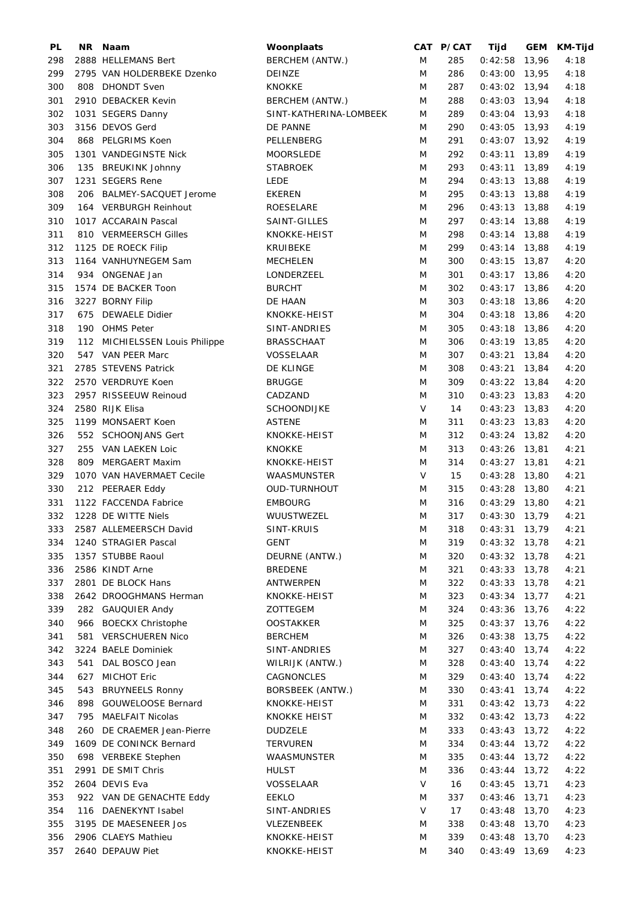| PL | NR | Naam | Woonplaats | CAT | P/CAT | Tijd | GEM | KM-Tijd |
|---|---|---|---|---|---|---|---|---|
| 298 | 2888 | HELLEMANS Bert | BERCHEM (ANTW.) | M | 285 | 0:42:58 | 13,96 | 4:18 |
| 299 | 2795 | VAN HOLDERBEKE Dzenko | DEINZE | M | 286 | 0:43:00 | 13,95 | 4:18 |
| 300 | 808 | DHONDT Sven | KNOKKE | M | 287 | 0:43:02 | 13,94 | 4:18 |
| 301 | 2910 | DEBACKER Kevin | BERCHEM (ANTW.) | M | 288 | 0:43:03 | 13,94 | 4:18 |
| 302 | 1031 | SEGERS Danny | SINT-KATHERINA-LOMBEEK | M | 289 | 0:43:04 | 13,93 | 4:18 |
| 303 | 3156 | DEVOS Gerd | DE PANNE | M | 290 | 0:43:05 | 13,93 | 4:19 |
| 304 | 868 | PELGRIMS Koen | PELLENBERG | M | 291 | 0:43:07 | 13,92 | 4:19 |
| 305 | 1301 | VANDEGINSTE Nick | MOORSLEDE | M | 292 | 0:43:11 | 13,89 | 4:19 |
| 306 | 135 | BREUKINK Johnny | STABROEK | M | 293 | 0:43:11 | 13,89 | 4:19 |
| 307 | 1231 | SEGERS Rene | LEDE | M | 294 | 0:43:13 | 13,88 | 4:19 |
| 308 | 206 | BALMEY-SACQUET Jerome | EKEREN | M | 295 | 0:43:13 | 13,88 | 4:19 |
| 309 | 164 | VERBURGH Reinhout | ROESELARE | M | 296 | 0:43:13 | 13,88 | 4:19 |
| 310 | 1017 | ACCARAIN Pascal | SAINT-GILLES | M | 297 | 0:43:14 | 13,88 | 4:19 |
| 311 | 810 | VERMEERSCH Gilles | KNOKKE-HEIST | M | 298 | 0:43:14 | 13,88 | 4:19 |
| 312 | 1125 | DE ROECK Filip | KRUIBEKE | M | 299 | 0:43:14 | 13,88 | 4:19 |
| 313 | 1164 | VANHUYNEGEM Sam | MECHELEN | M | 300 | 0:43:15 | 13,87 | 4:20 |
| 314 | 934 | ONGENAE Jan | LONDERZEEL | M | 301 | 0:43:17 | 13,86 | 4:20 |
| 315 | 1574 | DE BACKER Toon | BURCHT | M | 302 | 0:43:17 | 13,86 | 4:20 |
| 316 | 3227 | BORNY Filip | DE HAAN | M | 303 | 0:43:18 | 13,86 | 4:20 |
| 317 | 675 | DEWAELE Didier | KNOKKE-HEIST | M | 304 | 0:43:18 | 13,86 | 4:20 |
| 318 | 190 | OHMS Peter | SINT-ANDRIES | M | 305 | 0:43:18 | 13,86 | 4:20 |
| 319 | 112 | MICHIELSSEN Louis Philippe | BRASSCHAAT | M | 306 | 0:43:19 | 13,85 | 4:20 |
| 320 | 547 | VAN PEER Marc | VOSSELAAR | M | 307 | 0:43:21 | 13,84 | 4:20 |
| 321 | 2785 | STEVENS Patrick | DE KLINGE | M | 308 | 0:43:21 | 13,84 | 4:20 |
| 322 | 2570 | VERDRUYE Koen | BRUGGE | M | 309 | 0:43:22 | 13,84 | 4:20 |
| 323 | 2957 | RISSEEUW Reinoud | CADZAND | M | 310 | 0:43:23 | 13,83 | 4:20 |
| 324 | 2580 | RIJK Elisa | SCHOONDIJKE | V | 14 | 0:43:23 | 13,83 | 4:20 |
| 325 | 1199 | MONSAERT Koen | ASTENE | M | 311 | 0:43:23 | 13,83 | 4:20 |
| 326 | 552 | SCHOONJANS Gert | KNOKKE-HEIST | M | 312 | 0:43:24 | 13,82 | 4:20 |
| 327 | 255 | VAN LAEKEN Loic | KNOKKE | M | 313 | 0:43:26 | 13,81 | 4:21 |
| 328 | 809 | MERGAERT Maxim | KNOKKE-HEIST | M | 314 | 0:43:27 | 13,81 | 4:21 |
| 329 | 1070 | VAN HAVERMAET Cecile | WAASMUNSTER | V | 15 | 0:43:28 | 13,80 | 4:21 |
| 330 | 212 | PEERAER Eddy | OUD-TURNHOUT | M | 315 | 0:43:28 | 13,80 | 4:21 |
| 331 | 1122 | FACCENDA Fabrice | EMBOURG | M | 316 | 0:43:29 | 13,80 | 4:21 |
| 332 | 1228 | DE WITTE Niels | WUUSTWEZEL | M | 317 | 0:43:30 | 13,79 | 4:21 |
| 333 | 2587 | ALLEMEERSCH David | SINT-KRUIS | M | 318 | 0:43:31 | 13,79 | 4:21 |
| 334 | 1240 | STRAGIER Pascal | GENT | M | 319 | 0:43:32 | 13,78 | 4:21 |
| 335 | 1357 | STUBBE Raoul | DEURNE (ANTW.) | M | 320 | 0:43:32 | 13,78 | 4:21 |
| 336 | 2586 | KINDT Arne | BREDENE | M | 321 | 0:43:33 | 13,78 | 4:21 |
| 337 | 2801 | DE BLOCK Hans | ANTWERPEN | M | 322 | 0:43:33 | 13,78 | 4:21 |
| 338 | 2642 | DROOGHMANS Herman | KNOKKE-HEIST | M | 323 | 0:43:34 | 13,77 | 4:21 |
| 339 | 282 | GAUQUIER Andy | ZOTTEGEM | M | 324 | 0:43:36 | 13,76 | 4:22 |
| 340 | 966 | BOECKX Christophe | OOSTAKKER | M | 325 | 0:43:37 | 13,76 | 4:22 |
| 341 | 581 | VERSCHUEREN Nico | BERCHEM | M | 326 | 0:43:38 | 13,75 | 4:22 |
| 342 | 3224 | BAELE Dominiek | SINT-ANDRIES | M | 327 | 0:43:40 | 13,74 | 4:22 |
| 343 | 541 | DAL BOSCO Jean | WILRIJK (ANTW.) | M | 328 | 0:43:40 | 13,74 | 4:22 |
| 344 | 627 | MICHOT Eric | CAGNONCLES | M | 329 | 0:43:40 | 13,74 | 4:22 |
| 345 | 543 | BRUYNEELS Ronny | BORSBEEK (ANTW.) | M | 330 | 0:43:41 | 13,74 | 4:22 |
| 346 | 898 | GOUWELOOSE Bernard | KNOKKE-HEIST | M | 331 | 0:43:42 | 13,73 | 4:22 |
| 347 | 795 | MAELFAIT Nicolas | KNOKKE HEIST | M | 332 | 0:43:42 | 13,73 | 4:22 |
| 348 | 260 | DE CRAEMER Jean-Pierre | DUDZELE | M | 333 | 0:43:43 | 13,72 | 4:22 |
| 349 | 1609 | DE CONINCK Bernard | TERVUREN | M | 334 | 0:43:44 | 13,72 | 4:22 |
| 350 | 698 | VERBEKE Stephen | WAASMUNSTER | M | 335 | 0:43:44 | 13,72 | 4:22 |
| 351 | 2991 | DE SMIT Chris | HULST | M | 336 | 0:43:44 | 13,72 | 4:22 |
| 352 | 2604 | DEVIS Eva | VOSSELAAR | V | 16 | 0:43:45 | 13,71 | 4:23 |
| 353 | 922 | VAN DE GENACHTE Eddy | EEKLO | M | 337 | 0:43:46 | 13,71 | 4:23 |
| 354 | 116 | DAENEKYNT Isabel | SINT-ANDRIES | V | 17 | 0:43:48 | 13,70 | 4:23 |
| 355 | 3195 | DE MAESENEER Jos | VLEZENBEEK | M | 338 | 0:43:48 | 13,70 | 4:23 |
| 356 | 2906 | CLAEYS Mathieu | KNOKKE-HEIST | M | 339 | 0:43:48 | 13,70 | 4:23 |
| 357 | 2640 | DEPAUW Piet | KNOKKE-HEIST | M | 340 | 0:43:49 | 13,69 | 4:23 |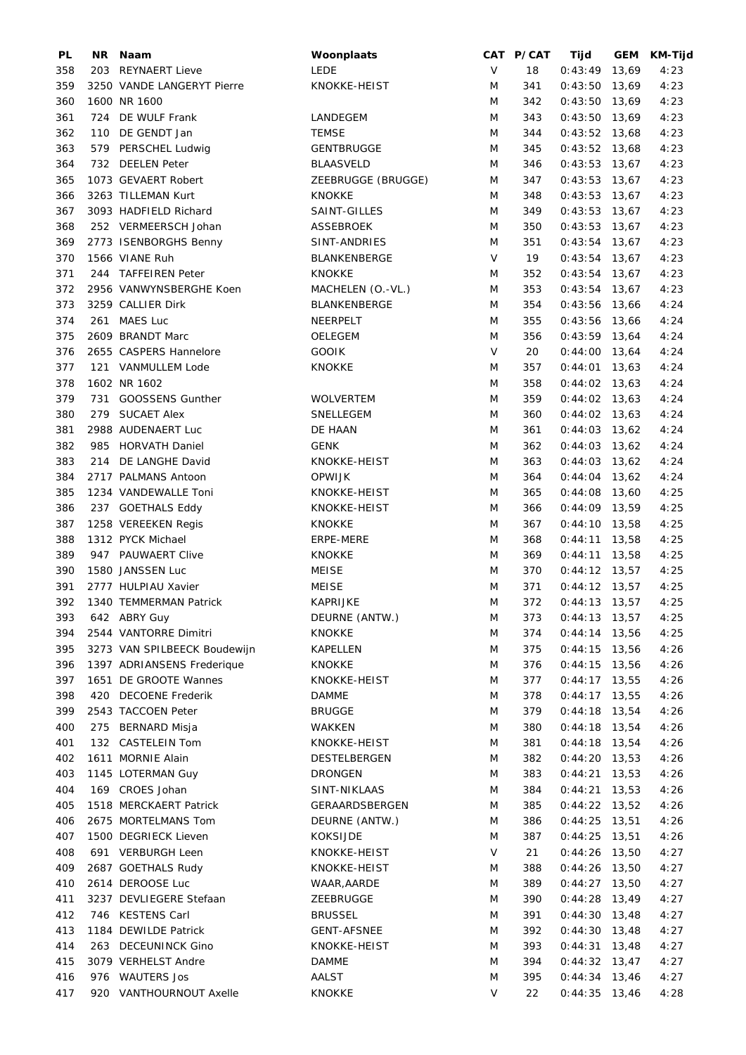| PL | NR | Naam | Woonplaats | CAT | P/CAT | Tijd | GEM | KM-Tijd |
|---|---|---|---|---|---|---|---|---|
| 358 | 203 | REYNAERT Lieve | LEDE | V | 18 | 0:43:49 | 13,69 | 4:23 |
| 359 | 3250 | VANDE LANGERYT Pierre | KNOKKE-HEIST | M | 341 | 0:43:50 | 13,69 | 4:23 |
| 360 | 1600 | NR 1600 | | M | 342 | 0:43:50 | 13,69 | 4:23 |
| 361 | 724 | DE WULF Frank | LANDEGEM | M | 343 | 0:43:50 | 13,69 | 4:23 |
| 362 | 110 | DE GENDT Jan | TEMSE | M | 344 | 0:43:52 | 13,68 | 4:23 |
| 363 | 579 | PERSCHEL Ludwig | GENTBRUGGE | M | 345 | 0:43:52 | 13,68 | 4:23 |
| 364 | 732 | DEELEN Peter | BLAASVELD | M | 346 | 0:43:53 | 13,67 | 4:23 |
| 365 | 1073 | GEVAERT Robert | ZEEBRUGGE (BRUGGE) | M | 347 | 0:43:53 | 13,67 | 4:23 |
| 366 | 3263 | TILLEMAN Kurt | KNOKKE | M | 348 | 0:43:53 | 13,67 | 4:23 |
| 367 | 3093 | HADFIELD Richard | SAINT-GILLES | M | 349 | 0:43:53 | 13,67 | 4:23 |
| 368 | 252 | VERMEERSCH Johan | ASSEBROEK | M | 350 | 0:43:53 | 13,67 | 4:23 |
| 369 | 2773 | ISENBORGHS Benny | SINT-ANDRIES | M | 351 | 0:43:54 | 13,67 | 4:23 |
| 370 | 1566 | VIANE Ruh | BLANKENBERGE | V | 19 | 0:43:54 | 13,67 | 4:23 |
| 371 | 244 | TAFFEIREN Peter | KNOKKE | M | 352 | 0:43:54 | 13,67 | 4:23 |
| 372 | 2956 | VANWYNSBERGHE Koen | MACHELEN (O.-VL.) | M | 353 | 0:43:54 | 13,67 | 4:23 |
| 373 | 3259 | CALLIER Dirk | BLANKENBERGE | M | 354 | 0:43:56 | 13,66 | 4:24 |
| 374 | 261 | MAES Luc | NEERPELT | M | 355 | 0:43:56 | 13,66 | 4:24 |
| 375 | 2609 | BRANDT Marc | OELEGEM | M | 356 | 0:43:59 | 13,64 | 4:24 |
| 376 | 2655 | CASPERS Hannelore | GOOIK | V | 20 | 0:44:00 | 13,64 | 4:24 |
| 377 | 121 | VANMULLEM Lode | KNOKKE | M | 357 | 0:44:01 | 13,63 | 4:24 |
| 378 | 1602 | NR 1602 | | M | 358 | 0:44:02 | 13,63 | 4:24 |
| 379 | 731 | GOOSSENS Gunther | WOLVERTEM | M | 359 | 0:44:02 | 13,63 | 4:24 |
| 380 | 279 | SUCAET Alex | SNELLEGEM | M | 360 | 0:44:02 | 13,63 | 4:24 |
| 381 | 2988 | AUDENAERT Luc | DE HAAN | M | 361 | 0:44:03 | 13,62 | 4:24 |
| 382 | 985 | HORVATH Daniel | GENK | M | 362 | 0:44:03 | 13,62 | 4:24 |
| 383 | 214 | DE LANGHE David | KNOKKE-HEIST | M | 363 | 0:44:03 | 13,62 | 4:24 |
| 384 | 2717 | PALMANS Antoon | OPWIJK | M | 364 | 0:44:04 | 13,62 | 4:24 |
| 385 | 1234 | VANDEWALLE Toni | KNOKKE-HEIST | M | 365 | 0:44:08 | 13,60 | 4:25 |
| 386 | 237 | GOETHALS Eddy | KNOKKE-HEIST | M | 366 | 0:44:09 | 13,59 | 4:25 |
| 387 | 1258 | VEREEKEN Regis | KNOKKE | M | 367 | 0:44:10 | 13,58 | 4:25 |
| 388 | 1312 | PYCK Michael | ERPE-MERE | M | 368 | 0:44:11 | 13,58 | 4:25 |
| 389 | 947 | PAUWAERT Clive | KNOKKE | M | 369 | 0:44:11 | 13,58 | 4:25 |
| 390 | 1580 | JANSSEN Luc | MEISE | M | 370 | 0:44:12 | 13,57 | 4:25 |
| 391 | 2777 | HULPIAU Xavier | MEISE | M | 371 | 0:44:12 | 13,57 | 4:25 |
| 392 | 1340 | TEMMERMAN Patrick | KAPRIJKE | M | 372 | 0:44:13 | 13,57 | 4:25 |
| 393 | 642 | ABRY Guy | DEURNE (ANTW.) | M | 373 | 0:44:13 | 13,57 | 4:25 |
| 394 | 2544 | VANTORRE Dimitri | KNOKKE | M | 374 | 0:44:14 | 13,56 | 4:25 |
| 395 | 3273 | VAN SPILBEECK Boudewijn | KAPELLEN | M | 375 | 0:44:15 | 13,56 | 4:26 |
| 396 | 1397 | ADRIANSENS Frederique | KNOKKE | M | 376 | 0:44:15 | 13,56 | 4:26 |
| 397 | 1651 | DE GROOTE Wannes | KNOKKE-HEIST | M | 377 | 0:44:17 | 13,55 | 4:26 |
| 398 | 420 | DECOENE Frederik | DAMME | M | 378 | 0:44:17 | 13,55 | 4:26 |
| 399 | 2543 | TACCOEN Peter | BRUGGE | M | 379 | 0:44:18 | 13,54 | 4:26 |
| 400 | 275 | BERNARD Misja | WAKKEN | M | 380 | 0:44:18 | 13,54 | 4:26 |
| 401 | 132 | CASTELEIN Tom | KNOKKE-HEIST | M | 381 | 0:44:18 | 13,54 | 4:26 |
| 402 | 1611 | MORNIE Alain | DESTELBERGEN | M | 382 | 0:44:20 | 13,53 | 4:26 |
| 403 | 1145 | LOTERMAN Guy | DRONGEN | M | 383 | 0:44:21 | 13,53 | 4:26 |
| 404 | 169 | CROES Johan | SINT-NIKLAAS | M | 384 | 0:44:21 | 13,53 | 4:26 |
| 405 | 1518 | MERCKAERT Patrick | GERAARDSBERGEN | M | 385 | 0:44:22 | 13,52 | 4:26 |
| 406 | 2675 | MORTELMANS Tom | DEURNE (ANTW.) | M | 386 | 0:44:25 | 13,51 | 4:26 |
| 407 | 1500 | DEGRIECK Lieven | KOKSIJDE | M | 387 | 0:44:25 | 13,51 | 4:26 |
| 408 | 691 | VERBURGH Leen | KNOKKE-HEIST | V | 21 | 0:44:26 | 13,50 | 4:27 |
| 409 | 2687 | GOETHALS Rudy | KNOKKE-HEIST | M | 388 | 0:44:26 | 13,50 | 4:27 |
| 410 | 2614 | DEROOSE Luc | WAAR,AARDE | M | 389 | 0:44:27 | 13,50 | 4:27 |
| 411 | 3237 | DEVLIEGERE Stefaan | ZEEBRUGGE | M | 390 | 0:44:28 | 13,49 | 4:27 |
| 412 | 746 | KESTENS Carl | BRUSSEL | M | 391 | 0:44:30 | 13,48 | 4:27 |
| 413 | 1184 | DEWILDE Patrick | GENT-AFSNEE | M | 392 | 0:44:30 | 13,48 | 4:27 |
| 414 | 263 | DECEUNINCK Gino | KNOKKE-HEIST | M | 393 | 0:44:31 | 13,48 | 4:27 |
| 415 | 3079 | VERHELST Andre | DAMME | M | 394 | 0:44:32 | 13,47 | 4:27 |
| 416 | 976 | WAUTERS Jos | AALST | M | 395 | 0:44:34 | 13,46 | 4:27 |
| 417 | 920 | VANTHOURNOUT Axelle | KNOKKE | V | 22 | 0:44:35 | 13,46 | 4:28 |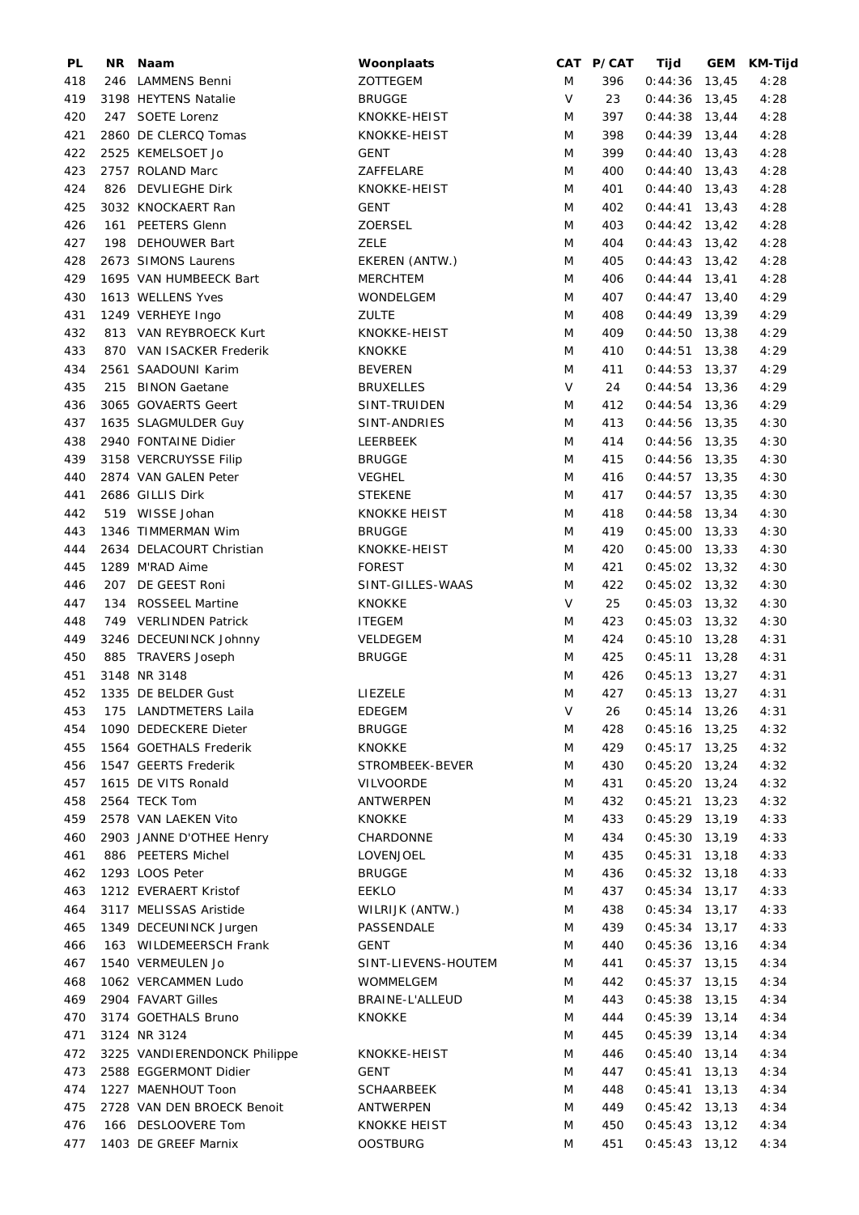| PL | NR | Naam | Woonplaats | CAT | P/CAT | Tijd | GEM | KM-Tijd |
|---|---|---|---|---|---|---|---|---|
| 418 | 246 | LAMMENS Benni | ZOTTEGEM | M | 396 | 0:44:36 | 13,45 | 4:28 |
| 419 | 3198 | HEYTENS Natalie | BRUGGE | V | 23 | 0:44:36 | 13,45 | 4:28 |
| 420 | 247 | SOETE Lorenz | KNOKKE-HEIST | M | 397 | 0:44:38 | 13,44 | 4:28 |
| 421 | 2860 | DE CLERCQ Tomas | KNOKKE-HEIST | M | 398 | 0:44:39 | 13,44 | 4:28 |
| 422 | 2525 | KEMELSOET Jo | GENT | M | 399 | 0:44:40 | 13,43 | 4:28 |
| 423 | 2757 | ROLAND Marc | ZAFFELARE | M | 400 | 0:44:40 | 13,43 | 4:28 |
| 424 | 826 | DEVLIEGHE Dirk | KNOKKE-HEIST | M | 401 | 0:44:40 | 13,43 | 4:28 |
| 425 | 3032 | KNOCKAERT Ran | GENT | M | 402 | 0:44:41 | 13,43 | 4:28 |
| 426 | 161 | PEETERS Glenn | ZOERSEL | M | 403 | 0:44:42 | 13,42 | 4:28 |
| 427 | 198 | DEHOUWER Bart | ZELE | M | 404 | 0:44:43 | 13,42 | 4:28 |
| 428 | 2673 | SIMONS Laurens | EKEREN (ANTW.) | M | 405 | 0:44:43 | 13,42 | 4:28 |
| 429 | 1695 | VAN HUMBEECK Bart | MERCHTEM | M | 406 | 0:44:44 | 13,41 | 4:28 |
| 430 | 1613 | WELLENS Yves | WONDELGEM | M | 407 | 0:44:47 | 13,40 | 4:29 |
| 431 | 1249 | VERHEYE Ingo | ZULTE | M | 408 | 0:44:49 | 13,39 | 4:29 |
| 432 | 813 | VAN REYBROECK Kurt | KNOKKE-HEIST | M | 409 | 0:44:50 | 13,38 | 4:29 |
| 433 | 870 | VAN ISACKER Frederik | KNOKKE | M | 410 | 0:44:51 | 13,38 | 4:29 |
| 434 | 2561 | SAADOUNI Karim | BEVEREN | M | 411 | 0:44:53 | 13,37 | 4:29 |
| 435 | 215 | BINON Gaetane | BRUXELLES | V | 24 | 0:44:54 | 13,36 | 4:29 |
| 436 | 3065 | GOVAERTS Geert | SINT-TRUIDEN | M | 412 | 0:44:54 | 13,36 | 4:29 |
| 437 | 1635 | SLAGMULDER Guy | SINT-ANDRIES | M | 413 | 0:44:56 | 13,35 | 4:30 |
| 438 | 2940 | FONTAINE Didier | LEERBEEK | M | 414 | 0:44:56 | 13,35 | 4:30 |
| 439 | 3158 | VERCRUYSSE Filip | BRUGGE | M | 415 | 0:44:56 | 13,35 | 4:30 |
| 440 | 2874 | VAN GALEN Peter | VEGHEL | M | 416 | 0:44:57 | 13,35 | 4:30 |
| 441 | 2686 | GILLIS Dirk | STEKENE | M | 417 | 0:44:57 | 13,35 | 4:30 |
| 442 | 519 | WISSE Johan | KNOKKE HEIST | M | 418 | 0:44:58 | 13,34 | 4:30 |
| 443 | 1346 | TIMMERMAN Wim | BRUGGE | M | 419 | 0:45:00 | 13,33 | 4:30 |
| 444 | 2634 | DELACOURT Christian | KNOKKE-HEIST | M | 420 | 0:45:00 | 13,33 | 4:30 |
| 445 | 1289 | M'RAD Aime | FOREST | M | 421 | 0:45:02 | 13,32 | 4:30 |
| 446 | 207 | DE GEEST Roni | SINT-GILLES-WAAS | M | 422 | 0:45:02 | 13,32 | 4:30 |
| 447 | 134 | ROSSEEL Martine | KNOKKE | V | 25 | 0:45:03 | 13,32 | 4:30 |
| 448 | 749 | VERLINDEN Patrick | ITEGEM | M | 423 | 0:45:03 | 13,32 | 4:30 |
| 449 | 3246 | DECEUNINCK Johnny | VELDEGEM | M | 424 | 0:45:10 | 13,28 | 4:31 |
| 450 | 885 | TRAVERS Joseph | BRUGGE | M | 425 | 0:45:11 | 13,28 | 4:31 |
| 451 | 3148 | NR 3148 | | M | 426 | 0:45:13 | 13,27 | 4:31 |
| 452 | 1335 | DE BELDER Gust | LIEZELE | M | 427 | 0:45:13 | 13,27 | 4:31 |
| 453 | 175 | LANDTMETERS Laila | EDEGEM | V | 26 | 0:45:14 | 13,26 | 4:31 |
| 454 | 1090 | DEDECKERE Dieter | BRUGGE | M | 428 | 0:45:16 | 13,25 | 4:32 |
| 455 | 1564 | GOETHALS Frederik | KNOKKE | M | 429 | 0:45:17 | 13,25 | 4:32 |
| 456 | 1547 | GEERTS Frederik | STROMBEEK-BEVER | M | 430 | 0:45:20 | 13,24 | 4:32 |
| 457 | 1615 | DE VITS Ronald | VILVOORDE | M | 431 | 0:45:20 | 13,24 | 4:32 |
| 458 | 2564 | TECK Tom | ANTWERPEN | M | 432 | 0:45:21 | 13,23 | 4:32 |
| 459 | 2578 | VAN LAEKEN Vito | KNOKKE | M | 433 | 0:45:29 | 13,19 | 4:33 |
| 460 | 2903 | JANNE D'OTHEE Henry | CHARDONNE | M | 434 | 0:45:30 | 13,19 | 4:33 |
| 461 | 886 | PEETERS Michel | LOVENJOEL | M | 435 | 0:45:31 | 13,18 | 4:33 |
| 462 | 1293 | LOOS Peter | BRUGGE | M | 436 | 0:45:32 | 13,18 | 4:33 |
| 463 | 1212 | EVERAERT Kristof | EEKLO | M | 437 | 0:45:34 | 13,17 | 4:33 |
| 464 | 3117 | MELISSAS Aristide | WILRIJK (ANTW.) | M | 438 | 0:45:34 | 13,17 | 4:33 |
| 465 | 1349 | DECEUNINCK Jurgen | PASSENDALE | M | 439 | 0:45:34 | 13,17 | 4:33 |
| 466 | 163 | WILDEMEERSCH Frank | GENT | M | 440 | 0:45:36 | 13,16 | 4:34 |
| 467 | 1540 | VERMEULEN Jo | SINT-LIEVENS-HOUTEM | M | 441 | 0:45:37 | 13,15 | 4:34 |
| 468 | 1062 | VERCAMMEN Ludo | WOMMELGEM | M | 442 | 0:45:37 | 13,15 | 4:34 |
| 469 | 2904 | FAVART Gilles | BRAINE-L'ALLEUD | M | 443 | 0:45:38 | 13,15 | 4:34 |
| 470 | 3174 | GOETHALS Bruno | KNOKKE | M | 444 | 0:45:39 | 13,14 | 4:34 |
| 471 | 3124 | NR 3124 | | M | 445 | 0:45:39 | 13,14 | 4:34 |
| 472 | 3225 | VANDIERENDONCK Philippe | KNOKKE-HEIST | M | 446 | 0:45:40 | 13,14 | 4:34 |
| 473 | 2588 | EGGERMONT Didier | GENT | M | 447 | 0:45:41 | 13,13 | 4:34 |
| 474 | 1227 | MAENHOUT Toon | SCHAARBEEK | M | 448 | 0:45:41 | 13,13 | 4:34 |
| 475 | 2728 | VAN DEN BROECK Benoit | ANTWERPEN | M | 449 | 0:45:42 | 13,13 | 4:34 |
| 476 | 166 | DESLOOVERE Tom | KNOKKE HEIST | M | 450 | 0:45:43 | 13,12 | 4:34 |
| 477 | 1403 | DE GREEF Marnix | OOSTBURG | M | 451 | 0:45:43 | 13,12 | 4:34 |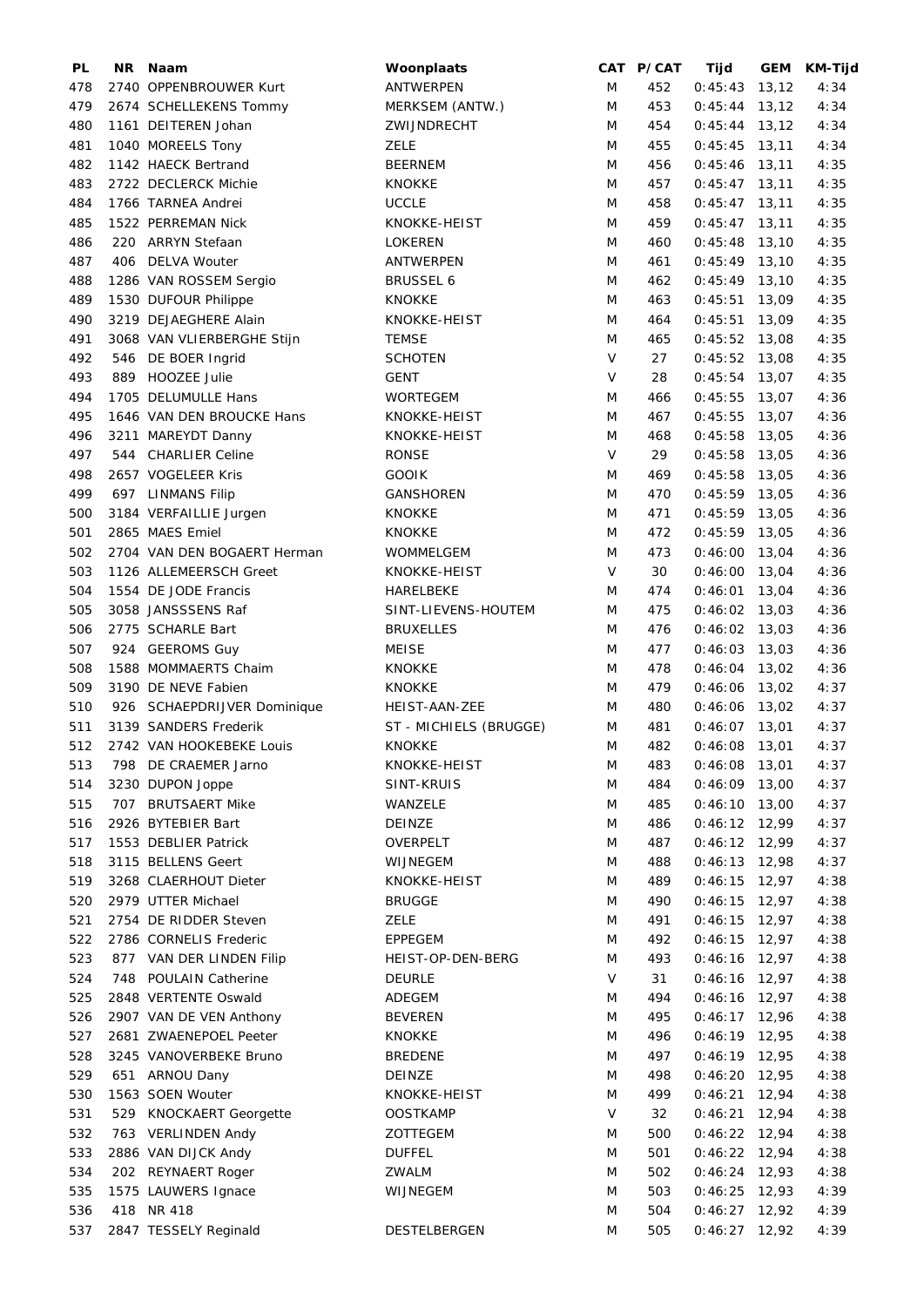| PL | NR | Naam | Woonplaats | CAT | P/CAT | Tijd | GEM | KM-Tijd |
|---|---|---|---|---|---|---|---|---|
| 478 | 2740 | OPPENBROUWER Kurt | ANTWERPEN | M | 452 | 0:45:43 | 13,12 | 4:34 |
| 479 | 2674 | SCHELLEKENS Tommy | MERKSEM (ANTW.) | M | 453 | 0:45:44 | 13,12 | 4:34 |
| 480 | 1161 | DEITEREN Johan | ZWIJNDRECHT | M | 454 | 0:45:44 | 13,12 | 4:34 |
| 481 | 1040 | MOREELS Tony | ZELE | M | 455 | 0:45:45 | 13,11 | 4:34 |
| 482 | 1142 | HAECK Bertrand | BEERNEM | M | 456 | 0:45:46 | 13,11 | 4:35 |
| 483 | 2722 | DECLERCK Michie | KNOKKE | M | 457 | 0:45:47 | 13,11 | 4:35 |
| 484 | 1766 | TARNEA Andrei | UCCLE | M | 458 | 0:45:47 | 13,11 | 4:35 |
| 485 | 1522 | PERREMAN Nick | KNOKKE-HEIST | M | 459 | 0:45:47 | 13,11 | 4:35 |
| 486 | 220 | ARRYN Stefaan | LOKEREN | M | 460 | 0:45:48 | 13,10 | 4:35 |
| 487 | 406 | DELVA Wouter | ANTWERPEN | M | 461 | 0:45:49 | 13,10 | 4:35 |
| 488 | 1286 | VAN ROSSEM Sergio | BRUSSEL 6 | M | 462 | 0:45:49 | 13,10 | 4:35 |
| 489 | 1530 | DUFOUR Philippe | KNOKKE | M | 463 | 0:45:51 | 13,09 | 4:35 |
| 490 | 3219 | DEJAEGHERE Alain | KNOKKE-HEIST | M | 464 | 0:45:51 | 13,09 | 4:35 |
| 491 | 3068 | VAN VLIERBERGHE Stijn | TEMSE | M | 465 | 0:45:52 | 13,08 | 4:35 |
| 492 | 546 | DE BOER Ingrid | SCHOTEN | V | 27 | 0:45:52 | 13,08 | 4:35 |
| 493 | 889 | HOOZEE Julie | GENT | V | 28 | 0:45:54 | 13,07 | 4:35 |
| 494 | 1705 | DELUMULLE Hans | WORTEGEM | M | 466 | 0:45:55 | 13,07 | 4:36 |
| 495 | 1646 | VAN DEN BROUCKE Hans | KNOKKE-HEIST | M | 467 | 0:45:55 | 13,07 | 4:36 |
| 496 | 3211 | MAREYDT Danny | KNOKKE-HEIST | M | 468 | 0:45:58 | 13,05 | 4:36 |
| 497 | 544 | CHARLIER Celine | RONSE | V | 29 | 0:45:58 | 13,05 | 4:36 |
| 498 | 2657 | VOGELEER Kris | GOOIK | M | 469 | 0:45:58 | 13,05 | 4:36 |
| 499 | 697 | LINMANS Filip | GANSHOREN | M | 470 | 0:45:59 | 13,05 | 4:36 |
| 500 | 3184 | VERFAILLIE Jurgen | KNOKKE | M | 471 | 0:45:59 | 13,05 | 4:36 |
| 501 | 2865 | MAES Emiel | KNOKKE | M | 472 | 0:45:59 | 13,05 | 4:36 |
| 502 | 2704 | VAN DEN BOGAERT Herman | WOMMELGEM | M | 473 | 0:46:00 | 13,04 | 4:36 |
| 503 | 1126 | ALLEMEERSCH Greet | KNOKKE-HEIST | V | 30 | 0:46:00 | 13,04 | 4:36 |
| 504 | 1554 | DE JODE Francis | HARELBEKE | M | 474 | 0:46:01 | 13,04 | 4:36 |
| 505 | 3058 | JANSSSENS Raf | SINT-LIEVENS-HOUTEM | M | 475 | 0:46:02 | 13,03 | 4:36 |
| 506 | 2775 | SCHARLE Bart | BRUXELLES | M | 476 | 0:46:02 | 13,03 | 4:36 |
| 507 | 924 | GEEROMS Guy | MEISE | M | 477 | 0:46:03 | 13,03 | 4:36 |
| 508 | 1588 | MOMMAERTS Chaim | KNOKKE | M | 478 | 0:46:04 | 13,02 | 4:36 |
| 509 | 3190 | DE NEVE Fabien | KNOKKE | M | 479 | 0:46:06 | 13,02 | 4:37 |
| 510 | 926 | SCHAEPDRIJVER Dominique | HEIST-AAN-ZEE | M | 480 | 0:46:06 | 13,02 | 4:37 |
| 511 | 3139 | SANDERS Frederik | ST - MICHIELS (BRUGGE) | M | 481 | 0:46:07 | 13,01 | 4:37 |
| 512 | 2742 | VAN HOOKEBEKE Louis | KNOKKE | M | 482 | 0:46:08 | 13,01 | 4:37 |
| 513 | 798 | DE CRAEMER Jarno | KNOKKE-HEIST | M | 483 | 0:46:08 | 13,01 | 4:37 |
| 514 | 3230 | DUPON Joppe | SINT-KRUIS | M | 484 | 0:46:09 | 13,00 | 4:37 |
| 515 | 707 | BRUTSAERT Mike | WANZELE | M | 485 | 0:46:10 | 13,00 | 4:37 |
| 516 | 2926 | BYTEBIER Bart | DEINZE | M | 486 | 0:46:12 | 12,99 | 4:37 |
| 517 | 1553 | DEBLIER Patrick | OVERPELT | M | 487 | 0:46:12 | 12,99 | 4:37 |
| 518 | 3115 | BELLENS Geert | WIJNEGEM | M | 488 | 0:46:13 | 12,98 | 4:37 |
| 519 | 3268 | CLAERHOUT Dieter | KNOKKE-HEIST | M | 489 | 0:46:15 | 12,97 | 4:38 |
| 520 | 2979 | UTTER Michael | BRUGGE | M | 490 | 0:46:15 | 12,97 | 4:38 |
| 521 | 2754 | DE RIDDER Steven | ZELE | M | 491 | 0:46:15 | 12,97 | 4:38 |
| 522 | 2786 | CORNELIS Frederic | EPPEGEM | M | 492 | 0:46:15 | 12,97 | 4:38 |
| 523 | 877 | VAN DER LINDEN Filip | HEIST-OP-DEN-BERG | M | 493 | 0:46:16 | 12,97 | 4:38 |
| 524 | 748 | POULAIN Catherine | DEURLE | V | 31 | 0:46:16 | 12,97 | 4:38 |
| 525 | 2848 | VERTENTE Oswald | ADEGEM | M | 494 | 0:46:16 | 12,97 | 4:38 |
| 526 | 2907 | VAN DE VEN Anthony | BEVEREN | M | 495 | 0:46:17 | 12,96 | 4:38 |
| 527 | 2681 | ZWAENEPOEL Peeter | KNOKKE | M | 496 | 0:46:19 | 12,95 | 4:38 |
| 528 | 3245 | VANOVERBEKE Bruno | BREDENE | M | 497 | 0:46:19 | 12,95 | 4:38 |
| 529 | 651 | ARNOU Dany | DEINZE | M | 498 | 0:46:20 | 12,95 | 4:38 |
| 530 | 1563 | SOEN Wouter | KNOKKE-HEIST | M | 499 | 0:46:21 | 12,94 | 4:38 |
| 531 | 529 | KNOCKAERT Georgette | OOSTKAMP | V | 32 | 0:46:21 | 12,94 | 4:38 |
| 532 | 763 | VERLINDEN Andy | ZOTTEGEM | M | 500 | 0:46:22 | 12,94 | 4:38 |
| 533 | 2886 | VAN DIJCK Andy | DUFFEL | M | 501 | 0:46:22 | 12,94 | 4:38 |
| 534 | 202 | REYNAERT Roger | ZWALM | M | 502 | 0:46:24 | 12,93 | 4:38 |
| 535 | 1575 | LAUWERS Ignace | WIJNEGEM | M | 503 | 0:46:25 | 12,93 | 4:39 |
| 536 | 418 | NR 418 | | M | 504 | 0:46:27 | 12,92 | 4:39 |
| 537 | 2847 | TESSELY Reginald | DESTELBERGEN | M | 505 | 0:46:27 | 12,92 | 4:39 |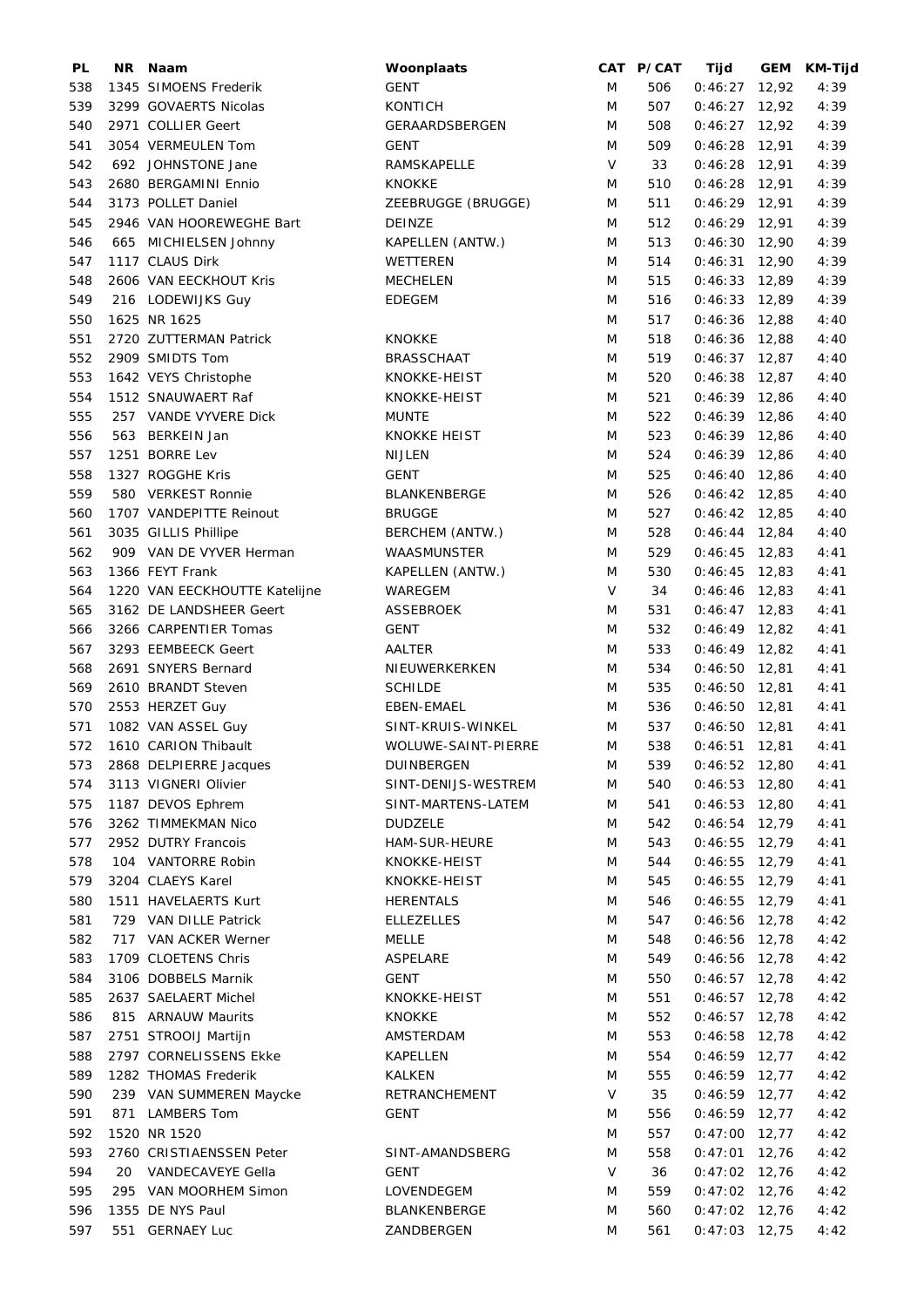| PL | NR | Naam | Woonplaats | CAT | P/CAT | Tijd | GEM | KM-Tijd |
|---|---|---|---|---|---|---|---|---|
| 538 | 1345 | SIMOENS Frederik | GENT | M | 506 | 0:46:27 | 12,92 | 4:39 |
| 539 | 3299 | GOVAERTS Nicolas | KONTICH | M | 507 | 0:46:27 | 12,92 | 4:39 |
| 540 | 2971 | COLLIER Geert | GERAARDSBERGEN | M | 508 | 0:46:27 | 12,92 | 4:39 |
| 541 | 3054 | VERMEULEN Tom | GENT | M | 509 | 0:46:28 | 12,91 | 4:39 |
| 542 | 692 | JOHNSTONE Jane | RAMSKAPELLE | V | 33 | 0:46:28 | 12,91 | 4:39 |
| 543 | 2680 | BERGAMINI Ennio | KNOKKE | M | 510 | 0:46:28 | 12,91 | 4:39 |
| 544 | 3173 | POLLET Daniel | ZEEBRUGGE (BRUGGE) | M | 511 | 0:46:29 | 12,91 | 4:39 |
| 545 | 2946 | VAN HOOREWEGHE Bart | DEINZE | M | 512 | 0:46:29 | 12,91 | 4:39 |
| 546 | 665 | MICHIELSEN Johnny | KAPELLEN (ANTW.) | M | 513 | 0:46:30 | 12,90 | 4:39 |
| 547 | 1117 | CLAUS Dirk | WETTEREN | M | 514 | 0:46:31 | 12,90 | 4:39 |
| 548 | 2606 | VAN EECKHOUT Kris | MECHELEN | M | 515 | 0:46:33 | 12,89 | 4:39 |
| 549 | 216 | LODEWIJKS Guy | EDEGEM | M | 516 | 0:46:33 | 12,89 | 4:39 |
| 550 | 1625 | NR 1625 |  | M | 517 | 0:46:36 | 12,88 | 4:40 |
| 551 | 2720 | ZUTTERMAN Patrick | KNOKKE | M | 518 | 0:46:36 | 12,88 | 4:40 |
| 552 | 2909 | SMIDTS Tom | BRASSCHAAT | M | 519 | 0:46:37 | 12,87 | 4:40 |
| 553 | 1642 | VEYS Christophe | KNOKKE-HEIST | M | 520 | 0:46:38 | 12,87 | 4:40 |
| 554 | 1512 | SNAUWAERT Raf | KNOKKE-HEIST | M | 521 | 0:46:39 | 12,86 | 4:40 |
| 555 | 257 | VANDE VYVERE Dick | MUNTE | M | 522 | 0:46:39 | 12,86 | 4:40 |
| 556 | 563 | BERKEIN Jan | KNOKKE HEIST | M | 523 | 0:46:39 | 12,86 | 4:40 |
| 557 | 1251 | BORRE Lev | NIJLEN | M | 524 | 0:46:39 | 12,86 | 4:40 |
| 558 | 1327 | ROGGHE Kris | GENT | M | 525 | 0:46:40 | 12,86 | 4:40 |
| 559 | 580 | VERKEST Ronnie | BLANKENBERGE | M | 526 | 0:46:42 | 12,85 | 4:40 |
| 560 | 1707 | VANDEPITTE Reinout | BRUGGE | M | 527 | 0:46:42 | 12,85 | 4:40 |
| 561 | 3035 | GILLIS Phillipe | BERCHEM (ANTW.) | M | 528 | 0:46:44 | 12,84 | 4:40 |
| 562 | 909 | VAN DE VYVER Herman | WAASMUNSTER | M | 529 | 0:46:45 | 12,83 | 4:41 |
| 563 | 1366 | FEYT Frank | KAPELLEN (ANTW.) | M | 530 | 0:46:45 | 12,83 | 4:41 |
| 564 | 1220 | VAN EECKHOUTTE Katelijne | WAREGEM | V | 34 | 0:46:46 | 12,83 | 4:41 |
| 565 | 3162 | DE LANDSHEER Geert | ASSEBROEK | M | 531 | 0:46:47 | 12,83 | 4:41 |
| 566 | 3266 | CARPENTIER Tomas | GENT | M | 532 | 0:46:49 | 12,82 | 4:41 |
| 567 | 3293 | EEMBEECK Geert | AALTER | M | 533 | 0:46:49 | 12,82 | 4:41 |
| 568 | 2691 | SNYERS Bernard | NIEUWERKERKEN | M | 534 | 0:46:50 | 12,81 | 4:41 |
| 569 | 2610 | BRANDT Steven | SCHILDE | M | 535 | 0:46:50 | 12,81 | 4:41 |
| 570 | 2553 | HERZET Guy | EBEN-EMAEL | M | 536 | 0:46:50 | 12,81 | 4:41 |
| 571 | 1082 | VAN ASSEL Guy | SINT-KRUIS-WINKEL | M | 537 | 0:46:50 | 12,81 | 4:41 |
| 572 | 1610 | CARION Thibault | WOLUWE-SAINT-PIERRE | M | 538 | 0:46:51 | 12,81 | 4:41 |
| 573 | 2868 | DELPIERRE Jacques | DUINBERGEN | M | 539 | 0:46:52 | 12,80 | 4:41 |
| 574 | 3113 | VIGNERI Olivier | SINT-DENIJS-WESTREM | M | 540 | 0:46:53 | 12,80 | 4:41 |
| 575 | 1187 | DEVOS Ephrem | SINT-MARTENS-LATEM | M | 541 | 0:46:53 | 12,80 | 4:41 |
| 576 | 3262 | TIMMEKMAN Nico | DUDZELE | M | 542 | 0:46:54 | 12,79 | 4:41 |
| 577 | 2952 | DUTRY Francois | HAM-SUR-HEURE | M | 543 | 0:46:55 | 12,79 | 4:41 |
| 578 | 104 | VANTORRE Robin | KNOKKE-HEIST | M | 544 | 0:46:55 | 12,79 | 4:41 |
| 579 | 3204 | CLAEYS Karel | KNOKKE-HEIST | M | 545 | 0:46:55 | 12,79 | 4:41 |
| 580 | 1511 | HAVELAERTS Kurt | HERENTALS | M | 546 | 0:46:55 | 12,79 | 4:41 |
| 581 | 729 | VAN DILLE Patrick | ELLEZELLES | M | 547 | 0:46:56 | 12,78 | 4:42 |
| 582 | 717 | VAN ACKER Werner | MELLE | M | 548 | 0:46:56 | 12,78 | 4:42 |
| 583 | 1709 | CLOETENS Chris | ASPELARE | M | 549 | 0:46:56 | 12,78 | 4:42 |
| 584 | 3106 | DOBBELS Marnik | GENT | M | 550 | 0:46:57 | 12,78 | 4:42 |
| 585 | 2637 | SAELAERT Michel | KNOKKE-HEIST | M | 551 | 0:46:57 | 12,78 | 4:42 |
| 586 | 815 | ARNAUW Maurits | KNOKKE | M | 552 | 0:46:57 | 12,78 | 4:42 |
| 587 | 2751 | STROOIJ Martijn | AMSTERDAM | M | 553 | 0:46:58 | 12,78 | 4:42 |
| 588 | 2797 | CORNELISSENS Ekke | KAPELLEN | M | 554 | 0:46:59 | 12,77 | 4:42 |
| 589 | 1282 | THOMAS Frederik | KALKEN | M | 555 | 0:46:59 | 12,77 | 4:42 |
| 590 | 239 | VAN SUMMEREN Maycke | RETRANCHEMENT | V | 35 | 0:46:59 | 12,77 | 4:42 |
| 591 | 871 | LAMBERS Tom | GENT | M | 556 | 0:46:59 | 12,77 | 4:42 |
| 592 | 1520 | NR 1520 |  | M | 557 | 0:47:00 | 12,77 | 4:42 |
| 593 | 2760 | CRISTIAENSSEN Peter | SINT-AMANDSBERG | M | 558 | 0:47:01 | 12,76 | 4:42 |
| 594 | 20 | VANDECAVEYE Gella | GENT | V | 36 | 0:47:02 | 12,76 | 4:42 |
| 595 | 295 | VAN MOORHEM Simon | LOVENDEGEM | M | 559 | 0:47:02 | 12,76 | 4:42 |
| 596 | 1355 | DE NYS Paul | BLANKENBERGE | M | 560 | 0:47:02 | 12,76 | 4:42 |
| 597 | 551 | GERNAEY Luc | ZANDBERGEN | M | 561 | 0:47:03 | 12,75 | 4:42 |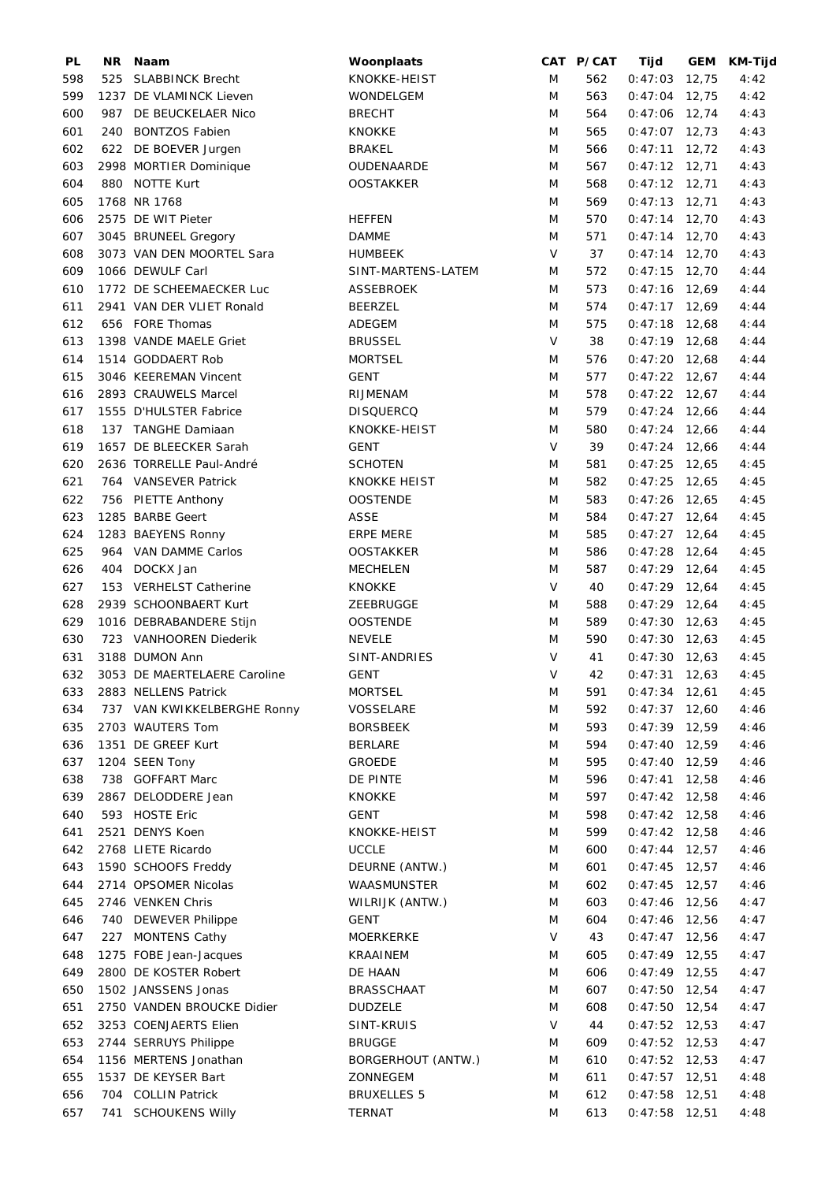| PL | NR | Naam | Woonplaats | CAT | P/CAT | Tijd | GEM | KM-Tijd |
|---|---|---|---|---|---|---|---|---|
| 598 | 525 | SLABBINCK Brecht | KNOKKE-HEIST | M | 562 | 0:47:03 | 12,75 | 4:42 |
| 599 | 1237 | DE VLAMINCK Lieven | WONDELGEM | M | 563 | 0:47:04 | 12,75 | 4:42 |
| 600 | 987 | DE BEUCKELAER Nico | BRECHT | M | 564 | 0:47:06 | 12,74 | 4:43 |
| 601 | 240 | BONTZOS Fabien | KNOKKE | M | 565 | 0:47:07 | 12,73 | 4:43 |
| 602 | 622 | DE BOEVER Jurgen | BRAKEL | M | 566 | 0:47:11 | 12,72 | 4:43 |
| 603 | 2998 | MORTIER Dominique | OUDENAARDE | M | 567 | 0:47:12 | 12,71 | 4:43 |
| 604 | 880 | NOTTE Kurt | OOSTAKKER | M | 568 | 0:47:12 | 12,71 | 4:43 |
| 605 | 1768 | NR 1768 | | M | 569 | 0:47:13 | 12,71 | 4:43 |
| 606 | 2575 | DE WIT Pieter | HEFFEN | M | 570 | 0:47:14 | 12,70 | 4:43 |
| 607 | 3045 | BRUNEEL Gregory | DAMME | M | 571 | 0:47:14 | 12,70 | 4:43 |
| 608 | 3073 | VAN DEN MOORTEL Sara | HUMBEEK | V | 37 | 0:47:14 | 12,70 | 4:43 |
| 609 | 1066 | DEWULF Carl | SINT-MARTENS-LATEM | M | 572 | 0:47:15 | 12,70 | 4:44 |
| 610 | 1772 | DE SCHEEMAECKER Luc | ASSEBROEK | M | 573 | 0:47:16 | 12,69 | 4:44 |
| 611 | 2941 | VAN DER VLIET Ronald | BEERZEL | M | 574 | 0:47:17 | 12,69 | 4:44 |
| 612 | 656 | FORE Thomas | ADEGEM | M | 575 | 0:47:18 | 12,68 | 4:44 |
| 613 | 1398 | VANDE MAELE Griet | BRUSSEL | V | 38 | 0:47:19 | 12,68 | 4:44 |
| 614 | 1514 | GODDAERT Rob | MORTSEL | M | 576 | 0:47:20 | 12,68 | 4:44 |
| 615 | 3046 | KEEREMAN Vincent | GENT | M | 577 | 0:47:22 | 12,67 | 4:44 |
| 616 | 2893 | CRAUWELS Marcel | RIJMENAM | M | 578 | 0:47:22 | 12,67 | 4:44 |
| 617 | 1555 | D'HULSTER Fabrice | DISQUERCQ | M | 579 | 0:47:24 | 12,66 | 4:44 |
| 618 | 137 | TANGHE Damiaan | KNOKKE-HEIST | M | 580 | 0:47:24 | 12,66 | 4:44 |
| 619 | 1657 | DE BLEECKER Sarah | GENT | V | 39 | 0:47:24 | 12,66 | 4:44 |
| 620 | 2636 | TORRELLE Paul-André | SCHOTEN | M | 581 | 0:47:25 | 12,65 | 4:45 |
| 621 | 764 | VANSEVER Patrick | KNOKKE HEIST | M | 582 | 0:47:25 | 12,65 | 4:45 |
| 622 | 756 | PIETTE Anthony | OOSTENDE | M | 583 | 0:47:26 | 12,65 | 4:45 |
| 623 | 1285 | BARBE Geert | ASSE | M | 584 | 0:47:27 | 12,64 | 4:45 |
| 624 | 1283 | BAEYENS Ronny | ERPE MERE | M | 585 | 0:47:27 | 12,64 | 4:45 |
| 625 | 964 | VAN DAMME Carlos | OOSTAKKER | M | 586 | 0:47:28 | 12,64 | 4:45 |
| 626 | 404 | DOCKX Jan | MECHELEN | M | 587 | 0:47:29 | 12,64 | 4:45 |
| 627 | 153 | VERHELST Catherine | KNOKKE | V | 40 | 0:47:29 | 12,64 | 4:45 |
| 628 | 2939 | SCHOONBAERT Kurt | ZEEBRUGGE | M | 588 | 0:47:29 | 12,64 | 4:45 |
| 629 | 1016 | DEBRABANDERE Stijn | OOSTENDE | M | 589 | 0:47:30 | 12,63 | 4:45 |
| 630 | 723 | VANHOOREN Diederik | NEVELE | M | 590 | 0:47:30 | 12,63 | 4:45 |
| 631 | 3188 | DUMON Ann | SINT-ANDRIES | V | 41 | 0:47:30 | 12,63 | 4:45 |
| 632 | 3053 | DE MAERTELAERE Caroline | GENT | V | 42 | 0:47:31 | 12,63 | 4:45 |
| 633 | 2883 | NELLENS Patrick | MORTSEL | M | 591 | 0:47:34 | 12,61 | 4:45 |
| 634 | 737 | VAN KWIKKELBERGHE Ronny | VOSSELARE | M | 592 | 0:47:37 | 12,60 | 4:46 |
| 635 | 2703 | WAUTERS Tom | BORSBEEK | M | 593 | 0:47:39 | 12,59 | 4:46 |
| 636 | 1351 | DE GREEF Kurt | BERLARE | M | 594 | 0:47:40 | 12,59 | 4:46 |
| 637 | 1204 | SEEN Tony | GROEDE | M | 595 | 0:47:40 | 12,59 | 4:46 |
| 638 | 738 | GOFFART Marc | DE PINTE | M | 596 | 0:47:41 | 12,58 | 4:46 |
| 639 | 2867 | DELODDERE Jean | KNOKKE | M | 597 | 0:47:42 | 12,58 | 4:46 |
| 640 | 593 | HOSTE Eric | GENT | M | 598 | 0:47:42 | 12,58 | 4:46 |
| 641 | 2521 | DENYS Koen | KNOKKE-HEIST | M | 599 | 0:47:42 | 12,58 | 4:46 |
| 642 | 2768 | LIETE Ricardo | UCCLE | M | 600 | 0:47:44 | 12,57 | 4:46 |
| 643 | 1590 | SCHOOFS Freddy | DEURNE (ANTW.) | M | 601 | 0:47:45 | 12,57 | 4:46 |
| 644 | 2714 | OPSOMER Nicolas | WAASMUNSTER | M | 602 | 0:47:45 | 12,57 | 4:46 |
| 645 | 2746 | VENKEN Chris | WILRIJK (ANTW.) | M | 603 | 0:47:46 | 12,56 | 4:47 |
| 646 | 740 | DEWEVER Philippe | GENT | M | 604 | 0:47:46 | 12,56 | 4:47 |
| 647 | 227 | MONTENS Cathy | MOERKERKE | V | 43 | 0:47:47 | 12,56 | 4:47 |
| 648 | 1275 | FOBE Jean-Jacques | KRAAINEM | M | 605 | 0:47:49 | 12,55 | 4:47 |
| 649 | 2800 | DE KOSTER Robert | DE HAAN | M | 606 | 0:47:49 | 12,55 | 4:47 |
| 650 | 1502 | JANSSENS Jonas | BRASSCHAAT | M | 607 | 0:47:50 | 12,54 | 4:47 |
| 651 | 2750 | VANDEN BROUCKE Didier | DUDZELE | M | 608 | 0:47:50 | 12,54 | 4:47 |
| 652 | 3253 | COENJAERTS Elien | SINT-KRUIS | V | 44 | 0:47:52 | 12,53 | 4:47 |
| 653 | 2744 | SERRUYS Philippe | BRUGGE | M | 609 | 0:47:52 | 12,53 | 4:47 |
| 654 | 1156 | MERTENS Jonathan | BORGERHOUT (ANTW.) | M | 610 | 0:47:52 | 12,53 | 4:47 |
| 655 | 1537 | DE KEYSER Bart | ZONNEGEM | M | 611 | 0:47:57 | 12,51 | 4:48 |
| 656 | 704 | COLLIN Patrick | BRUXELLES 5 | M | 612 | 0:47:58 | 12,51 | 4:48 |
| 657 | 741 | SCHOUKENS Willy | TERNAT | M | 613 | 0:47:58 | 12,51 | 4:48 |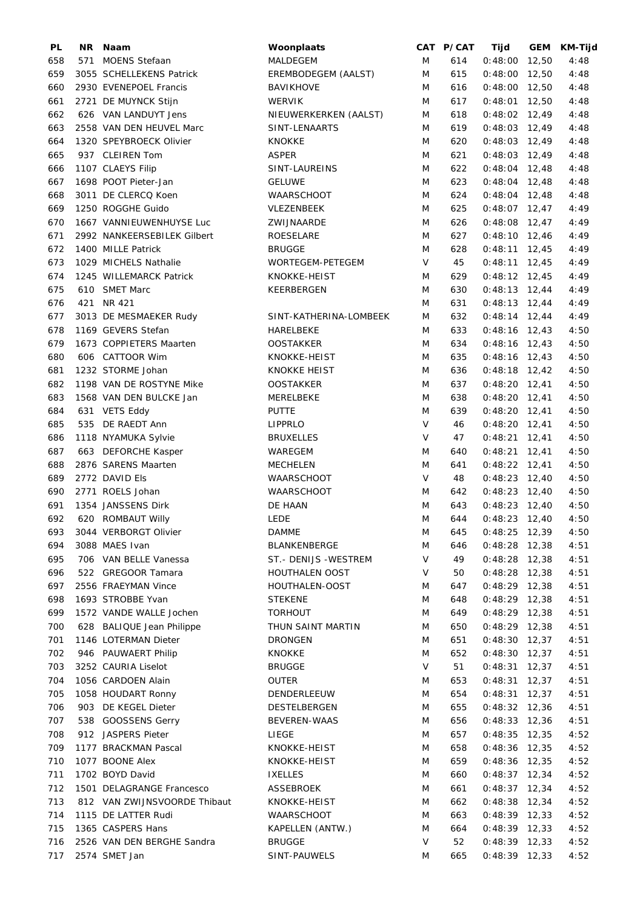| PL | NR | Naam | Woonplaats | CAT | P/CAT | Tijd | GEM | KM-Tijd |
|---|---|---|---|---|---|---|---|---|
| 658 | 571 | MOENS Stefaan | MALDEGEM | M | 614 | 0:48:00 | 12,50 | 4:48 |
| 659 | 3055 | SCHELLEKENS Patrick | EREMBODEGEM (AALST) | M | 615 | 0:48:00 | 12,50 | 4:48 |
| 660 | 2930 | EVENEPOEL Francis | BAVIKHOVE | M | 616 | 0:48:00 | 12,50 | 4:48 |
| 661 | 2721 | DE MUYNCK Stijn | WERVIK | M | 617 | 0:48:01 | 12,50 | 4:48 |
| 662 | 626 | VAN LANDUYT Jens | NIEUWERKERKEN (AALST) | M | 618 | 0:48:02 | 12,49 | 4:48 |
| 663 | 2558 | VAN DEN HEUVEL Marc | SINT-LENAARTS | M | 619 | 0:48:03 | 12,49 | 4:48 |
| 664 | 1320 | SPEYBROECK Olivier | KNOKKE | M | 620 | 0:48:03 | 12,49 | 4:48 |
| 665 | 937 | CLEIREN Tom | ASPER | M | 621 | 0:48:03 | 12,49 | 4:48 |
| 666 | 1107 | CLAEYS Filip | SINT-LAUREINS | M | 622 | 0:48:04 | 12,48 | 4:48 |
| 667 | 1698 | POOT Pieter-Jan | GELUWE | M | 623 | 0:48:04 | 12,48 | 4:48 |
| 668 | 3011 | DE CLERCQ Koen | WAARSCHOOT | M | 624 | 0:48:04 | 12,48 | 4:48 |
| 669 | 1250 | ROGGHE Guido | VLEZENBEEK | M | 625 | 0:48:07 | 12,47 | 4:49 |
| 670 | 1667 | VANNIEUWENHUYSE Luc | ZWIJNAARDE | M | 626 | 0:48:08 | 12,47 | 4:49 |
| 671 | 2992 | NANKEERSEBILEK Gilbert | ROESELARE | M | 627 | 0:48:10 | 12,46 | 4:49 |
| 672 | 1400 | MILLE Patrick | BRUGGE | M | 628 | 0:48:11 | 12,45 | 4:49 |
| 673 | 1029 | MICHELS Nathalie | WORTEGEM-PETEGEM | V | 45 | 0:48:11 | 12,45 | 4:49 |
| 674 | 1245 | WILLEMARCK Patrick | KNOKKE-HEIST | M | 629 | 0:48:12 | 12,45 | 4:49 |
| 675 | 610 | SMET Marc | KEERBERGEN | M | 630 | 0:48:13 | 12,44 | 4:49 |
| 676 | 421 | NR 421 | | M | 631 | 0:48:13 | 12,44 | 4:49 |
| 677 | 3013 | DE MESMAEKER Rudy | SINT-KATHERINA-LOMBEEK | M | 632 | 0:48:14 | 12,44 | 4:49 |
| 678 | 1169 | GEVERS Stefan | HARELBEKE | M | 633 | 0:48:16 | 12,43 | 4:50 |
| 679 | 1673 | COPPIETERS Maarten | OOSTAKKER | M | 634 | 0:48:16 | 12,43 | 4:50 |
| 680 | 606 | CATTOOR Wim | KNOKKE-HEIST | M | 635 | 0:48:16 | 12,43 | 4:50 |
| 681 | 1232 | STORME Johan | KNOKKE HEIST | M | 636 | 0:48:18 | 12,42 | 4:50 |
| 682 | 1198 | VAN DE ROSTYNE Mike | OOSTAKKER | M | 637 | 0:48:20 | 12,41 | 4:50 |
| 683 | 1568 | VAN DEN BULCKE Jan | MERELBEKE | M | 638 | 0:48:20 | 12,41 | 4:50 |
| 684 | 631 | VETS Eddy | PUTTE | M | 639 | 0:48:20 | 12,41 | 4:50 |
| 685 | 535 | DE RAEDT Ann | LIPPRLO | V | 46 | 0:48:20 | 12,41 | 4:50 |
| 686 | 1118 | NYAMUKA Sylvie | BRUXELLES | V | 47 | 0:48:21 | 12,41 | 4:50 |
| 687 | 663 | DEFORCHE Kasper | WAREGEM | M | 640 | 0:48:21 | 12,41 | 4:50 |
| 688 | 2876 | SARENS Maarten | MECHELEN | M | 641 | 0:48:22 | 12,41 | 4:50 |
| 689 | 2772 | DAVID Els | WAARSCHOOT | V | 48 | 0:48:23 | 12,40 | 4:50 |
| 690 | 2771 | ROELS Johan | WAARSCHOOT | M | 642 | 0:48:23 | 12,40 | 4:50 |
| 691 | 1354 | JANSSENS Dirk | DE HAAN | M | 643 | 0:48:23 | 12,40 | 4:50 |
| 692 | 620 | ROMBAUT Willy | LEDE | M | 644 | 0:48:23 | 12,40 | 4:50 |
| 693 | 3044 | VERBORGT Olivier | DAMME | M | 645 | 0:48:25 | 12,39 | 4:50 |
| 694 | 3088 | MAES Ivan | BLANKENBERGE | M | 646 | 0:48:28 | 12,38 | 4:51 |
| 695 | 706 | VAN BELLE Vanessa | ST.- DENIJS -WESTREM | V | 49 | 0:48:28 | 12,38 | 4:51 |
| 696 | 522 | GREGOOR Tamara | HOUTHALEN OOST | V | 50 | 0:48:28 | 12,38 | 4:51 |
| 697 | 2556 | FRAEYMAN Vince | HOUTHALEN-OOST | M | 647 | 0:48:29 | 12,38 | 4:51 |
| 698 | 1693 | STROBBE Yvan | STEKENE | M | 648 | 0:48:29 | 12,38 | 4:51 |
| 699 | 1572 | VANDE WALLE Jochen | TORHOUT | M | 649 | 0:48:29 | 12,38 | 4:51 |
| 700 | 628 | BALIQUE Jean Philippe | THUN SAINT MARTIN | M | 650 | 0:48:29 | 12,38 | 4:51 |
| 701 | 1146 | LOTERMAN Dieter | DRONGEN | M | 651 | 0:48:30 | 12,37 | 4:51 |
| 702 | 946 | PAUWAERT Philip | KNOKKE | M | 652 | 0:48:30 | 12,37 | 4:51 |
| 703 | 3252 | CAURIA Liselot | BRUGGE | V | 51 | 0:48:31 | 12,37 | 4:51 |
| 704 | 1056 | CARDOEN Alain | OUTER | M | 653 | 0:48:31 | 12,37 | 4:51 |
| 705 | 1058 | HOUDART Ronny | DENDERLEEUW | M | 654 | 0:48:31 | 12,37 | 4:51 |
| 706 | 903 | DE KEGEL Dieter | DESTELBERGEN | M | 655 | 0:48:32 | 12,36 | 4:51 |
| 707 | 538 | GOOSSENS Gerry | BEVEREN-WAAS | M | 656 | 0:48:33 | 12,36 | 4:51 |
| 708 | 912 | JASPERS Pieter | LIEGE | M | 657 | 0:48:35 | 12,35 | 4:52 |
| 709 | 1177 | BRACKMAN Pascal | KNOKKE-HEIST | M | 658 | 0:48:36 | 12,35 | 4:52 |
| 710 | 1077 | BOONE Alex | KNOKKE-HEIST | M | 659 | 0:48:36 | 12,35 | 4:52 |
| 711 | 1702 | BOYD David | IXELLES | M | 660 | 0:48:37 | 12,34 | 4:52 |
| 712 | 1501 | DELAGRANGE Francesco | ASSEBROEK | M | 661 | 0:48:37 | 12,34 | 4:52 |
| 713 | 812 | VAN ZWIJNSVOORDE Thibaut | KNOKKE-HEIST | M | 662 | 0:48:38 | 12,34 | 4:52 |
| 714 | 1115 | DE LATTER Rudi | WAARSCHOOT | M | 663 | 0:48:39 | 12,33 | 4:52 |
| 715 | 1365 | CASPERS Hans | KAPELLEN (ANTW.) | M | 664 | 0:48:39 | 12,33 | 4:52 |
| 716 | 2526 | VAN DEN BERGHE Sandra | BRUGGE | V | 52 | 0:48:39 | 12,33 | 4:52 |
| 717 | 2574 | SMET Jan | SINT-PAUWELS | M | 665 | 0:48:39 | 12,33 | 4:52 |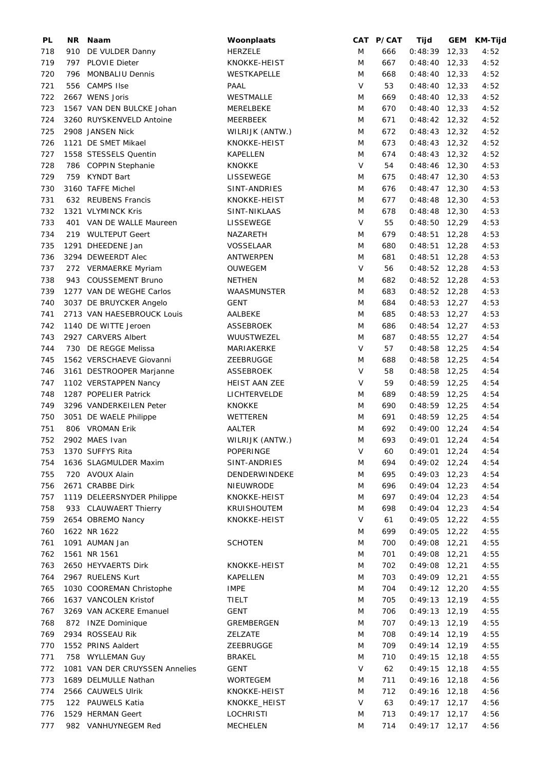| PL | NR | Naam | Woonplaats | CAT | P/CAT | Tijd | GEM | KM-Tijd |
|---|---|---|---|---|---|---|---|---|
| 718 | 910 | DE VULDER Danny | HERZELE | M | 666 | 0:48:39 | 12,33 | 4:52 |
| 719 | 797 | PLOVIE Dieter | KNOKKE-HEIST | M | 667 | 0:48:40 | 12,33 | 4:52 |
| 720 | 796 | MONBALIU Dennis | WESTKAPELLE | M | 668 | 0:48:40 | 12,33 | 4:52 |
| 721 | 556 | CAMPS Ilse | PAAL | V | 53 | 0:48:40 | 12,33 | 4:52 |
| 722 | 2667 | WENS Joris | WESTMALLE | M | 669 | 0:48:40 | 12,33 | 4:52 |
| 723 | 1567 | VAN DEN BULCKE Johan | MERELBEKE | M | 670 | 0:48:40 | 12,33 | 4:52 |
| 724 | 3260 | RUYSKENVELD Antoine | MEERBEEK | M | 671 | 0:48:42 | 12,32 | 4:52 |
| 725 | 2908 | JANSEN Nick | WILRIJK (ANTW.) | M | 672 | 0:48:43 | 12,32 | 4:52 |
| 726 | 1121 | DE SMET Mikael | KNOKKE-HEIST | M | 673 | 0:48:43 | 12,32 | 4:52 |
| 727 | 1558 | STESSELS Quentin | KAPELLEN | M | 674 | 0:48:43 | 12,32 | 4:52 |
| 728 | 786 | COPPIN Stephanie | KNOKKE | V | 54 | 0:48:46 | 12,30 | 4:53 |
| 729 | 759 | KYNDT Bart | LISSEWEGE | M | 675 | 0:48:47 | 12,30 | 4:53 |
| 730 | 3160 | TAFFE Michel | SINT-ANDRIES | M | 676 | 0:48:47 | 12,30 | 4:53 |
| 731 | 632 | REUBENS Francis | KNOKKE-HEIST | M | 677 | 0:48:48 | 12,30 | 4:53 |
| 732 | 1321 | VLYMINCK Kris | SINT-NIKLAAS | M | 678 | 0:48:48 | 12,30 | 4:53 |
| 733 | 401 | VAN DE WALLE Maureen | LISSEWEGE | V | 55 | 0:48:50 | 12,29 | 4:53 |
| 734 | 219 | WULTEPUT Geert | NAZARETH | M | 679 | 0:48:51 | 12,28 | 4:53 |
| 735 | 1291 | DHEEDENE Jan | VOSSELAAR | M | 680 | 0:48:51 | 12,28 | 4:53 |
| 736 | 3294 | DEWEERDT Alec | ANTWERPEN | M | 681 | 0:48:51 | 12,28 | 4:53 |
| 737 | 272 | VERMAERKE Myriam | OUWEGEM | V | 56 | 0:48:52 | 12,28 | 4:53 |
| 738 | 943 | COUSSEMENT Bruno | NETHEN | M | 682 | 0:48:52 | 12,28 | 4:53 |
| 739 | 1277 | VAN DE WEGHE Carlos | WAASMUNSTER | M | 683 | 0:48:52 | 12,28 | 4:53 |
| 740 | 3037 | DE BRUYCKER Angelo | GENT | M | 684 | 0:48:53 | 12,27 | 4:53 |
| 741 | 2713 | VAN HAESEBROUCK Louis | AALBEKE | M | 685 | 0:48:53 | 12,27 | 4:53 |
| 742 | 1140 | DE WITTE Jeroen | ASSEBROEK | M | 686 | 0:48:54 | 12,27 | 4:53 |
| 743 | 2927 | CARVERS Albert | WUUSTWEZEL | M | 687 | 0:48:55 | 12,27 | 4:54 |
| 744 | 730 | DE REGGE Melissa | MARIAKERKE | V | 57 | 0:48:58 | 12,25 | 4:54 |
| 745 | 1562 | VERSCHAEVE Giovanni | ZEEBRUGGE | M | 688 | 0:48:58 | 12,25 | 4:54 |
| 746 | 3161 | DESTROOPER Marjanne | ASSEBROEK | V | 58 | 0:48:58 | 12,25 | 4:54 |
| 747 | 1102 | VERSTAPPEN Nancy | HEIST AAN ZEE | V | 59 | 0:48:59 | 12,25 | 4:54 |
| 748 | 1287 | POPELIER Patrick | LICHTERVELDE | M | 689 | 0:48:59 | 12,25 | 4:54 |
| 749 | 3296 | VANDERKEILEN Peter | KNOKKE | M | 690 | 0:48:59 | 12,25 | 4:54 |
| 750 | 3051 | DE WAELE Philippe | WETTEREN | M | 691 | 0:48:59 | 12,25 | 4:54 |
| 751 | 806 | VROMAN Erik | AALTER | M | 692 | 0:49:00 | 12,24 | 4:54 |
| 752 | 2902 | MAES Ivan | WILRIJK (ANTW.) | M | 693 | 0:49:01 | 12,24 | 4:54 |
| 753 | 1370 | SUFFYS Rita | POPERINGE | V | 60 | 0:49:01 | 12,24 | 4:54 |
| 754 | 1636 | SLAGMULDER Maxim | SINT-ANDRIES | M | 694 | 0:49:02 | 12,24 | 4:54 |
| 755 | 720 | AVOUX Alain | DENDERWINDEKE | M | 695 | 0:49:03 | 12,23 | 4:54 |
| 756 | 2671 | CRABBE Dirk | NIEUWRODE | M | 696 | 0:49:04 | 12,23 | 4:54 |
| 757 | 1119 | DELEERSNYDER Philippe | KNOKKE-HEIST | M | 697 | 0:49:04 | 12,23 | 4:54 |
| 758 | 933 | CLAUWAERT Thierry | KRUISHOUTEM | M | 698 | 0:49:04 | 12,23 | 4:54 |
| 759 | 2654 | OBREMO Nancy | KNOKKE-HEIST | V | 61 | 0:49:05 | 12,22 | 4:55 |
| 760 | 1622 | NR 1622 | | M | 699 | 0:49:05 | 12,22 | 4:55 |
| 761 | 1091 | AUMAN Jan | SCHOTEN | M | 700 | 0:49:08 | 12,21 | 4:55 |
| 762 | 1561 | NR 1561 | | M | 701 | 0:49:08 | 12,21 | 4:55 |
| 763 | 2650 | HEYVAERTS Dirk | KNOKKE-HEIST | M | 702 | 0:49:08 | 12,21 | 4:55 |
| 764 | 2967 | RUELENS Kurt | KAPELLEN | M | 703 | 0:49:09 | 12,21 | 4:55 |
| 765 | 1030 | COOREMAN Christophe | IMPE | M | 704 | 0:49:12 | 12,20 | 4:55 |
| 766 | 1637 | VANCOLEN Kristof | TIELT | M | 705 | 0:49:13 | 12,19 | 4:55 |
| 767 | 3269 | VAN ACKERE Emanuel | GENT | M | 706 | 0:49:13 | 12,19 | 4:55 |
| 768 | 872 | INZE Dominique | GREMBERGEN | M | 707 | 0:49:13 | 12,19 | 4:55 |
| 769 | 2934 | ROSSEAU Rik | ZELZATE | M | 708 | 0:49:14 | 12,19 | 4:55 |
| 770 | 1552 | PRINS Aaldert | ZEEBRUGGE | M | 709 | 0:49:14 | 12,19 | 4:55 |
| 771 | 758 | WYLLEMAN Guy | BRAKEL | M | 710 | 0:49:15 | 12,18 | 4:55 |
| 772 | 1081 | VAN DER CRUYSSEN Annelies | GENT | V | 62 | 0:49:15 | 12,18 | 4:55 |
| 773 | 1689 | DELMULLE Nathan | WORTEGEM | M | 711 | 0:49:16 | 12,18 | 4:56 |
| 774 | 2566 | CAUWELS Ulrik | KNOKKE-HEIST | M | 712 | 0:49:16 | 12,18 | 4:56 |
| 775 | 122 | PAUWELS Katia | KNOKKE_HEIST | V | 63 | 0:49:17 | 12,17 | 4:56 |
| 776 | 1529 | HERMAN Geert | LOCHRISTI | M | 713 | 0:49:17 | 12,17 | 4:56 |
| 777 | 982 | VANHUYNEGEM Red | MECHELEN | M | 714 | 0:49:17 | 12,17 | 4:56 |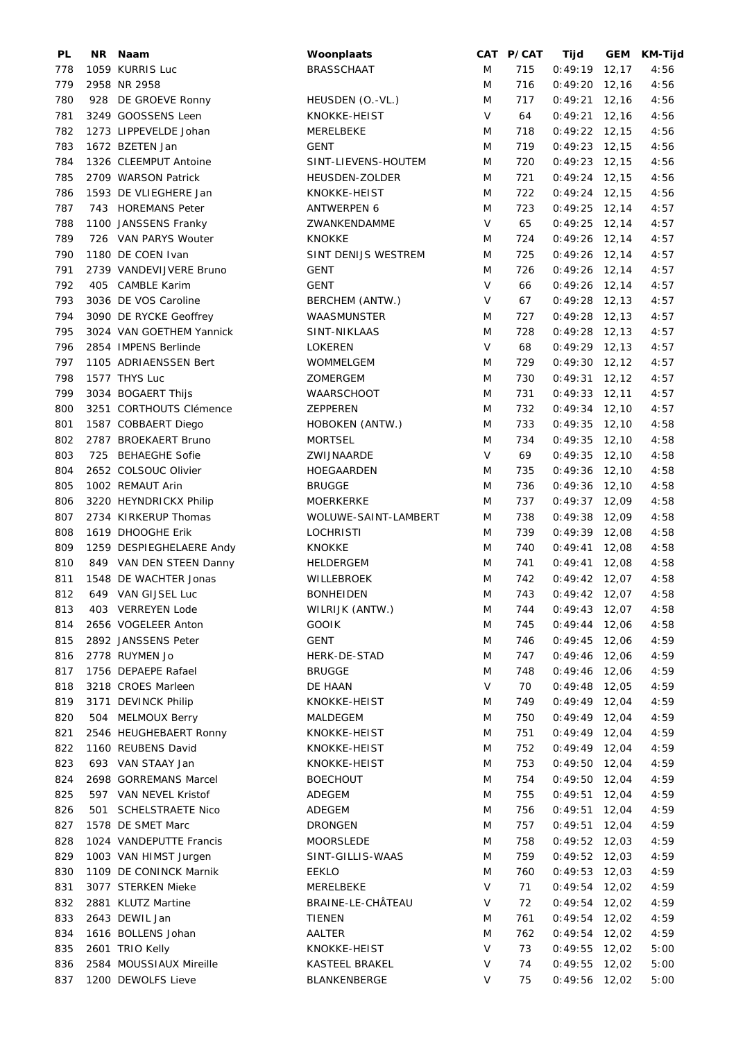| PL | NR | Naam | Woonplaats | CAT | P/CAT | Tijd | GEM | KM-Tijd |
|---|---|---|---|---|---|---|---|---|
| 778 | 1059 | KURRIS Luc | BRASSCHAAT | M | 715 | 0:49:19 | 12,17 | 4:56 |
| 779 | 2958 | NR 2958 | | M | 716 | 0:49:20 | 12,16 | 4:56 |
| 780 | 928 | DE GROEVE Ronny | HEUSDEN (O.-VL.) | M | 717 | 0:49:21 | 12,16 | 4:56 |
| 781 | 3249 | GOOSSENS Leen | KNOKKE-HEIST | V | 64 | 0:49:21 | 12,16 | 4:56 |
| 782 | 1273 | LIPPEVELDE Johan | MERELBEKE | M | 718 | 0:49:22 | 12,15 | 4:56 |
| 783 | 1672 | BZETEN Jan | GENT | M | 719 | 0:49:23 | 12,15 | 4:56 |
| 784 | 1326 | CLEEMPUT Antoine | SINT-LIEVENS-HOUTEM | M | 720 | 0:49:23 | 12,15 | 4:56 |
| 785 | 2709 | WARSON Patrick | HEUSDEN-ZOLDER | M | 721 | 0:49:24 | 12,15 | 4:56 |
| 786 | 1593 | DE VLIEGHERE Jan | KNOKKE-HEIST | M | 722 | 0:49:24 | 12,15 | 4:56 |
| 787 | 743 | HOREMANS Peter | ANTWERPEN 6 | M | 723 | 0:49:25 | 12,14 | 4:57 |
| 788 | 1100 | JANSSENS Franky | ZWANKENDAMME | V | 65 | 0:49:25 | 12,14 | 4:57 |
| 789 | 726 | VAN PARYS Wouter | KNOKKE | M | 724 | 0:49:26 | 12,14 | 4:57 |
| 790 | 1180 | DE COEN Ivan | SINT DENIJS WESTREM | M | 725 | 0:49:26 | 12,14 | 4:57 |
| 791 | 2739 | VANDEVIJVERE Bruno | GENT | M | 726 | 0:49:26 | 12,14 | 4:57 |
| 792 | 405 | CAMBLE Karim | GENT | V | 66 | 0:49:26 | 12,14 | 4:57 |
| 793 | 3036 | DE VOS Caroline | BERCHEM (ANTW.) | V | 67 | 0:49:28 | 12,13 | 4:57 |
| 794 | 3090 | DE RYCKE Geoffrey | WAASMUNSTER | M | 727 | 0:49:28 | 12,13 | 4:57 |
| 795 | 3024 | VAN GOETHEM Yannick | SINT-NIKLAAS | M | 728 | 0:49:28 | 12,13 | 4:57 |
| 796 | 2854 | IMPENS Berlinde | LOKEREN | V | 68 | 0:49:29 | 12,13 | 4:57 |
| 797 | 1105 | ADRIAENSSEN Bert | WOMMELGEM | M | 729 | 0:49:30 | 12,12 | 4:57 |
| 798 | 1577 | THYS Luc | ZOMERGEM | M | 730 | 0:49:31 | 12,12 | 4:57 |
| 799 | 3034 | BOGAERT Thijs | WAARSCHOOT | M | 731 | 0:49:33 | 12,11 | 4:57 |
| 800 | 3251 | CORTHOUTS Clémence | ZEPPEREN | M | 732 | 0:49:34 | 12,10 | 4:57 |
| 801 | 1587 | COBBAERT Diego | HOBOKEN (ANTW.) | M | 733 | 0:49:35 | 12,10 | 4:58 |
| 802 | 2787 | BROEKAERT Bruno | MORTSEL | M | 734 | 0:49:35 | 12,10 | 4:58 |
| 803 | 725 | BEHAEGHE Sofie | ZWIJNAARDE | V | 69 | 0:49:35 | 12,10 | 4:58 |
| 804 | 2652 | COLSOUC Olivier | HOEGAARDEN | M | 735 | 0:49:36 | 12,10 | 4:58 |
| 805 | 1002 | REMAUT Arin | BRUGGE | M | 736 | 0:49:36 | 12,10 | 4:58 |
| 806 | 3220 | HEYNDRICKX Philip | MOERKERKE | M | 737 | 0:49:37 | 12,09 | 4:58 |
| 807 | 2734 | KIRKERUP Thomas | WOLUWE-SAINT-LAMBERT | M | 738 | 0:49:38 | 12,09 | 4:58 |
| 808 | 1619 | DHOOGHE Erik | LOCHRISTI | M | 739 | 0:49:39 | 12,08 | 4:58 |
| 809 | 1259 | DESPIEGHELAERE Andy | KNOKKE | M | 740 | 0:49:41 | 12,08 | 4:58 |
| 810 | 849 | VAN DEN STEEN Danny | HELDERGEM | M | 741 | 0:49:41 | 12,08 | 4:58 |
| 811 | 1548 | DE WACHTER Jonas | WILLEBROEK | M | 742 | 0:49:42 | 12,07 | 4:58 |
| 812 | 649 | VAN GIJSEL Luc | BONHEIDEN | M | 743 | 0:49:42 | 12,07 | 4:58 |
| 813 | 403 | VERREYEN Lode | WILRIJK (ANTW.) | M | 744 | 0:49:43 | 12,07 | 4:58 |
| 814 | 2656 | VOGELEER Anton | GOOIK | M | 745 | 0:49:44 | 12,06 | 4:58 |
| 815 | 2892 | JANSSENS Peter | GENT | M | 746 | 0:49:45 | 12,06 | 4:59 |
| 816 | 2778 | RUYMEN Jo | HERK-DE-STAD | M | 747 | 0:49:46 | 12,06 | 4:59 |
| 817 | 1756 | DEPAEPE Rafael | BRUGGE | M | 748 | 0:49:46 | 12,06 | 4:59 |
| 818 | 3218 | CROES Marleen | DE HAAN | V | 70 | 0:49:48 | 12,05 | 4:59 |
| 819 | 3171 | DEVINCK Philip | KNOKKE-HEIST | M | 749 | 0:49:49 | 12,04 | 4:59 |
| 820 | 504 | MELMOUX Berry | MALDEGEM | M | 750 | 0:49:49 | 12,04 | 4:59 |
| 821 | 2546 | HEUGHEBAERT Ronny | KNOKKE-HEIST | M | 751 | 0:49:49 | 12,04 | 4:59 |
| 822 | 1160 | REUBENS David | KNOKKE-HEIST | M | 752 | 0:49:49 | 12,04 | 4:59 |
| 823 | 693 | VAN STAAY Jan | KNOKKE-HEIST | M | 753 | 0:49:50 | 12,04 | 4:59 |
| 824 | 2698 | GORREMANS Marcel | BOECHOUT | M | 754 | 0:49:50 | 12,04 | 4:59 |
| 825 | 597 | VAN NEVEL Kristof | ADEGEM | M | 755 | 0:49:51 | 12,04 | 4:59 |
| 826 | 501 | SCHELSTRAETE Nico | ADEGEM | M | 756 | 0:49:51 | 12,04 | 4:59 |
| 827 | 1578 | DE SMET Marc | DRONGEN | M | 757 | 0:49:51 | 12,04 | 4:59 |
| 828 | 1024 | VANDEPUTTE Francis | MOORSLEDE | M | 758 | 0:49:52 | 12,03 | 4:59 |
| 829 | 1003 | VAN HIMST Jurgen | SINT-GILLIS-WAAS | M | 759 | 0:49:52 | 12,03 | 4:59 |
| 830 | 1109 | DE CONINCK Marnik | EEKLO | M | 760 | 0:49:53 | 12,03 | 4:59 |
| 831 | 3077 | STERKEN Mieke | MERELBEKE | V | 71 | 0:49:54 | 12,02 | 4:59 |
| 832 | 2881 | KLUTZ Martine | BRAINE-LE-CHÂTEAU | V | 72 | 0:49:54 | 12,02 | 4:59 |
| 833 | 2643 | DEWIL Jan | TIENEN | M | 761 | 0:49:54 | 12,02 | 4:59 |
| 834 | 1616 | BOLLENS Johan | AALTER | M | 762 | 0:49:54 | 12,02 | 4:59 |
| 835 | 2601 | TRIO Kelly | KNOKKE-HEIST | V | 73 | 0:49:55 | 12,02 | 5:00 |
| 836 | 2584 | MOUSSIAUX Mireille | KASTEEL BRAKEL | V | 74 | 0:49:55 | 12,02 | 5:00 |
| 837 | 1200 | DEWOLFS Lieve | BLANKENBERGE | V | 75 | 0:49:56 | 12,02 | 5:00 |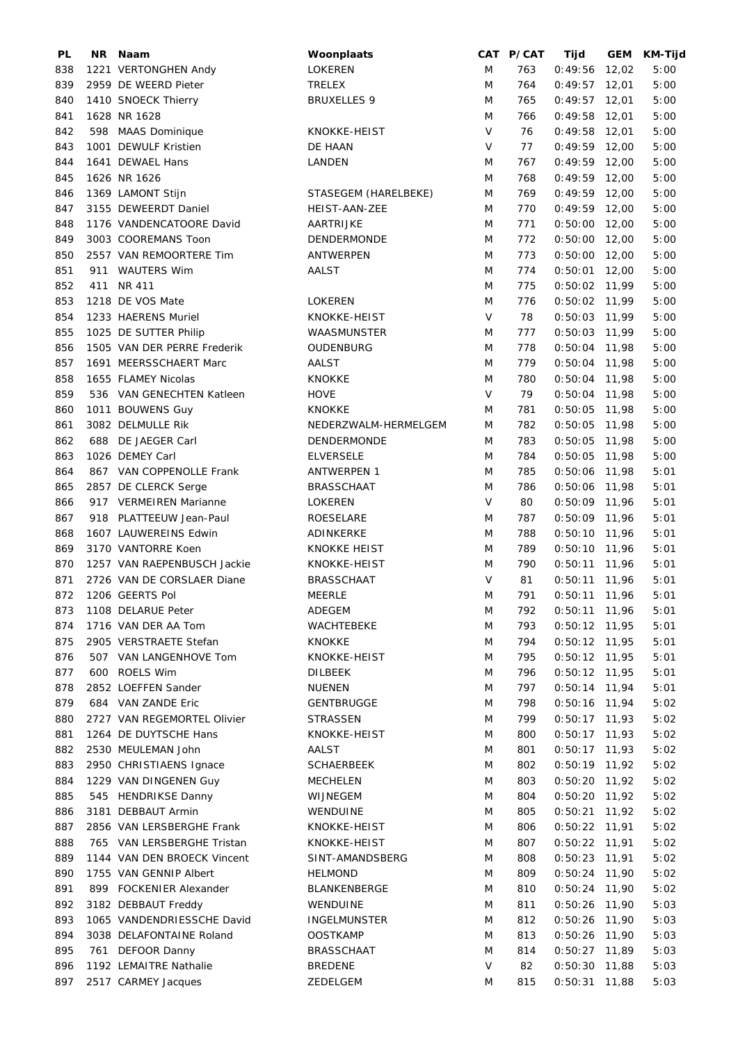| PL | NR | Naam | Woonplaats | CAT | P/CAT | Tijd | GEM | KM-Tijd |
|---|---|---|---|---|---|---|---|---|
| 838 | 1221 | VERTONGHEN Andy | LOKEREN | M | 763 | 0:49:56 | 12,02 | 5:00 |
| 839 | 2959 | DE WEERD Pieter | TRELEX | M | 764 | 0:49:57 | 12,01 | 5:00 |
| 840 | 1410 | SNOECK Thierry | BRUXELLES 9 | M | 765 | 0:49:57 | 12,01 | 5:00 |
| 841 | 1628 | NR 1628 | | M | 766 | 0:49:58 | 12,01 | 5:00 |
| 842 | 598 | MAAS Dominique | KNOKKE-HEIST | V | 76 | 0:49:58 | 12,01 | 5:00 |
| 843 | 1001 | DEWULF Kristien | DE HAAN | V | 77 | 0:49:59 | 12,00 | 5:00 |
| 844 | 1641 | DEWAEL Hans | LANDEN | M | 767 | 0:49:59 | 12,00 | 5:00 |
| 845 | 1626 | NR 1626 | | M | 768 | 0:49:59 | 12,00 | 5:00 |
| 846 | 1369 | LAMONT Stijn | STASEGEM (HARELBEKE) | M | 769 | 0:49:59 | 12,00 | 5:00 |
| 847 | 3155 | DEWEERDT Daniel | HEIST-AAN-ZEE | M | 770 | 0:49:59 | 12,00 | 5:00 |
| 848 | 1176 | VANDENCATOORE David | AARTRIJKE | M | 771 | 0:50:00 | 12,00 | 5:00 |
| 849 | 3003 | COOREMANS Toon | DENDERMONDE | M | 772 | 0:50:00 | 12,00 | 5:00 |
| 850 | 2557 | VAN REMOORTERE Tim | ANTWERPEN | M | 773 | 0:50:00 | 12,00 | 5:00 |
| 851 | 911 | WAUTERS Wim | AALST | M | 774 | 0:50:01 | 12,00 | 5:00 |
| 852 | 411 | NR 411 | | M | 775 | 0:50:02 | 11,99 | 5:00 |
| 853 | 1218 | DE VOS Mate | LOKEREN | M | 776 | 0:50:02 | 11,99 | 5:00 |
| 854 | 1233 | HAERENS Muriel | KNOKKE-HEIST | V | 78 | 0:50:03 | 11,99 | 5:00 |
| 855 | 1025 | DE SUTTER Philip | WAASMUNSTER | M | 777 | 0:50:03 | 11,99 | 5:00 |
| 856 | 1505 | VAN DER PERRE Frederik | OUDENBURG | M | 778 | 0:50:04 | 11,98 | 5:00 |
| 857 | 1691 | MEERSSCHAERT Marc | AALST | M | 779 | 0:50:04 | 11,98 | 5:00 |
| 858 | 1655 | FLAMEY Nicolas | KNOKKE | M | 780 | 0:50:04 | 11,98 | 5:00 |
| 859 | 536 | VAN GENECHTEN Katleen | HOVE | V | 79 | 0:50:04 | 11,98 | 5:00 |
| 860 | 1011 | BOUWENS Guy | KNOKKE | M | 781 | 0:50:05 | 11,98 | 5:00 |
| 861 | 3082 | DELMULLE Rik | NEDERZWALM-HERMELGEM | M | 782 | 0:50:05 | 11,98 | 5:00 |
| 862 | 688 | DE JAEGER Carl | DENDERMONDE | M | 783 | 0:50:05 | 11,98 | 5:00 |
| 863 | 1026 | DEMEY Carl | ELVERSELE | M | 784 | 0:50:05 | 11,98 | 5:00 |
| 864 | 867 | VAN COPPENOLLE Frank | ANTWERPEN 1 | M | 785 | 0:50:06 | 11,98 | 5:01 |
| 865 | 2857 | DE CLERCK Serge | BRASSCHAAT | M | 786 | 0:50:06 | 11,98 | 5:01 |
| 866 | 917 | VERMEIREN Marianne | LOKEREN | V | 80 | 0:50:09 | 11,96 | 5:01 |
| 867 | 918 | PLATTEEUW Jean-Paul | ROESELARE | M | 787 | 0:50:09 | 11,96 | 5:01 |
| 868 | 1607 | LAUWEREINS Edwin | ADINKERKE | M | 788 | 0:50:10 | 11,96 | 5:01 |
| 869 | 3170 | VANTORRE Koen | KNOKKE HEIST | M | 789 | 0:50:10 | 11,96 | 5:01 |
| 870 | 1257 | VAN RAEPENBUSCH Jackie | KNOKKE-HEIST | M | 790 | 0:50:11 | 11,96 | 5:01 |
| 871 | 2726 | VAN DE CORSLAER Diane | BRASSCHAAT | V | 81 | 0:50:11 | 11,96 | 5:01 |
| 872 | 1206 | GEERTS Pol | MEERLE | M | 791 | 0:50:11 | 11,96 | 5:01 |
| 873 | 1108 | DELARUE Peter | ADEGEM | M | 792 | 0:50:11 | 11,96 | 5:01 |
| 874 | 1716 | VAN DER AA Tom | WACHTEBEKE | M | 793 | 0:50:12 | 11,95 | 5:01 |
| 875 | 2905 | VERSTRAETE Stefan | KNOKKE | M | 794 | 0:50:12 | 11,95 | 5:01 |
| 876 | 507 | VAN LANGENHOVE Tom | KNOKKE-HEIST | M | 795 | 0:50:12 | 11,95 | 5:01 |
| 877 | 600 | ROELS Wim | DILBEEK | M | 796 | 0:50:12 | 11,95 | 5:01 |
| 878 | 2852 | LOEFFEN Sander | NUENEN | M | 797 | 0:50:14 | 11,94 | 5:01 |
| 879 | 684 | VAN ZANDE Eric | GENTBRUGGE | M | 798 | 0:50:16 | 11,94 | 5:02 |
| 880 | 2727 | VAN REGEMORTEL Olivier | STRASSEN | M | 799 | 0:50:17 | 11,93 | 5:02 |
| 881 | 1264 | DE DUYTSCHE Hans | KNOKKE-HEIST | M | 800 | 0:50:17 | 11,93 | 5:02 |
| 882 | 2530 | MEULEMAN John | AALST | M | 801 | 0:50:17 | 11,93 | 5:02 |
| 883 | 2950 | CHRISTIAENS Ignace | SCHAERBEEK | M | 802 | 0:50:19 | 11,92 | 5:02 |
| 884 | 1229 | VAN DINGENEN Guy | MECHELEN | M | 803 | 0:50:20 | 11,92 | 5:02 |
| 885 | 545 | HENDRIKSE Danny | WIJNEGEM | M | 804 | 0:50:20 | 11,92 | 5:02 |
| 886 | 3181 | DEBBAUT Armin | WENDUINE | M | 805 | 0:50:21 | 11,92 | 5:02 |
| 887 | 2856 | VAN LERSBERGHE Frank | KNOKKE-HEIST | M | 806 | 0:50:22 | 11,91 | 5:02 |
| 888 | 765 | VAN LERSBERGHE Tristan | KNOKKE-HEIST | M | 807 | 0:50:22 | 11,91 | 5:02 |
| 889 | 1144 | VAN DEN BROECK Vincent | SINT-AMANDSBERG | M | 808 | 0:50:23 | 11,91 | 5:02 |
| 890 | 1755 | VAN GENNIP Albert | HELMOND | M | 809 | 0:50:24 | 11,90 | 5:02 |
| 891 | 899 | FOCKENIER Alexander | BLANKENBERGE | M | 810 | 0:50:24 | 11,90 | 5:02 |
| 892 | 3182 | DEBBAUT Freddy | WENDUINE | M | 811 | 0:50:26 | 11,90 | 5:03 |
| 893 | 1065 | VANDENDRIESSCHE David | INGELMUNSTER | M | 812 | 0:50:26 | 11,90 | 5:03 |
| 894 | 3038 | DELAFONTAINE Roland | OOSTKAMP | M | 813 | 0:50:26 | 11,90 | 5:03 |
| 895 | 761 | DEFOOR Danny | BRASSCHAAT | M | 814 | 0:50:27 | 11,89 | 5:03 |
| 896 | 1192 | LEMAITRE Nathalie | BREDENE | V | 82 | 0:50:30 | 11,88 | 5:03 |
| 897 | 2517 | CARMEY Jacques | ZEDELGEM | M | 815 | 0:50:31 | 11,88 | 5:03 |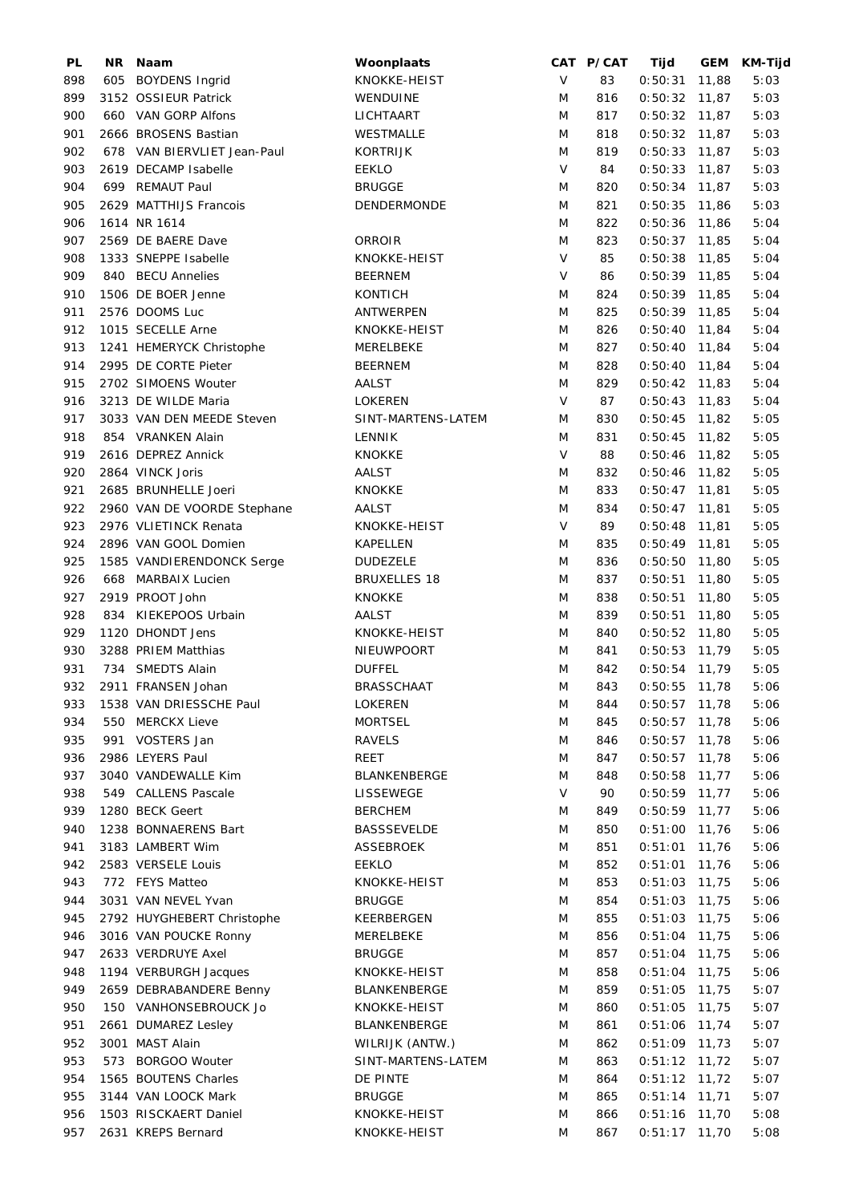| PL | NR | Naam | Woonplaats | CAT | P/CAT | Tijd | GEM | KM-Tijd |
|---|---|---|---|---|---|---|---|---|
| 898 | 605 | BOYDENS Ingrid | KNOKKE-HEIST | V | 83 | 0:50:31 | 11,88 | 5:03 |
| 899 | 3152 | OSSIEUR Patrick | WENDUINE | M | 816 | 0:50:32 | 11,87 | 5:03 |
| 900 | 660 | VAN GORP Alfons | LICHTAART | M | 817 | 0:50:32 | 11,87 | 5:03 |
| 901 | 2666 | BROSENS Bastian | WESTMALLE | M | 818 | 0:50:32 | 11,87 | 5:03 |
| 902 | 678 | VAN BIERVLIET Jean-Paul | KORTRIJK | M | 819 | 0:50:33 | 11,87 | 5:03 |
| 903 | 2619 | DECAMP Isabelle | EEKLO | V | 84 | 0:50:33 | 11,87 | 5:03 |
| 904 | 699 | REMAUT Paul | BRUGGE | M | 820 | 0:50:34 | 11,87 | 5:03 |
| 905 | 2629 | MATTHIJS Francois | DENDERMONDE | M | 821 | 0:50:35 | 11,86 | 5:03 |
| 906 | 1614 | NR 1614 | | M | 822 | 0:50:36 | 11,86 | 5:04 |
| 907 | 2569 | DE BAERE Dave | ORROIR | M | 823 | 0:50:37 | 11,85 | 5:04 |
| 908 | 1333 | SNEPPE Isabelle | KNOKKE-HEIST | V | 85 | 0:50:38 | 11,85 | 5:04 |
| 909 | 840 | BECU Annelies | BEERNEM | V | 86 | 0:50:39 | 11,85 | 5:04 |
| 910 | 1506 | DE BOER Jenne | KONTICH | M | 824 | 0:50:39 | 11,85 | 5:04 |
| 911 | 2576 | DOOMS Luc | ANTWERPEN | M | 825 | 0:50:39 | 11,85 | 5:04 |
| 912 | 1015 | SECELLE Arne | KNOKKE-HEIST | M | 826 | 0:50:40 | 11,84 | 5:04 |
| 913 | 1241 | HEMERYCK Christophe | MERELBEKE | M | 827 | 0:50:40 | 11,84 | 5:04 |
| 914 | 2995 | DE CORTE Pieter | BEERNEM | M | 828 | 0:50:40 | 11,84 | 5:04 |
| 915 | 2702 | SIMOENS Wouter | AALST | M | 829 | 0:50:42 | 11,83 | 5:04 |
| 916 | 3213 | DE WILDE Maria | LOKEREN | V | 87 | 0:50:43 | 11,83 | 5:04 |
| 917 | 3033 | VAN DEN MEEDE Steven | SINT-MARTENS-LATEM | M | 830 | 0:50:45 | 11,82 | 5:05 |
| 918 | 854 | VRANKEN Alain | LENNIK | M | 831 | 0:50:45 | 11,82 | 5:05 |
| 919 | 2616 | DEPREZ Annick | KNOKKE | V | 88 | 0:50:46 | 11,82 | 5:05 |
| 920 | 2864 | VINCK Joris | AALST | M | 832 | 0:50:46 | 11,82 | 5:05 |
| 921 | 2685 | BRUNHELLE Joeri | KNOKKE | M | 833 | 0:50:47 | 11,81 | 5:05 |
| 922 | 2960 | VAN DE VOORDE Stephane | AALST | M | 834 | 0:50:47 | 11,81 | 5:05 |
| 923 | 2976 | VLIETINCK Renata | KNOKKE-HEIST | V | 89 | 0:50:48 | 11,81 | 5:05 |
| 924 | 2896 | VAN GOOL Domien | KAPELLEN | M | 835 | 0:50:49 | 11,81 | 5:05 |
| 925 | 1585 | VANDIERENDONCK Serge | DUDEZELE | M | 836 | 0:50:50 | 11,80 | 5:05 |
| 926 | 668 | MARBAIX Lucien | BRUXELLES 18 | M | 837 | 0:50:51 | 11,80 | 5:05 |
| 927 | 2919 | PROOT John | KNOKKE | M | 838 | 0:50:51 | 11,80 | 5:05 |
| 928 | 834 | KIEKEPOOS Urbain | AALST | M | 839 | 0:50:51 | 11,80 | 5:05 |
| 929 | 1120 | DHONDT Jens | KNOKKE-HEIST | M | 840 | 0:50:52 | 11,80 | 5:05 |
| 930 | 3288 | PRIEM Matthias | NIEUWPOORT | M | 841 | 0:50:53 | 11,79 | 5:05 |
| 931 | 734 | SMEDTS Alain | DUFFEL | M | 842 | 0:50:54 | 11,79 | 5:05 |
| 932 | 2911 | FRANSEN Johan | BRASSCHAAT | M | 843 | 0:50:55 | 11,78 | 5:06 |
| 933 | 1538 | VAN DRIESSCHE Paul | LOKEREN | M | 844 | 0:50:57 | 11,78 | 5:06 |
| 934 | 550 | MERCKX Lieve | MORTSEL | M | 845 | 0:50:57 | 11,78 | 5:06 |
| 935 | 991 | VOSTERS Jan | RAVELS | M | 846 | 0:50:57 | 11,78 | 5:06 |
| 936 | 2986 | LEYERS Paul | REET | M | 847 | 0:50:57 | 11,78 | 5:06 |
| 937 | 3040 | VANDEWALLE Kim | BLANKENBERGE | M | 848 | 0:50:58 | 11,77 | 5:06 |
| 938 | 549 | CALLENS Pascale | LISSEWEGE | V | 90 | 0:50:59 | 11,77 | 5:06 |
| 939 | 1280 | BECK Geert | BERCHEM | M | 849 | 0:50:59 | 11,77 | 5:06 |
| 940 | 1238 | BONNAERENS Bart | BASSSEVELDE | M | 850 | 0:51:00 | 11,76 | 5:06 |
| 941 | 3183 | LAMBERT Wim | ASSEBROEK | M | 851 | 0:51:01 | 11,76 | 5:06 |
| 942 | 2583 | VERSELE Louis | EEKLO | M | 852 | 0:51:01 | 11,76 | 5:06 |
| 943 | 772 | FEYS Matteo | KNOKKE-HEIST | M | 853 | 0:51:03 | 11,75 | 5:06 |
| 944 | 3031 | VAN NEVEL Yvan | BRUGGE | M | 854 | 0:51:03 | 11,75 | 5:06 |
| 945 | 2792 | HUYGHEBERT Christophe | KEERBERGEN | M | 855 | 0:51:03 | 11,75 | 5:06 |
| 946 | 3016 | VAN POUCKE Ronny | MERELBEKE | M | 856 | 0:51:04 | 11,75 | 5:06 |
| 947 | 2633 | VERDRUYE Axel | BRUGGE | M | 857 | 0:51:04 | 11,75 | 5:06 |
| 948 | 1194 | VERBURGH Jacques | KNOKKE-HEIST | M | 858 | 0:51:04 | 11,75 | 5:06 |
| 949 | 2659 | DEBRABANDERE Benny | BLANKENBERGE | M | 859 | 0:51:05 | 11,75 | 5:07 |
| 950 | 150 | VANHONSEBROUCK Jo | KNOKKE-HEIST | M | 860 | 0:51:05 | 11,75 | 5:07 |
| 951 | 2661 | DUMAREZ Lesley | BLANKENBERGE | M | 861 | 0:51:06 | 11,74 | 5:07 |
| 952 | 3001 | MAST Alain | WILRIJK (ANTW.) | M | 862 | 0:51:09 | 11,73 | 5:07 |
| 953 | 573 | BORGOO Wouter | SINT-MARTENS-LATEM | M | 863 | 0:51:12 | 11,72 | 5:07 |
| 954 | 1565 | BOUTENS Charles | DE PINTE | M | 864 | 0:51:12 | 11,72 | 5:07 |
| 955 | 3144 | VAN LOOCK Mark | BRUGGE | M | 865 | 0:51:14 | 11,71 | 5:07 |
| 956 | 1503 | RISCKAERT Daniel | KNOKKE-HEIST | M | 866 | 0:51:16 | 11,70 | 5:08 |
| 957 | 2631 | KREPS Bernard | KNOKKE-HEIST | M | 867 | 0:51:17 | 11,70 | 5:08 |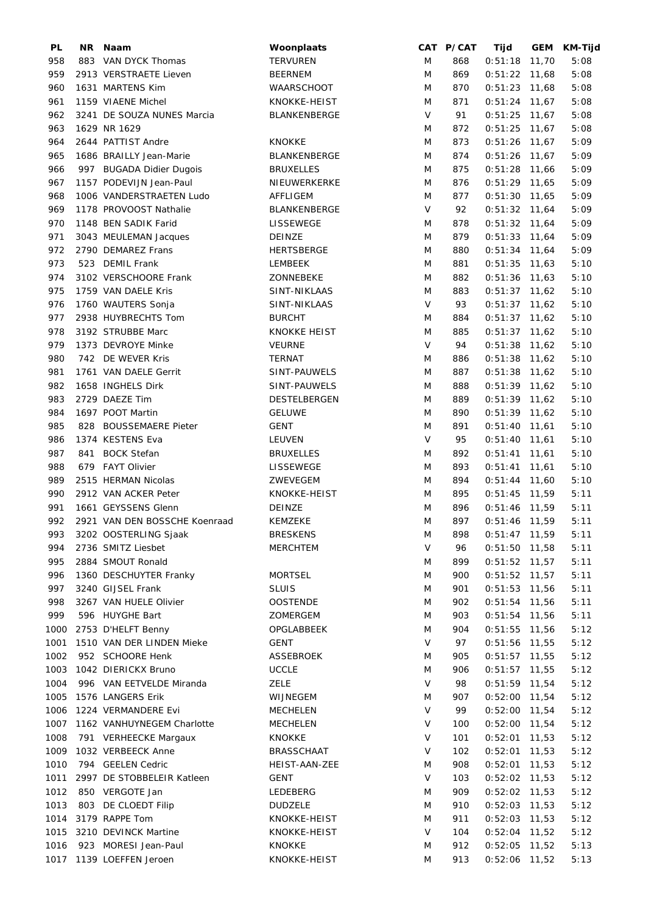| PL | NR | Naam | Woonplaats | CAT | P/CAT | Tijd | GEM | KM-Tijd |
|---|---|---|---|---|---|---|---|---|
| 958 | 883 | VAN DYCK Thomas | TERVUREN | M | 868 | 0:51:18 | 11,70 | 5:08 |
| 959 | 2913 | VERSTRAETE Lieven | BEERNEM | M | 869 | 0:51:22 | 11,68 | 5:08 |
| 960 | 1631 | MARTENS Kim | WAARSCHOOT | M | 870 | 0:51:23 | 11,68 | 5:08 |
| 961 | 1159 | VIAENE Michel | KNOKKE-HEIST | M | 871 | 0:51:24 | 11,67 | 5:08 |
| 962 | 3241 | DE SOUZA NUNES Marcia | BLANKENBERGE | V | 91 | 0:51:25 | 11,67 | 5:08 |
| 963 | 1629 | NR 1629 | | M | 872 | 0:51:25 | 11,67 | 5:08 |
| 964 | 2644 | PATTIST Andre | KNOKKE | M | 873 | 0:51:26 | 11,67 | 5:09 |
| 965 | 1686 | BRAILLY Jean-Marie | BLANKENBERGE | M | 874 | 0:51:26 | 11,67 | 5:09 |
| 966 | 997 | BUGADA Didier Dugois | BRUXELLES | M | 875 | 0:51:28 | 11,66 | 5:09 |
| 967 | 1157 | PODEVIJN Jean-Paul | NIEUWERKERKE | M | 876 | 0:51:29 | 11,65 | 5:09 |
| 968 | 1006 | VANDERSTRAETEN Ludo | AFFLIGEM | M | 877 | 0:51:30 | 11,65 | 5:09 |
| 969 | 1178 | PROVOOST Nathalie | BLANKENBERGE | V | 92 | 0:51:32 | 11,64 | 5:09 |
| 970 | 1148 | BEN SADIK Farid | LISSEWEGE | M | 878 | 0:51:32 | 11,64 | 5:09 |
| 971 | 3043 | MEULEMAN Jacques | DEINZE | M | 879 | 0:51:33 | 11,64 | 5:09 |
| 972 | 2790 | DEMAREZ Frans | HERTSBERGE | M | 880 | 0:51:34 | 11,64 | 5:09 |
| 973 | 523 | DEMIL Frank | LEMBEEK | M | 881 | 0:51:35 | 11,63 | 5:10 |
| 974 | 3102 | VERSCHOORE Frank | ZONNEBEKE | M | 882 | 0:51:36 | 11,63 | 5:10 |
| 975 | 1759 | VAN DAELE Kris | SINT-NIKLAAS | M | 883 | 0:51:37 | 11,62 | 5:10 |
| 976 | 1760 | WAUTERS Sonja | SINT-NIKLAAS | V | 93 | 0:51:37 | 11,62 | 5:10 |
| 977 | 2938 | HUYBRECHTS Tom | BURCHT | M | 884 | 0:51:37 | 11,62 | 5:10 |
| 978 | 3192 | STRUBBE Marc | KNOKKE HEIST | M | 885 | 0:51:37 | 11,62 | 5:10 |
| 979 | 1373 | DEVROYE Minke | VEURNE | V | 94 | 0:51:38 | 11,62 | 5:10 |
| 980 | 742 | DE WEVER Kris | TERNAT | M | 886 | 0:51:38 | 11,62 | 5:10 |
| 981 | 1761 | VAN DAELE Gerrit | SINT-PAUWELS | M | 887 | 0:51:38 | 11,62 | 5:10 |
| 982 | 1658 | INGHELS Dirk | SINT-PAUWELS | M | 888 | 0:51:39 | 11,62 | 5:10 |
| 983 | 2729 | DAEZE Tim | DESTELBERGEN | M | 889 | 0:51:39 | 11,62 | 5:10 |
| 984 | 1697 | POOT Martin | GELUWE | M | 890 | 0:51:39 | 11,62 | 5:10 |
| 985 | 828 | BOUSSEMAERE Pieter | GENT | M | 891 | 0:51:40 | 11,61 | 5:10 |
| 986 | 1374 | KESTENS Eva | LEUVEN | V | 95 | 0:51:40 | 11,61 | 5:10 |
| 987 | 841 | BOCK Stefan | BRUXELLES | M | 892 | 0:51:41 | 11,61 | 5:10 |
| 988 | 679 | FAYT Olivier | LISSEWEGE | M | 893 | 0:51:41 | 11,61 | 5:10 |
| 989 | 2515 | HERMAN Nicolas | ZWEVEGEM | M | 894 | 0:51:44 | 11,60 | 5:10 |
| 990 | 2912 | VAN ACKER Peter | KNOKKE-HEIST | M | 895 | 0:51:45 | 11,59 | 5:11 |
| 991 | 1661 | GEYSSENS Glenn | DEINZE | M | 896 | 0:51:46 | 11,59 | 5:11 |
| 992 | 2921 | VAN DEN BOSSCHE Koenraad | KEMZEKE | M | 897 | 0:51:46 | 11,59 | 5:11 |
| 993 | 3202 | OOSTERLING Sjaak | BRESKENS | M | 898 | 0:51:47 | 11,59 | 5:11 |
| 994 | 2736 | SMITZ Liesbet | MERCHTEM | V | 96 | 0:51:50 | 11,58 | 5:11 |
| 995 | 2884 | SMOUT Ronald | | M | 899 | 0:51:52 | 11,57 | 5:11 |
| 996 | 1360 | DESCHUYTER Franky | MORTSEL | M | 900 | 0:51:52 | 11,57 | 5:11 |
| 997 | 3240 | GIJSEL Frank | SLUIS | M | 901 | 0:51:53 | 11,56 | 5:11 |
| 998 | 3267 | VAN HUELE Olivier | OOSTENDE | M | 902 | 0:51:54 | 11,56 | 5:11 |
| 999 | 596 | HUYGHE Bart | ZOMERGEM | M | 903 | 0:51:54 | 11,56 | 5:11 |
| 1000 | 2753 | D'HELFT Benny | OPGLABBEEK | M | 904 | 0:51:55 | 11,56 | 5:12 |
| 1001 | 1510 | VAN DER LINDEN Mieke | GENT | V | 97 | 0:51:56 | 11,55 | 5:12 |
| 1002 | 952 | SCHOORE Henk | ASSEBROEK | M | 905 | 0:51:57 | 11,55 | 5:12 |
| 1003 | 1042 | DIERICKX Bruno | UCCLE | M | 906 | 0:51:57 | 11,55 | 5:12 |
| 1004 | 996 | VAN EETVELDE Miranda | ZELE | V | 98 | 0:51:59 | 11,54 | 5:12 |
| 1005 | 1576 | LANGERS Erik | WIJNEGEM | M | 907 | 0:52:00 | 11,54 | 5:12 |
| 1006 | 1224 | VERMANDERE Evi | MECHELEN | V | 99 | 0:52:00 | 11,54 | 5:12 |
| 1007 | 1162 | VANHUYNEGEM Charlotte | MECHELEN | V | 100 | 0:52:00 | 11,54 | 5:12 |
| 1008 | 791 | VERHEECKE Margaux | KNOKKE | V | 101 | 0:52:01 | 11,53 | 5:12 |
| 1009 | 1032 | VERBEECK Anne | BRASSCHAAT | V | 102 | 0:52:01 | 11,53 | 5:12 |
| 1010 | 794 | GEELEN Cedric | HEIST-AAN-ZEE | M | 908 | 0:52:01 | 11,53 | 5:12 |
| 1011 | 2997 | DE STOBBELEIR Katleen | GENT | V | 103 | 0:52:02 | 11,53 | 5:12 |
| 1012 | 850 | VERGOTE Jan | LEDEBERG | M | 909 | 0:52:02 | 11,53 | 5:12 |
| 1013 | 803 | DE CLOEDT Filip | DUDZELE | M | 910 | 0:52:03 | 11,53 | 5:12 |
| 1014 | 3179 | RAPPE Tom | KNOKKE-HEIST | M | 911 | 0:52:03 | 11,53 | 5:12 |
| 1015 | 3210 | DEVINCK Martine | KNOKKE-HEIST | V | 104 | 0:52:04 | 11,52 | 5:12 |
| 1016 | 923 | MORESI Jean-Paul | KNOKKE | M | 912 | 0:52:05 | 11,52 | 5:13 |
| 1017 | 1139 | LOEFFEN Jeroen | KNOKKE-HEIST | M | 913 | 0:52:06 | 11,52 | 5:13 |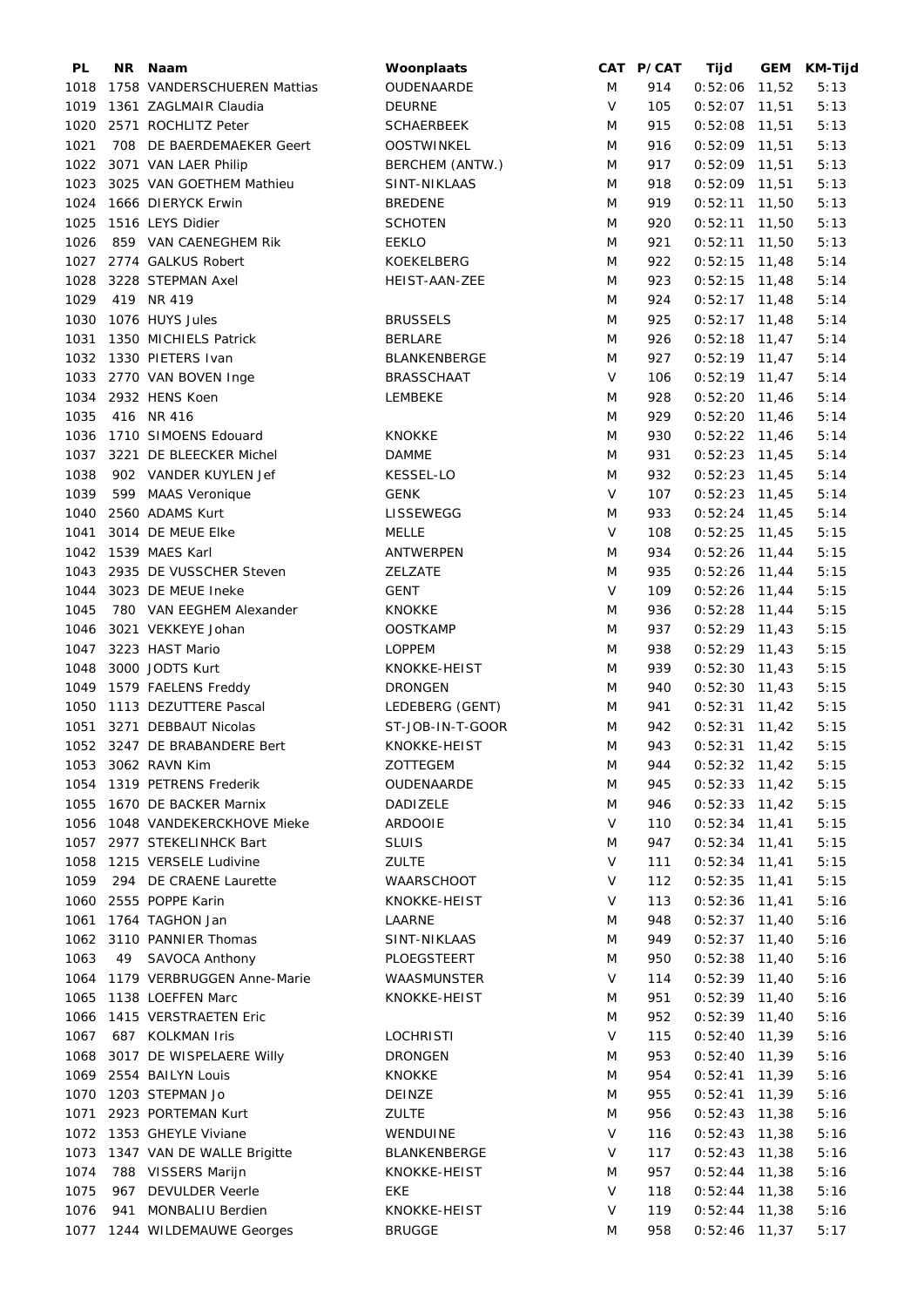| PL | NR | Naam | Woonplaats | CAT | P/CAT | Tijd | GEM | KM-Tijd |
|---|---|---|---|---|---|---|---|---|
| 1018 | 1758 | VANDERSCHUEREN Mattias | OUDENAARDE | M | 914 | 0:52:06 | 11,52 | 5:13 |
| 1019 | 1361 | ZAGLMAIR Claudia | DEURNE | V | 105 | 0:52:07 | 11,51 | 5:13 |
| 1020 | 2571 | ROCHLITZ Peter | SCHAERBEEK | M | 915 | 0:52:08 | 11,51 | 5:13 |
| 1021 | 708 | DE BAERDEMAEKER Geert | OOSTWINKEL | M | 916 | 0:52:09 | 11,51 | 5:13 |
| 1022 | 3071 | VAN LAER Philip | BERCHEM (ANTW.) | M | 917 | 0:52:09 | 11,51 | 5:13 |
| 1023 | 3025 | VAN GOETHEM Mathieu | SINT-NIKLAAS | M | 918 | 0:52:09 | 11,51 | 5:13 |
| 1024 | 1666 | DIERYCK Erwin | BREDENE | M | 919 | 0:52:11 | 11,50 | 5:13 |
| 1025 | 1516 | LEYS Didier | SCHOTEN | M | 920 | 0:52:11 | 11,50 | 5:13 |
| 1026 | 859 | VAN CAENEGHEM Rik | EEKLO | M | 921 | 0:52:11 | 11,50 | 5:13 |
| 1027 | 2774 | GALKUS Robert | KOEKELBERG | M | 922 | 0:52:15 | 11,48 | 5:14 |
| 1028 | 3228 | STEPMAN Axel | HEIST-AAN-ZEE | M | 923 | 0:52:15 | 11,48 | 5:14 |
| 1029 | 419 | NR 419 | | M | 924 | 0:52:17 | 11,48 | 5:14 |
| 1030 | 1076 | HUYS Jules | BRUSSELS | M | 925 | 0:52:17 | 11,48 | 5:14 |
| 1031 | 1350 | MICHIELS Patrick | BERLARE | M | 926 | 0:52:18 | 11,47 | 5:14 |
| 1032 | 1330 | PIETERS Ivan | BLANKENBERGE | M | 927 | 0:52:19 | 11,47 | 5:14 |
| 1033 | 2770 | VAN BOVEN Inge | BRASSCHAAT | V | 106 | 0:52:19 | 11,47 | 5:14 |
| 1034 | 2932 | HENS Koen | LEMBEKE | M | 928 | 0:52:20 | 11,46 | 5:14 |
| 1035 | 416 | NR 416 | | M | 929 | 0:52:20 | 11,46 | 5:14 |
| 1036 | 1710 | SIMOENS Edouard | KNOKKE | M | 930 | 0:52:22 | 11,46 | 5:14 |
| 1037 | 3221 | DE BLEECKER Michel | DAMME | M | 931 | 0:52:23 | 11,45 | 5:14 |
| 1038 | 902 | VANDER KUYLEN Jef | KESSEL-LO | M | 932 | 0:52:23 | 11,45 | 5:14 |
| 1039 | 599 | MAAS Veronique | GENK | V | 107 | 0:52:23 | 11,45 | 5:14 |
| 1040 | 2560 | ADAMS Kurt | LISSEWEGG | M | 933 | 0:52:24 | 11,45 | 5:14 |
| 1041 | 3014 | DE MEUE Elke | MELLE | V | 108 | 0:52:25 | 11,45 | 5:15 |
| 1042 | 1539 | MAES Karl | ANTWERPEN | M | 934 | 0:52:26 | 11,44 | 5:15 |
| 1043 | 2935 | DE VUSSCHER Steven | ZELZATE | M | 935 | 0:52:26 | 11,44 | 5:15 |
| 1044 | 3023 | DE MEUE Ineke | GENT | V | 109 | 0:52:26 | 11,44 | 5:15 |
| 1045 | 780 | VAN EEGHEM Alexander | KNOKKE | M | 936 | 0:52:28 | 11,44 | 5:15 |
| 1046 | 3021 | VEKKEYE Johan | OOSTKAMP | M | 937 | 0:52:29 | 11,43 | 5:15 |
| 1047 | 3223 | HAST Mario | LOPPEM | M | 938 | 0:52:29 | 11,43 | 5:15 |
| 1048 | 3000 | JODTS Kurt | KNOKKE-HEIST | M | 939 | 0:52:30 | 11,43 | 5:15 |
| 1049 | 1579 | FAELENS Freddy | DRONGEN | M | 940 | 0:52:30 | 11,43 | 5:15 |
| 1050 | 1113 | DEZUTTERE Pascal | LEDEBERG (GENT) | M | 941 | 0:52:31 | 11,42 | 5:15 |
| 1051 | 3271 | DEBBAUT Nicolas | ST-JOB-IN-T-GOOR | M | 942 | 0:52:31 | 11,42 | 5:15 |
| 1052 | 3247 | DE BRABANDERE Bert | KNOKKE-HEIST | M | 943 | 0:52:31 | 11,42 | 5:15 |
| 1053 | 3062 | RAVN Kim | ZOTTEGEM | M | 944 | 0:52:32 | 11,42 | 5:15 |
| 1054 | 1319 | PETRENS Frederik | OUDENAARDE | M | 945 | 0:52:33 | 11,42 | 5:15 |
| 1055 | 1670 | DE BACKER Marnix | DADIZELE | M | 946 | 0:52:33 | 11,42 | 5:15 |
| 1056 | 1048 | VANDEKERCKHOVE Mieke | ARDOOIE | V | 110 | 0:52:34 | 11,41 | 5:15 |
| 1057 | 2977 | STEKELINHCK Bart | SLUIS | M | 947 | 0:52:34 | 11,41 | 5:15 |
| 1058 | 1215 | VERSELE Ludivine | ZULTE | V | 111 | 0:52:34 | 11,41 | 5:15 |
| 1059 | 294 | DE CRAENE Laurette | WAARSCHOOT | V | 112 | 0:52:35 | 11,41 | 5:15 |
| 1060 | 2555 | POPPE Karin | KNOKKE-HEIST | V | 113 | 0:52:36 | 11,41 | 5:16 |
| 1061 | 1764 | TAGHON Jan | LAARNE | M | 948 | 0:52:37 | 11,40 | 5:16 |
| 1062 | 3110 | PANNIER Thomas | SINT-NIKLAAS | M | 949 | 0:52:37 | 11,40 | 5:16 |
| 1063 | 49 | SAVOCA Anthony | PLOEGSTEERT | M | 950 | 0:52:38 | 11,40 | 5:16 |
| 1064 | 1179 | VERBRUGGEN Anne-Marie | WAASMUNSTER | V | 114 | 0:52:39 | 11,40 | 5:16 |
| 1065 | 1138 | LOEFFEN Marc | KNOKKE-HEIST | M | 951 | 0:52:39 | 11,40 | 5:16 |
| 1066 | 1415 | VERSTRAETEN Eric | | M | 952 | 0:52:39 | 11,40 | 5:16 |
| 1067 | 687 | KOLKMAN Iris | LOCHRISTI | V | 115 | 0:52:40 | 11,39 | 5:16 |
| 1068 | 3017 | DE WISPELAERE Willy | DRONGEN | M | 953 | 0:52:40 | 11,39 | 5:16 |
| 1069 | 2554 | BAILYN Louis | KNOKKE | M | 954 | 0:52:41 | 11,39 | 5:16 |
| 1070 | 1203 | STEPMAN Jo | DEINZE | M | 955 | 0:52:41 | 11,39 | 5:16 |
| 1071 | 2923 | PORTEMAN Kurt | ZULTE | M | 956 | 0:52:43 | 11,38 | 5:16 |
| 1072 | 1353 | GHEYLE Viviane | WENDUINE | V | 116 | 0:52:43 | 11,38 | 5:16 |
| 1073 | 1347 | VAN DE WALLE Brigitte | BLANKENBERGE | V | 117 | 0:52:43 | 11,38 | 5:16 |
| 1074 | 788 | VISSERS Marijn | KNOKKE-HEIST | M | 957 | 0:52:44 | 11,38 | 5:16 |
| 1075 | 967 | DEVULDER Veerle | EKE | V | 118 | 0:52:44 | 11,38 | 5:16 |
| 1076 | 941 | MONBALIU Berdien | KNOKKE-HEIST | V | 119 | 0:52:44 | 11,38 | 5:16 |
| 1077 | 1244 | WILDEMAUWE Georges | BRUGGE | M | 958 | 0:52:46 | 11,37 | 5:17 |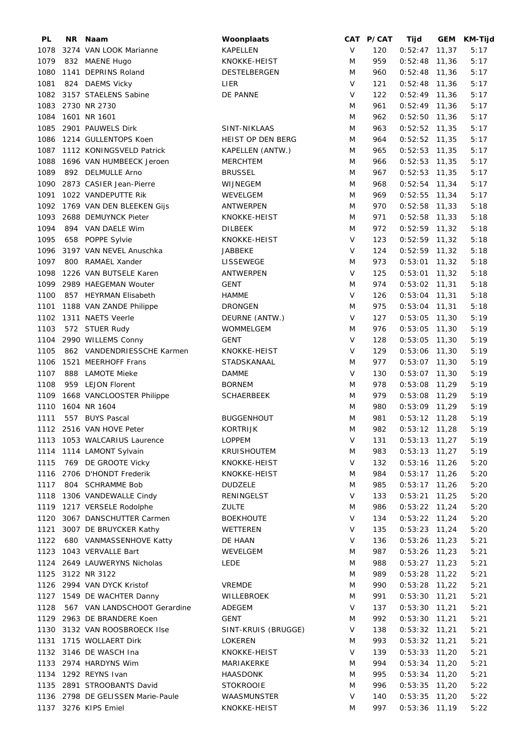| PL | NR | Naam | Woonplaats | CAT | P/CAT | Tijd | GEM | KM-Tijd |
|---|---|---|---|---|---|---|---|---|
| 1078 | 3274 | VAN LOOK Marianne | KAPELLEN | V | 120 | 0:52:47 | 11,37 | 5:17 |
| 1079 | 832 | MAENE Hugo | KNOKKE-HEIST | M | 959 | 0:52:48 | 11,36 | 5:17 |
| 1080 | 1141 | DEPRINS Roland | DESTELBERGEN | M | 960 | 0:52:48 | 11,36 | 5:17 |
| 1081 | 824 | DAEMS Vicky | LIER | V | 121 | 0:52:48 | 11,36 | 5:17 |
| 1082 | 3157 | STAELENS Sabine | DE PANNE | V | 122 | 0:52:49 | 11,36 | 5:17 |
| 1083 | 2730 | NR 2730 | | M | 961 | 0:52:49 | 11,36 | 5:17 |
| 1084 | 1601 | NR 1601 | | M | 962 | 0:52:50 | 11,36 | 5:17 |
| 1085 | 2901 | PAUWELS Dirk | SINT-NIKLAAS | M | 963 | 0:52:52 | 11,35 | 5:17 |
| 1086 | 1214 | GULLENTOPS Koen | HEIST OP DEN BERG | M | 964 | 0:52:52 | 11,35 | 5:17 |
| 1087 | 1112 | KONINGSVELD Patrick | KAPELLEN (ANTW.) | M | 965 | 0:52:53 | 11,35 | 5:17 |
| 1088 | 1696 | VAN HUMBEECK Jeroen | MERCHTEM | M | 966 | 0:52:53 | 11,35 | 5:17 |
| 1089 | 892 | DELMULLE Arno | BRUSSEL | M | 967 | 0:52:53 | 11,35 | 5:17 |
| 1090 | 2873 | CASIER Jean-Pierre | WIJNEGEM | M | 968 | 0:52:54 | 11,34 | 5:17 |
| 1091 | 1022 | VANDEPUTTE Rik | WEVELGEM | M | 969 | 0:52:55 | 11,34 | 5:17 |
| 1092 | 1769 | VAN DEN BLEEKEN Gijs | ANTWERPEN | M | 970 | 0:52:58 | 11,33 | 5:18 |
| 1093 | 2688 | DEMUYNCK Pieter | KNOKKE-HEIST | M | 971 | 0:52:58 | 11,33 | 5:18 |
| 1094 | 894 | VAN DAELE Wim | DILBEEK | M | 972 | 0:52:59 | 11,32 | 5:18 |
| 1095 | 658 | POPPE Sylvie | KNOKKE-HEIST | V | 123 | 0:52:59 | 11,32 | 5:18 |
| 1096 | 3197 | VAN NEVEL Anuschka | JABBEKE | V | 124 | 0:52:59 | 11,32 | 5:18 |
| 1097 | 800 | RAMAEL Xander | LISSEWEGE | M | 973 | 0:53:01 | 11,32 | 5:18 |
| 1098 | 1226 | VAN BUTSELE Karen | ANTWERPEN | V | 125 | 0:53:01 | 11,32 | 5:18 |
| 1099 | 2989 | HAEGEMAN Wouter | GENT | M | 974 | 0:53:02 | 11,31 | 5:18 |
| 1100 | 857 | HEYRMAN Elisabeth | HAMME | V | 126 | 0:53:04 | 11,31 | 5:18 |
| 1101 | 1188 | VAN ZANDE Philippe | DRONGEN | M | 975 | 0:53:04 | 11,31 | 5:18 |
| 1102 | 1311 | NAETS Veerle | DEURNE (ANTW.) | V | 127 | 0:53:05 | 11,30 | 5:19 |
| 1103 | 572 | STUER Rudy | WOMMELGEM | M | 976 | 0:53:05 | 11,30 | 5:19 |
| 1104 | 2990 | WILLEMS Conny | GENT | V | 128 | 0:53:05 | 11,30 | 5:19 |
| 1105 | 862 | VANDENDRIESSCHE Karmen | KNOKKE-HEIST | V | 129 | 0:53:06 | 11,30 | 5:19 |
| 1106 | 1521 | MEERHOFF Frans | STADSKANAAL | M | 977 | 0:53:07 | 11,30 | 5:19 |
| 1107 | 888 | LAMOTE Mieke | DAMME | V | 130 | 0:53:07 | 11,30 | 5:19 |
| 1108 | 959 | LEJON Florent | BORNEM | M | 978 | 0:53:08 | 11,29 | 5:19 |
| 1109 | 1668 | VANCLOOSTER Philippe | SCHAERBEEK | M | 979 | 0:53:08 | 11,29 | 5:19 |
| 1110 | 1604 | NR 1604 | | M | 980 | 0:53:09 | 11,29 | 5:19 |
| 1111 | 557 | BUYS Pascal | BUGGENHOUT | M | 981 | 0:53:12 | 11,28 | 5:19 |
| 1112 | 2516 | VAN HOVE Peter | KORTRIJK | M | 982 | 0:53:12 | 11,28 | 5:19 |
| 1113 | 1053 | WALCARIUS Laurence | LOPPEM | V | 131 | 0:53:13 | 11,27 | 5:19 |
| 1114 | 1114 | LAMONT Sylvain | KRUISHOUTEM | M | 983 | 0:53:13 | 11,27 | 5:19 |
| 1115 | 769 | DE GROOTE Vicky | KNOKKE-HEIST | V | 132 | 0:53:16 | 11,26 | 5:20 |
| 1116 | 2706 | D'HONDT Frederik | KNOKKE-HEIST | M | 984 | 0:53:17 | 11,26 | 5:20 |
| 1117 | 804 | SCHRAMME Bob | DUDZELE | M | 985 | 0:53:17 | 11,26 | 5:20 |
| 1118 | 1306 | VANDEWALLE Cindy | RENINGELST | V | 133 | 0:53:21 | 11,25 | 5:20 |
| 1119 | 1217 | VERSELE Rodolphe | ZULTE | M | 986 | 0:53:22 | 11,24 | 5:20 |
| 1120 | 3067 | DANSCHUTTER Carmen | BOEKHOUTE | V | 134 | 0:53:22 | 11,24 | 5:20 |
| 1121 | 3007 | DE BRUYCKER Kathy | WETTEREN | V | 135 | 0:53:23 | 11,24 | 5:20 |
| 1122 | 680 | VANMASSENHOVE Katty | DE HAAN | V | 136 | 0:53:26 | 11,23 | 5:21 |
| 1123 | 1043 | VERVALLE Bart | WEVELGEM | M | 987 | 0:53:26 | 11,23 | 5:21 |
| 1124 | 2649 | LAUWERYNS Nicholas | LEDE | M | 988 | 0:53:27 | 11,23 | 5:21 |
| 1125 | 3122 | NR 3122 | | M | 989 | 0:53:28 | 11,22 | 5:21 |
| 1126 | 2994 | VAN DYCK Kristof | VREMDE | M | 990 | 0:53:28 | 11,22 | 5:21 |
| 1127 | 1549 | DE WACHTER Danny | WILLEBROEK | M | 991 | 0:53:30 | 11,21 | 5:21 |
| 1128 | 567 | VAN LANDSCHOOT Gerardine | ADEGEM | V | 137 | 0:53:30 | 11,21 | 5:21 |
| 1129 | 2963 | DE BRANDERE Koen | GENT | M | 992 | 0:53:30 | 11,21 | 5:21 |
| 1130 | 3132 | VAN ROOSBROECK Ilse | SINT-KRUIS (BRUGGE) | V | 138 | 0:53:32 | 11,21 | 5:21 |
| 1131 | 1715 | WOLLAERT Dirk | LOKEREN | M | 993 | 0:53:32 | 11,21 | 5:21 |
| 1132 | 3146 | DE WASCH Ina | KNOKKE-HEIST | V | 139 | 0:53:33 | 11,20 | 5:21 |
| 1133 | 2974 | HARDYNS Wim | MARIAKERKE | M | 994 | 0:53:34 | 11,20 | 5:21 |
| 1134 | 1292 | REYNS Ivan | HAASDONK | M | 995 | 0:53:34 | 11,20 | 5:21 |
| 1135 | 2891 | STROOBANTS David | STOKROOIE | M | 996 | 0:53:35 | 11,20 | 5:22 |
| 1136 | 2798 | DE GELISSEN Marie-Paule | WAASMUNSTER | V | 140 | 0:53:35 | 11,20 | 5:22 |
| 1137 | 3276 | KIPS Emiel | KNOKKE-HEIST | M | 997 | 0:53:36 | 11,19 | 5:22 |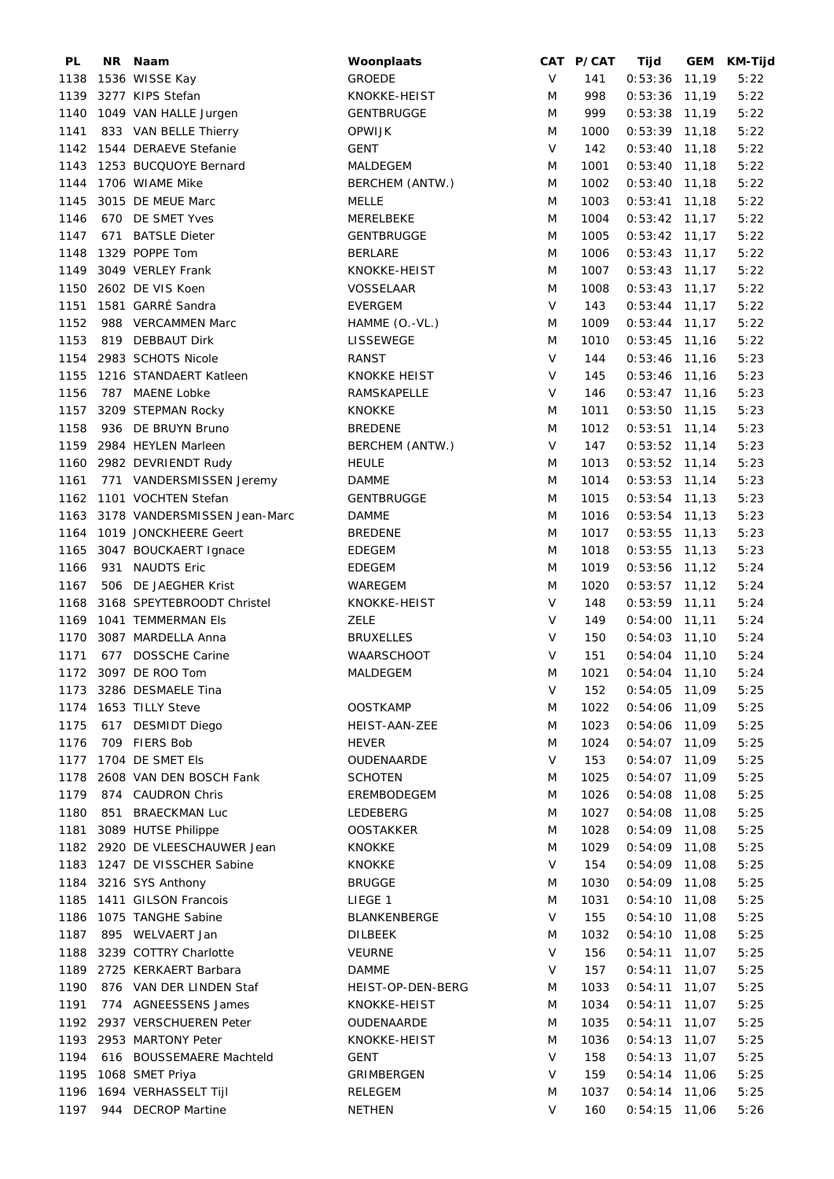| PL | NR | Naam | Woonplaats | CAT | P/CAT | Tijd | GEM | KM-Tijd |
|---|---|---|---|---|---|---|---|---|
| 1138 | 1536 | WISSE Kay | GROEDE | V | 141 | 0:53:36 | 11,19 | 5:22 |
| 1139 | 3277 | KIPS Stefan | KNOKKE-HEIST | M | 998 | 0:53:36 | 11,19 | 5:22 |
| 1140 | 1049 | VAN HALLE Jurgen | GENTBRUGGE | M | 999 | 0:53:38 | 11,19 | 5:22 |
| 1141 | 833 | VAN BELLE Thierry | OPWIJK | M | 1000 | 0:53:39 | 11,18 | 5:22 |
| 1142 | 1544 | DERAEVE Stefanie | GENT | V | 142 | 0:53:40 | 11,18 | 5:22 |
| 1143 | 1253 | BUCQUOYE Bernard | MALDEGEM | M | 1001 | 0:53:40 | 11,18 | 5:22 |
| 1144 | 1706 | WIAME Mike | BERCHEM (ANTW.) | M | 1002 | 0:53:40 | 11,18 | 5:22 |
| 1145 | 3015 | DE MEUE Marc | MELLE | M | 1003 | 0:53:41 | 11,18 | 5:22 |
| 1146 | 670 | DE SMET Yves | MERELBEKE | M | 1004 | 0:53:42 | 11,17 | 5:22 |
| 1147 | 671 | BATSLE Dieter | GENTBRUGGE | M | 1005 | 0:53:42 | 11,17 | 5:22 |
| 1148 | 1329 | POPPE Tom | BERLARE | M | 1006 | 0:53:43 | 11,17 | 5:22 |
| 1149 | 3049 | VERLEY Frank | KNOKKE-HEIST | M | 1007 | 0:53:43 | 11,17 | 5:22 |
| 1150 | 2602 | DE VIS Koen | VOSSELAAR | M | 1008 | 0:53:43 | 11,17 | 5:22 |
| 1151 | 1581 | GARRÉ Sandra | EVERGEM | V | 143 | 0:53:44 | 11,17 | 5:22 |
| 1152 | 988 | VERCAMMEN Marc | HAMME (O.-VL.) | M | 1009 | 0:53:44 | 11,17 | 5:22 |
| 1153 | 819 | DEBBAUT Dirk | LISSEWEGE | M | 1010 | 0:53:45 | 11,16 | 5:22 |
| 1154 | 2983 | SCHOTS Nicole | RANST | V | 144 | 0:53:46 | 11,16 | 5:23 |
| 1155 | 1216 | STANDAERT Katleen | KNOKKE HEIST | V | 145 | 0:53:46 | 11,16 | 5:23 |
| 1156 | 787 | MAENE Lobke | RAMSKAPELLE | V | 146 | 0:53:47 | 11,16 | 5:23 |
| 1157 | 3209 | STEPMAN Rocky | KNOKKE | M | 1011 | 0:53:50 | 11,15 | 5:23 |
| 1158 | 936 | DE BRUYN Bruno | BREDENE | M | 1012 | 0:53:51 | 11,14 | 5:23 |
| 1159 | 2984 | HEYLEN Marleen | BERCHEM (ANTW.) | V | 147 | 0:53:52 | 11,14 | 5:23 |
| 1160 | 2982 | DEVRIENDT Rudy | HEULE | M | 1013 | 0:53:52 | 11,14 | 5:23 |
| 1161 | 771 | VANDERSMISSEN Jeremy | DAMME | M | 1014 | 0:53:53 | 11,14 | 5:23 |
| 1162 | 1101 | VOCHTEN Stefan | GENTBRUGGE | M | 1015 | 0:53:54 | 11,13 | 5:23 |
| 1163 | 3178 | VANDERSMISSEN Jean-Marc | DAMME | M | 1016 | 0:53:54 | 11,13 | 5:23 |
| 1164 | 1019 | JONCKHEERE Geert | BREDENE | M | 1017 | 0:53:55 | 11,13 | 5:23 |
| 1165 | 3047 | BOUCKAERT Ignace | EDEGEM | M | 1018 | 0:53:55 | 11,13 | 5:23 |
| 1166 | 931 | NAUDTS Eric | EDEGEM | M | 1019 | 0:53:56 | 11,12 | 5:24 |
| 1167 | 506 | DE JAEGHER Krist | WAREGEM | M | 1020 | 0:53:57 | 11,12 | 5:24 |
| 1168 | 3168 | SPEYTEBROODT Christel | KNOKKE-HEIST | V | 148 | 0:53:59 | 11,11 | 5:24 |
| 1169 | 1041 | TEMMERMAN Els | ZELE | V | 149 | 0:54:00 | 11,11 | 5:24 |
| 1170 | 3087 | MARDELLA Anna | BRUXELLES | V | 150 | 0:54:03 | 11,10 | 5:24 |
| 1171 | 677 | DOSSCHE Carine | WAARSCHOOT | V | 151 | 0:54:04 | 11,10 | 5:24 |
| 1172 | 3097 | DE ROO Tom | MALDEGEM | M | 1021 | 0:54:04 | 11,10 | 5:24 |
| 1173 | 3286 | DESMAELE Tina | | V | 152 | 0:54:05 | 11,09 | 5:25 |
| 1174 | 1653 | TILLY Steve | OOSTKAMP | M | 1022 | 0:54:06 | 11,09 | 5:25 |
| 1175 | 617 | DESMIDT Diego | HEIST-AAN-ZEE | M | 1023 | 0:54:06 | 11,09 | 5:25 |
| 1176 | 709 | FIERS Bob | HEVER | M | 1024 | 0:54:07 | 11,09 | 5:25 |
| 1177 | 1704 | DE SMET Els | OUDENAARDE | V | 153 | 0:54:07 | 11,09 | 5:25 |
| 1178 | 2608 | VAN DEN BOSCH Fank | SCHOTEN | M | 1025 | 0:54:07 | 11,09 | 5:25 |
| 1179 | 874 | CAUDRON Chris | EREMBODEGEM | M | 1026 | 0:54:08 | 11,08 | 5:25 |
| 1180 | 851 | BRAECKMAN Luc | LEDEBERG | M | 1027 | 0:54:08 | 11,08 | 5:25 |
| 1181 | 3089 | HUTSE Philippe | OOSTAKKER | M | 1028 | 0:54:09 | 11,08 | 5:25 |
| 1182 | 2920 | DE VLEESCHAUWER Jean | KNOKKE | M | 1029 | 0:54:09 | 11,08 | 5:25 |
| 1183 | 1247 | DE VISSCHER Sabine | KNOKKE | V | 154 | 0:54:09 | 11,08 | 5:25 |
| 1184 | 3216 | SYS Anthony | BRUGGE | M | 1030 | 0:54:09 | 11,08 | 5:25 |
| 1185 | 1411 | GILSON Francois | LIEGE 1 | M | 1031 | 0:54:10 | 11,08 | 5:25 |
| 1186 | 1075 | TANGHE Sabine | BLANKENBERGE | V | 155 | 0:54:10 | 11,08 | 5:25 |
| 1187 | 895 | WELVAERT Jan | DILBEEK | M | 1032 | 0:54:10 | 11,08 | 5:25 |
| 1188 | 3239 | COTTRY Charlotte | VEURNE | V | 156 | 0:54:11 | 11,07 | 5:25 |
| 1189 | 2725 | KERKAERT Barbara | DAMME | V | 157 | 0:54:11 | 11,07 | 5:25 |
| 1190 | 876 | VAN DER LINDEN Staf | HEIST-OP-DEN-BERG | M | 1033 | 0:54:11 | 11,07 | 5:25 |
| 1191 | 774 | AGNEESSENS James | KNOKKE-HEIST | M | 1034 | 0:54:11 | 11,07 | 5:25 |
| 1192 | 2937 | VERSCHUEREN Peter | OUDENAARDE | M | 1035 | 0:54:11 | 11,07 | 5:25 |
| 1193 | 2953 | MARTONY Peter | KNOKKE-HEIST | M | 1036 | 0:54:13 | 11,07 | 5:25 |
| 1194 | 616 | BOUSSEMAERE Machteld | GENT | V | 158 | 0:54:13 | 11,07 | 5:25 |
| 1195 | 1068 | SMET Priya | GRIMBERGEN | V | 159 | 0:54:14 | 11,06 | 5:25 |
| 1196 | 1694 | VERHASSELT Tijl | RELEGEM | M | 1037 | 0:54:14 | 11,06 | 5:25 |
| 1197 | 944 | DECROP Martine | NETHEN | V | 160 | 0:54:15 | 11,06 | 5:26 |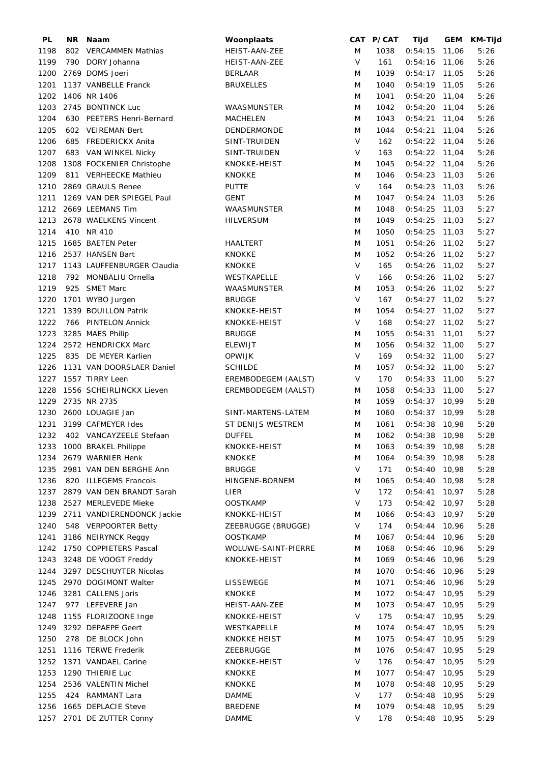| PL | NR | Naam | Woonplaats | CAT | P/CAT | Tijd | GEM | KM-Tijd |
|---|---|---|---|---|---|---|---|---|
| 1198 | 802 | VERCAMMEN Mathias | HEIST-AAN-ZEE | M | 1038 | 0:54:15 | 11,06 | 5:26 |
| 1199 | 790 | DORY Johanna | HEIST-AAN-ZEE | V | 161 | 0:54:16 | 11,06 | 5:26 |
| 1200 | 2769 | DOMS Joeri | BERLAAR | M | 1039 | 0:54:17 | 11,05 | 5:26 |
| 1201 | 1137 | VANBELLE Franck | BRUXELLES | M | 1040 | 0:54:19 | 11,05 | 5:26 |
| 1202 | 1406 | NR 1406 | | M | 1041 | 0:54:20 | 11,04 | 5:26 |
| 1203 | 2745 | BONTINCK Luc | WAASMUNSTER | M | 1042 | 0:54:20 | 11,04 | 5:26 |
| 1204 | 630 | PEETERS Henri-Bernard | MACHELEN | M | 1043 | 0:54:21 | 11,04 | 5:26 |
| 1205 | 602 | VEIREMAN Bert | DENDERMONDE | M | 1044 | 0:54:21 | 11,04 | 5:26 |
| 1206 | 685 | FREDERICKX Anita | SINT-TRUIDEN | V | 162 | 0:54:22 | 11,04 | 5:26 |
| 1207 | 683 | VAN WINKEL Nicky | SINT-TRUIDEN | V | 163 | 0:54:22 | 11,04 | 5:26 |
| 1208 | 1308 | FOCKENIER Christophe | KNOKKE-HEIST | M | 1045 | 0:54:22 | 11,04 | 5:26 |
| 1209 | 811 | VERHEECKE Mathieu | KNOKKE | M | 1046 | 0:54:23 | 11,03 | 5:26 |
| 1210 | 2869 | GRAULS Renee | PUTTE | V | 164 | 0:54:23 | 11,03 | 5:26 |
| 1211 | 1269 | VAN DER SPIEGEL Paul | GENT | M | 1047 | 0:54:24 | 11,03 | 5:26 |
| 1212 | 2669 | LEEMANS Tim | WAASMUNSTER | M | 1048 | 0:54:25 | 11,03 | 5:27 |
| 1213 | 2678 | WAELKENS Vincent | HILVERSUM | M | 1049 | 0:54:25 | 11,03 | 5:27 |
| 1214 | 410 | NR 410 | | M | 1050 | 0:54:25 | 11,03 | 5:27 |
| 1215 | 1685 | BAETEN Peter | HAALTERT | M | 1051 | 0:54:26 | 11,02 | 5:27 |
| 1216 | 2537 | HANSEN Bart | KNOKKE | M | 1052 | 0:54:26 | 11,02 | 5:27 |
| 1217 | 1143 | LAUFFENBURGER Claudia | KNOKKE | V | 165 | 0:54:26 | 11,02 | 5:27 |
| 1218 | 792 | MONBALIU Ornella | WESTKAPELLE | V | 166 | 0:54:26 | 11,02 | 5:27 |
| 1219 | 925 | SMET Marc | WAASMUNSTER | M | 1053 | 0:54:26 | 11,02 | 5:27 |
| 1220 | 1701 | WYBO Jurgen | BRUGGE | V | 167 | 0:54:27 | 11,02 | 5:27 |
| 1221 | 1339 | BOUILLON Patrik | KNOKKE-HEIST | M | 1054 | 0:54:27 | 11,02 | 5:27 |
| 1222 | 766 | PINTELON Annick | KNOKKE-HEIST | V | 168 | 0:54:27 | 11,02 | 5:27 |
| 1223 | 3285 | MAES Philip | BRUGGE | M | 1055 | 0:54:31 | 11,01 | 5:27 |
| 1224 | 2572 | HENDRICKX Marc | ELEWIJT | M | 1056 | 0:54:32 | 11,00 | 5:27 |
| 1225 | 835 | DE MEYER Karlien | OPWIJK | V | 169 | 0:54:32 | 11,00 | 5:27 |
| 1226 | 1131 | VAN DOORSLAER Daniel | SCHILDE | M | 1057 | 0:54:32 | 11,00 | 5:27 |
| 1227 | 1557 | TIRRY Leen | EREMBODEGEM (AALST) | V | 170 | 0:54:33 | 11,00 | 5:27 |
| 1228 | 1556 | SCHEIRLINCKX Lieven | EREMBODEGEM (AALST) | M | 1058 | 0:54:33 | 11,00 | 5:27 |
| 1229 | 2735 | NR 2735 | | M | 1059 | 0:54:37 | 10,99 | 5:28 |
| 1230 | 2600 | LOUAGIE Jan | SINT-MARTENS-LATEM | M | 1060 | 0:54:37 | 10,99 | 5:28 |
| 1231 | 3199 | CAFMEYER Ides | ST DENIJS WESTREM | M | 1061 | 0:54:38 | 10,98 | 5:28 |
| 1232 | 402 | VANCAYZEELE Stefaan | DUFFEL | M | 1062 | 0:54:38 | 10,98 | 5:28 |
| 1233 | 1000 | BRAKEL Philippe | KNOKKE-HEIST | M | 1063 | 0:54:39 | 10,98 | 5:28 |
| 1234 | 2679 | WARNIER Henk | KNOKKE | M | 1064 | 0:54:39 | 10,98 | 5:28 |
| 1235 | 2981 | VAN DEN BERGHE Ann | BRUGGE | V | 171 | 0:54:40 | 10,98 | 5:28 |
| 1236 | 820 | ILLEGEMS Francois | HINGENE-BORNEM | M | 1065 | 0:54:40 | 10,98 | 5:28 |
| 1237 | 2879 | VAN DEN BRANDT Sarah | LIER | V | 172 | 0:54:41 | 10,97 | 5:28 |
| 1238 | 2527 | MERLEVEDE Mieke | OOSTKAMP | V | 173 | 0:54:42 | 10,97 | 5:28 |
| 1239 | 2711 | VANDIERENDONCK Jackie | KNOKKE-HEIST | M | 1066 | 0:54:43 | 10,97 | 5:28 |
| 1240 | 548 | VERPOORTER Betty | ZEEBRUGGE (BRUGGE) | V | 174 | 0:54:44 | 10,96 | 5:28 |
| 1241 | 3186 | NEIRYNCK Reggy | OOSTKAMP | M | 1067 | 0:54:44 | 10,96 | 5:28 |
| 1242 | 1750 | COPPIETERS Pascal | WOLUWE-SAINT-PIERRE | M | 1068 | 0:54:46 | 10,96 | 5:29 |
| 1243 | 3248 | DE VOOGT Freddy | KNOKKE-HEIST | M | 1069 | 0:54:46 | 10,96 | 5:29 |
| 1244 | 3297 | DESCHUYTER Nicolas | | M | 1070 | 0:54:46 | 10,96 | 5:29 |
| 1245 | 2970 | DOGIMONT Walter | LISSEWEGE | M | 1071 | 0:54:46 | 10,96 | 5:29 |
| 1246 | 3281 | CALLENS Joris | KNOKKE | M | 1072 | 0:54:47 | 10,95 | 5:29 |
| 1247 | 977 | LEFEVERE Jan | HEIST-AAN-ZEE | M | 1073 | 0:54:47 | 10,95 | 5:29 |
| 1248 | 1155 | FLORIZOONE Inge | KNOKKE-HEIST | V | 175 | 0:54:47 | 10,95 | 5:29 |
| 1249 | 3292 | DEPAEPE Geert | WESTKAPELLE | M | 1074 | 0:54:47 | 10,95 | 5:29 |
| 1250 | 278 | DE BLOCK John | KNOKKE HEIST | M | 1075 | 0:54:47 | 10,95 | 5:29 |
| 1251 | 1116 | TERWE Frederik | ZEEBRUGGE | M | 1076 | 0:54:47 | 10,95 | 5:29 |
| 1252 | 1371 | VANDAEL Carine | KNOKKE-HEIST | V | 176 | 0:54:47 | 10,95 | 5:29 |
| 1253 | 1290 | THIERIE Luc | KNOKKE | M | 1077 | 0:54:47 | 10,95 | 5:29 |
| 1254 | 2536 | VALENTIN Michel | KNOKKE | M | 1078 | 0:54:48 | 10,95 | 5:29 |
| 1255 | 424 | RAMMANT Lara | DAMME | V | 177 | 0:54:48 | 10,95 | 5:29 |
| 1256 | 1665 | DEPLACIE Steve | BREDENE | M | 1079 | 0:54:48 | 10,95 | 5:29 |
| 1257 | 2701 | DE ZUTTER Conny | DAMME | V | 178 | 0:54:48 | 10,95 | 5:29 |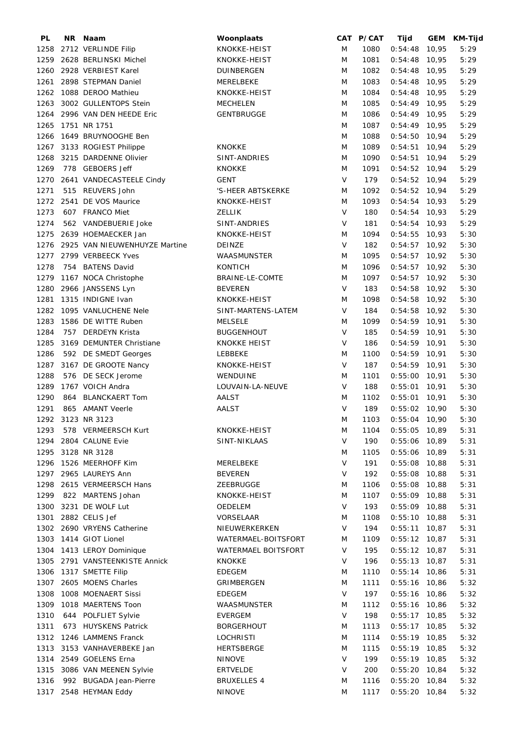| PL | NR | Naam | Woonplaats | CAT | P/CAT | Tijd | GEM | KM-Tijd |
|---|---|---|---|---|---|---|---|---|
| 1258 | 2712 | VERLINDE Filip | KNOKKE-HEIST | M | 1080 | 0:54:48 | 10,95 | 5:29 |
| 1259 | 2628 | BERLINSKI Michel | KNOKKE-HEIST | M | 1081 | 0:54:48 | 10,95 | 5:29 |
| 1260 | 2928 | VERBIEST Karel | DUINBERGEN | M | 1082 | 0:54:48 | 10,95 | 5:29 |
| 1261 | 2898 | STEPMAN Daniel | MERELBEKE | M | 1083 | 0:54:48 | 10,95 | 5:29 |
| 1262 | 1088 | DEROO Mathieu | KNOKKE-HEIST | M | 1084 | 0:54:48 | 10,95 | 5:29 |
| 1263 | 3002 | GULLENTOPS Stein | MECHELEN | M | 1085 | 0:54:49 | 10,95 | 5:29 |
| 1264 | 2996 | VAN DEN HEEDE Eric | GENTBRUGGE | M | 1086 | 0:54:49 | 10,95 | 5:29 |
| 1265 | 1751 | NR 1751 | | M | 1087 | 0:54:49 | 10,95 | 5:29 |
| 1266 | 1649 | BRUYNOOGHE Ben | | M | 1088 | 0:54:50 | 10,94 | 5:29 |
| 1267 | 3133 | ROGIEST Philippe | KNOKKE | M | 1089 | 0:54:51 | 10,94 | 5:29 |
| 1268 | 3215 | DARDENNE Olivier | SINT-ANDRIES | M | 1090 | 0:54:51 | 10,94 | 5:29 |
| 1269 | 778 | GEBOERS Jeff | KNOKKE | M | 1091 | 0:54:52 | 10,94 | 5:29 |
| 1270 | 2641 | VANDECASTEELE Cindy | GENT | V | 179 | 0:54:52 | 10,94 | 5:29 |
| 1271 | 515 | REUVERS John | 'S-HEER ABTSKERKE | M | 1092 | 0:54:52 | 10,94 | 5:29 |
| 1272 | 2541 | DE VOS Maurice | KNOKKE-HEIST | M | 1093 | 0:54:54 | 10,93 | 5:29 |
| 1273 | 607 | FRANCO Miet | ZELLIK | V | 180 | 0:54:54 | 10,93 | 5:29 |
| 1274 | 562 | VANDEBUERIE Joke | SINT-ANDRIES | V | 181 | 0:54:54 | 10,93 | 5:29 |
| 1275 | 2639 | HOEMAECKER Jan | KNOKKE-HEIST | M | 1094 | 0:54:55 | 10,93 | 5:30 |
| 1276 | 2925 | VAN NIEUWENHUYZE Martine | DEINZE | V | 182 | 0:54:57 | 10,92 | 5:30 |
| 1277 | 2799 | VERBEECK Yves | WAASMUNSTER | M | 1095 | 0:54:57 | 10,92 | 5:30 |
| 1278 | 754 | BATENS David | KONTICH | M | 1096 | 0:54:57 | 10,92 | 5:30 |
| 1279 | 1167 | NOCA Christophe | BRAINE-LE-COMTE | M | 1097 | 0:54:57 | 10,92 | 5:30 |
| 1280 | 2966 | JANSSENS Lyn | BEVEREN | V | 183 | 0:54:58 | 10,92 | 5:30 |
| 1281 | 1315 | INDIGNE Ivan | KNOKKE-HEIST | M | 1098 | 0:54:58 | 10,92 | 5:30 |
| 1282 | 1095 | VANLUCHENE Nele | SINT-MARTENS-LATEM | V | 184 | 0:54:58 | 10,92 | 5:30 |
| 1283 | 1586 | DE WITTE Ruben | MELSELE | M | 1099 | 0:54:59 | 10,91 | 5:30 |
| 1284 | 757 | DERDEYN Krista | BUGGENHOUT | V | 185 | 0:54:59 | 10,91 | 5:30 |
| 1285 | 3169 | DEMUNTER Christiane | KNOKKE HEIST | V | 186 | 0:54:59 | 10,91 | 5:30 |
| 1286 | 592 | DE SMEDT Georges | LEBBEKE | M | 1100 | 0:54:59 | 10,91 | 5:30 |
| 1287 | 3167 | DE GROOTE Nancy | KNOKKE-HEIST | V | 187 | 0:54:59 | 10,91 | 5:30 |
| 1288 | 576 | DE SECK Jerome | WENDUINE | M | 1101 | 0:55:00 | 10,91 | 5:30 |
| 1289 | 1767 | VOICH Andra | LOUVAIN-LA-NEUVE | V | 188 | 0:55:01 | 10,91 | 5:30 |
| 1290 | 864 | BLANCKAERT Tom | AALST | M | 1102 | 0:55:01 | 10,91 | 5:30 |
| 1291 | 865 | AMANT Veerle | AALST | V | 189 | 0:55:02 | 10,90 | 5:30 |
| 1292 | 3123 | NR 3123 | | M | 1103 | 0:55:04 | 10,90 | 5:30 |
| 1293 | 578 | VERMEERSCH Kurt | KNOKKE-HEIST | M | 1104 | 0:55:05 | 10,89 | 5:31 |
| 1294 | 2804 | CALUNE Evie | SINT-NIKLAAS | V | 190 | 0:55:06 | 10,89 | 5:31 |
| 1295 | 3128 | NR 3128 | | M | 1105 | 0:55:06 | 10,89 | 5:31 |
| 1296 | 1526 | MEERHOFF Kim | MERELBEKE | V | 191 | 0:55:08 | 10,88 | 5:31 |
| 1297 | 2965 | LAUREYS Ann | BEVEREN | V | 192 | 0:55:08 | 10,88 | 5:31 |
| 1298 | 2615 | VERMEERSCH Hans | ZEEBRUGGE | M | 1106 | 0:55:08 | 10,88 | 5:31 |
| 1299 | 822 | MARTENS Johan | KNOKKE-HEIST | M | 1107 | 0:55:09 | 10,88 | 5:31 |
| 1300 | 3231 | DE WOLF Lut | OEDELEM | V | 193 | 0:55:09 | 10,88 | 5:31 |
| 1301 | 2882 | CELIS Jef | VORSELAAR | M | 1108 | 0:55:10 | 10,88 | 5:31 |
| 1302 | 2690 | VRYENS Catherine | NIEUWERKERKEN | V | 194 | 0:55:11 | 10,87 | 5:31 |
| 1303 | 1414 | GIOT Lionel | WATERMAEL-BOITSFORT | M | 1109 | 0:55:12 | 10,87 | 5:31 |
| 1304 | 1413 | LEROY Dominique | WATERMAEL BOITSFORT | V | 195 | 0:55:12 | 10,87 | 5:31 |
| 1305 | 2791 | VANSTEENKISTE Annick | KNOKKE | V | 196 | 0:55:13 | 10,87 | 5:31 |
| 1306 | 1317 | SMETTE Filip | EDEGEM | M | 1110 | 0:55:14 | 10,86 | 5:31 |
| 1307 | 2605 | MOENS Charles | GRIMBERGEN | M | 1111 | 0:55:16 | 10,86 | 5:32 |
| 1308 | 1008 | MOENAERT Sissi | EDEGEM | V | 197 | 0:55:16 | 10,86 | 5:32 |
| 1309 | 1018 | MAERTENS Toon | WAASMUNSTER | M | 1112 | 0:55:16 | 10,86 | 5:32 |
| 1310 | 644 | POLFLIET Sylvie | EVERGEM | V | 198 | 0:55:17 | 10,85 | 5:32 |
| 1311 | 673 | HUYSKENS Patrick | BORGERHOUT | M | 1113 | 0:55:17 | 10,85 | 5:32 |
| 1312 | 1246 | LAMMENS Franck | LOCHRISTI | M | 1114 | 0:55:19 | 10,85 | 5:32 |
| 1313 | 3153 | VANHAVERBEKE Jan | HERTSBERGE | M | 1115 | 0:55:19 | 10,85 | 5:32 |
| 1314 | 2549 | GOELENS Erna | NINOVE | V | 199 | 0:55:19 | 10,85 | 5:32 |
| 1315 | 3086 | VAN MEENEN Sylvie | ERTVELDE | V | 200 | 0:55:20 | 10,84 | 5:32 |
| 1316 | 992 | BUGADA Jean-Pierre | BRUXELLES 4 | M | 1116 | 0:55:20 | 10,84 | 5:32 |
| 1317 | 2548 | HEYMAN Eddy | NINOVE | M | 1117 | 0:55:20 | 10,84 | 5:32 |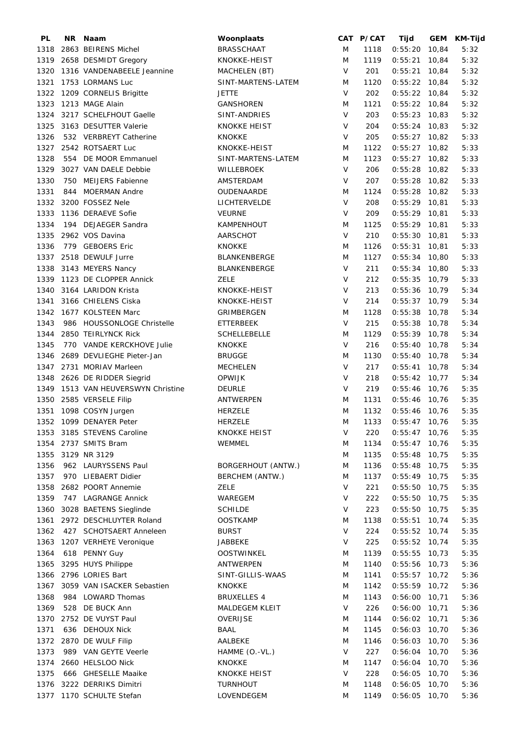| PL | NR | Naam | Woonplaats | CAT | P/CAT | Tijd | GEM | KM-Tijd |
|---|---|---|---|---|---|---|---|---|
| 1318 | 2863 | BEIRENS Michel | BRASSCHAAT | M | 1118 | 0:55:20 | 10,84 | 5:32 |
| 1319 | 2658 | DESMIDT Gregory | KNOKKE-HEIST | M | 1119 | 0:55:21 | 10,84 | 5:32 |
| 1320 | 1316 | VANDENABEELE Jeannine | MACHELEN (BT) | V | 201 | 0:55:21 | 10,84 | 5:32 |
| 1321 | 1753 | LORMANS Luc | SINT-MARTENS-LATEM | M | 1120 | 0:55:22 | 10,84 | 5:32 |
| 1322 | 1209 | CORNELIS Brigitte | JETTE | V | 202 | 0:55:22 | 10,84 | 5:32 |
| 1323 | 1213 | MAGE Alain | GANSHOREN | M | 1121 | 0:55:22 | 10,84 | 5:32 |
| 1324 | 3217 | SCHELFHOUT Gaelle | SINT-ANDRIES | V | 203 | 0:55:23 | 10,83 | 5:32 |
| 1325 | 3163 | DESUTTER Valerie | KNOKKE HEIST | V | 204 | 0:55:24 | 10,83 | 5:32 |
| 1326 | 532 | VERBREYT Catherine | KNOKKE | V | 205 | 0:55:27 | 10,82 | 5:33 |
| 1327 | 2542 | ROTSAERT Luc | KNOKKE-HEIST | M | 1122 | 0:55:27 | 10,82 | 5:33 |
| 1328 | 554 | DE MOOR Emmanuel | SINT-MARTENS-LATEM | M | 1123 | 0:55:27 | 10,82 | 5:33 |
| 1329 | 3027 | VAN DAELE Debbie | WILLEBROEK | V | 206 | 0:55:28 | 10,82 | 5:33 |
| 1330 | 750 | MEIJERS Fabienne | AMSTERDAM | V | 207 | 0:55:28 | 10,82 | 5:33 |
| 1331 | 844 | MOERMAN Andre | OUDENAARDE | M | 1124 | 0:55:28 | 10,82 | 5:33 |
| 1332 | 3200 | FOSSEZ Nele | LICHTERVELDE | V | 208 | 0:55:29 | 10,81 | 5:33 |
| 1333 | 1136 | DERAEVE Sofie | VEURNE | V | 209 | 0:55:29 | 10,81 | 5:33 |
| 1334 | 194 | DEJAEGER Sandra | KAMPENHOUT | M | 1125 | 0:55:29 | 10,81 | 5:33 |
| 1335 | 2962 | VOS Davina | AARSCHOT | V | 210 | 0:55:30 | 10,81 | 5:33 |
| 1336 | 779 | GEBOERS Eric | KNOKKE | M | 1126 | 0:55:31 | 10,81 | 5:33 |
| 1337 | 2518 | DEWULF Jurre | BLANKENBERGE | M | 1127 | 0:55:34 | 10,80 | 5:33 |
| 1338 | 3143 | MEYERS Nancy | BLANKENBERGE | V | 211 | 0:55:34 | 10,80 | 5:33 |
| 1339 | 1123 | DE CLOPPER Annick | ZELE | V | 212 | 0:55:35 | 10,79 | 5:33 |
| 1340 | 3164 | LARIDON Krista | KNOKKE-HEIST | V | 213 | 0:55:36 | 10,79 | 5:34 |
| 1341 | 3166 | CHIELENS Ciska | KNOKKE-HEIST | V | 214 | 0:55:37 | 10,79 | 5:34 |
| 1342 | 1677 | KOLSTEEN Marc | GRIMBERGEN | M | 1128 | 0:55:38 | 10,78 | 5:34 |
| 1343 | 986 | HOUSSONLOGE Christelle | ETTERBEEK | V | 215 | 0:55:38 | 10,78 | 5:34 |
| 1344 | 2850 | TEIRLYNCK Rick | SCHELLEBELLE | M | 1129 | 0:55:39 | 10,78 | 5:34 |
| 1345 | 770 | VANDE KERCKHOVE Julie | KNOKKE | V | 216 | 0:55:40 | 10,78 | 5:34 |
| 1346 | 2689 | DEVLIEGHE Pieter-Jan | BRUGGE | M | 1130 | 0:55:40 | 10,78 | 5:34 |
| 1347 | 2731 | MORIAV Marleen | MECHELEN | V | 217 | 0:55:41 | 10,78 | 5:34 |
| 1348 | 2626 | DE RIDDER Siegrid | OPWIJK | V | 218 | 0:55:42 | 10,77 | 5:34 |
| 1349 | 1513 | VAN HEUVERSWYN Christine | DEURLE | V | 219 | 0:55:46 | 10,76 | 5:35 |
| 1350 | 2585 | VERSELE Filip | ANTWERPEN | M | 1131 | 0:55:46 | 10,76 | 5:35 |
| 1351 | 1098 | COSYN Jurgen | HERZELE | M | 1132 | 0:55:46 | 10,76 | 5:35 |
| 1352 | 1099 | DENAYER Peter | HERZELE | M | 1133 | 0:55:47 | 10,76 | 5:35 |
| 1353 | 3185 | STEVENS Caroline | KNOKKE HEIST | V | 220 | 0:55:47 | 10,76 | 5:35 |
| 1354 | 2737 | SMITS Bram | WEMMEL | M | 1134 | 0:55:47 | 10,76 | 5:35 |
| 1355 | 3129 | NR 3129 | | M | 1135 | 0:55:48 | 10,75 | 5:35 |
| 1356 | 962 | LAURYSSENS Paul | BORGERHOUT (ANTW.) | M | 1136 | 0:55:48 | 10,75 | 5:35 |
| 1357 | 970 | LIEBAERT Didier | BERCHEM (ANTW.) | M | 1137 | 0:55:49 | 10,75 | 5:35 |
| 1358 | 2682 | POORT Annemie | ZELE | V | 221 | 0:55:50 | 10,75 | 5:35 |
| 1359 | 747 | LAGRANGE Annick | WAREGEM | V | 222 | 0:55:50 | 10,75 | 5:35 |
| 1360 | 3028 | BAETENS Sieglinde | SCHILDE | V | 223 | 0:55:50 | 10,75 | 5:35 |
| 1361 | 2972 | DESCHLUYTER Roland | OOSTKAMP | M | 1138 | 0:55:51 | 10,74 | 5:35 |
| 1362 | 427 | SCHOTSAERT Anneleen | BURST | V | 224 | 0:55:52 | 10,74 | 5:35 |
| 1363 | 1207 | VERHEYE Veronique | JABBEKE | V | 225 | 0:55:52 | 10,74 | 5:35 |
| 1364 | 618 | PENNY Guy | OOSTWINKEL | M | 1139 | 0:55:55 | 10,73 | 5:35 |
| 1365 | 3295 | HUYS Philippe | ANTWERPEN | M | 1140 | 0:55:56 | 10,73 | 5:36 |
| 1366 | 2796 | LORIES Bart | SINT-GILLIS-WAAS | M | 1141 | 0:55:57 | 10,72 | 5:36 |
| 1367 | 3059 | VAN ISACKER Sebastien | KNOKKE | M | 1142 | 0:55:59 | 10,72 | 5:36 |
| 1368 | 984 | LOWARD Thomas | BRUXELLES 4 | M | 1143 | 0:56:00 | 10,71 | 5:36 |
| 1369 | 528 | DE BUCK Ann | MALDEGEM KLEIT | V | 226 | 0:56:00 | 10,71 | 5:36 |
| 1370 | 2752 | DE VUYST Paul | OVERIJSE | M | 1144 | 0:56:02 | 10,71 | 5:36 |
| 1371 | 636 | DEHOUX Nick | BAAL | M | 1145 | 0:56:03 | 10,70 | 5:36 |
| 1372 | 2870 | DE WULF Filip | AALBEKE | M | 1146 | 0:56:03 | 10,70 | 5:36 |
| 1373 | 989 | VAN GEYTE Veerle | HAMME (O.-VL.) | V | 227 | 0:56:04 | 10,70 | 5:36 |
| 1374 | 2660 | HELSLOO Nick | KNOKKE | M | 1147 | 0:56:04 | 10,70 | 5:36 |
| 1375 | 666 | GHESELLE Maaike | KNOKKE HEIST | V | 228 | 0:56:05 | 10,70 | 5:36 |
| 1376 | 3222 | DERRIKS Dimitri | TURNHOUT | M | 1148 | 0:56:05 | 10,70 | 5:36 |
| 1377 | 1170 | SCHULTE Stefan | LOVENDEGEM | M | 1149 | 0:56:05 | 10,70 | 5:36 |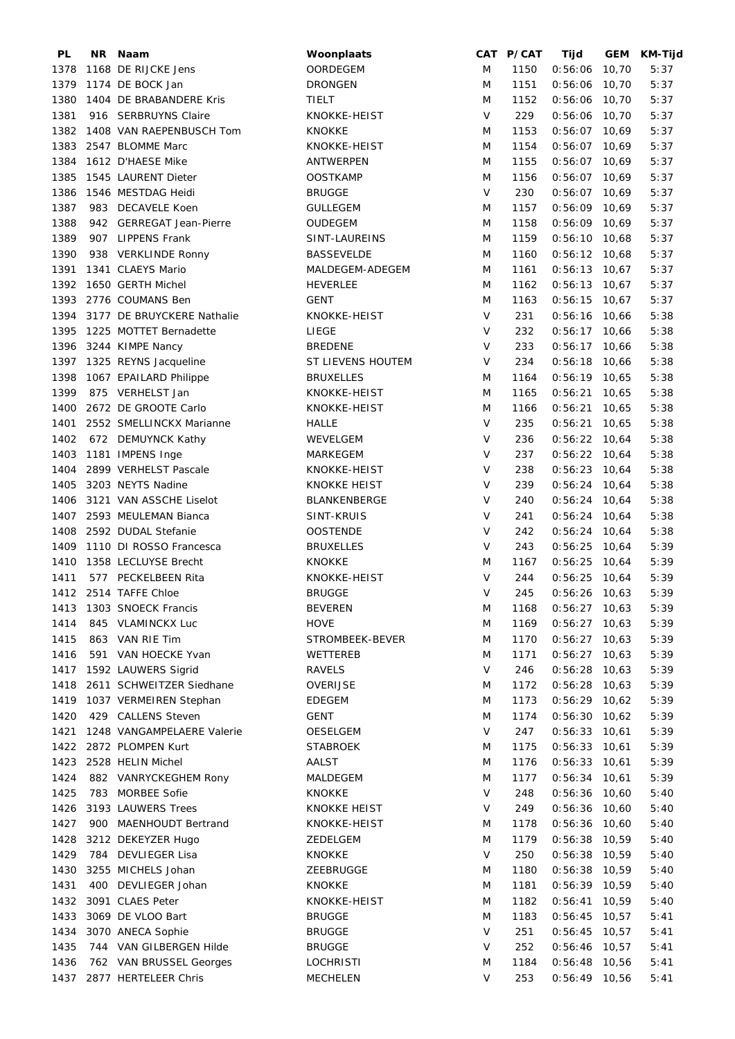| PL | NR | Naam | Woonplaats | CAT | P/CAT | Tijd | GEM | KM-Tijd |
|---|---|---|---|---|---|---|---|---|
| 1378 | 1168 | DE RIJCKE Jens | OORDEGEM | M | 1150 | 0:56:06 | 10,70 | 5:37 |
| 1379 | 1174 | DE BOCK Jan | DRONGEN | M | 1151 | 0:56:06 | 10,70 | 5:37 |
| 1380 | 1404 | DE BRABANDERE Kris | TIELT | M | 1152 | 0:56:06 | 10,70 | 5:37 |
| 1381 | 916 | SERBRUYNS Claire | KNOKKE-HEIST | V | 229 | 0:56:06 | 10,70 | 5:37 |
| 1382 | 1408 | VAN RAEPENBUSCH Tom | KNOKKE | M | 1153 | 0:56:07 | 10,69 | 5:37 |
| 1383 | 2547 | BLOMME Marc | KNOKKE-HEIST | M | 1154 | 0:56:07 | 10,69 | 5:37 |
| 1384 | 1612 | D'HAESE Mike | ANTWERPEN | M | 1155 | 0:56:07 | 10,69 | 5:37 |
| 1385 | 1545 | LAURENT Dieter | OOSTKAMP | M | 1156 | 0:56:07 | 10,69 | 5:37 |
| 1386 | 1546 | MESTDAG Heidi | BRUGGE | V | 230 | 0:56:07 | 10,69 | 5:37 |
| 1387 | 983 | DECAVELE Koen | GULLEGEM | M | 1157 | 0:56:09 | 10,69 | 5:37 |
| 1388 | 942 | GERREGAT Jean-Pierre | OUDEGEM | M | 1158 | 0:56:09 | 10,69 | 5:37 |
| 1389 | 907 | LIPPENS Frank | SINT-LAUREINS | M | 1159 | 0:56:10 | 10,68 | 5:37 |
| 1390 | 938 | VERKLINDE Ronny | BASSEVELDE | M | 1160 | 0:56:12 | 10,68 | 5:37 |
| 1391 | 1341 | CLAEYS Mario | MALDEGEM-ADEGEM | M | 1161 | 0:56:13 | 10,67 | 5:37 |
| 1392 | 1650 | GERTH Michel | HEVERLEE | M | 1162 | 0:56:13 | 10,67 | 5:37 |
| 1393 | 2776 | COUMANS Ben | GENT | M | 1163 | 0:56:15 | 10,67 | 5:37 |
| 1394 | 3177 | DE BRUYCKERE Nathalie | KNOKKE-HEIST | V | 231 | 0:56:16 | 10,66 | 5:38 |
| 1395 | 1225 | MOTTET Bernadette | LIEGE | V | 232 | 0:56:17 | 10,66 | 5:38 |
| 1396 | 3244 | KIMPE Nancy | BREDENE | V | 233 | 0:56:17 | 10,66 | 5:38 |
| 1397 | 1325 | REYNS Jacqueline | ST LIEVENS HOUTEM | V | 234 | 0:56:18 | 10,66 | 5:38 |
| 1398 | 1067 | EPAILARD Philippe | BRUXELLES | M | 1164 | 0:56:19 | 10,65 | 5:38 |
| 1399 | 875 | VERHELST Jan | KNOKKE-HEIST | M | 1165 | 0:56:21 | 10,65 | 5:38 |
| 1400 | 2672 | DE GROOTE Carlo | KNOKKE-HEIST | M | 1166 | 0:56:21 | 10,65 | 5:38 |
| 1401 | 2552 | SMELLINCKX Marianne | HALLE | V | 235 | 0:56:21 | 10,65 | 5:38 |
| 1402 | 672 | DEMUYNCK Kathy | WEVELGEM | V | 236 | 0:56:22 | 10,64 | 5:38 |
| 1403 | 1181 | IMPENS Inge | MARKEGEM | V | 237 | 0:56:22 | 10,64 | 5:38 |
| 1404 | 2899 | VERHELST Pascale | KNOKKE-HEIST | V | 238 | 0:56:23 | 10,64 | 5:38 |
| 1405 | 3203 | NEYTS Nadine | KNOKKE HEIST | V | 239 | 0:56:24 | 10,64 | 5:38 |
| 1406 | 3121 | VAN ASSCHE Liselot | BLANKENBERGE | V | 240 | 0:56:24 | 10,64 | 5:38 |
| 1407 | 2593 | MEULEMAN Bianca | SINT-KRUIS | V | 241 | 0:56:24 | 10,64 | 5:38 |
| 1408 | 2592 | DUDAL Stefanie | OOSTENDE | V | 242 | 0:56:24 | 10,64 | 5:38 |
| 1409 | 1110 | DI ROSSO Francesca | BRUXELLES | V | 243 | 0:56:25 | 10,64 | 5:39 |
| 1410 | 1358 | LECLUYSE Brecht | KNOKKE | M | 1167 | 0:56:25 | 10,64 | 5:39 |
| 1411 | 577 | PECKELBEEN Rita | KNOKKE-HEIST | V | 244 | 0:56:25 | 10,64 | 5:39 |
| 1412 | 2514 | TAFFE Chloe | BRUGGE | V | 245 | 0:56:26 | 10,63 | 5:39 |
| 1413 | 1303 | SNOECK Francis | BEVEREN | M | 1168 | 0:56:27 | 10,63 | 5:39 |
| 1414 | 845 | VLAMINCKX Luc | HOVE | M | 1169 | 0:56:27 | 10,63 | 5:39 |
| 1415 | 863 | VAN RIE Tim | STROMBEEK-BEVER | M | 1170 | 0:56:27 | 10,63 | 5:39 |
| 1416 | 591 | VAN HOECKE Yvan | WETTEREB | M | 1171 | 0:56:27 | 10,63 | 5:39 |
| 1417 | 1592 | LAUWERS Sigrid | RAVELS | V | 246 | 0:56:28 | 10,63 | 5:39 |
| 1418 | 2611 | SCHWEITZER Siedhane | OVERIJSE | M | 1172 | 0:56:28 | 10,63 | 5:39 |
| 1419 | 1037 | VERMEIREN Stephan | EDEGEM | M | 1173 | 0:56:29 | 10,62 | 5:39 |
| 1420 | 429 | CALLENS Steven | GENT | M | 1174 | 0:56:30 | 10,62 | 5:39 |
| 1421 | 1248 | VANGAMPELAERE Valerie | OESELGEM | V | 247 | 0:56:33 | 10,61 | 5:39 |
| 1422 | 2872 | PLOMPEN Kurt | STABROEK | M | 1175 | 0:56:33 | 10,61 | 5:39 |
| 1423 | 2528 | HELIN Michel | AALST | M | 1176 | 0:56:33 | 10,61 | 5:39 |
| 1424 | 882 | VANRYCKEGHEM Rony | MALDEGEM | M | 1177 | 0:56:34 | 10,61 | 5:39 |
| 1425 | 783 | MORBEE Sofie | KNOKKE | V | 248 | 0:56:36 | 10,60 | 5:40 |
| 1426 | 3193 | LAUWERS Trees | KNOKKE HEIST | V | 249 | 0:56:36 | 10,60 | 5:40 |
| 1427 | 900 | MAENHOUDT Bertrand | KNOKKE-HEIST | M | 1178 | 0:56:36 | 10,60 | 5:40 |
| 1428 | 3212 | DEKEYZER Hugo | ZEDELGEM | M | 1179 | 0:56:38 | 10,59 | 5:40 |
| 1429 | 784 | DEVLIEGER Lisa | KNOKKE | V | 250 | 0:56:38 | 10,59 | 5:40 |
| 1430 | 3255 | MICHELS Johan | ZEEBRUGGE | M | 1180 | 0:56:38 | 10,59 | 5:40 |
| 1431 | 400 | DEVLIEGER Johan | KNOKKE | M | 1181 | 0:56:39 | 10,59 | 5:40 |
| 1432 | 3091 | CLAES Peter | KNOKKE-HEIST | M | 1182 | 0:56:41 | 10,59 | 5:40 |
| 1433 | 3069 | DE VLOO Bart | BRUGGE | M | 1183 | 0:56:45 | 10,57 | 5:41 |
| 1434 | 3070 | ANECA Sophie | BRUGGE | V | 251 | 0:56:45 | 10,57 | 5:41 |
| 1435 | 744 | VAN GILBERGEN Hilde | BRUGGE | V | 252 | 0:56:46 | 10,57 | 5:41 |
| 1436 | 762 | VAN BRUSSEL Georges | LOCHRISTI | M | 1184 | 0:56:48 | 10,56 | 5:41 |
| 1437 | 2877 | HERTELEER Chris | MECHELEN | V | 253 | 0:56:49 | 10,56 | 5:41 |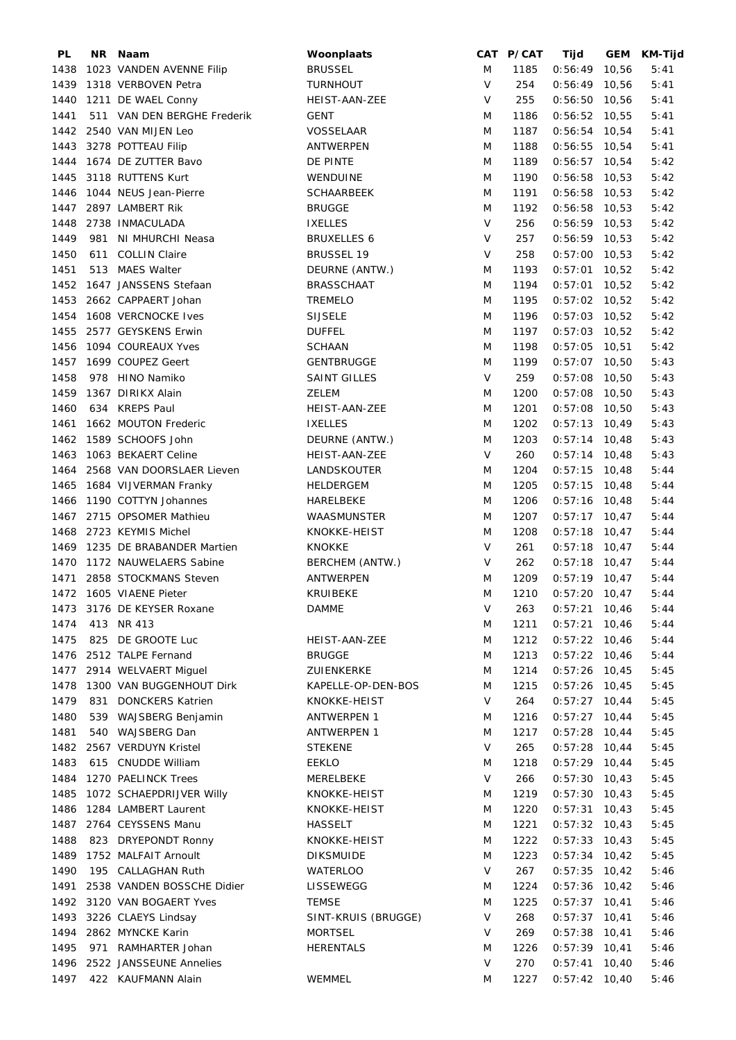| PL | NR | Naam | Woonplaats | CAT | P/CAT | Tijd | GEM | KM-Tijd |
|---|---|---|---|---|---|---|---|---|
| 1438 | 1023 | VANDEN AVENNE Filip | BRUSSEL | M | 1185 | 0:56:49 | 10,56 | 5:41 |
| 1439 | 1318 | VERBOVEN Petra | TURNHOUT | V | 254 | 0:56:49 | 10,56 | 5:41 |
| 1440 | 1211 | DE WAEL Conny | HEIST-AAN-ZEE | V | 255 | 0:56:50 | 10,56 | 5:41 |
| 1441 | 511 | VAN DEN BERGHE Frederik | GENT | M | 1186 | 0:56:52 | 10,55 | 5:41 |
| 1442 | 2540 | VAN MIJEN Leo | VOSSELAAR | M | 1187 | 0:56:54 | 10,54 | 5:41 |
| 1443 | 3278 | POTTEAU Filip | ANTWERPEN | M | 1188 | 0:56:55 | 10,54 | 5:41 |
| 1444 | 1674 | DE ZUTTER Bavo | DE PINTE | M | 1189 | 0:56:57 | 10,54 | 5:42 |
| 1445 | 3118 | RUTTENS Kurt | WENDUINE | M | 1190 | 0:56:58 | 10,53 | 5:42 |
| 1446 | 1044 | NEUS Jean-Pierre | SCHAARBEEK | M | 1191 | 0:56:58 | 10,53 | 5:42 |
| 1447 | 2897 | LAMBERT Rik | BRUGGE | M | 1192 | 0:56:58 | 10,53 | 5:42 |
| 1448 | 2738 | INMACULADA | IXELLES | V | 256 | 0:56:59 | 10,53 | 5:42 |
| 1449 | 981 | NI MHURCHI Neasa | BRUXELLES 6 | V | 257 | 0:56:59 | 10,53 | 5:42 |
| 1450 | 611 | COLLIN Claire | BRUSSEL 19 | V | 258 | 0:57:00 | 10,53 | 5:42 |
| 1451 | 513 | MAES Walter | DEURNE (ANTW.) | M | 1193 | 0:57:01 | 10,52 | 5:42 |
| 1452 | 1647 | JANSSENS Stefaan | BRASSCHAAT | M | 1194 | 0:57:01 | 10,52 | 5:42 |
| 1453 | 2662 | CAPPAERT Johan | TREMELO | M | 1195 | 0:57:02 | 10,52 | 5:42 |
| 1454 | 1608 | VERCNOCKE Ives | SIJSELE | M | 1196 | 0:57:03 | 10,52 | 5:42 |
| 1455 | 2577 | GEYSKENS Erwin | DUFFEL | M | 1197 | 0:57:03 | 10,52 | 5:42 |
| 1456 | 1094 | COUREAUX Yves | SCHAAN | M | 1198 | 0:57:05 | 10,51 | 5:42 |
| 1457 | 1699 | COUPEZ Geert | GENTBRUGGE | M | 1199 | 0:57:07 | 10,50 | 5:43 |
| 1458 | 978 | HINO Namiko | SAINT GILLES | V | 259 | 0:57:08 | 10,50 | 5:43 |
| 1459 | 1367 | DIRIKX Alain | ZELEM | M | 1200 | 0:57:08 | 10,50 | 5:43 |
| 1460 | 634 | KREPS Paul | HEIST-AAN-ZEE | M | 1201 | 0:57:08 | 10,50 | 5:43 |
| 1461 | 1662 | MOUTON Frederic | IXELLES | M | 1202 | 0:57:13 | 10,49 | 5:43 |
| 1462 | 1589 | SCHOOFS John | DEURNE (ANTW.) | M | 1203 | 0:57:14 | 10,48 | 5:43 |
| 1463 | 1063 | BEKAERT Celine | HEIST-AAN-ZEE | V | 260 | 0:57:14 | 10,48 | 5:43 |
| 1464 | 2568 | VAN DOORSLAER Lieven | LANDSKOUTER | M | 1204 | 0:57:15 | 10,48 | 5:44 |
| 1465 | 1684 | VIJVERMAN Franky | HELDERGEM | M | 1205 | 0:57:15 | 10,48 | 5:44 |
| 1466 | 1190 | COTTYN Johannes | HARELBEKE | M | 1206 | 0:57:16 | 10,48 | 5:44 |
| 1467 | 2715 | OPSOMER Mathieu | WAASMUNSTER | M | 1207 | 0:57:17 | 10,47 | 5:44 |
| 1468 | 2723 | KEYMIS Michel | KNOKKE-HEIST | M | 1208 | 0:57:18 | 10,47 | 5:44 |
| 1469 | 1235 | DE BRABANDER Martien | KNOKKE | V | 261 | 0:57:18 | 10,47 | 5:44 |
| 1470 | 1172 | NAUWELAERS Sabine | BERCHEM (ANTW.) | V | 262 | 0:57:18 | 10,47 | 5:44 |
| 1471 | 2858 | STOCKMANS Steven | ANTWERPEN | M | 1209 | 0:57:19 | 10,47 | 5:44 |
| 1472 | 1605 | VIAENE Pieter | KRUIBEKE | M | 1210 | 0:57:20 | 10,47 | 5:44 |
| 1473 | 3176 | DE KEYSER Roxane | DAMME | V | 263 | 0:57:21 | 10,46 | 5:44 |
| 1474 | 413 | NR 413 | | M | 1211 | 0:57:21 | 10,46 | 5:44 |
| 1475 | 825 | DE GROOTE Luc | HEIST-AAN-ZEE | M | 1212 | 0:57:22 | 10,46 | 5:44 |
| 1476 | 2512 | TALPE Fernand | BRUGGE | M | 1213 | 0:57:22 | 10,46 | 5:44 |
| 1477 | 2914 | WELVAERT Miguel | ZUIENKERKE | M | 1214 | 0:57:26 | 10,45 | 5:45 |
| 1478 | 1300 | VAN BUGGENHOUT Dirk | KAPELLE-OP-DEN-BOS | M | 1215 | 0:57:26 | 10,45 | 5:45 |
| 1479 | 831 | DONCKERS Katrien | KNOKKE-HEIST | V | 264 | 0:57:27 | 10,44 | 5:45 |
| 1480 | 539 | WAJSBERG Benjamin | ANTWERPEN 1 | M | 1216 | 0:57:27 | 10,44 | 5:45 |
| 1481 | 540 | WAJSBERG Dan | ANTWERPEN 1 | M | 1217 | 0:57:28 | 10,44 | 5:45 |
| 1482 | 2567 | VERDUYN Kristel | STEKENE | V | 265 | 0:57:28 | 10,44 | 5:45 |
| 1483 | 615 | CNUDDE William | EEKLO | M | 1218 | 0:57:29 | 10,44 | 5:45 |
| 1484 | 1270 | PAELINCK Trees | MERELBEKE | V | 266 | 0:57:30 | 10,43 | 5:45 |
| 1485 | 1072 | SCHAEPDRIJVER Willy | KNOKKE-HEIST | M | 1219 | 0:57:30 | 10,43 | 5:45 |
| 1486 | 1284 | LAMBERT Laurent | KNOKKE-HEIST | M | 1220 | 0:57:31 | 10,43 | 5:45 |
| 1487 | 2764 | CEYSSENS Manu | HASSELT | M | 1221 | 0:57:32 | 10,43 | 5:45 |
| 1488 | 823 | DRYEPONDT Ronny | KNOKKE-HEIST | M | 1222 | 0:57:33 | 10,43 | 5:45 |
| 1489 | 1752 | MALFAIT Arnoult | DIKSMUIDE | M | 1223 | 0:57:34 | 10,42 | 5:45 |
| 1490 | 195 | CALLAGHAN Ruth | WATERLOO | V | 267 | 0:57:35 | 10,42 | 5:46 |
| 1491 | 2538 | VANDEN BOSSCHE Didier | LISSEWEGG | M | 1224 | 0:57:36 | 10,42 | 5:46 |
| 1492 | 3120 | VAN BOGAERT Yves | TEMSE | M | 1225 | 0:57:37 | 10,41 | 5:46 |
| 1493 | 3226 | CLAEYS Lindsay | SINT-KRUIS (BRUGGE) | V | 268 | 0:57:37 | 10,41 | 5:46 |
| 1494 | 2862 | MYNCKE Karin | MORTSEL | V | 269 | 0:57:38 | 10,41 | 5:46 |
| 1495 | 971 | RAMHARTER Johan | HERENTALS | M | 1226 | 0:57:39 | 10,41 | 5:46 |
| 1496 | 2522 | JANSSEUNE Annelies | | V | 270 | 0:57:41 | 10,40 | 5:46 |
| 1497 | 422 | KAUFMANN Alain | WEMMEL | M | 1227 | 0:57:42 | 10,40 | 5:46 |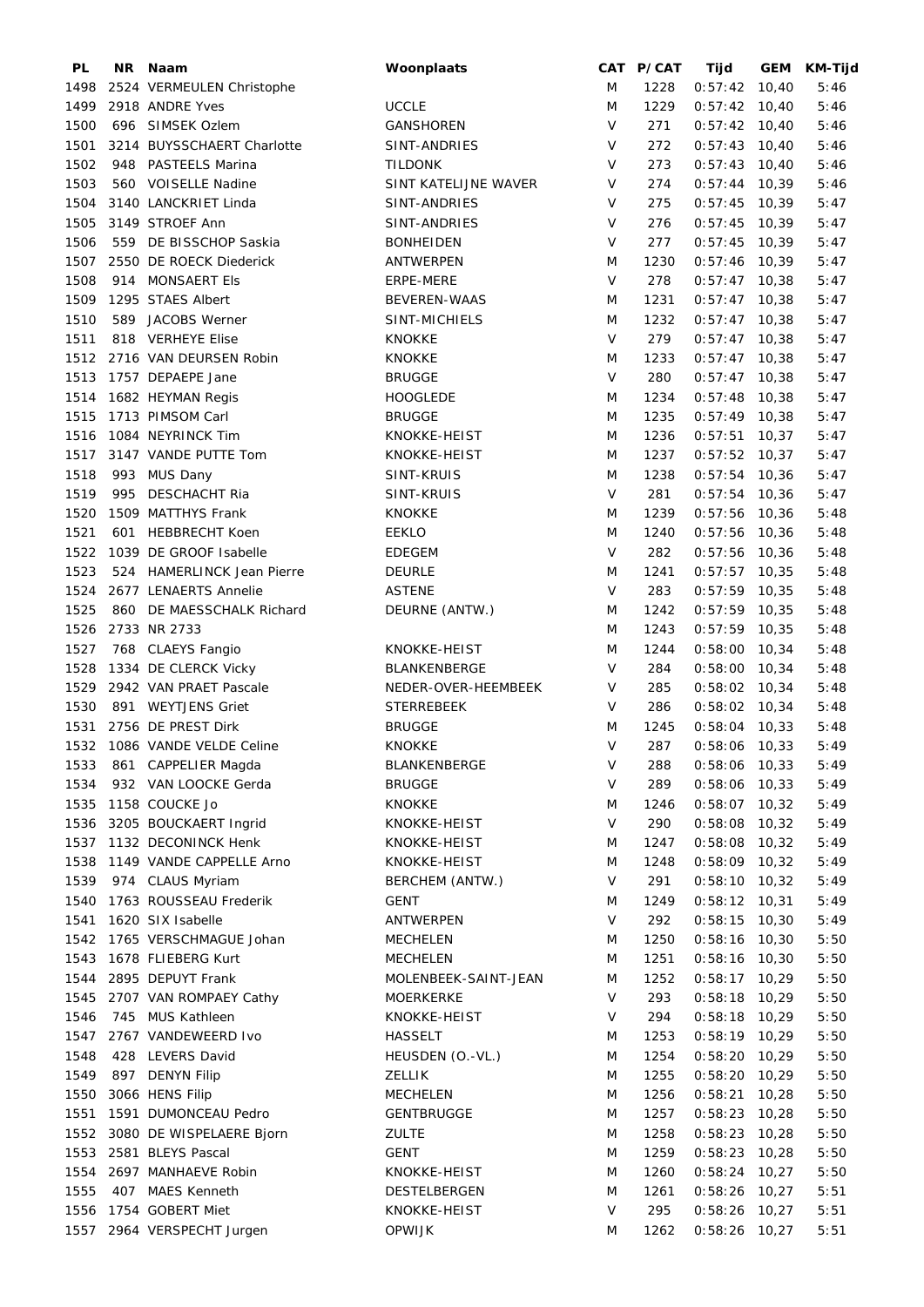| PL | NR | Naam | Woonplaats | CAT | P/CAT | Tijd | GEM | KM-Tijd |
|---|---|---|---|---|---|---|---|---|
| 1498 | 2524 | VERMEULEN Christophe | | M | 1228 | 0:57:42 | 10,40 | 5:46 |
| 1499 | 2918 | ANDRE Yves | UCCLE | M | 1229 | 0:57:42 | 10,40 | 5:46 |
| 1500 | 696 | SIMSEK Ozlem | GANSHOREN | V | 271 | 0:57:42 | 10,40 | 5:46 |
| 1501 | 3214 | BUYSSCHAERT Charlotte | SINT-ANDRIES | V | 272 | 0:57:43 | 10,40 | 5:46 |
| 1502 | 948 | PASTEELS Marina | TILDONK | V | 273 | 0:57:43 | 10,40 | 5:46 |
| 1503 | 560 | VOISELLE Nadine | SINT KATELIJNE WAVER | V | 274 | 0:57:44 | 10,39 | 5:46 |
| 1504 | 3140 | LANCKRIET Linda | SINT-ANDRIES | V | 275 | 0:57:45 | 10,39 | 5:47 |
| 1505 | 3149 | STROEF Ann | SINT-ANDRIES | V | 276 | 0:57:45 | 10,39 | 5:47 |
| 1506 | 559 | DE BISSCHOP Saskia | BONHEIDEN | V | 277 | 0:57:45 | 10,39 | 5:47 |
| 1507 | 2550 | DE ROECK Diederick | ANTWERPEN | M | 1230 | 0:57:46 | 10,39 | 5:47 |
| 1508 | 914 | MONSAERT Els | ERPE-MERE | V | 278 | 0:57:47 | 10,38 | 5:47 |
| 1509 | 1295 | STAES Albert | BEVEREN-WAAS | M | 1231 | 0:57:47 | 10,38 | 5:47 |
| 1510 | 589 | JACOBS Werner | SINT-MICHIELS | M | 1232 | 0:57:47 | 10,38 | 5:47 |
| 1511 | 818 | VERHEYE Elise | KNOKKE | V | 279 | 0:57:47 | 10,38 | 5:47 |
| 1512 | 2716 | VAN DEURSEN Robin | KNOKKE | M | 1233 | 0:57:47 | 10,38 | 5:47 |
| 1513 | 1757 | DEPAEPE Jane | BRUGGE | V | 280 | 0:57:47 | 10,38 | 5:47 |
| 1514 | 1682 | HEYMAN Regis | HOOGLEDE | M | 1234 | 0:57:48 | 10,38 | 5:47 |
| 1515 | 1713 | PIMSOM Carl | BRUGGE | M | 1235 | 0:57:49 | 10,38 | 5:47 |
| 1516 | 1084 | NEYRINCK Tim | KNOKKE-HEIST | M | 1236 | 0:57:51 | 10,37 | 5:47 |
| 1517 | 3147 | VANDE PUTTE Tom | KNOKKE-HEIST | M | 1237 | 0:57:52 | 10,37 | 5:47 |
| 1518 | 993 | MUS Dany | SINT-KRUIS | M | 1238 | 0:57:54 | 10,36 | 5:47 |
| 1519 | 995 | DESCHACHT Ria | SINT-KRUIS | V | 281 | 0:57:54 | 10,36 | 5:47 |
| 1520 | 1509 | MATTHYS Frank | KNOKKE | M | 1239 | 0:57:56 | 10,36 | 5:48 |
| 1521 | 601 | HEBBRECHT Koen | EEKLO | M | 1240 | 0:57:56 | 10,36 | 5:48 |
| 1522 | 1039 | DE GROOF Isabelle | EDEGEM | V | 282 | 0:57:56 | 10,36 | 5:48 |
| 1523 | 524 | HAMERLINCK Jean Pierre | DEURLE | M | 1241 | 0:57:57 | 10,35 | 5:48 |
| 1524 | 2677 | LENAERTS Annelie | ASTENE | V | 283 | 0:57:59 | 10,35 | 5:48 |
| 1525 | 860 | DE MAESSCHALK Richard | DEURNE (ANTW.) | M | 1242 | 0:57:59 | 10,35 | 5:48 |
| 1526 | 2733 | NR 2733 | | M | 1243 | 0:57:59 | 10,35 | 5:48 |
| 1527 | 768 | CLAEYS Fangio | KNOKKE-HEIST | M | 1244 | 0:58:00 | 10,34 | 5:48 |
| 1528 | 1334 | DE CLERCK Vicky | BLANKENBERGE | V | 284 | 0:58:00 | 10,34 | 5:48 |
| 1529 | 2942 | VAN PRAET Pascale | NEDER-OVER-HEEMBEEK | V | 285 | 0:58:02 | 10,34 | 5:48 |
| 1530 | 891 | WEYTJENS Griet | STERREBEEK | V | 286 | 0:58:02 | 10,34 | 5:48 |
| 1531 | 2756 | DE PREST Dirk | BRUGGE | M | 1245 | 0:58:04 | 10,33 | 5:48 |
| 1532 | 1086 | VANDE VELDE Celine | KNOKKE | V | 287 | 0:58:06 | 10,33 | 5:49 |
| 1533 | 861 | CAPPELIER Magda | BLANKENBERGE | V | 288 | 0:58:06 | 10,33 | 5:49 |
| 1534 | 932 | VAN LOOCKE Gerda | BRUGGE | V | 289 | 0:58:06 | 10,33 | 5:49 |
| 1535 | 1158 | COUCKE Jo | KNOKKE | M | 1246 | 0:58:07 | 10,32 | 5:49 |
| 1536 | 3205 | BOUCKAERT Ingrid | KNOKKE-HEIST | V | 290 | 0:58:08 | 10,32 | 5:49 |
| 1537 | 1132 | DECONINCK Henk | KNOKKE-HEIST | M | 1247 | 0:58:08 | 10,32 | 5:49 |
| 1538 | 1149 | VANDE CAPPELLE Arno | KNOKKE-HEIST | M | 1248 | 0:58:09 | 10,32 | 5:49 |
| 1539 | 974 | CLAUS Myriam | BERCHEM (ANTW.) | V | 291 | 0:58:10 | 10,32 | 5:49 |
| 1540 | 1763 | ROUSSEAU Frederik | GENT | M | 1249 | 0:58:12 | 10,31 | 5:49 |
| 1541 | 1620 | SIX Isabelle | ANTWERPEN | V | 292 | 0:58:15 | 10,30 | 5:49 |
| 1542 | 1765 | VERSCHMAGUE Johan | MECHELEN | M | 1250 | 0:58:16 | 10,30 | 5:50 |
| 1543 | 1678 | FLIEBERG Kurt | MECHELEN | M | 1251 | 0:58:16 | 10,30 | 5:50 |
| 1544 | 2895 | DEPUYT Frank | MOLENBEEK-SAINT-JEAN | M | 1252 | 0:58:17 | 10,29 | 5:50 |
| 1545 | 2707 | VAN ROMPAEY Cathy | MOERKERKE | V | 293 | 0:58:18 | 10,29 | 5:50 |
| 1546 | 745 | MUS Kathleen | KNOKKE-HEIST | V | 294 | 0:58:18 | 10,29 | 5:50 |
| 1547 | 2767 | VANDEWEERD Ivo | HASSELT | M | 1253 | 0:58:19 | 10,29 | 5:50 |
| 1548 | 428 | LEVERS David | HEUSDEN (O.-VL.) | M | 1254 | 0:58:20 | 10,29 | 5:50 |
| 1549 | 897 | DENYN Filip | ZELLIK | M | 1255 | 0:58:20 | 10,29 | 5:50 |
| 1550 | 3066 | HENS Filip | MECHELEN | M | 1256 | 0:58:21 | 10,28 | 5:50 |
| 1551 | 1591 | DUMONCEAU Pedro | GENTBRUGGE | M | 1257 | 0:58:23 | 10,28 | 5:50 |
| 1552 | 3080 | DE WISPELAERE Bjorn | ZULTE | M | 1258 | 0:58:23 | 10,28 | 5:50 |
| 1553 | 2581 | BLEYS Pascal | GENT | M | 1259 | 0:58:23 | 10,28 | 5:50 |
| 1554 | 2697 | MANHAEVE Robin | KNOKKE-HEIST | M | 1260 | 0:58:24 | 10,27 | 5:50 |
| 1555 | 407 | MAES Kenneth | DESTELBERGEN | M | 1261 | 0:58:26 | 10,27 | 5:51 |
| 1556 | 1754 | GOBERT Miet | KNOKKE-HEIST | V | 295 | 0:58:26 | 10,27 | 5:51 |
| 1557 | 2964 | VERSPECHT Jurgen | OPWIJK | M | 1262 | 0:58:26 | 10,27 | 5:51 |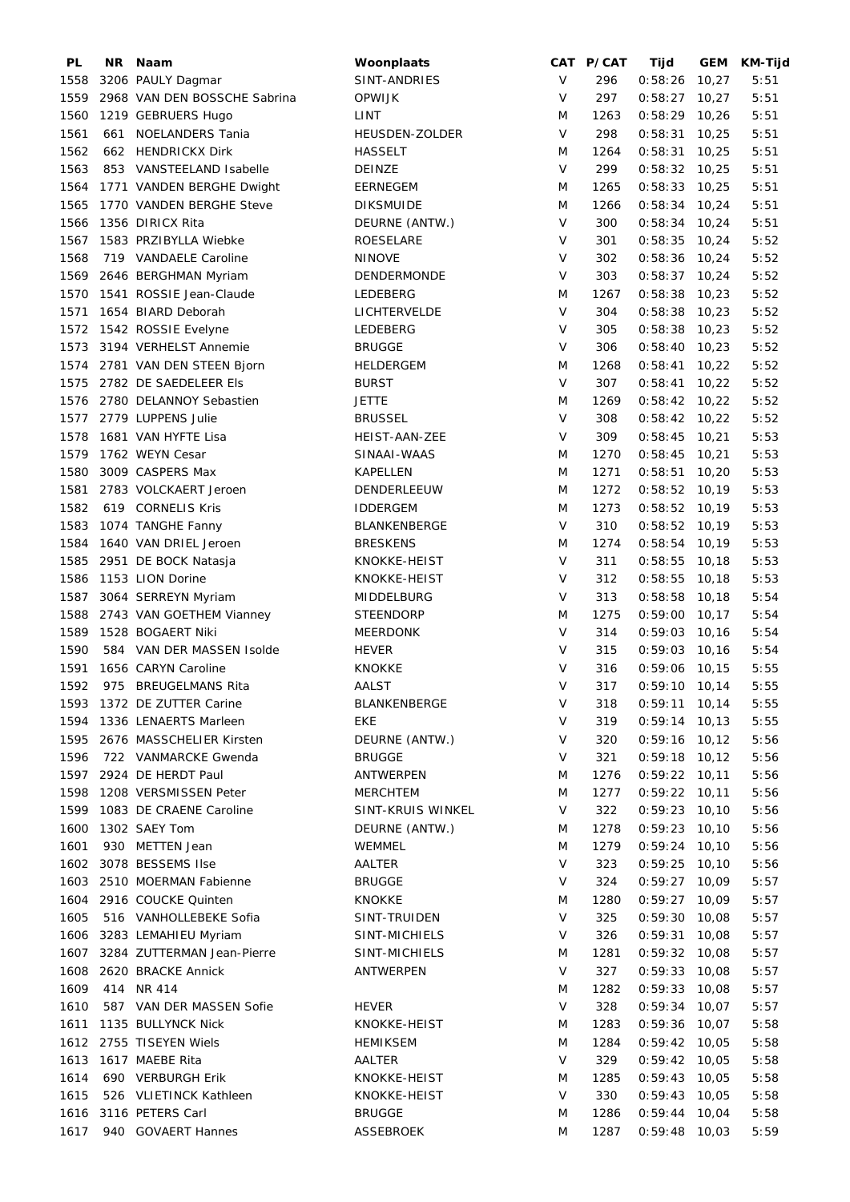| PL | NR | Naam | Woonplaats | CAT | P/CAT | Tijd | GEM | KM-Tijd |
|---|---|---|---|---|---|---|---|---|
| 1558 | 3206 | PAULY Dagmar | SINT-ANDRIES | V | 296 | 0:58:26 | 10,27 | 5:51 |
| 1559 | 2968 | VAN DEN BOSSCHE Sabrina | OPWIJK | V | 297 | 0:58:27 | 10,27 | 5:51 |
| 1560 | 1219 | GEBRUERS Hugo | LINT | M | 1263 | 0:58:29 | 10,26 | 5:51 |
| 1561 | 661 | NOELANDERS Tania | HEUSDEN-ZOLDER | V | 298 | 0:58:31 | 10,25 | 5:51 |
| 1562 | 662 | HENDRICKX Dirk | HASSELT | M | 1264 | 0:58:31 | 10,25 | 5:51 |
| 1563 | 853 | VANSTEELAND Isabelle | DEINZE | V | 299 | 0:58:32 | 10,25 | 5:51 |
| 1564 | 1771 | VANDEN BERGHE Dwight | EERNEGEM | M | 1265 | 0:58:33 | 10,25 | 5:51 |
| 1565 | 1770 | VANDEN BERGHE Steve | DIKSMUIDE | M | 1266 | 0:58:34 | 10,24 | 5:51 |
| 1566 | 1356 | DIRICX Rita | DEURNE (ANTW.) | V | 300 | 0:58:34 | 10,24 | 5:51 |
| 1567 | 1583 | PRZIBYLLA Wiebke | ROESELARE | V | 301 | 0:58:35 | 10,24 | 5:52 |
| 1568 | 719 | VANDAELE Caroline | NINOVE | V | 302 | 0:58:36 | 10,24 | 5:52 |
| 1569 | 2646 | BERGHMAN Myriam | DENDERMONDE | V | 303 | 0:58:37 | 10,24 | 5:52 |
| 1570 | 1541 | ROSSIE Jean-Claude | LEDEBERG | M | 1267 | 0:58:38 | 10,23 | 5:52 |
| 1571 | 1654 | BIARD Deborah | LICHTERVELDE | V | 304 | 0:58:38 | 10,23 | 5:52 |
| 1572 | 1542 | ROSSIE Evelyne | LEDEBERG | V | 305 | 0:58:38 | 10,23 | 5:52 |
| 1573 | 3194 | VERHELST Annemie | BRUGGE | V | 306 | 0:58:40 | 10,23 | 5:52 |
| 1574 | 2781 | VAN DEN STEEN Bjorn | HELDERGEM | M | 1268 | 0:58:41 | 10,22 | 5:52 |
| 1575 | 2782 | DE SAEDELEER Els | BURST | V | 307 | 0:58:41 | 10,22 | 5:52 |
| 1576 | 2780 | DELANNOY Sebastien | JETTE | M | 1269 | 0:58:42 | 10,22 | 5:52 |
| 1577 | 2779 | LUPPENS Julie | BRUSSEL | V | 308 | 0:58:42 | 10,22 | 5:52 |
| 1578 | 1681 | VAN HYFTE Lisa | HEIST-AAN-ZEE | V | 309 | 0:58:45 | 10,21 | 5:53 |
| 1579 | 1762 | WEYN Cesar | SINAAI-WAAS | M | 1270 | 0:58:45 | 10,21 | 5:53 |
| 1580 | 3009 | CASPERS Max | KAPELLEN | M | 1271 | 0:58:51 | 10,20 | 5:53 |
| 1581 | 2783 | VOLCKAERT Jeroen | DENDERLEEUW | M | 1272 | 0:58:52 | 10,19 | 5:53 |
| 1582 | 619 | CORNELIS Kris | IDDERGEM | M | 1273 | 0:58:52 | 10,19 | 5:53 |
| 1583 | 1074 | TANGHE Fanny | BLANKENBERGE | V | 310 | 0:58:52 | 10,19 | 5:53 |
| 1584 | 1640 | VAN DRIEL Jeroen | BRESKENS | M | 1274 | 0:58:54 | 10,19 | 5:53 |
| 1585 | 2951 | DE BOCK Natasja | KNOKKE-HEIST | V | 311 | 0:58:55 | 10,18 | 5:53 |
| 1586 | 1153 | LION Dorine | KNOKKE-HEIST | V | 312 | 0:58:55 | 10,18 | 5:53 |
| 1587 | 3064 | SERREYN Myriam | MIDDELBURG | V | 313 | 0:58:58 | 10,18 | 5:54 |
| 1588 | 2743 | VAN GOETHEM Vianney | STEENDORP | M | 1275 | 0:59:00 | 10,17 | 5:54 |
| 1589 | 1528 | BOGAERT Niki | MEERDONK | V | 314 | 0:59:03 | 10,16 | 5:54 |
| 1590 | 584 | VAN DER MASSEN Isolde | HEVER | V | 315 | 0:59:03 | 10,16 | 5:54 |
| 1591 | 1656 | CARYN Caroline | KNOKKE | V | 316 | 0:59:06 | 10,15 | 5:55 |
| 1592 | 975 | BREUGELMANS Rita | AALST | V | 317 | 0:59:10 | 10,14 | 5:55 |
| 1593 | 1372 | DE ZUTTER Carine | BLANKENBERGE | V | 318 | 0:59:11 | 10,14 | 5:55 |
| 1594 | 1336 | LENAERTS Marleen | EKE | V | 319 | 0:59:14 | 10,13 | 5:55 |
| 1595 | 2676 | MASSCHELIER Kirsten | DEURNE (ANTW.) | V | 320 | 0:59:16 | 10,12 | 5:56 |
| 1596 | 722 | VANMARCKE Gwenda | BRUGGE | V | 321 | 0:59:18 | 10,12 | 5:56 |
| 1597 | 2924 | DE HERDT Paul | ANTWERPEN | M | 1276 | 0:59:22 | 10,11 | 5:56 |
| 1598 | 1208 | VERSMISSEN Peter | MERCHTEM | M | 1277 | 0:59:22 | 10,11 | 5:56 |
| 1599 | 1083 | DE CRAENE Caroline | SINT-KRUIS WINKEL | V | 322 | 0:59:23 | 10,10 | 5:56 |
| 1600 | 1302 | SAEY Tom | DEURNE (ANTW.) | M | 1278 | 0:59:23 | 10,10 | 5:56 |
| 1601 | 930 | METTEN Jean | WEMMEL | M | 1279 | 0:59:24 | 10,10 | 5:56 |
| 1602 | 3078 | BESSEMS Ilse | AALTER | V | 323 | 0:59:25 | 10,10 | 5:56 |
| 1603 | 2510 | MOERMAN Fabienne | BRUGGE | V | 324 | 0:59:27 | 10,09 | 5:57 |
| 1604 | 2916 | COUCKE Quinten | KNOKKE | M | 1280 | 0:59:27 | 10,09 | 5:57 |
| 1605 | 516 | VANHOLLEBEKE Sofia | SINT-TRUIDEN | V | 325 | 0:59:30 | 10,08 | 5:57 |
| 1606 | 3283 | LEMAHIEU Myriam | SINT-MICHIELS | V | 326 | 0:59:31 | 10,08 | 5:57 |
| 1607 | 3284 | ZUTTERMAN Jean-Pierre | SINT-MICHIELS | M | 1281 | 0:59:32 | 10,08 | 5:57 |
| 1608 | 2620 | BRACKE Annick | ANTWERPEN | V | 327 | 0:59:33 | 10,08 | 5:57 |
| 1609 | 414 | NR 414 | | M | 1282 | 0:59:33 | 10,08 | 5:57 |
| 1610 | 587 | VAN DER MASSEN Sofie | HEVER | V | 328 | 0:59:34 | 10,07 | 5:57 |
| 1611 | 1135 | BULLYNCK Nick | KNOKKE-HEIST | M | 1283 | 0:59:36 | 10,07 | 5:58 |
| 1612 | 2755 | TISEYEN Wiels | HEMIKSEM | M | 1284 | 0:59:42 | 10,05 | 5:58 |
| 1613 | 1617 | MAEBE Rita | AALTER | V | 329 | 0:59:42 | 10,05 | 5:58 |
| 1614 | 690 | VERBURGH Erik | KNOKKE-HEIST | M | 1285 | 0:59:43 | 10,05 | 5:58 |
| 1615 | 526 | VLIETINCK Kathleen | KNOKKE-HEIST | V | 330 | 0:59:43 | 10,05 | 5:58 |
| 1616 | 3116 | PETERS Carl | BRUGGE | M | 1286 | 0:59:44 | 10,04 | 5:58 |
| 1617 | 940 | GOVAERT Hannes | ASSEBROEK | M | 1287 | 0:59:48 | 10,03 | 5:59 |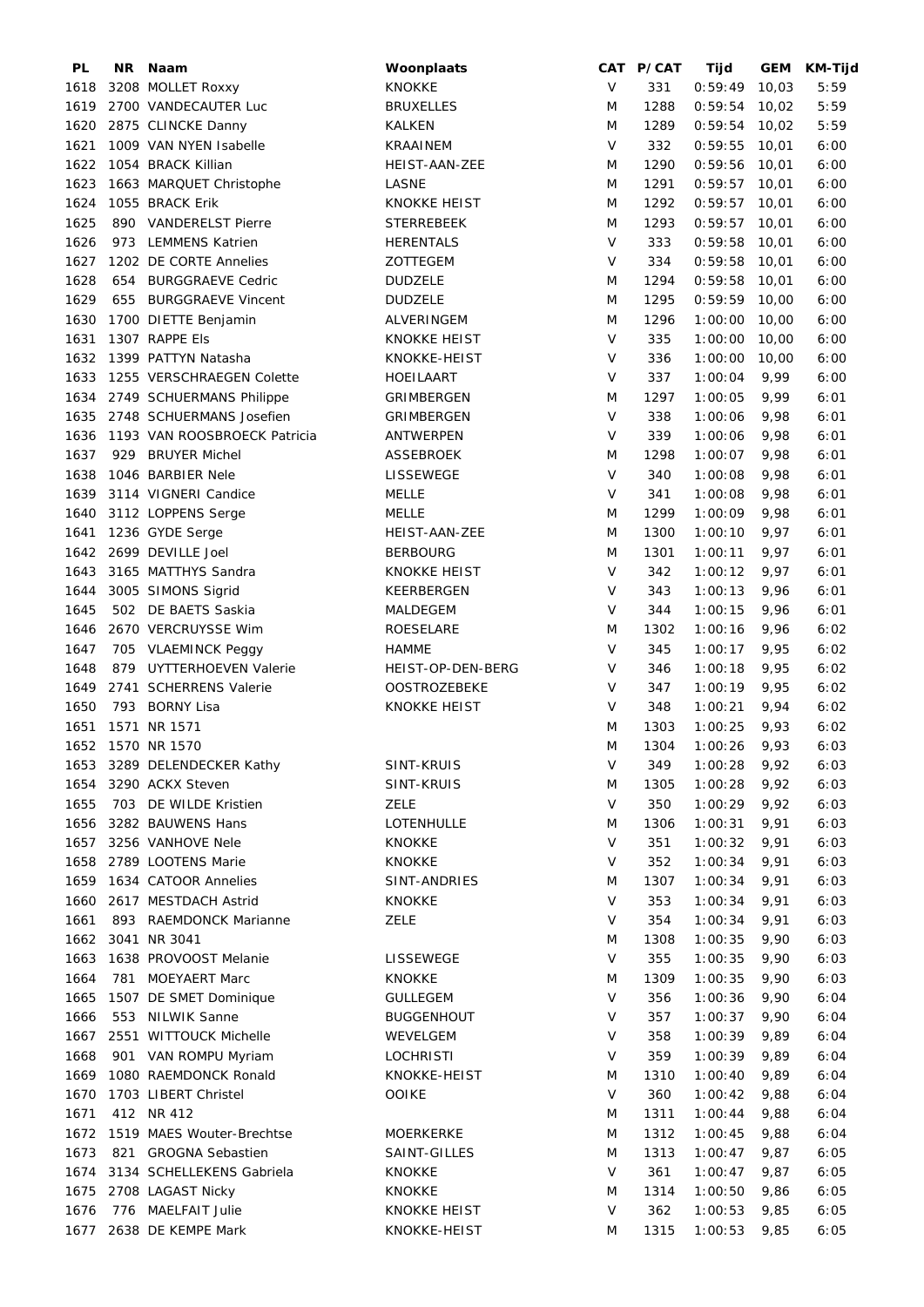| PL | NR | Naam | Woonplaats | CAT | P/CAT | Tijd | GEM | KM-Tijd |
|---|---|---|---|---|---|---|---|---|
| 1618 | 3208 | MOLLET Roxxy | KNOKKE | V | 331 | 0:59:49 | 10,03 | 5:59 |
| 1619 | 2700 | VANDECAUTER Luc | BRUXELLES | M | 1288 | 0:59:54 | 10,02 | 5:59 |
| 1620 | 2875 | CLINCKE Danny | KALKEN | M | 1289 | 0:59:54 | 10,02 | 5:59 |
| 1621 | 1009 | VAN NYEN Isabelle | KRAAINEM | V | 332 | 0:59:55 | 10,01 | 6:00 |
| 1622 | 1054 | BRACK Killian | HEIST-AAN-ZEE | M | 1290 | 0:59:56 | 10,01 | 6:00 |
| 1623 | 1663 | MARQUET Christophe | LASNE | M | 1291 | 0:59:57 | 10,01 | 6:00 |
| 1624 | 1055 | BRACK Erik | KNOKKE HEIST | M | 1292 | 0:59:57 | 10,01 | 6:00 |
| 1625 | 890 | VANDERELST Pierre | STERREBEEK | M | 1293 | 0:59:57 | 10,01 | 6:00 |
| 1626 | 973 | LEMMENS Katrien | HERENTALS | V | 333 | 0:59:58 | 10,01 | 6:00 |
| 1627 | 1202 | DE CORTE Annelies | ZOTTEGEM | V | 334 | 0:59:58 | 10,01 | 6:00 |
| 1628 | 654 | BURGGRAEVE Cedric | DUDZELE | M | 1294 | 0:59:58 | 10,01 | 6:00 |
| 1629 | 655 | BURGGRAEVE Vincent | DUDZELE | M | 1295 | 0:59:59 | 10,00 | 6:00 |
| 1630 | 1700 | DIETTE Benjamin | ALVERINGEM | M | 1296 | 1:00:00 | 10,00 | 6:00 |
| 1631 | 1307 | RAPPE Els | KNOKKE HEIST | V | 335 | 1:00:00 | 10,00 | 6:00 |
| 1632 | 1399 | PATTYN Natasha | KNOKKE-HEIST | V | 336 | 1:00:00 | 10,00 | 6:00 |
| 1633 | 1255 | VERSCHRAEGEN Colette | HOEILAART | V | 337 | 1:00:04 | 9,99 | 6:00 |
| 1634 | 2749 | SCHUERMANS Philippe | GRIMBERGEN | M | 1297 | 1:00:05 | 9,99 | 6:01 |
| 1635 | 2748 | SCHUERMANS Josefien | GRIMBERGEN | V | 338 | 1:00:06 | 9,98 | 6:01 |
| 1636 | 1193 | VAN ROOSBROECK Patricia | ANTWERPEN | V | 339 | 1:00:06 | 9,98 | 6:01 |
| 1637 | 929 | BRUYER Michel | ASSEBROEK | M | 1298 | 1:00:07 | 9,98 | 6:01 |
| 1638 | 1046 | BARBIER Nele | LISSEWEGE | V | 340 | 1:00:08 | 9,98 | 6:01 |
| 1639 | 3114 | VIGNERI Candice | MELLE | V | 341 | 1:00:08 | 9,98 | 6:01 |
| 1640 | 3112 | LOPPENS Serge | MELLE | M | 1299 | 1:00:09 | 9,98 | 6:01 |
| 1641 | 1236 | GYDE Serge | HEIST-AAN-ZEE | M | 1300 | 1:00:10 | 9,97 | 6:01 |
| 1642 | 2699 | DEVILLE Joel | BERBOURG | M | 1301 | 1:00:11 | 9,97 | 6:01 |
| 1643 | 3165 | MATTHYS Sandra | KNOKKE HEIST | V | 342 | 1:00:12 | 9,97 | 6:01 |
| 1644 | 3005 | SIMONS Sigrid | KEERBERGEN | V | 343 | 1:00:13 | 9,96 | 6:01 |
| 1645 | 502 | DE BAETS Saskia | MALDEGEM | V | 344 | 1:00:15 | 9,96 | 6:01 |
| 1646 | 2670 | VERCRUYSSE Wim | ROESELARE | M | 1302 | 1:00:16 | 9,96 | 6:02 |
| 1647 | 705 | VLAEMINCK Peggy | HAMME | V | 345 | 1:00:17 | 9,95 | 6:02 |
| 1648 | 879 | UYTTERHOEVEN Valerie | HEIST-OP-DEN-BERG | V | 346 | 1:00:18 | 9,95 | 6:02 |
| 1649 | 2741 | SCHERRENS Valerie | OOSTROZEBEKE | V | 347 | 1:00:19 | 9,95 | 6:02 |
| 1650 | 793 | BORNY Lisa | KNOKKE HEIST | V | 348 | 1:00:21 | 9,94 | 6:02 |
| 1651 | 1571 | NR 1571 | | M | 1303 | 1:00:25 | 9,93 | 6:02 |
| 1652 | 1570 | NR 1570 | | M | 1304 | 1:00:26 | 9,93 | 6:03 |
| 1653 | 3289 | DELENDECKER Kathy | SINT-KRUIS | V | 349 | 1:00:28 | 9,92 | 6:03 |
| 1654 | 3290 | ACKX Steven | SINT-KRUIS | M | 1305 | 1:00:28 | 9,92 | 6:03 |
| 1655 | 703 | DE WILDE Kristien | ZELE | V | 350 | 1:00:29 | 9,92 | 6:03 |
| 1656 | 3282 | BAUWENS Hans | LOTENHULLE | M | 1306 | 1:00:31 | 9,91 | 6:03 |
| 1657 | 3256 | VANHOVE Nele | KNOKKE | V | 351 | 1:00:32 | 9,91 | 6:03 |
| 1658 | 2789 | LOOTENS Marie | KNOKKE | V | 352 | 1:00:34 | 9,91 | 6:03 |
| 1659 | 1634 | CATOOR Annelies | SINT-ANDRIES | M | 1307 | 1:00:34 | 9,91 | 6:03 |
| 1660 | 2617 | MESTDACH Astrid | KNOKKE | V | 353 | 1:00:34 | 9,91 | 6:03 |
| 1661 | 893 | RAEMDONCK Marianne | ZELE | V | 354 | 1:00:34 | 9,91 | 6:03 |
| 1662 | 3041 | NR 3041 | | M | 1308 | 1:00:35 | 9,90 | 6:03 |
| 1663 | 1638 | PROVOOST Melanie | LISSEWEGE | V | 355 | 1:00:35 | 9,90 | 6:03 |
| 1664 | 781 | MOEYAERT Marc | KNOKKE | M | 1309 | 1:00:35 | 9,90 | 6:03 |
| 1665 | 1507 | DE SMET Dominique | GULLEGEM | V | 356 | 1:00:36 | 9,90 | 6:04 |
| 1666 | 553 | NILWIK Sanne | BUGGENHOUT | V | 357 | 1:00:37 | 9,90 | 6:04 |
| 1667 | 2551 | WITTOUCK Michelle | WEVELGEM | V | 358 | 1:00:39 | 9,89 | 6:04 |
| 1668 | 901 | VAN ROMPU Myriam | LOCHRISTI | V | 359 | 1:00:39 | 9,89 | 6:04 |
| 1669 | 1080 | RAEMDONCK Ronald | KNOKKE-HEIST | M | 1310 | 1:00:40 | 9,89 | 6:04 |
| 1670 | 1703 | LIBERT Christel | OOIKE | V | 360 | 1:00:42 | 9,88 | 6:04 |
| 1671 | 412 | NR 412 | | M | 1311 | 1:00:44 | 9,88 | 6:04 |
| 1672 | 1519 | MAES Wouter-Brechtse | MOERKERKE | M | 1312 | 1:00:45 | 9,88 | 6:04 |
| 1673 | 821 | GROGNA Sebastien | SAINT-GILLES | M | 1313 | 1:00:47 | 9,87 | 6:05 |
| 1674 | 3134 | SCHELLEKENS Gabriela | KNOKKE | V | 361 | 1:00:47 | 9,87 | 6:05 |
| 1675 | 2708 | LAGAST Nicky | KNOKKE | M | 1314 | 1:00:50 | 9,86 | 6:05 |
| 1676 | 776 | MAELFAIT Julie | KNOKKE HEIST | V | 362 | 1:00:53 | 9,85 | 6:05 |
| 1677 | 2638 | DE KEMPE Mark | KNOKKE-HEIST | M | 1315 | 1:00:53 | 9,85 | 6:05 |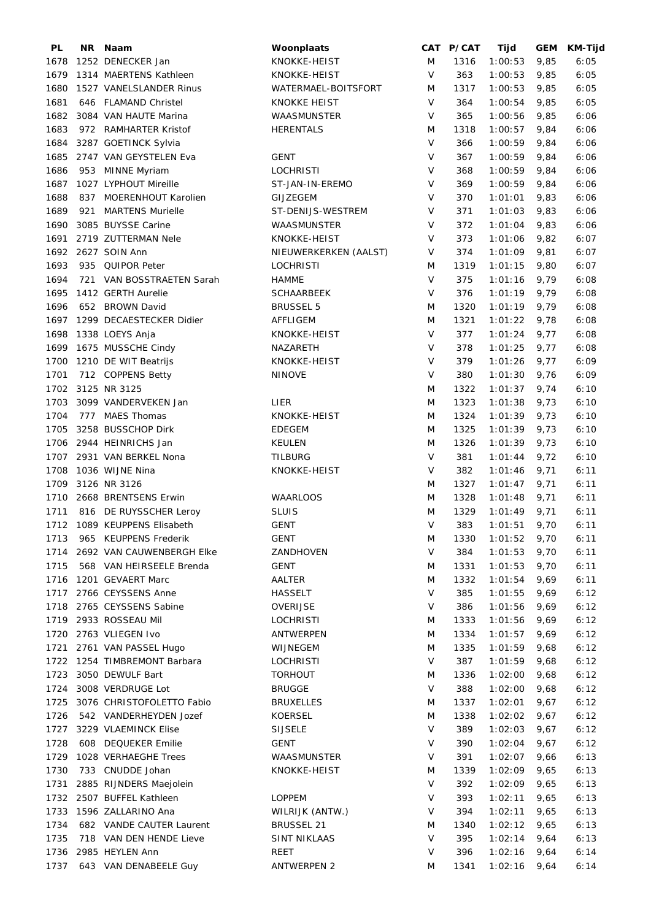| PL | NR | Naam | Woonplaats | CAT | P/CAT | Tijd | GEM | KM-Tijd |
|---|---|---|---|---|---|---|---|---|
| 1678 | 1252 | DENECKER Jan | KNOKKE-HEIST | M | 1316 | 1:00:53 | 9,85 | 6:05 |
| 1679 | 1314 | MAERTENS Kathleen | KNOKKE-HEIST | V | 363 | 1:00:53 | 9,85 | 6:05 |
| 1680 | 1527 | VANELSLANDER Rinus | WATERMAEL-BOITSFORT | M | 1317 | 1:00:53 | 9,85 | 6:05 |
| 1681 | 646 | FLAMAND Christel | KNOKKE HEIST | V | 364 | 1:00:54 | 9,85 | 6:05 |
| 1682 | 3084 | VAN HAUTE Marina | WAASMUNSTER | V | 365 | 1:00:56 | 9,85 | 6:06 |
| 1683 | 972 | RAMHARTER Kristof | HERENTALS | M | 1318 | 1:00:57 | 9,84 | 6:06 |
| 1684 | 3287 | GOETINCK Sylvia | | V | 366 | 1:00:59 | 9,84 | 6:06 |
| 1685 | 2747 | VAN GEYSTELEN Eva | GENT | V | 367 | 1:00:59 | 9,84 | 6:06 |
| 1686 | 953 | MINNE Myriam | LOCHRISTI | V | 368 | 1:00:59 | 9,84 | 6:06 |
| 1687 | 1027 | LYPHOUT Mireille | ST-JAN-IN-EREMO | V | 369 | 1:00:59 | 9,84 | 6:06 |
| 1688 | 837 | MOERENHOUT Karolien | GIJZEGEM | V | 370 | 1:01:01 | 9,83 | 6:06 |
| 1689 | 921 | MARTENS Murielle | ST-DENIJS-WESTREM | V | 371 | 1:01:03 | 9,83 | 6:06 |
| 1690 | 3085 | BUYSSE Carine | WAASMUNSTER | V | 372 | 1:01:04 | 9,83 | 6:06 |
| 1691 | 2719 | ZUTTERMAN Nele | KNOKKE-HEIST | V | 373 | 1:01:06 | 9,82 | 6:07 |
| 1692 | 2627 | SOIN Ann | NIEUWERKERKEN (AALST) | V | 374 | 1:01:09 | 9,81 | 6:07 |
| 1693 | 935 | QUIPOR Peter | LOCHRISTI | M | 1319 | 1:01:15 | 9,80 | 6:07 |
| 1694 | 721 | VAN BOSSTRAETEN Sarah | HAMME | V | 375 | 1:01:16 | 9,79 | 6:08 |
| 1695 | 1412 | GERTH Aurelie | SCHAARBEEK | V | 376 | 1:01:19 | 9,79 | 6:08 |
| 1696 | 652 | BROWN David | BRUSSEL 5 | M | 1320 | 1:01:19 | 9,79 | 6:08 |
| 1697 | 1299 | DECAESTECKER Didier | AFFLIGEM | M | 1321 | 1:01:22 | 9,78 | 6:08 |
| 1698 | 1338 | LOEYS Anja | KNOKKE-HEIST | V | 377 | 1:01:24 | 9,77 | 6:08 |
| 1699 | 1675 | MUSSCHE Cindy | NAZARETH | V | 378 | 1:01:25 | 9,77 | 6:08 |
| 1700 | 1210 | DE WIT Beatrijs | KNOKKE-HEIST | V | 379 | 1:01:26 | 9,77 | 6:09 |
| 1701 | 712 | COPPENS Betty | NINOVE | V | 380 | 1:01:30 | 9,76 | 6:09 |
| 1702 | 3125 | NR 3125 | | M | 1322 | 1:01:37 | 9,74 | 6:10 |
| 1703 | 3099 | VANDERVEKEN Jan | LIER | M | 1323 | 1:01:38 | 9,73 | 6:10 |
| 1704 | 777 | MAES Thomas | KNOKKE-HEIST | M | 1324 | 1:01:39 | 9,73 | 6:10 |
| 1705 | 3258 | BUSSCHOP Dirk | EDEGEM | M | 1325 | 1:01:39 | 9,73 | 6:10 |
| 1706 | 2944 | HEINRICHS Jan | KEULEN | M | 1326 | 1:01:39 | 9,73 | 6:10 |
| 1707 | 2931 | VAN BERKEL Nona | TILBURG | V | 381 | 1:01:44 | 9,72 | 6:10 |
| 1708 | 1036 | WIJNE Nina | KNOKKE-HEIST | V | 382 | 1:01:46 | 9,71 | 6:11 |
| 1709 | 3126 | NR 3126 | | M | 1327 | 1:01:47 | 9,71 | 6:11 |
| 1710 | 2668 | BRENTSENS Erwin | WAARLOOS | M | 1328 | 1:01:48 | 9,71 | 6:11 |
| 1711 | 816 | DE RUYSSCHER Leroy | SLUIS | M | 1329 | 1:01:49 | 9,71 | 6:11 |
| 1712 | 1089 | KEUPPENS Elisabeth | GENT | V | 383 | 1:01:51 | 9,70 | 6:11 |
| 1713 | 965 | KEUPPENS Frederik | GENT | M | 1330 | 1:01:52 | 9,70 | 6:11 |
| 1714 | 2692 | VAN CAUWENBERGH Elke | ZANDHOVEN | V | 384 | 1:01:53 | 9,70 | 6:11 |
| 1715 | 568 | VAN HEIRSEELE Brenda | GENT | M | 1331 | 1:01:53 | 9,70 | 6:11 |
| 1716 | 1201 | GEVAERT Marc | AALTER | M | 1332 | 1:01:54 | 9,69 | 6:11 |
| 1717 | 2766 | CEYSSENS Anne | HASSELT | V | 385 | 1:01:55 | 9,69 | 6:12 |
| 1718 | 2765 | CEYSSENS Sabine | OVERIJSE | V | 386 | 1:01:56 | 9,69 | 6:12 |
| 1719 | 2933 | ROSSEAU Mil | LOCHRISTI | M | 1333 | 1:01:56 | 9,69 | 6:12 |
| 1720 | 2763 | VLIEGEN Ivo | ANTWERPEN | M | 1334 | 1:01:57 | 9,69 | 6:12 |
| 1721 | 2761 | VAN PASSEL Hugo | WIJNEGEM | M | 1335 | 1:01:59 | 9,68 | 6:12 |
| 1722 | 1254 | TIMBREMONT Barbara | LOCHRISTI | V | 387 | 1:01:59 | 9,68 | 6:12 |
| 1723 | 3050 | DEWULF Bart | TORHOUT | M | 1336 | 1:02:00 | 9,68 | 6:12 |
| 1724 | 3008 | VERDRUGE Lot | BRUGGE | V | 388 | 1:02:00 | 9,68 | 6:12 |
| 1725 | 3076 | CHRISTOFOLETTO Fabio | BRUXELLES | M | 1337 | 1:02:01 | 9,67 | 6:12 |
| 1726 | 542 | VANDERHEYDEN Jozef | KOERSEL | M | 1338 | 1:02:02 | 9,67 | 6:12 |
| 1727 | 3229 | VLAEMINCK Elise | SIJSELE | V | 389 | 1:02:03 | 9,67 | 6:12 |
| 1728 | 608 | DEQUEKER Emilie | GENT | V | 390 | 1:02:04 | 9,67 | 6:12 |
| 1729 | 1028 | VERHAEGHE Trees | WAASMUNSTER | V | 391 | 1:02:07 | 9,66 | 6:13 |
| 1730 | 733 | CNUDDE Johan | KNOKKE-HEIST | M | 1339 | 1:02:09 | 9,65 | 6:13 |
| 1731 | 2885 | RIJNDERS Maejolein | | V | 392 | 1:02:09 | 9,65 | 6:13 |
| 1732 | 2507 | BUFFEL Kathleen | LOPPEM | V | 393 | 1:02:11 | 9,65 | 6:13 |
| 1733 | 1596 | ZALLARINO Ana | WILRIJK (ANTW.) | V | 394 | 1:02:11 | 9,65 | 6:13 |
| 1734 | 682 | VANDE CAUTER Laurent | BRUSSEL 21 | M | 1340 | 1:02:12 | 9,65 | 6:13 |
| 1735 | 718 | VAN DEN HENDE Lieve | SINT NIKLAAS | V | 395 | 1:02:14 | 9,64 | 6:13 |
| 1736 | 2985 | HEYLEN Ann | REET | V | 396 | 1:02:16 | 9,64 | 6:14 |
| 1737 | 643 | VAN DENABEELE Guy | ANTWERPEN 2 | M | 1341 | 1:02:16 | 9,64 | 6:14 |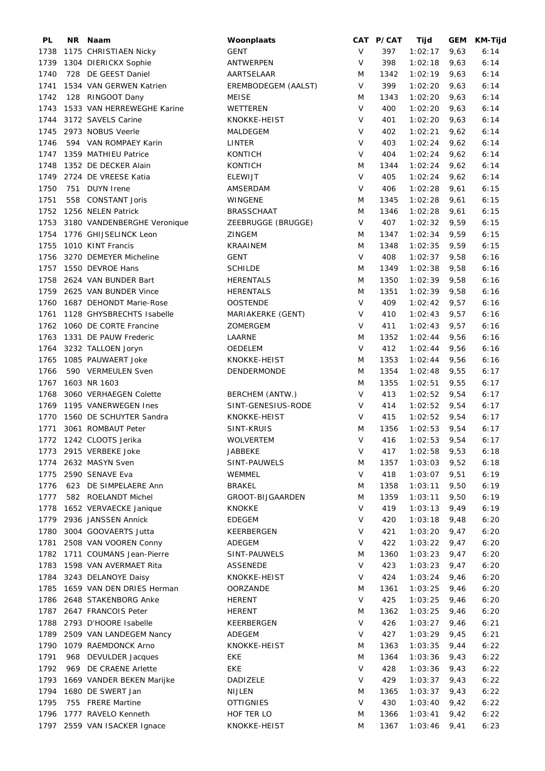| PL | NR | Naam | Woonplaats | CAT | P/CAT | Tijd | GEM | KM-Tijd |
|---|---|---|---|---|---|---|---|---|
| 1738 | 1175 | CHRISTIAEN Nicky | GENT | V | 397 | 1:02:17 | 9,63 | 6:14 |
| 1739 | 1304 | DIERICKX Sophie | ANTWERPEN | V | 398 | 1:02:18 | 9,63 | 6:14 |
| 1740 | 728 | DE GEEST Daniel | AARTSELAAR | M | 1342 | 1:02:19 | 9,63 | 6:14 |
| 1741 | 1534 | VAN GERWEN Katrien | EREMBODEGEM (AALST) | V | 399 | 1:02:20 | 9,63 | 6:14 |
| 1742 | 128 | RINGOOT Dany | MEISE | M | 1343 | 1:02:20 | 9,63 | 6:14 |
| 1743 | 1533 | VAN HERREWEGHE Karine | WETTEREN | V | 400 | 1:02:20 | 9,63 | 6:14 |
| 1744 | 3172 | SAVELS Carine | KNOKKE-HEIST | V | 401 | 1:02:20 | 9,63 | 6:14 |
| 1745 | 2973 | NOBUS Veerle | MALDEGEM | V | 402 | 1:02:21 | 9,62 | 6:14 |
| 1746 | 594 | VAN ROMPAEY Karin | LINTER | V | 403 | 1:02:24 | 9,62 | 6:14 |
| 1747 | 1359 | MATHIEU Patrice | KONTICH | V | 404 | 1:02:24 | 9,62 | 6:14 |
| 1748 | 1352 | DE DECKER Alain | KONTICH | M | 1344 | 1:02:24 | 9,62 | 6:14 |
| 1749 | 2724 | DE VREESE Katia | ELEWIJT | V | 405 | 1:02:24 | 9,62 | 6:14 |
| 1750 | 751 | DUYN Irene | AMSERDAM | V | 406 | 1:02:28 | 9,61 | 6:15 |
| 1751 | 558 | CONSTANT Joris | WINGENE | M | 1345 | 1:02:28 | 9,61 | 6:15 |
| 1752 | 1256 | NELEN Patrick | BRASSCHAAT | M | 1346 | 1:02:28 | 9,61 | 6:15 |
| 1753 | 3180 | VANDENBERGHE Veronique | ZEEBRUGGE (BRUGGE) | V | 407 | 1:02:32 | 9,59 | 6:15 |
| 1754 | 1776 | GHIJSELINCK Leon | ZINGEM | M | 1347 | 1:02:34 | 9,59 | 6:15 |
| 1755 | 1010 | KINT Francis | KRAAINEM | M | 1348 | 1:02:35 | 9,59 | 6:15 |
| 1756 | 3270 | DEMEYER Micheline | GENT | V | 408 | 1:02:37 | 9,58 | 6:16 |
| 1757 | 1550 | DEVROE Hans | SCHILDE | M | 1349 | 1:02:38 | 9,58 | 6:16 |
| 1758 | 2624 | VAN BUNDER Bart | HERENTALS | M | 1350 | 1:02:39 | 9,58 | 6:16 |
| 1759 | 2625 | VAN BUNDER Vince | HERENTALS | M | 1351 | 1:02:39 | 9,58 | 6:16 |
| 1760 | 1687 | DEHONDT Marie-Rose | OOSTENDE | V | 409 | 1:02:42 | 9,57 | 6:16 |
| 1761 | 1128 | GHYSBRECHTS Isabelle | MARIAKERKE (GENT) | V | 410 | 1:02:43 | 9,57 | 6:16 |
| 1762 | 1060 | DE CORTE Francine | ZOMERGEM | V | 411 | 1:02:43 | 9,57 | 6:16 |
| 1763 | 1331 | DE PAUW Frederic | LAARNE | M | 1352 | 1:02:44 | 9,56 | 6:16 |
| 1764 | 3232 | TALLOEN Joryn | OEDELEM | V | 412 | 1:02:44 | 9,56 | 6:16 |
| 1765 | 1085 | PAUWAERT Joke | KNOKKE-HEIST | M | 1353 | 1:02:44 | 9,56 | 6:16 |
| 1766 | 590 | VERMEULEN Sven | DENDERMONDE | M | 1354 | 1:02:48 | 9,55 | 6:17 |
| 1767 | 1603 | NR 1603 | | M | 1355 | 1:02:51 | 9,55 | 6:17 |
| 1768 | 3060 | VERHAEGEN Colette | BERCHEM (ANTW.) | V | 413 | 1:02:52 | 9,54 | 6:17 |
| 1769 | 1195 | VANERWEGEN Ines | SINT-GENESIUS-RODE | V | 414 | 1:02:52 | 9,54 | 6:17 |
| 1770 | 1560 | DE SCHUYTER Sandra | KNOKKE-HEIST | V | 415 | 1:02:52 | 9,54 | 6:17 |
| 1771 | 3061 | ROMBAUT Peter | SINT-KRUIS | M | 1356 | 1:02:53 | 9,54 | 6:17 |
| 1772 | 1242 | CLOOTS Jerika | WOLVERTEM | V | 416 | 1:02:53 | 9,54 | 6:17 |
| 1773 | 2915 | VERBEKE Joke | JABBEKE | V | 417 | 1:02:58 | 9,53 | 6:18 |
| 1774 | 2632 | MASYN Sven | SINT-PAUWELS | M | 1357 | 1:03:03 | 9,52 | 6:18 |
| 1775 | 2590 | SENAVE Eva | WEMMEL | V | 418 | 1:03:07 | 9,51 | 6:19 |
| 1776 | 623 | DE SIMPELAERE Ann | BRAKEL | M | 1358 | 1:03:11 | 9,50 | 6:19 |
| 1777 | 582 | ROELANDT Michel | GROOT-BIJGAARDEN | M | 1359 | 1:03:11 | 9,50 | 6:19 |
| 1778 | 1652 | VERVAECKE Janique | KNOKKE | V | 419 | 1:03:13 | 9,49 | 6:19 |
| 1779 | 2936 | JANSSEN Annick | EDEGEM | V | 420 | 1:03:18 | 9,48 | 6:20 |
| 1780 | 3004 | GOOVAERTS Jutta | KEERBERGEN | V | 421 | 1:03:20 | 9,47 | 6:20 |
| 1781 | 2508 | VAN VOOREN Conny | ADEGEM | V | 422 | 1:03:22 | 9,47 | 6:20 |
| 1782 | 1711 | COUMANS Jean-Pierre | SINT-PAUWELS | M | 1360 | 1:03:23 | 9,47 | 6:20 |
| 1783 | 1598 | VAN AVERMAET Rita | ASSENEDE | V | 423 | 1:03:23 | 9,47 | 6:20 |
| 1784 | 3243 | DELANOYE Daisy | KNOKKE-HEIST | V | 424 | 1:03:24 | 9,46 | 6:20 |
| 1785 | 1659 | VAN DEN DRIES Herman | OORZANDE | M | 1361 | 1:03:25 | 9,46 | 6:20 |
| 1786 | 2648 | STAKENBORG Anke | HERENT | V | 425 | 1:03:25 | 9,46 | 6:20 |
| 1787 | 2647 | FRANCOIS Peter | HERENT | M | 1362 | 1:03:25 | 9,46 | 6:20 |
| 1788 | 2793 | D'HOORE Isabelle | KEERBERGEN | V | 426 | 1:03:27 | 9,46 | 6:21 |
| 1789 | 2509 | VAN LANDEGEM Nancy | ADEGEM | V | 427 | 1:03:29 | 9,45 | 6:21 |
| 1790 | 1079 | RAEMDONCK Arno | KNOKKE-HEIST | M | 1363 | 1:03:35 | 9,44 | 6:22 |
| 1791 | 968 | DEVULDER Jacques | EKE | M | 1364 | 1:03:36 | 9,43 | 6:22 |
| 1792 | 969 | DE CRAENE Arlette | EKE | V | 428 | 1:03:36 | 9,43 | 6:22 |
| 1793 | 1669 | VANDER BEKEN Marijke | DADIZELE | V | 429 | 1:03:37 | 9,43 | 6:22 |
| 1794 | 1680 | DE SWERT Jan | NIJLEN | M | 1365 | 1:03:37 | 9,43 | 6:22 |
| 1795 | 755 | FRERE Martine | OTTIGNIES | V | 430 | 1:03:40 | 9,42 | 6:22 |
| 1796 | 1777 | RAVELO Kenneth | HOF TER LO | M | 1366 | 1:03:41 | 9,42 | 6:22 |
| 1797 | 2559 | VAN ISACKER Ignace | KNOKKE-HEIST | M | 1367 | 1:03:46 | 9,41 | 6:23 |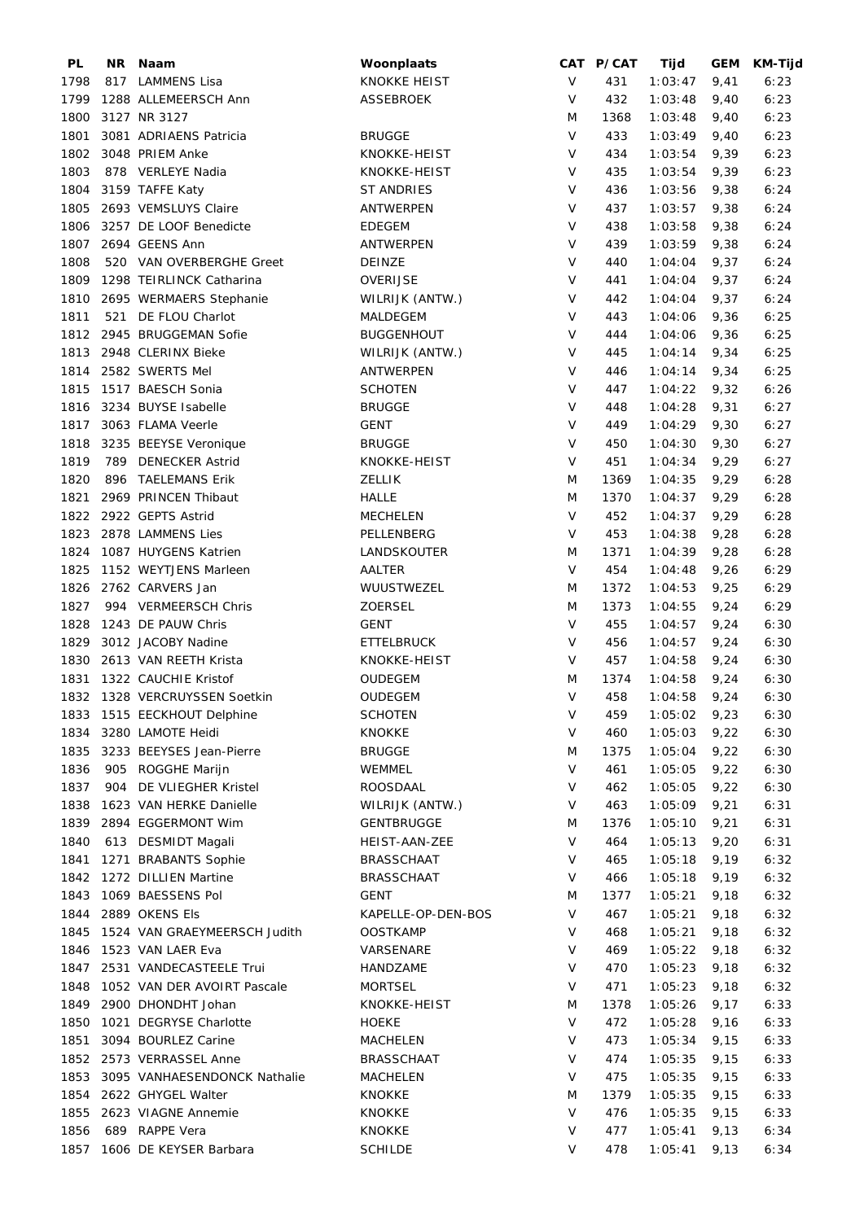| PL | NR | Naam | Woonplaats | CAT | P/CAT | Tijd | GEM | KM-Tijd |
|---|---|---|---|---|---|---|---|---|
| 1798 | 817 | LAMMENS Lisa | KNOKKE HEIST | V | 431 | 1:03:47 | 9,41 | 6:23 |
| 1799 | 1288 | ALLEMEERSCH Ann | ASSEBROEK | V | 432 | 1:03:48 | 9,40 | 6:23 |
| 1800 | 3127 | NR 3127 | | M | 1368 | 1:03:48 | 9,40 | 6:23 |
| 1801 | 3081 | ADRIAENS Patricia | BRUGGE | V | 433 | 1:03:49 | 9,40 | 6:23 |
| 1802 | 3048 | PRIEM Anke | KNOKKE-HEIST | V | 434 | 1:03:54 | 9,39 | 6:23 |
| 1803 | 878 | VERLEYE Nadia | KNOKKE-HEIST | V | 435 | 1:03:54 | 9,39 | 6:23 |
| 1804 | 3159 | TAFFE Katy | ST ANDRIES | V | 436 | 1:03:56 | 9,38 | 6:24 |
| 1805 | 2693 | VEMSLUYS Claire | ANTWERPEN | V | 437 | 1:03:57 | 9,38 | 6:24 |
| 1806 | 3257 | DE LOOF Benedicte | EDEGEM | V | 438 | 1:03:58 | 9,38 | 6:24 |
| 1807 | 2694 | GEENS Ann | ANTWERPEN | V | 439 | 1:03:59 | 9,38 | 6:24 |
| 1808 | 520 | VAN OVERBERGHE Greet | DEINZE | V | 440 | 1:04:04 | 9,37 | 6:24 |
| 1809 | 1298 | TEIRLINCK Catharina | OVERIJSE | V | 441 | 1:04:04 | 9,37 | 6:24 |
| 1810 | 2695 | WERMAERS Stephanie | WILRIJK (ANTW.) | V | 442 | 1:04:04 | 9,37 | 6:24 |
| 1811 | 521 | DE FLOU Charlot | MALDEGEM | V | 443 | 1:04:06 | 9,36 | 6:25 |
| 1812 | 2945 | BRUGGEMAN Sofie | BUGGENHOUT | V | 444 | 1:04:06 | 9,36 | 6:25 |
| 1813 | 2948 | CLERINX Bieke | WILRIJK (ANTW.) | V | 445 | 1:04:14 | 9,34 | 6:25 |
| 1814 | 2582 | SWERTS Mel | ANTWERPEN | V | 446 | 1:04:14 | 9,34 | 6:25 |
| 1815 | 1517 | BAESCH Sonia | SCHOTEN | V | 447 | 1:04:22 | 9,32 | 6:26 |
| 1816 | 3234 | BUYSE Isabelle | BRUGGE | V | 448 | 1:04:28 | 9,31 | 6:27 |
| 1817 | 3063 | FLAMA Veerle | GENT | V | 449 | 1:04:29 | 9,30 | 6:27 |
| 1818 | 3235 | BEEYSE Veronique | BRUGGE | V | 450 | 1:04:30 | 9,30 | 6:27 |
| 1819 | 789 | DENECKER Astrid | KNOKKE-HEIST | V | 451 | 1:04:34 | 9,29 | 6:27 |
| 1820 | 896 | TAELEMANS Erik | ZELLIK | M | 1369 | 1:04:35 | 9,29 | 6:28 |
| 1821 | 2969 | PRINCEN Thibaut | HALLE | M | 1370 | 1:04:37 | 9,29 | 6:28 |
| 1822 | 2922 | GEPTS Astrid | MECHELEN | V | 452 | 1:04:37 | 9,29 | 6:28 |
| 1823 | 2878 | LAMMENS Lies | PELLENBERG | V | 453 | 1:04:38 | 9,28 | 6:28 |
| 1824 | 1087 | HUYGENS Katrien | LANDSKOUTER | M | 1371 | 1:04:39 | 9,28 | 6:28 |
| 1825 | 1152 | WEYTJENS Marleen | AALTER | V | 454 | 1:04:48 | 9,26 | 6:29 |
| 1826 | 2762 | CARVERS Jan | WUUSTWEZEL | M | 1372 | 1:04:53 | 9,25 | 6:29 |
| 1827 | 994 | VERMEERSCH Chris | ZOERSEL | M | 1373 | 1:04:55 | 9,24 | 6:29 |
| 1828 | 1243 | DE PAUW Chris | GENT | V | 455 | 1:04:57 | 9,24 | 6:30 |
| 1829 | 3012 | JACOBY Nadine | ETTELBRUCK | V | 456 | 1:04:57 | 9,24 | 6:30 |
| 1830 | 2613 | VAN REETH Krista | KNOKKE-HEIST | V | 457 | 1:04:58 | 9,24 | 6:30 |
| 1831 | 1322 | CAUCHIE Kristof | OUDEGEM | M | 1374 | 1:04:58 | 9,24 | 6:30 |
| 1832 | 1328 | VERCRUYSSEN Soetkin | OUDEGEM | V | 458 | 1:04:58 | 9,24 | 6:30 |
| 1833 | 1515 | EECKHOUT Delphine | SCHOTEN | V | 459 | 1:05:02 | 9,23 | 6:30 |
| 1834 | 3280 | LAMOTE Heidi | KNOKKE | V | 460 | 1:05:03 | 9,22 | 6:30 |
| 1835 | 3233 | BEEYSES Jean-Pierre | BRUGGE | M | 1375 | 1:05:04 | 9,22 | 6:30 |
| 1836 | 905 | ROGGHE Marijn | WEMMEL | V | 461 | 1:05:05 | 9,22 | 6:30 |
| 1837 | 904 | DE VLIEGHER Kristel | ROOSDAAL | V | 462 | 1:05:05 | 9,22 | 6:30 |
| 1838 | 1623 | VAN HERKE Danielle | WILRIJK (ANTW.) | V | 463 | 1:05:09 | 9,21 | 6:31 |
| 1839 | 2894 | EGGERMONT Wim | GENTBRUGGE | M | 1376 | 1:05:10 | 9,21 | 6:31 |
| 1840 | 613 | DESMIDT Magali | HEIST-AAN-ZEE | V | 464 | 1:05:13 | 9,20 | 6:31 |
| 1841 | 1271 | BRABANTS Sophie | BRASSCHAAT | V | 465 | 1:05:18 | 9,19 | 6:32 |
| 1842 | 1272 | DILLIEN Martine | BRASSCHAAT | V | 466 | 1:05:18 | 9,19 | 6:32 |
| 1843 | 1069 | BAESSENS Pol | GENT | M | 1377 | 1:05:21 | 9,18 | 6:32 |
| 1844 | 2889 | OKENS Els | KAPELLE-OP-DEN-BOS | V | 467 | 1:05:21 | 9,18 | 6:32 |
| 1845 | 1524 | VAN GRAEYMEERSCH Judith | OOSTKAMP | V | 468 | 1:05:21 | 9,18 | 6:32 |
| 1846 | 1523 | VAN LAER Eva | VARSENARE | V | 469 | 1:05:22 | 9,18 | 6:32 |
| 1847 | 2531 | VANDECASTEELE Trui | HANDZAME | V | 470 | 1:05:23 | 9,18 | 6:32 |
| 1848 | 1052 | VAN DER AVOIRT Pascale | MORTSEL | V | 471 | 1:05:23 | 9,18 | 6:32 |
| 1849 | 2900 | DHONDHT Johan | KNOKKE-HEIST | M | 1378 | 1:05:26 | 9,17 | 6:33 |
| 1850 | 1021 | DEGRYSE Charlotte | HOEKE | V | 472 | 1:05:28 | 9,16 | 6:33 |
| 1851 | 3094 | BOURLEZ Carine | MACHELEN | V | 473 | 1:05:34 | 9,15 | 6:33 |
| 1852 | 2573 | VERRASSEL Anne | BRASSCHAAT | V | 474 | 1:05:35 | 9,15 | 6:33 |
| 1853 | 3095 | VANHAESENDONCK Nathalie | MACHELEN | V | 475 | 1:05:35 | 9,15 | 6:33 |
| 1854 | 2622 | GHYGEL Walter | KNOKKE | M | 1379 | 1:05:35 | 9,15 | 6:33 |
| 1855 | 2623 | VIAGNE Annemie | KNOKKE | V | 476 | 1:05:35 | 9,15 | 6:33 |
| 1856 | 689 | RAPPE Vera | KNOKKE | V | 477 | 1:05:41 | 9,13 | 6:34 |
| 1857 | 1606 | DE KEYSER Barbara | SCHILDE | V | 478 | 1:05:41 | 9,13 | 6:34 |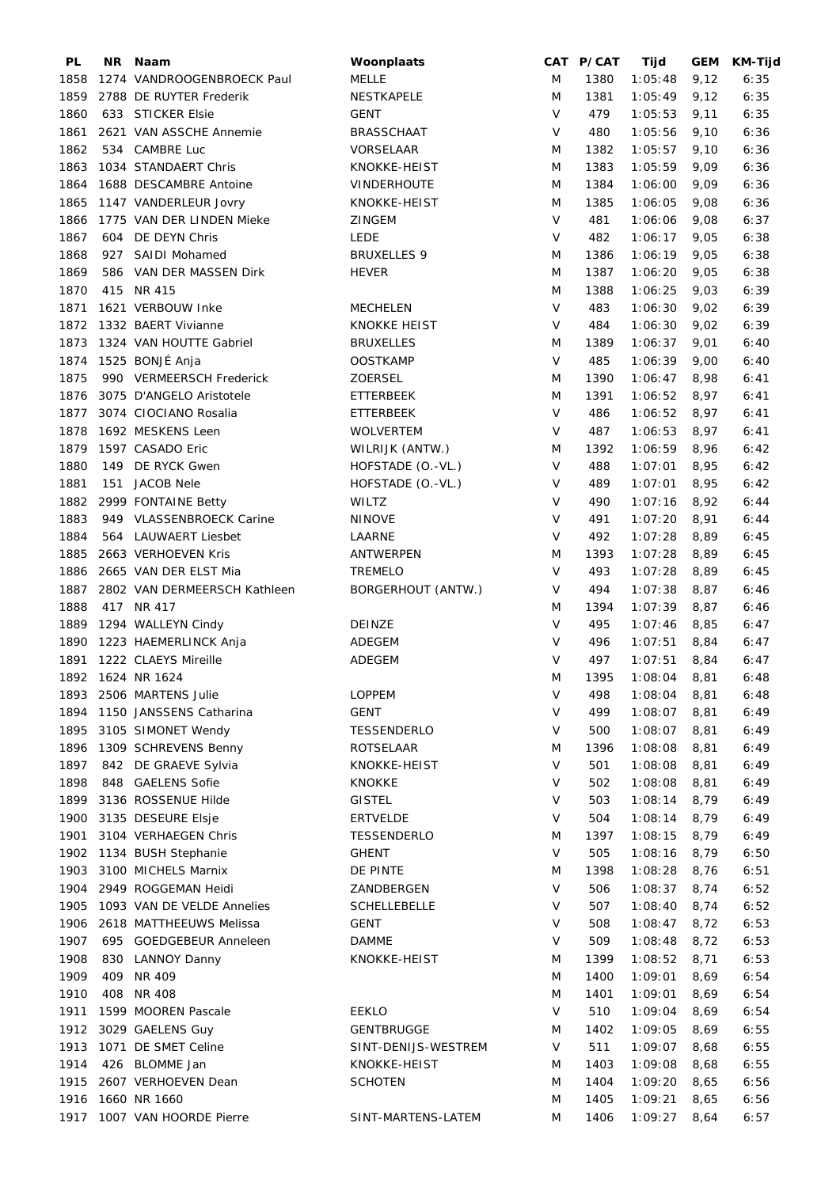| PL | NR | Naam | Woonplaats | CAT | P/CAT | Tijd | GEM | KM-Tijd |
|---|---|---|---|---|---|---|---|---|
| 1858 | 1274 | VANDROOGENBROECK Paul | MELLE | M | 1380 | 1:05:48 | 9,12 | 6:35 |
| 1859 | 2788 | DE RUYTER Frederik | NESTKAPELE | M | 1381 | 1:05:49 | 9,12 | 6:35 |
| 1860 | 633 | STICKER Elsie | GENT | V | 479 | 1:05:53 | 9,11 | 6:35 |
| 1861 | 2621 | VAN ASSCHE Annemie | BRASSCHAAT | V | 480 | 1:05:56 | 9,10 | 6:36 |
| 1862 | 534 | CAMBRE Luc | VORSELAAR | M | 1382 | 1:05:57 | 9,10 | 6:36 |
| 1863 | 1034 | STANDAERT Chris | KNOKKE-HEIST | M | 1383 | 1:05:59 | 9,09 | 6:36 |
| 1864 | 1688 | DESCAMBRE Antoine | VINDERHOUTE | M | 1384 | 1:06:00 | 9,09 | 6:36 |
| 1865 | 1147 | VANDERLEUR Jovry | KNOKKE-HEIST | M | 1385 | 1:06:05 | 9,08 | 6:36 |
| 1866 | 1775 | VAN DER LINDEN Mieke | ZINGEM | V | 481 | 1:06:06 | 9,08 | 6:37 |
| 1867 | 604 | DE DEYN Chris | LEDE | V | 482 | 1:06:17 | 9,05 | 6:38 |
| 1868 | 927 | SAIDI Mohamed | BRUXELLES 9 | M | 1386 | 1:06:19 | 9,05 | 6:38 |
| 1869 | 586 | VAN DER MASSEN Dirk | HEVER | M | 1387 | 1:06:20 | 9,05 | 6:38 |
| 1870 | 415 | NR 415 | | M | 1388 | 1:06:25 | 9,03 | 6:39 |
| 1871 | 1621 | VERBOUW Inke | MECHELEN | V | 483 | 1:06:30 | 9,02 | 6:39 |
| 1872 | 1332 | BAERT Vivianne | KNOKKE HEIST | V | 484 | 1:06:30 | 9,02 | 6:39 |
| 1873 | 1324 | VAN HOUTTE Gabriel | BRUXELLES | M | 1389 | 1:06:37 | 9,01 | 6:40 |
| 1874 | 1525 | BONJÉ Anja | OOSTKAMP | V | 485 | 1:06:39 | 9,00 | 6:40 |
| 1875 | 990 | VERMEERSCH Frederick | ZOERSEL | M | 1390 | 1:06:47 | 8,98 | 6:41 |
| 1876 | 3075 | D'ANGELO Aristotele | ETTERBEEK | M | 1391 | 1:06:52 | 8,97 | 6:41 |
| 1877 | 3074 | CIOCIANO Rosalia | ETTERBEEK | V | 486 | 1:06:52 | 8,97 | 6:41 |
| 1878 | 1692 | MESKENS Leen | WOLVERTEM | V | 487 | 1:06:53 | 8,97 | 6:41 |
| 1879 | 1597 | CASADO Eric | WILRIJK (ANTW.) | M | 1392 | 1:06:59 | 8,96 | 6:42 |
| 1880 | 149 | DE RYCK Gwen | HOFSTADE (O.-VL.) | V | 488 | 1:07:01 | 8,95 | 6:42 |
| 1881 | 151 | JACOB Nele | HOFSTADE (O.-VL.) | V | 489 | 1:07:01 | 8,95 | 6:42 |
| 1882 | 2999 | FONTAINE Betty | WILTZ | V | 490 | 1:07:16 | 8,92 | 6:44 |
| 1883 | 949 | VLASSENBROECK Carine | NINOVE | V | 491 | 1:07:20 | 8,91 | 6:44 |
| 1884 | 564 | LAUWAERT Liesbet | LAARNE | V | 492 | 1:07:28 | 8,89 | 6:45 |
| 1885 | 2663 | VERHOEVEN Kris | ANTWERPEN | M | 1393 | 1:07:28 | 8,89 | 6:45 |
| 1886 | 2665 | VAN DER ELST Mia | TREMELO | V | 493 | 1:07:28 | 8,89 | 6:45 |
| 1887 | 2802 | VAN DERMEERSCH Kathleen | BORGERHOUT (ANTW.) | V | 494 | 1:07:38 | 8,87 | 6:46 |
| 1888 | 417 | NR 417 | | M | 1394 | 1:07:39 | 8,87 | 6:46 |
| 1889 | 1294 | WALLEYN Cindy | DEINZE | V | 495 | 1:07:46 | 8,85 | 6:47 |
| 1890 | 1223 | HAEMERLINCK Anja | ADEGEM | V | 496 | 1:07:51 | 8,84 | 6:47 |
| 1891 | 1222 | CLAEYS Mireille | ADEGEM | V | 497 | 1:07:51 | 8,84 | 6:47 |
| 1892 | 1624 | NR 1624 | | M | 1395 | 1:08:04 | 8,81 | 6:48 |
| 1893 | 2506 | MARTENS Julie | LOPPEM | V | 498 | 1:08:04 | 8,81 | 6:48 |
| 1894 | 1150 | JANSSENS Catharina | GENT | V | 499 | 1:08:07 | 8,81 | 6:49 |
| 1895 | 3105 | SIMONET Wendy | TESSENDERLO | V | 500 | 1:08:07 | 8,81 | 6:49 |
| 1896 | 1309 | SCHREVENS Benny | ROTSELAAR | M | 1396 | 1:08:08 | 8,81 | 6:49 |
| 1897 | 842 | DE GRAEVE Sylvia | KNOKKE-HEIST | V | 501 | 1:08:08 | 8,81 | 6:49 |
| 1898 | 848 | GAELENS Sofie | KNOKKE | V | 502 | 1:08:08 | 8,81 | 6:49 |
| 1899 | 3136 | ROSSENUE Hilde | GISTEL | V | 503 | 1:08:14 | 8,79 | 6:49 |
| 1900 | 3135 | DESEURE Elsje | ERTVELDE | V | 504 | 1:08:14 | 8,79 | 6:49 |
| 1901 | 3104 | VERHAEGEN Chris | TESSENDERLO | M | 1397 | 1:08:15 | 8,79 | 6:49 |
| 1902 | 1134 | BUSH Stephanie | GHENT | V | 505 | 1:08:16 | 8,79 | 6:50 |
| 1903 | 3100 | MICHELS Marnix | DE PINTE | M | 1398 | 1:08:28 | 8,76 | 6:51 |
| 1904 | 2949 | ROGGEMAN Heidi | ZANDBERGEN | V | 506 | 1:08:37 | 8,74 | 6:52 |
| 1905 | 1093 | VAN DE VELDE Annelies | SCHELLEBELLE | V | 507 | 1:08:40 | 8,74 | 6:52 |
| 1906 | 2618 | MATTHEEUWS Melissa | GENT | V | 508 | 1:08:47 | 8,72 | 6:53 |
| 1907 | 695 | GOEDGEBEUR Anneleen | DAMME | V | 509 | 1:08:48 | 8,72 | 6:53 |
| 1908 | 830 | LANNOY Danny | KNOKKE-HEIST | M | 1399 | 1:08:52 | 8,71 | 6:53 |
| 1909 | 409 | NR 409 | | M | 1400 | 1:09:01 | 8,69 | 6:54 |
| 1910 | 408 | NR 408 | | M | 1401 | 1:09:01 | 8,69 | 6:54 |
| 1911 | 1599 | MOOREN Pascale | EEKLO | V | 510 | 1:09:04 | 8,69 | 6:54 |
| 1912 | 3029 | GAELENS Guy | GENTBRUGGE | M | 1402 | 1:09:05 | 8,69 | 6:55 |
| 1913 | 1071 | DE SMET Celine | SINT-DENIJS-WESTREM | V | 511 | 1:09:07 | 8,68 | 6:55 |
| 1914 | 426 | BLOMME Jan | KNOKKE-HEIST | M | 1403 | 1:09:08 | 8,68 | 6:55 |
| 1915 | 2607 | VERHOEVEN Dean | SCHOTEN | M | 1404 | 1:09:20 | 8,65 | 6:56 |
| 1916 | 1660 | NR 1660 | | M | 1405 | 1:09:21 | 8,65 | 6:56 |
| 1917 | 1007 | VAN HOORDE Pierre | SINT-MARTENS-LATEM | M | 1406 | 1:09:27 | 8,64 | 6:57 |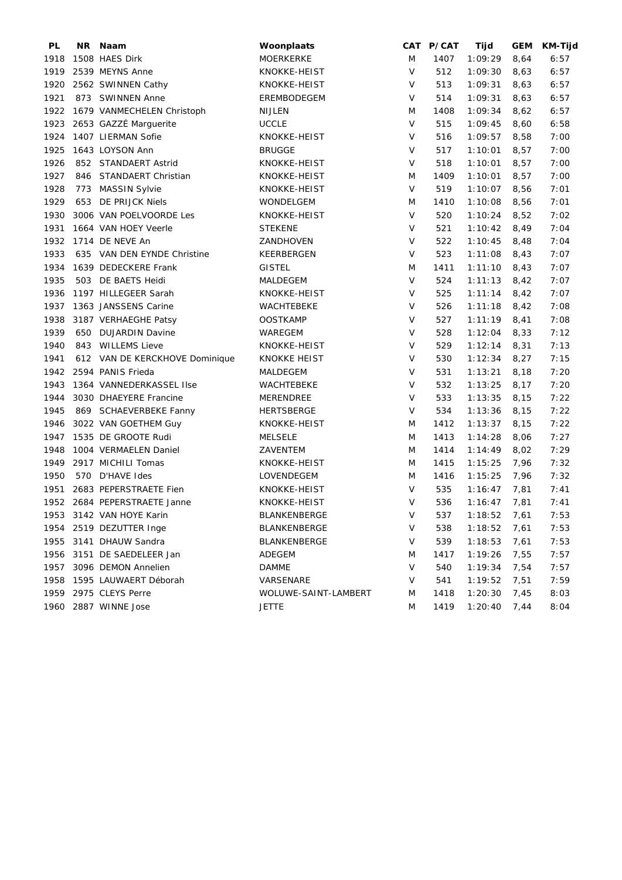| PL | NR | Naam | Woonplaats | CAT | P/CAT | Tijd | GEM | KM-Tijd |
|---|---|---|---|---|---|---|---|---|
| 1918 | 1508 | HAES Dirk | MOERKERKE | M | 1407 | 1:09:29 | 8,64 | 6:57 |
| 1919 | 2539 | MEYNS Anne | KNOKKE-HEIST | V | 512 | 1:09:30 | 8,63 | 6:57 |
| 1920 | 2562 | SWINNEN Cathy | KNOKKE-HEIST | V | 513 | 1:09:31 | 8,63 | 6:57 |
| 1921 | 873 | SWINNEN Anne | EREMBODEGEM | V | 514 | 1:09:31 | 8,63 | 6:57 |
| 1922 | 1679 | VANMECHELEN Christoph | NIJLEN | M | 1408 | 1:09:34 | 8,62 | 6:57 |
| 1923 | 2653 | GAZZÉ Marguerite | UCCLE | V | 515 | 1:09:45 | 8,60 | 6:58 |
| 1924 | 1407 | LIERMAN Sofie | KNOKKE-HEIST | V | 516 | 1:09:57 | 8,58 | 7:00 |
| 1925 | 1643 | LOYSON Ann | BRUGGE | V | 517 | 1:10:01 | 8,57 | 7:00 |
| 1926 | 852 | STANDAERT Astrid | KNOKKE-HEIST | V | 518 | 1:10:01 | 8,57 | 7:00 |
| 1927 | 846 | STANDAERT Christian | KNOKKE-HEIST | M | 1409 | 1:10:01 | 8,57 | 7:00 |
| 1928 | 773 | MASSIN Sylvie | KNOKKE-HEIST | V | 519 | 1:10:07 | 8,56 | 7:01 |
| 1929 | 653 | DE PRIJCK Niels | WONDELGEM | M | 1410 | 1:10:08 | 8,56 | 7:01 |
| 1930 | 3006 | VAN POELVOORDE Les | KNOKKE-HEIST | V | 520 | 1:10:24 | 8,52 | 7:02 |
| 1931 | 1664 | VAN HOEY Veerle | STEKENE | V | 521 | 1:10:42 | 8,49 | 7:04 |
| 1932 | 1714 | DE NEVE An | ZANDHOVEN | V | 522 | 1:10:45 | 8,48 | 7:04 |
| 1933 | 635 | VAN DEN EYNDE Christine | KEERBERGEN | V | 523 | 1:11:08 | 8,43 | 7:07 |
| 1934 | 1639 | DEDECKERE Frank | GISTEL | M | 1411 | 1:11:10 | 8,43 | 7:07 |
| 1935 | 503 | DE BAETS Heidi | MALDEGEM | V | 524 | 1:11:13 | 8,42 | 7:07 |
| 1936 | 1197 | HILLEGEER Sarah | KNOKKE-HEIST | V | 525 | 1:11:14 | 8,42 | 7:07 |
| 1937 | 1363 | JANSSENS Carine | WACHTEBEKE | V | 526 | 1:11:18 | 8,42 | 7:08 |
| 1938 | 3187 | VERHAEGHE Patsy | OOSTKAMP | V | 527 | 1:11:19 | 8,41 | 7:08 |
| 1939 | 650 | DUJARDIN Davine | WAREGEM | V | 528 | 1:12:04 | 8,33 | 7:12 |
| 1940 | 843 | WILLEMS Lieve | KNOKKE-HEIST | V | 529 | 1:12:14 | 8,31 | 7:13 |
| 1941 | 612 | VAN DE KERCKHOVE Dominique | KNOKKE HEIST | V | 530 | 1:12:34 | 8,27 | 7:15 |
| 1942 | 2594 | PANIS Frieda | MALDEGEM | V | 531 | 1:13:21 | 8,18 | 7:20 |
| 1943 | 1364 | VANNEDERKASSEL Ilse | WACHTEBEKE | V | 532 | 1:13:25 | 8,17 | 7:20 |
| 1944 | 3030 | DHAEYERE Francine | MERENDREE | V | 533 | 1:13:35 | 8,15 | 7:22 |
| 1945 | 869 | SCHAEVERBEKE Fanny | HERTSBERGE | V | 534 | 1:13:36 | 8,15 | 7:22 |
| 1946 | 3022 | VAN GOETHEM Guy | KNOKKE-HEIST | M | 1412 | 1:13:37 | 8,15 | 7:22 |
| 1947 | 1535 | DE GROOTE Rudi | MELSELE | M | 1413 | 1:14:28 | 8,06 | 7:27 |
| 1948 | 1004 | VERMAELEN Daniel | ZAVENTEM | M | 1414 | 1:14:49 | 8,02 | 7:29 |
| 1949 | 2917 | MICHILI Tomas | KNOKKE-HEIST | M | 1415 | 1:15:25 | 7,96 | 7:32 |
| 1950 | 570 | D'HAVE Ides | LOVENDEGEM | M | 1416 | 1:15:25 | 7,96 | 7:32 |
| 1951 | 2683 | PEPERSTRAETE Fien | KNOKKE-HEIST | V | 535 | 1:16:47 | 7,81 | 7:41 |
| 1952 | 2684 | PEPERSTRAETE Janne | KNOKKE-HEIST | V | 536 | 1:16:47 | 7,81 | 7:41 |
| 1953 | 3142 | VAN HOYE Karin | BLANKENBERGE | V | 537 | 1:18:52 | 7,61 | 7:53 |
| 1954 | 2519 | DEZUTTER Inge | BLANKENBERGE | V | 538 | 1:18:52 | 7,61 | 7:53 |
| 1955 | 3141 | DHAUW Sandra | BLANKENBERGE | V | 539 | 1:18:53 | 7,61 | 7:53 |
| 1956 | 3151 | DE SAEDELEER Jan | ADEGEM | M | 1417 | 1:19:26 | 7,55 | 7:57 |
| 1957 | 3096 | DEMON Annelien | DAMME | V | 540 | 1:19:34 | 7,54 | 7:57 |
| 1958 | 1595 | LAUWAERT Déborah | VARSENARE | V | 541 | 1:19:52 | 7,51 | 7:59 |
| 1959 | 2975 | CLEYS Perre | WOLUWE-SAINT-LAMBERT | M | 1418 | 1:20:30 | 7,45 | 8:03 |
| 1960 | 2887 | WINNE Jose | JETTE | M | 1419 | 1:20:40 | 7,44 | 8:04 |